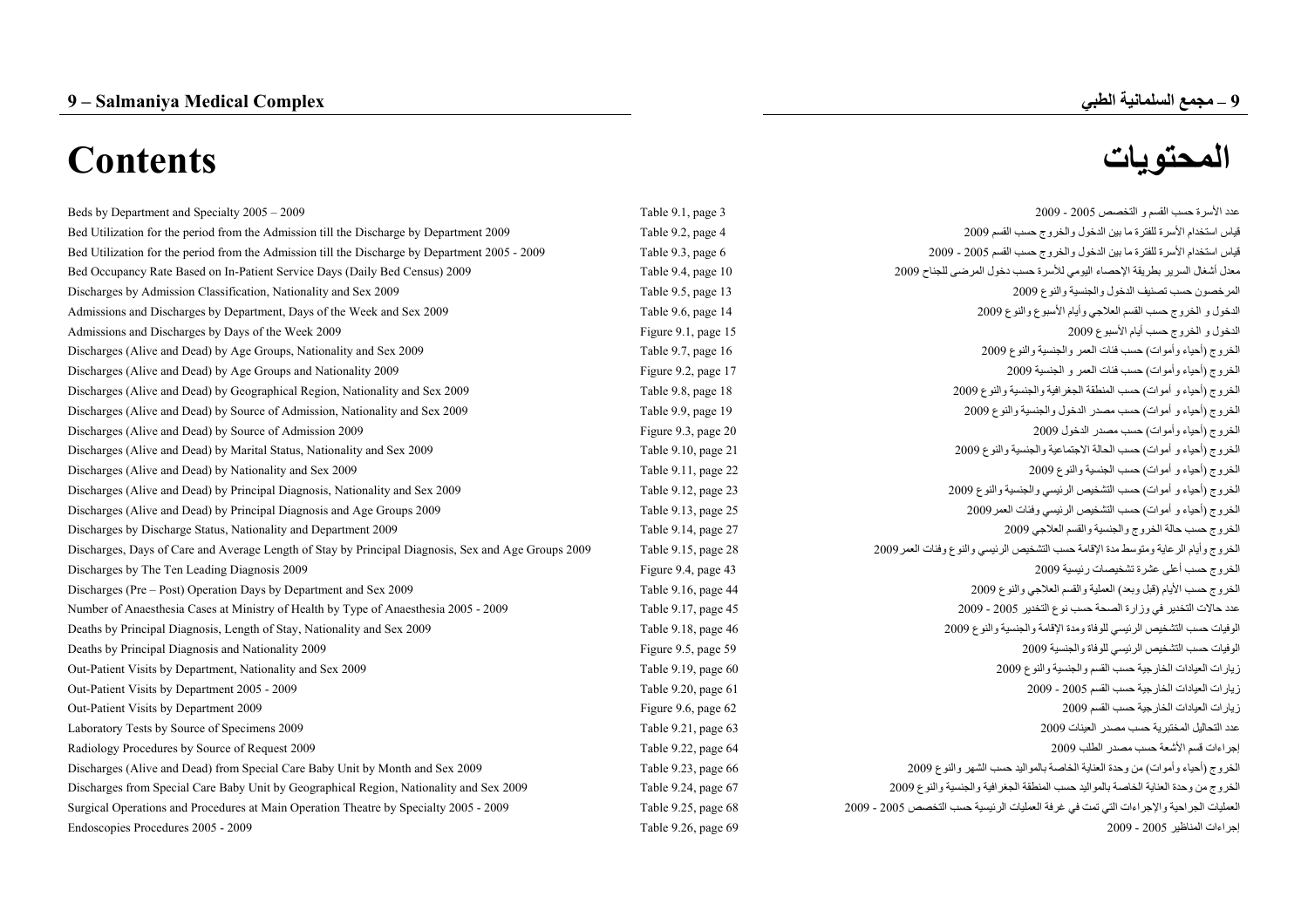# 9 – Salmaniya Medical Complex

# 9 – مجمع السلمانية الطبي

# Contents

# المحتويات

| English | Reference | العربية |
|---|---|---|
| Beds by Department and Specialty 2005 – 2009 | Table 9.1, page 3 | عدد الأسرة حسب القسم و التخصص 2005 - 2009 |
| Bed Utilization for the period from the Admission till the Discharge by Department 2009 | Table 9.2, page 4 | قياس استخدام الأسرة للفترة ما بين الدخول والخروج حسب القسم 2009 |
| Bed Utilization for the period from the Admission till the Discharge by Department 2005 - 2009 | Table 9.3, page 6 | قياس استخدام الأسرة للفترة ما بين الدخول والخروج حسب القسم 2005 - 2009 |
| Bed Occupancy Rate Based on In-Patient Service Days (Daily Bed Census) 2009 | Table 9.4, page 10 | معدل أشغال السرير بطريقة الإحصاء اليومي للأسرة حسب دخول المرضى للجناح 2009 |
| Discharges by Admission Classification, Nationality and Sex 2009 | Table 9.5, page 13 | المرخصون حسب تصنيف الدخول والجنسية والنوع 2009 |
| Admissions and Discharges by Department, Days of the Week and Sex 2009 | Table 9.6, page 14 | الدخول و الخروج حسب القسم العلاجي وأيام الأسبوع والنوع 2009 |
| Admissions and Discharges by Days of the Week 2009 | Figure 9.1, page 15 | الدخول و الخروج حسب أيام الأسبوع 2009 |
| Discharges (Alive and Dead) by Age Groups, Nationality and Sex 2009 | Table 9.7, page 16 | الخروج (أحياء وأموات) حسب فئات العمر والجنسية والنوع 2009 |
| Discharges (Alive and Dead) by Age Groups and Nationality 2009 | Figure 9.2, page 17 | الخروج (أحياء وأموات) حسب فئات العمر و الجنسية 2009 |
| Discharges (Alive and Dead) by Geographical Region, Nationality and Sex 2009 | Table 9.8, page 18 | الخروج (أحياء و أموات) حسب المنطقة الجغرافية والجنسية والنوع 2009 |
| Discharges (Alive and Dead) by Source of Admission, Nationality and Sex 2009 | Table 9.9, page 19 | الخروج (أحياء و أموات) حسب مصدر الدخول والجنسية والنوع 2009 |
| Discharges (Alive and Dead) by Source of Admission 2009 | Figure 9.3, page 20 | الخروج (أحياء وأموات) حسب مصدر الدخول 2009 |
| Discharges (Alive and Dead) by Marital Status, Nationality and Sex 2009 | Table 9.10, page 21 | الخروج (أحياء و أموات) حسب الحالة الاجتماعية والجنسية والنوع 2009 |
| Discharges (Alive and Dead) by Nationality and Sex 2009 | Table 9.11, page 22 | الخروج (أحياء و أموات) حسب الجنسية والنوع 2009 |
| Discharges (Alive and Dead) by Principal Diagnosis, Nationality and Sex 2009 | Table 9.12, page 23 | الخروج (أحياء و أموات) حسب التشخيص الرئيسي والجنسية والنوع 2009 |
| Discharges (Alive and Dead) by Principal Diagnosis and Age Groups 2009 | Table 9.13, page 25 | الخروج (أحياء و أموات) حسب التشخيص الرئيسي وفئات العمر 2009 |
| Discharges by Discharge Status, Nationality and Department 2009 | Table 9.14, page 27 | الخروج حسب حالة الخروج والجنسية والقسم العلاجي 2009 |
| Discharges, Days of Care and Average Length of Stay by Principal Diagnosis, Sex and Age Groups 2009 | Table 9.15, page 28 | الخروج وأيام الرعاية ومتوسط مدة الإقامة حسب التشخيص الرئيسي والنوع وفئات العمر 2009 |
| Discharges by The Ten Leading Diagnosis 2009 | Figure 9.4, page 43 | الخروج حسب أعلى عشرة تشخيصات رئيسية 2009 |
| Discharges (Pre – Post) Operation Days by Department and Sex 2009 | Table 9.16, page 44 | الخروج حسب الأيام (قبل وبعد) العملية والقسم العلاجي والنوع 2009 |
| Number of Anaesthesia Cases at Ministry of Health by Type of Anaesthesia 2005 - 2009 | Table 9.17, page 45 | عدد حالات التخدير في وزارة الصحة حسب نوع التخدير 2005 - 2009 |
| Deaths by Principal Diagnosis, Length of Stay, Nationality and Sex 2009 | Table 9.18, page 46 | الوفيات حسب التشخيص الرئيسي للوفاة ومدة الإقامة والجنسية والنوع 2009 |
| Deaths by Principal Diagnosis and Nationality 2009 | Figure 9.5, page 59 | الوفيات حسب التشخيص الرئيسي للوفاة والجنسية 2009 |
| Out-Patient Visits by Department, Nationality and Sex 2009 | Table 9.19, page 60 | زيارات العيادات الخارجية حسب القسم والجنسية والنوع 2009 |
| Out-Patient Visits by Department 2005 - 2009 | Table 9.20, page 61 | زيارات العيادات الخارجية حسب القسم 2005 - 2009 |
| Out-Patient Visits by Department 2009 | Figure 9.6, page 62 | زيارات العيادات الخارجية حسب القسم 2009 |
| Laboratory Tests by Source of Specimens 2009 | Table 9.21, page 63 | عدد التحاليل المختبرية حسب مصدر العينات 2009 |
| Radiology Procedures by Source of Request 2009 | Table 9.22, page 64 | إجراءات قسم الأشعة حسب مصدر الطلب 2009 |
| Discharges (Alive and Dead) from Special Care Baby Unit by Month and Sex 2009 | Table 9.23, page 66 | الخروج (أحياء وأموات) من وحدة العناية الخاصة بالمواليد حسب الشهر والنوع 2009 |
| Discharges from Special Care Baby Unit by Geographical Region, Nationality and Sex 2009 | Table 9.24, page 67 | الخروج من وحدة العناية الخاصة بالمواليد حسب المنطقة الجغرافية والجنسية والنوع 2009 |
| Surgical Operations and Procedures at Main Operation Theatre by Specialty 2005 - 2009 | Table 9.25, page 68 | العمليات الجراحية والإجراءات التي تمت في غرفة العمليات الرئيسية حسب التخصص 2005 - 2009 |
| Endoscopies Procedures 2005 - 2009 | Table 9.26, page 69 | إجراءات المناظير 2005 - 2009 |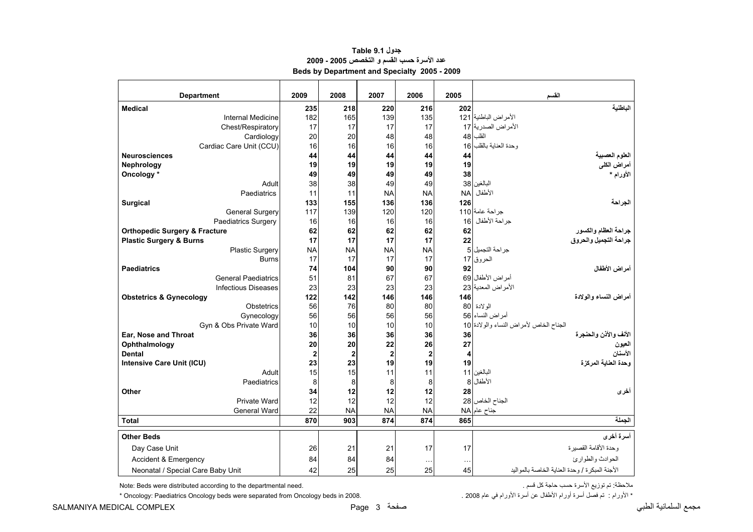# Table 9.1 جدول

## عدد الأسرة حسب القسم و التخصص 2005 - 2009

## Beds by Department and Specialty 2005 - 2009

| Department | 2009 | 2008 | 2007 | 2006 | 2005 | القسم |
|---|---|---|---|---|---|---|
| **Medical** | **235** | **218** | **220** | **216** | **202** | **الباطنية** |
| Internal Medicine | 182 | 165 | 139 | 135 | 121 | الأمراض الباطنية |
| Chest/Respiratory | 17 | 17 | 17 | 17 | 17 | الأمراض الصدرية |
| Cardiology | 20 | 20 | 48 | 48 | 48 | القلب |
| Cardiac Care Unit (CCU) | 16 | 16 | 16 | 16 | 16 | وحدة العناية بالقلب |
| **Neurosciences** | **44** | **44** | **44** | **44** | **44** | **العلوم العصبية** |
| **Nephrology** | **19** | **19** | **19** | **19** | **19** | **أمراض الكلى** |
| **Oncology *** | **49** | **49** | **49** | **49** | **38** | **الأورام *** |
| Adult | 38 | 38 | 49 | 49 | 38 | البالغين |
| Paediatrics | 11 | 11 | NA | NA | NA | الأطفال |
| **Surgical** | **133** | **155** | **136** | **136** | **126** | **الجراحة** |
| General Surgery | 117 | 139 | 120 | 120 | 110 | جراحة عامة |
| Paediatrics Surgery | 16 | 16 | 16 | 16 | 16 | جراحة الأطفال |
| **Orthopedic Surgery & Fracture** | **62** | **62** | **62** | **62** | **62** | **جراحة العظام والكسور** |
| **Plastic Surgery & Burns** | **17** | **17** | **17** | **17** | **22** | **جراحة التجميل والحروق** |
| Plastic Surgery | NA | NA | NA | NA | 5 | جراحة التجميل |
| Burns | 17 | 17 | 17 | 17 | 17 | الحروق |
| **Paediatrics** | **74** | **104** | **90** | **90** | **92** | **أمراض الأطفال** |
| General Paediatrics | 51 | 81 | 67 | 67 | 69 | أمراض الأطفال |
| Infectious Diseases | 23 | 23 | 23 | 23 | 23 | الأمراض المعدية |
| **Obstetrics & Gynecology** | **122** | **142** | **146** | **146** | **146** | **أمراض النساء والولادة** |
| Obstetrics | 56 | 76 | 80 | 80 | 80 | الولادة |
| Gynecology | 56 | 56 | 56 | 56 | 56 | أمراض النساء |
| Gyn & Obs Private Ward | 10 | 10 | 10 | 10 | 10 | الجناح الخاص لأمراض النساء والولادة |
| **Ear, Nose and Throat** | **36** | **36** | **36** | **36** | **36** | **الأنف والأذن والحنجرة** |
| **Ophthalmology** | **20** | **20** | **22** | **26** | **27** | **العيون** |
| **Dental** | **2** | **2** | **2** | **2** | **4** | **الأسنان** |
| **Intensive Care Unit (ICU)** | **23** | **23** | **19** | **19** | **19** | **وحدة العناية المركزة** |
| Adult | 15 | 15 | 11 | 11 | 11 | البالغين |
| Paediatrics | 8 | 8 | 8 | 8 | 8 | الأطفال |
| **Other** | **34** | **12** | **12** | **12** | **28** | **أخرى** |
| Private Ward | 12 | 12 | 12 | 12 | 28 | الجناح الخاص |
| General Ward | 22 | NA | NA | NA | NA | جناح عام |
| **Total** | **870** | **903** | **874** | **874** | **865** | **الجملة** |
| **Other Beds** | | | | | | **أسرة أخرى** |
| Day Case Unit | 26 | 21 | 21 | 17 | 17 | وحدة الأقامة القصيرة |
| Accident & Emergency | 84 | 84 | 84 | ... | ... | الحوادث والطوارئ |
| Neonatal / Special Care Baby Unit | 42 | 25 | 25 | 25 | 45 | الأجنة المبكرة / وحدة العناية الخاصة بالمواليد |

Note: Beds were distributed according to the departmental need.

ملاحظة: تم توزيع الأسرة حسب حاجة كل قسم .

* Oncology: Paediatrics Oncology beds were separated from Oncology beds in 2008.

* الأورام : تم فصل أسرة أورام الأطفال عن أسرة الأورام في عام 2008 .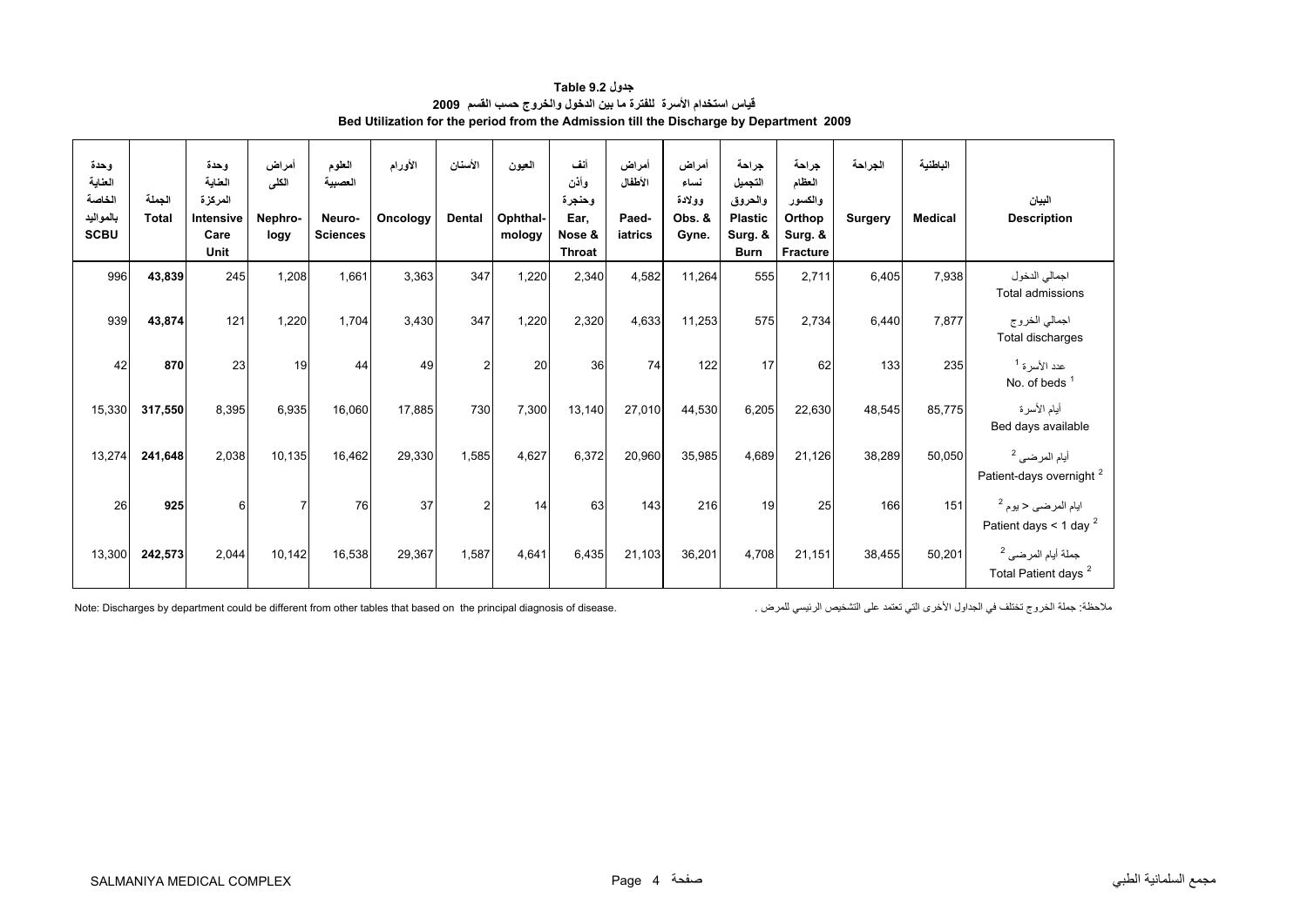**جدول Table 9.2**

**قياس استخدام الأسرة للفترة ما بين الدخول والخروج حسب القسم 2009**

**Bed Utilization for the period from the Admission till the Discharge by Department 2009**

| وحدة العناية الخاصة بالمواليد SCBU | الجملة Total | وحدة العناية المركزة Intensive Care Unit | أمراض الكلى Nephrology | العلوم العصبية Neuro-Sciences | الأورام Oncology | الأسنان Dental | العيون Ophthalmology | أنف وأذن وحنجرة Ear, Nose & Throat | أمراض الأطفال Paediatrics | أمراض نساء وولادة Obs. & Gyne. | جراحة التجميل والحروق Plastic Surg. & Burn | جراحة العظام والكسور Orthop Surg. & Fracture | الجراحة Surgery | الباطنية Medical | البيان Description |
|---|---|---|---|---|---|---|---|---|---|---|---|---|---|---|---|
| 996 | **43,839** | 245 | 1,208 | 1,661 | 3,363 | 347 | 1,220 | 2,340 | 4,582 | 11,264 | 555 | 2,711 | 6,405 | 7,938 | اجمالي الدخول Total admissions |
| 939 | **43,874** | 121 | 1,220 | 1,704 | 3,430 | 347 | 1,220 | 2,320 | 4,633 | 11,253 | 575 | 2,734 | 6,440 | 7,877 | اجمالي الخروج Total discharges |
| 42 | **870** | 23 | 19 | 44 | 49 | 2 | 20 | 36 | 74 | 122 | 17 | 62 | 133 | 235 | عدد الأسرة [1] No. of beds [1] |
| 15,330 | **317,550** | 8,395 | 6,935 | 16,060 | 17,885 | 730 | 7,300 | 13,140 | 27,010 | 44,530 | 6,205 | 22,630 | 48,545 | 85,775 | أيام الأسرة Bed days available |
| 13,274 | **241,648** | 2,038 | 10,135 | 16,462 | 29,330 | 1,585 | 4,627 | 6,372 | 20,960 | 35,985 | 4,689 | 21,126 | 38,289 | 50,050 | أيام المرضى [2] Patient-days overnight [2] |
| 26 | **925** | 6 | 7 | 76 | 37 | 2 | 14 | 63 | 143 | 216 | 19 | 25 | 166 | 151 | ايام المرضى < يوم [2] Patient days < 1 day [2] |
| 13,300 | **242,573** | 2,044 | 10,142 | 16,538 | 29,367 | 1,587 | 4,641 | 6,435 | 21,103 | 36,201 | 4,708 | 21,151 | 38,455 | 50,201 | جملة أيام المرضى [2] Total Patient days [2] |

Note: Discharges by department could be different from other tables that based on the principal diagnosis of disease.

ملاحظة: جملة الخروج تختلف في الجداول الأخرى التي تعتمد على التشخيص الرئيسي للمرض .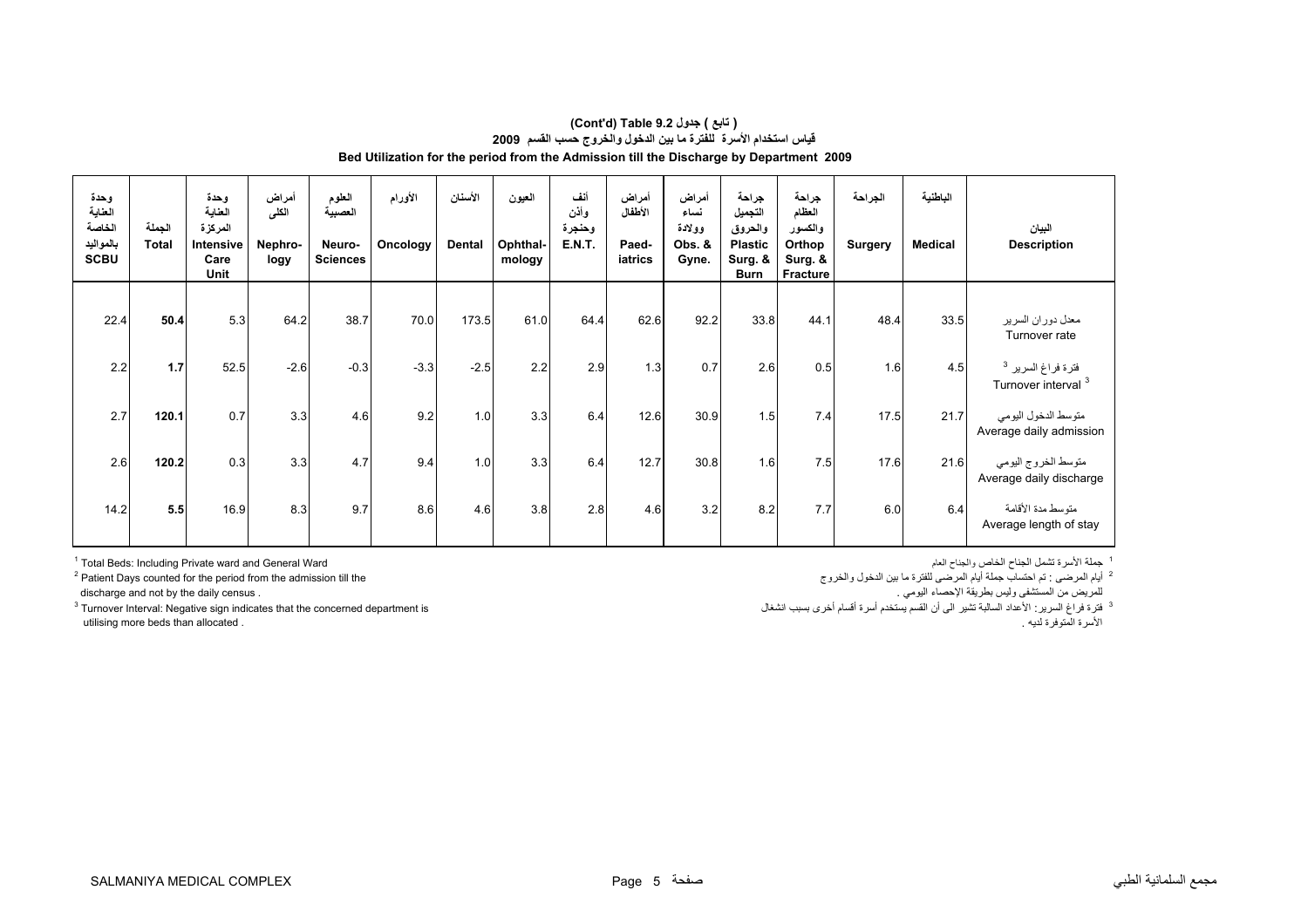# (Cont'd) Table 9.2 جدول ( تابع )

## قياس استخدام الأسرة للفترة ما بين الدخول والخروج حسب القسم 2009

## Bed Utilization for the period from the Admission till the Discharge by Department 2009

| وحدة العناية الخاصة بالمواليد SCBU | الجملة Total | وحدة العناية المركزة Intensive Care Unit | أمراض الكلى Nephro-logy | العلوم العصبية Neuro-Sciences | الأورام Oncology | الأسنان Dental | العيون Ophthal-mology | أنف وأذن وحنجرة E.N.T. | أمراض الأطفال Paed-iatrics | أمراض نساء وولادة Obs. & Gyne. | جراحة التجميل والحروق Plastic Surg. & Burn | جراحة العظام والكسور Orthop Surg. & Fracture | الجراحة Surgery | الباطنية Medical | البيان Description |
|---|---|---|---|---|---|---|---|---|---|---|---|---|---|---|---|
| 22.4 | **50.4** | 5.3 | 64.2 | 38.7 | 70.0 | 173.5 | 61.0 | 64.4 | 62.6 | 92.2 | 33.8 | 44.1 | 48.4 | 33.5 | معدل دوران السرير Turnover rate |
| 2.2 | **1.7** | 52.5 | -2.6 | -0.3 | -3.3 | -2.5 | 2.2 | 2.9 | 1.3 | 0.7 | 2.6 | 0.5 | 1.6 | 4.5 | فترة فراغ السرير [3] Turnover interval [3] |
| 2.7 | **120.1** | 0.7 | 3.3 | 4.6 | 9.2 | 1.0 | 3.3 | 6.4 | 12.6 | 30.9 | 1.5 | 7.4 | 17.5 | 21.7 | متوسط الدخول اليومي Average daily admission |
| 2.6 | **120.2** | 0.3 | 3.3 | 4.7 | 9.4 | 1.0 | 3.3 | 6.4 | 12.7 | 30.8 | 1.6 | 7.5 | 17.6 | 21.6 | متوسط الخروج اليومي Average daily discharge |
| 14.2 | **5.5** | 16.9 | 8.3 | 9.7 | 8.6 | 4.6 | 3.8 | 2.8 | 4.6 | 3.2 | 8.2 | 7.7 | 6.0 | 6.4 | متوسط مدة الأقامة Average length of stay |

[1] Total Beds: Including Private ward and General Ward

[2] Patient Days counted for the period from the admission till the discharge and not by the daily census .

[3] Turnover Interval: Negative sign indicates that the concerned department is utilising more beds than allocated .

[1] جملة الأسرة تشمل الجناح الخاص والجناح العام

[2] أيام المرضى : تم احتساب جملة أيام المرضى للفترة ما بين الدخول والخروج للمريض من المستشفى وليس بطريقة الإحصاء اليومي .

[3] فترة فراغ السرير: الأعداد السالبة تشير الى أن القسم يستخدم أسرة أقسام أخرى بسبب انشغال الأسرة المتوفرة لديه .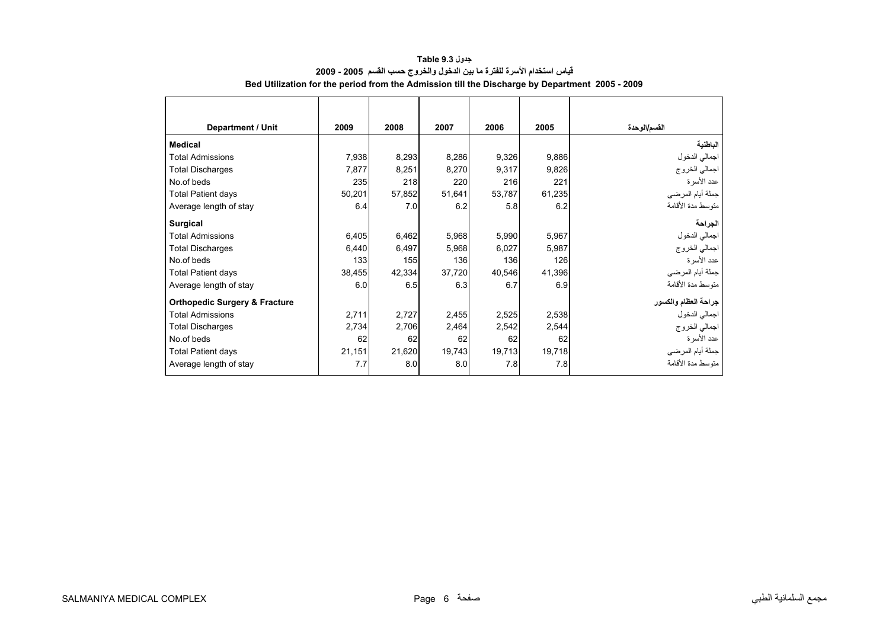**جدول 9.3 Table**

**قياس استخدام الأسرة للفترة ما بين الدخول والخروج حسب القسم 2005 - 2009**

**Bed Utilization for the period from the Admission till the Discharge by Department 2005 - 2009**

| Department / Unit | 2009 | 2008 | 2007 | 2006 | 2005 | القسم/الوحدة |
|---|---|---|---|---|---|---|
| **Medical** | | | | | | **الباطنية** |
| Total Admissions | 7,938 | 8,293 | 8,286 | 9,326 | 9,886 | اجمالي الدخول |
| Total Discharges | 7,877 | 8,251 | 8,270 | 9,317 | 9,826 | اجمالي الخروج |
| No.of beds | 235 | 218 | 220 | 216 | 221 | عدد الأسرة |
| Total Patient days | 50,201 | 57,852 | 51,641 | 53,787 | 61,235 | جملة أيام المرضى |
| Average length of stay | 6.4 | 7.0 | 6.2 | 5.8 | 6.2 | متوسط مدة الأقامة |
| **Surgical** | | | | | | **الجراحة** |
| Total Admissions | 6,405 | 6,462 | 5,968 | 5,990 | 5,967 | اجمالي الدخول |
| Total Discharges | 6,440 | 6,497 | 5,968 | 6,027 | 5,987 | اجمالي الخروج |
| No.of beds | 133 | 155 | 136 | 136 | 126 | عدد الأسرة |
| Total Patient days | 38,455 | 42,334 | 37,720 | 40,546 | 41,396 | جملة أيام المرضى |
| Average length of stay | 6.0 | 6.5 | 6.3 | 6.7 | 6.9 | متوسط مدة الأقامة |
| **Orthopedic Surgery & Fracture** | | | | | | **جراحة العظام والكسور** |
| Total Admissions | 2,711 | 2,727 | 2,455 | 2,525 | 2,538 | اجمالي الدخول |
| Total Discharges | 2,734 | 2,706 | 2,464 | 2,542 | 2,544 | اجمالي الخروج |
| No.of beds | 62 | 62 | 62 | 62 | 62 | عدد الأسرة |
| Total Patient days | 21,151 | 21,620 | 19,743 | 19,713 | 19,718 | جملة أيام المرضى |
| Average length of stay | 7.7 | 8.0 | 8.0 | 7.8 | 7.8 | متوسط مدة الأقامة |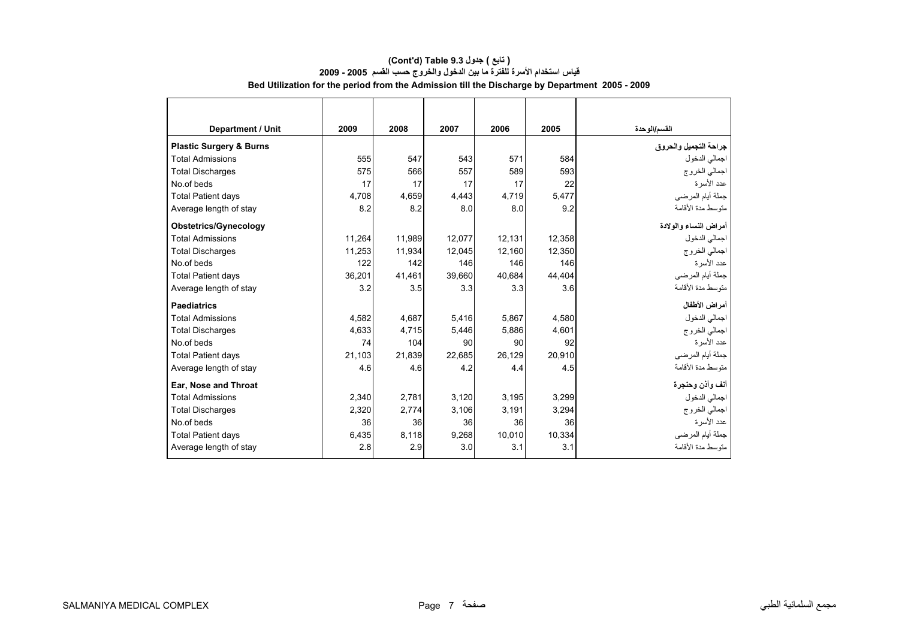# (Cont'd) Table 9.3 ( تابع ) جدول
## قياس استخدام الأسرة للفترة ما بين الدخول والخروج حسب القسم 2005 - 2009
## Bed Utilization for the period from the Admission till the Discharge by Department 2005 - 2009

| Department / Unit | 2009 | 2008 | 2007 | 2006 | 2005 | القسم/الوحدة |
|---|---|---|---|---|---|---|
| **Plastic Surgery & Burns** | | | | | | **جراحة التجميل والحروق** |
| Total Admissions | 555 | 547 | 543 | 571 | 584 | اجمالي الدخول |
| Total Discharges | 575 | 566 | 557 | 589 | 593 | اجمالي الخروج |
| No.of beds | 17 | 17 | 17 | 17 | 22 | عدد الأسرة |
| Total Patient days | 4,708 | 4,659 | 4,443 | 4,719 | 5,477 | جملة أيام المرضى |
| Average length of stay | 8.2 | 8.2 | 8.0 | 8.0 | 9.2 | متوسط مدة الأقامة |
| **Obstetrics/Gynecology** | | | | | | **أمراض النساء والولادة** |
| Total Admissions | 11,264 | 11,989 | 12,077 | 12,131 | 12,358 | اجمالي الدخول |
| Total Discharges | 11,253 | 11,934 | 12,045 | 12,160 | 12,350 | اجمالي الخروج |
| No.of beds | 122 | 142 | 146 | 146 | 146 | عدد الأسرة |
| Total Patient days | 36,201 | 41,461 | 39,660 | 40,684 | 44,404 | جملة أيام المرضى |
| Average length of stay | 3.2 | 3.5 | 3.3 | 3.3 | 3.6 | متوسط مدة الأقامة |
| **Paediatrics** | | | | | | **أمراض الأطفال** |
| Total Admissions | 4,582 | 4,687 | 5,416 | 5,867 | 4,580 | اجمالي الدخول |
| Total Discharges | 4,633 | 4,715 | 5,446 | 5,886 | 4,601 | اجمالي الخروج |
| No.of beds | 74 | 104 | 90 | 90 | 92 | عدد الأسرة |
| Total Patient days | 21,103 | 21,839 | 22,685 | 26,129 | 20,910 | جملة أيام المرضى |
| Average length of stay | 4.6 | 4.6 | 4.2 | 4.4 | 4.5 | متوسط مدة الأقامة |
| **Ear, Nose and Throat** | | | | | | **أنف وأذن وحنجرة** |
| Total Admissions | 2,340 | 2,781 | 3,120 | 3,195 | 3,299 | اجمالي الدخول |
| Total Discharges | 2,320 | 2,774 | 3,106 | 3,191 | 3,294 | اجمالي الخروج |
| No.of beds | 36 | 36 | 36 | 36 | 36 | عدد الأسرة |
| Total Patient days | 6,435 | 8,118 | 9,268 | 10,010 | 10,334 | جملة أيام المرضى |
| Average length of stay | 2.8 | 2.9 | 3.0 | 3.1 | 3.1 | متوسط مدة الأقامة |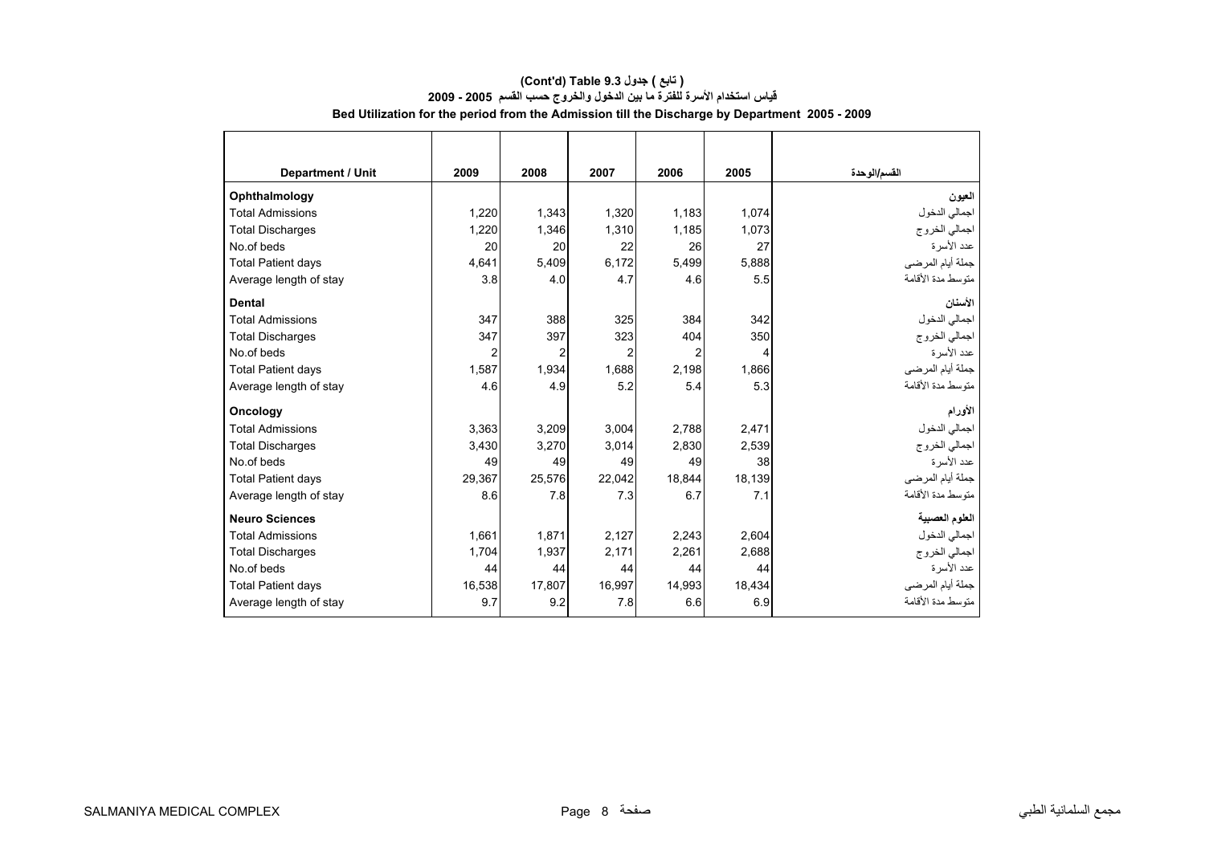**( تابع ) جدول 9.3 (Cont'd) Table**

**قياس استخدام الأسرة للفترة ما بين الدخول والخروج حسب القسم 2005 - 2009**

**Bed Utilization for the period from the Admission till the Discharge by Department 2005 - 2009**

| Department / Unit | 2009 | 2008 | 2007 | 2006 | 2005 | القسم/الوحدة |
|---|---|---|---|---|---|---|
| **Ophthalmology** | | | | | | **العيون** |
| Total Admissions | 1,220 | 1,343 | 1,320 | 1,183 | 1,074 | اجمالي الدخول |
| Total Discharges | 1,220 | 1,346 | 1,310 | 1,185 | 1,073 | اجمالي الخروج |
| No.of beds | 20 | 20 | 22 | 26 | 27 | عدد الأسرة |
| Total Patient days | 4,641 | 5,409 | 6,172 | 5,499 | 5,888 | جملة أيام المرضى |
| Average length of stay | 3.8 | 4.0 | 4.7 | 4.6 | 5.5 | متوسط مدة الأقامة |
| **Dental** | | | | | | **الأسنان** |
| Total Admissions | 347 | 388 | 325 | 384 | 342 | اجمالي الدخول |
| Total Discharges | 347 | 397 | 323 | 404 | 350 | اجمالي الخروج |
| No.of beds | 2 | 2 | 2 | 2 | 4 | عدد الأسرة |
| Total Patient days | 1,587 | 1,934 | 1,688 | 2,198 | 1,866 | جملة أيام المرضى |
| Average length of stay | 4.6 | 4.9 | 5.2 | 5.4 | 5.3 | متوسط مدة الأقامة |
| **Oncology** | | | | | | **الأورام** |
| Total Admissions | 3,363 | 3,209 | 3,004 | 2,788 | 2,471 | اجمالي الدخول |
| Total Discharges | 3,430 | 3,270 | 3,014 | 2,830 | 2,539 | اجمالي الخروج |
| No.of beds | 49 | 49 | 49 | 49 | 38 | عدد الأسرة |
| Total Patient days | 29,367 | 25,576 | 22,042 | 18,844 | 18,139 | جملة أيام المرضى |
| Average length of stay | 8.6 | 7.8 | 7.3 | 6.7 | 7.1 | متوسط مدة الأقامة |
| **Neuro Sciences** | | | | | | **العلوم العصبية** |
| Total Admissions | 1,661 | 1,871 | 2,127 | 2,243 | 2,604 | اجمالي الدخول |
| Total Discharges | 1,704 | 1,937 | 2,171 | 2,261 | 2,688 | اجمالي الخروج |
| No.of beds | 44 | 44 | 44 | 44 | 44 | عدد الأسرة |
| Total Patient days | 16,538 | 17,807 | 16,997 | 14,993 | 18,434 | جملة أيام المرضى |
| Average length of stay | 9.7 | 9.2 | 7.8 | 6.6 | 6.9 | متوسط مدة الأقامة |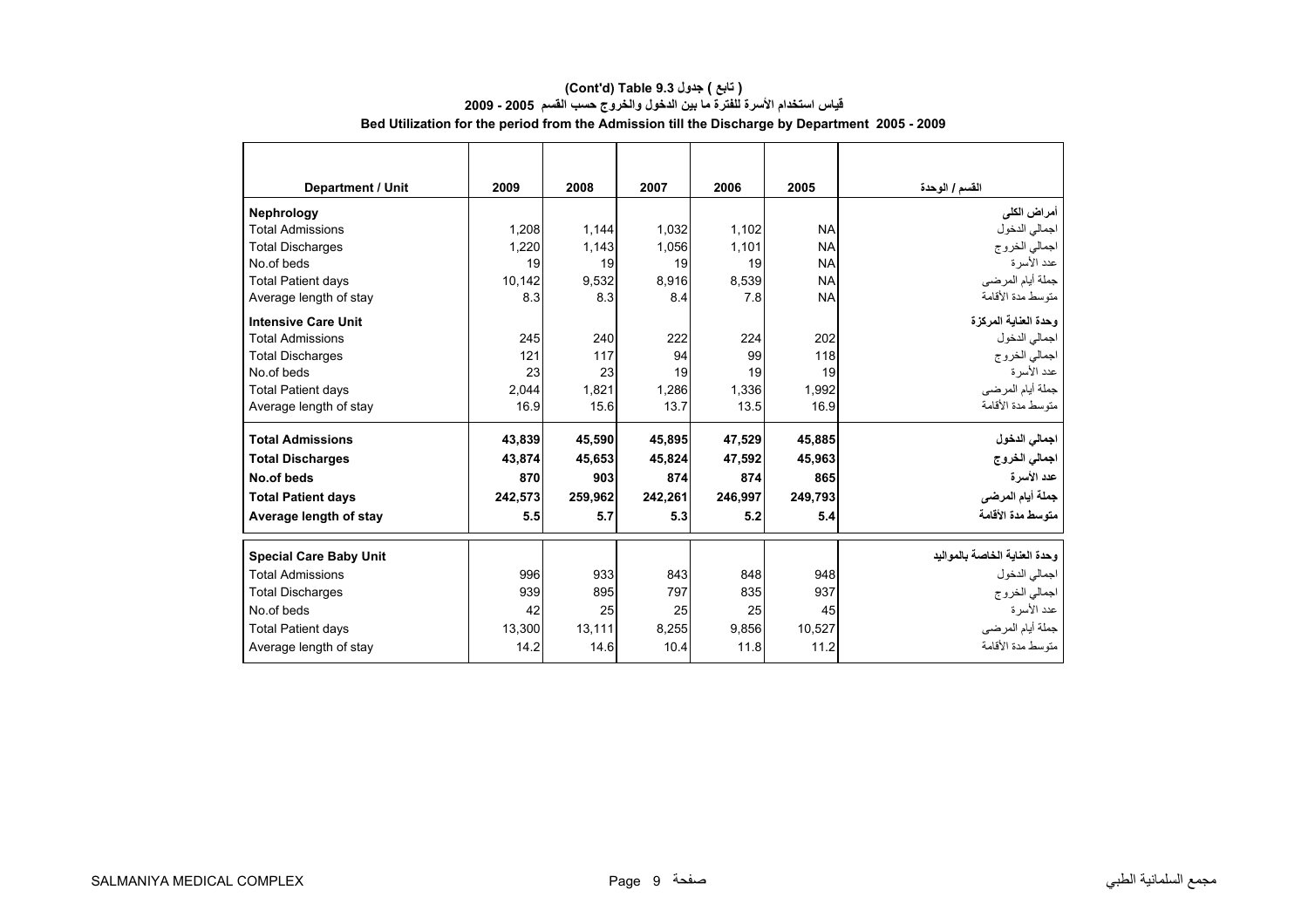## (Cont'd) Table 9.3 جدول ( تابع )

## قياس استخدام الأسرة للفترة ما بين الدخول والخروج حسب القسم 2005 - 2009

## Bed Utilization for the period from the Admission till the Discharge by Department 2005 - 2009

| Department / Unit | 2009 | 2008 | 2007 | 2006 | 2005 | القسم / الوحدة |
|---|---|---|---|---|---|---|
| **Nephrology** | | | | | | **أمراض الكلى** |
| Total Admissions | 1,208 | 1,144 | 1,032 | 1,102 | NA | اجمالي الدخول |
| Total Discharges | 1,220 | 1,143 | 1,056 | 1,101 | NA | اجمالي الخروج |
| No.of beds | 19 | 19 | 19 | 19 | NA | عدد الأسرة |
| Total Patient days | 10,142 | 9,532 | 8,916 | 8,539 | NA | جملة أيام المرضى |
| Average length of stay | 8.3 | 8.3 | 8.4 | 7.8 | NA | متوسط مدة الأقامة |
| **Intensive Care Unit** | | | | | | **وحدة العناية المركزة** |
| Total Admissions | 245 | 240 | 222 | 224 | 202 | اجمالي الدخول |
| Total Discharges | 121 | 117 | 94 | 99 | 118 | اجمالي الخروج |
| No.of beds | 23 | 23 | 19 | 19 | 19 | عدد الأسرة |
| Total Patient days | 2,044 | 1,821 | 1,286 | 1,336 | 1,992 | جملة أيام المرضى |
| Average length of stay | 16.9 | 15.6 | 13.7 | 13.5 | 16.9 | متوسط مدة الأقامة |
| **Total Admissions** | **43,839** | **45,590** | **45,895** | **47,529** | **45,885** | **اجمالي الدخول** |
| **Total Discharges** | **43,874** | **45,653** | **45,824** | **47,592** | **45,963** | **اجمالي الخروج** |
| **No.of beds** | **870** | **903** | **874** | **874** | **865** | **عدد الأسرة** |
| **Total Patient days** | **242,573** | **259,962** | **242,261** | **246,997** | **249,793** | **جملة أيام المرضى** |
| **Average length of stay** | **5.5** | **5.7** | **5.3** | **5.2** | **5.4** | **متوسط مدة الأقامة** |
| **Special Care Baby Unit** | | | | | | **وحدة العناية الخاصة بالمواليد** |
| Total Admissions | 996 | 933 | 843 | 848 | 948 | اجمالي الدخول |
| Total Discharges | 939 | 895 | 797 | 835 | 937 | اجمالي الخروج |
| No.of beds | 42 | 25 | 25 | 25 | 45 | عدد الأسرة |
| Total Patient days | 13,300 | 13,111 | 8,255 | 9,856 | 10,527 | جملة أيام المرضى |
| Average length of stay | 14.2 | 14.6 | 10.4 | 11.8 | 11.2 | متوسط مدة الأقامة |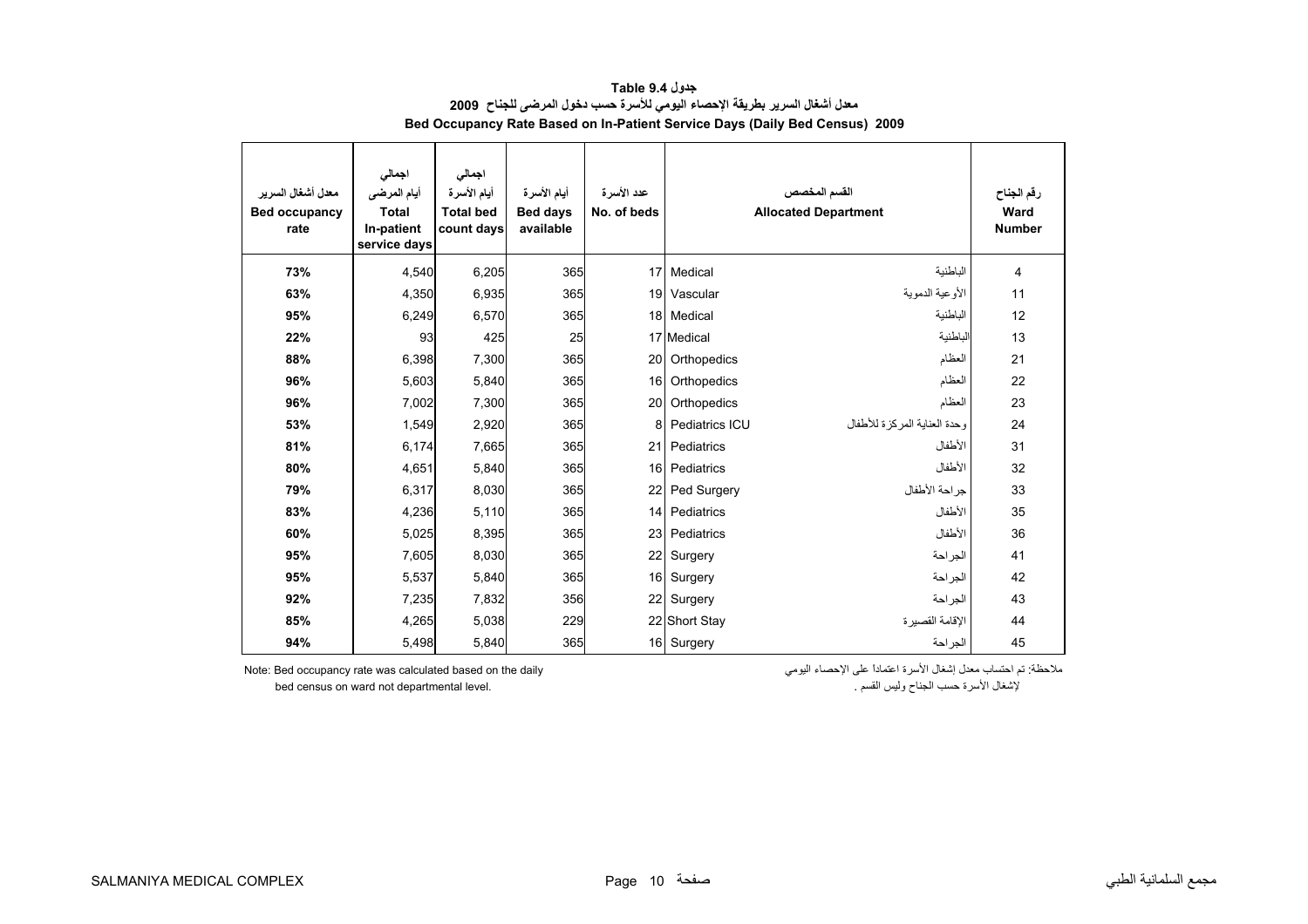# جدول 9.4 Table
## معدل أشغال السرير بطريقة الإحصاء اليومي للأسرة حسب دخول المرضى للجناح 2009
## Bed Occupancy Rate Based on In-Patient Service Days (Daily Bed Census) 2009

| معدل أشغال السرير Bed occupancy rate | اجمالي أيام المرضى Total In-patient service days | اجمالي أيام الأسرة Total bed count days | أيام الأسرة Bed days available | عدد الأسرة No. of beds | Allocated Department | القسم المخصص | رقم الجناح Ward Number |
|---|---|---|---|---|---|---|---|
| 73% | 4,540 | 6,205 | 365 | 17 | Medical | الباطنية | 4 |
| 63% | 4,350 | 6,935 | 365 | 19 | Vascular | الأوعية الدموية | 11 |
| 95% | 6,249 | 6,570 | 365 | 18 | Medical | الباطنية | 12 |
| 22% | 93 | 425 | 25 | 17 | Medical | الباطنية | 13 |
| 88% | 6,398 | 7,300 | 365 | 20 | Orthopedics | العظام | 21 |
| 96% | 5,603 | 5,840 | 365 | 16 | Orthopedics | العظام | 22 |
| 96% | 7,002 | 7,300 | 365 | 20 | Orthopedics | العظام | 23 |
| 53% | 1,549 | 2,920 | 365 | 8 | Pediatrics ICU | وحدة العناية المركزة للأطفال | 24 |
| 81% | 6,174 | 7,665 | 365 | 21 | Pediatrics | الأطفال | 31 |
| 80% | 4,651 | 5,840 | 365 | 16 | Pediatrics | الأطفال | 32 |
| 79% | 6,317 | 8,030 | 365 | 22 | Ped Surgery | جراحة الأطفال | 33 |
| 83% | 4,236 | 5,110 | 365 | 14 | Pediatrics | الأطفال | 35 |
| 60% | 5,025 | 8,395 | 365 | 23 | Pediatrics | الأطفال | 36 |
| 95% | 7,605 | 8,030 | 365 | 22 | Surgery | الجراحة | 41 |
| 95% | 5,537 | 5,840 | 365 | 16 | Surgery | الجراحة | 42 |
| 92% | 7,235 | 7,832 | 356 | 22 | Surgery | الجراحة | 43 |
| 85% | 4,265 | 5,038 | 229 | 22 | Short Stay | الإقامة القصيرة | 44 |
| 94% | 5,498 | 5,840 | 365 | 16 | Surgery | الجراحة | 45 |

Note: Bed occupancy rate was calculated based on the daily bed census on ward not departmental level.

ملاحظة: تم احتساب معدل إشغال الأسرة اعتماداً على الاحصاء اليومي لإشغال الأسرة حسب الجناح وليس القسم .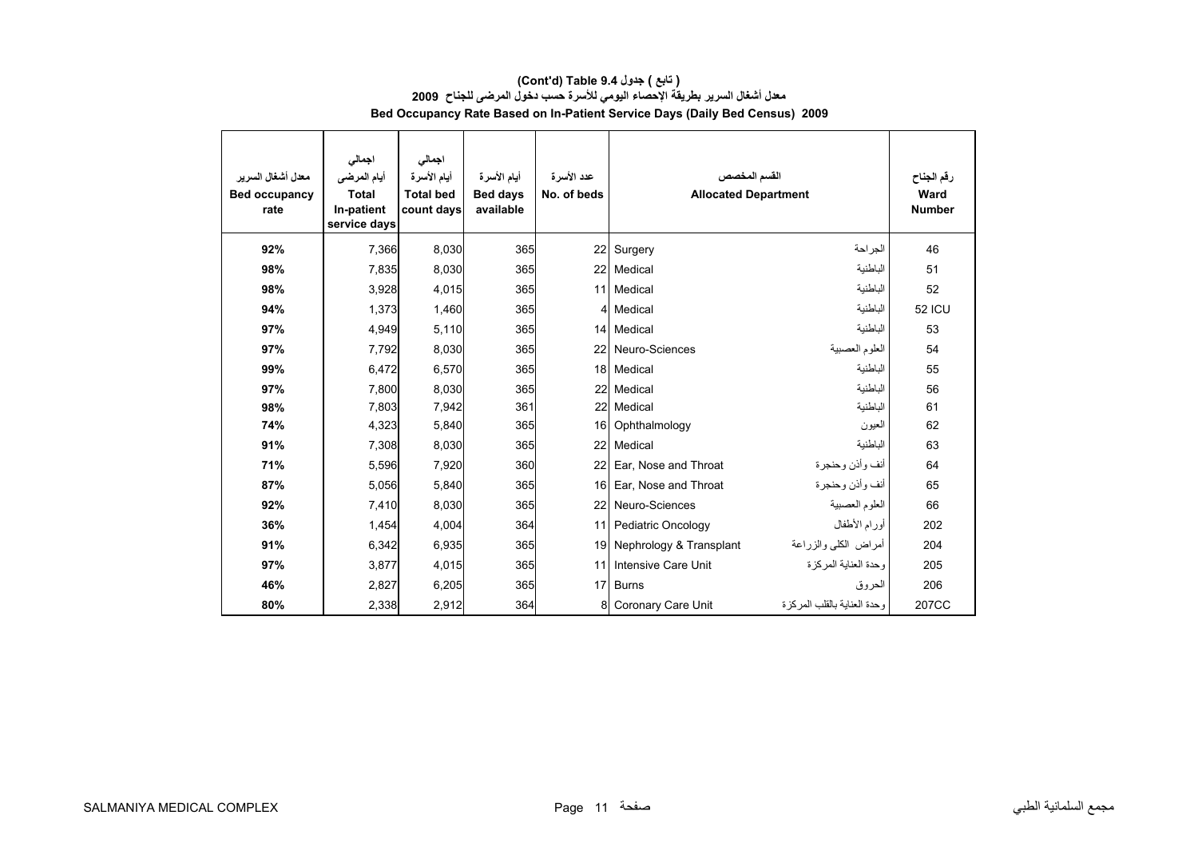# (Cont'd) Table 9.4 ( تابع ) جدول

## معدل أشغال السرير بطريقة الإحصاء اليومي للأسرة حسب دخول المرضى للجناح 2009

## Bed Occupancy Rate Based on In-Patient Service Days (Daily Bed Census) 2009

| معدل أشغال السرير<br>Bed occupancy rate | اجمالي أيام المرضى<br>Total In-patient service days | اجمالي أيام الأسرة<br>Total bed count days | أيام الأسرة<br>Bed days available | عدد الأسرة<br>No. of beds | القسم المخصص<br>Allocated Department | | رقم الجناح<br>Ward Number |
|---|---|---|---|---|---|---|---|
| 92% | 7,366 | 8,030 | 365 | 22 | Surgery | الجراحة | 46 |
| 98% | 7,835 | 8,030 | 365 | 22 | Medical | الباطنية | 51 |
| 98% | 3,928 | 4,015 | 365 | 11 | Medical | الباطنية | 52 |
| 94% | 1,373 | 1,460 | 365 | 4 | Medical | الباطنية | 52 ICU |
| 97% | 4,949 | 5,110 | 365 | 14 | Medical | الباطنية | 53 |
| 97% | 7,792 | 8,030 | 365 | 22 | Neuro-Sciences | العلوم العصبية | 54 |
| 99% | 6,472 | 6,570 | 365 | 18 | Medical | الباطنية | 55 |
| 97% | 7,800 | 8,030 | 365 | 22 | Medical | الباطنية | 56 |
| 98% | 7,803 | 7,942 | 361 | 22 | Medical | الباطنية | 61 |
| 74% | 4,323 | 5,840 | 365 | 16 | Ophthalmology | العيون | 62 |
| 91% | 7,308 | 8,030 | 365 | 22 | Medical | الباطنية | 63 |
| 71% | 5,596 | 7,920 | 360 | 22 | Ear, Nose and Throat | أنف وأذن وحنجرة | 64 |
| 87% | 5,056 | 5,840 | 365 | 16 | Ear, Nose and Throat | أنف وأذن وحنجرة | 65 |
| 92% | 7,410 | 8,030 | 365 | 22 | Neuro-Sciences | العلوم العصبية | 66 |
| 36% | 1,454 | 4,004 | 364 | 11 | Pediatric Oncology | أورام الأطفال | 202 |
| 91% | 6,342 | 6,935 | 365 | 19 | Nephrology & Transplant | أمراض الكلى والزراعة | 204 |
| 97% | 3,877 | 4,015 | 365 | 11 | Intensive Care Unit | وحدة العناية المركزة | 205 |
| 46% | 2,827 | 6,205 | 365 | 17 | Burns | الحروق | 206 |
| 80% | 2,338 | 2,912 | 364 | 8 | Coronary Care Unit | وحدة العناية بالقلب المركزة | 207CC |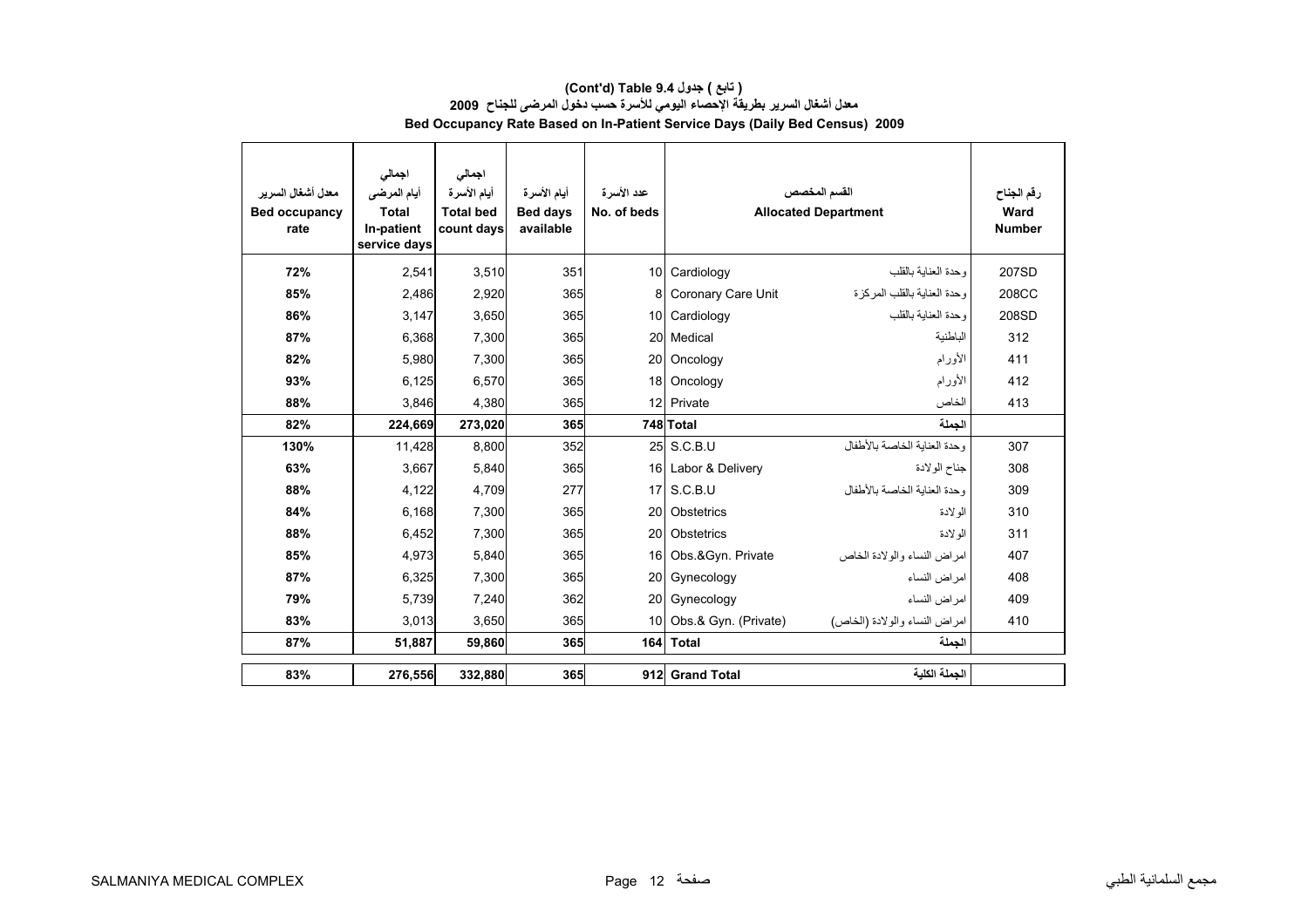# ( تابع ) جدول 9.4 (Cont'd) Table

## معدل أشغال السرير بطريقة الإحصاء اليومي للأسرة حسب دخول المرضى للجناح 2009

## Bed Occupancy Rate Based on In-Patient Service Days (Daily Bed Census) 2009

| معدل أشغال السرير Bed occupancy rate | اجمالي أيام المرضى Total In-patient service days | اجمالي أيام الأسرة Total bed count days | أيام الأسرة Bed days available | عدد الأسرة No. of beds | Allocated Department | القسم المخصص | رقم الجناح Ward Number |
|---|---|---|---|---|---|---|---|
| 72% | 2,541 | 3,510 | 351 | 10 | Cardiology | وحدة العناية بالقلب | 207SD |
| 85% | 2,486 | 2,920 | 365 | 8 | Coronary Care Unit | وحدة العناية بالقلب المركزة | 208CC |
| 86% | 3,147 | 3,650 | 365 | 10 | Cardiology | وحدة العناية بالقلب | 208SD |
| 87% | 6,368 | 7,300 | 365 | 20 | Medical | الباطنية | 312 |
| 82% | 5,980 | 7,300 | 365 | 20 | Oncology | الأورام | 411 |
| 93% | 6,125 | 6,570 | 365 | 18 | Oncology | الأورام | 412 |
| 88% | 3,846 | 4,380 | 365 | 12 | Private | الخاص | 413 |
| **82%** | **224,669** | **273,020** | **365** | **748** | **Total** | **الجملة** | |
| **130%** | 11,428 | 8,800 | 352 | 25 | S.C.B.U | وحدة العناية الخاصة بالأطفال | 307 |
| 63% | 3,667 | 5,840 | 365 | 16 | Labor & Delivery | جناح الولادة | 308 |
| 88% | 4,122 | 4,709 | 277 | 17 | S.C.B.U | وحدة العناية الخاصة بالأطفال | 309 |
| 84% | 6,168 | 7,300 | 365 | 20 | Obstetrics | الولادة | 310 |
| 88% | 6,452 | 7,300 | 365 | 20 | Obstetrics | الولادة | 311 |
| 85% | 4,973 | 5,840 | 365 | 16 | Obs.&Gyn. Private | امراض النساء والولادة الخاص | 407 |
| 87% | 6,325 | 7,300 | 365 | 20 | Gynecology | امراض النساء | 408 |
| 79% | 5,739 | 7,240 | 362 | 20 | Gynecology | امراض النساء | 409 |
| 83% | 3,013 | 3,650 | 365 | 10 | Obs.& Gyn. (Private) | امراض النساء والولادة (الخاص) | 410 |
| **87%** | **51,887** | **59,860** | **365** | **164** | **Total** | **الجملة** | |
| **83%** | **276,556** | **332,880** | **365** | **912** | **Grand Total** | **الجملة الكلية** | |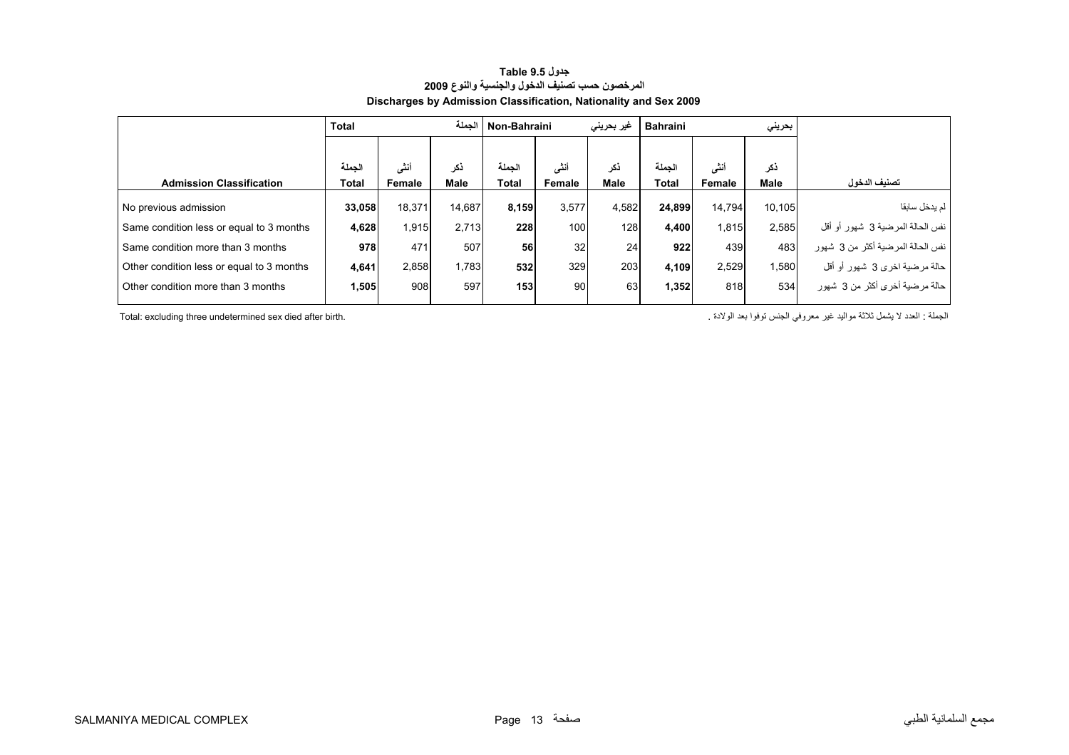**جدول Table 9.5**

**المرخصون حسب تصنيف الدخول والجنسية والنوع 2009**

**Discharges by Admission Classification, Nationality and Sex 2009**

| | Total الجملة | | | Non-Bahraini غير بحريني | | | Bahraini بحريني | | | |
|---|---|---|---|---|---|---|---|---|---|---|
| **Admission Classification** | الجملة **Total** | أنثى **Female** | ذكر **Male** | الجملة **Total** | أنثى **Female** | ذكر **Male** | الجملة **Total** | أنثى **Female** | ذكر **Male** | **تصنيف الدخول** |
| No previous admission | **33,058** | 18,371 | 14,687 | **8,159** | 3,577 | 4,582 | **24,899** | 14,794 | 10,105 | لم يدخل سابقا |
| Same condition less or equal to 3 months | **4,628** | 1,915 | 2,713 | **228** | 100 | 128 | **4,400** | 1,815 | 2,585 | نفس الحالة المرضية 3 شهور أو أقل |
| Same condition more than 3 months | **978** | 471 | 507 | **56** | 32 | 24 | **922** | 439 | 483 | نفس الحالة المرضية أكثر من 3 شهور |
| Other condition less or equal to 3 months | **4,641** | 2,858 | 1,783 | **532** | 329 | 203 | **4,109** | 2,529 | 1,580 | حالة مرضية اخرى 3 شهور أو أقل |
| Other condition more than 3 months | **1,505** | 908 | 597 | **153** | 90 | 63 | **1,352** | 818 | 534 | حالة مرضية أخرى أكثر من 3 شهور |

Total: excluding three undetermined sex died after birth.

الجملة : العدد لا يشمل ثلاثة مواليد غير معروفي الجنس توفوا بعد الولادة .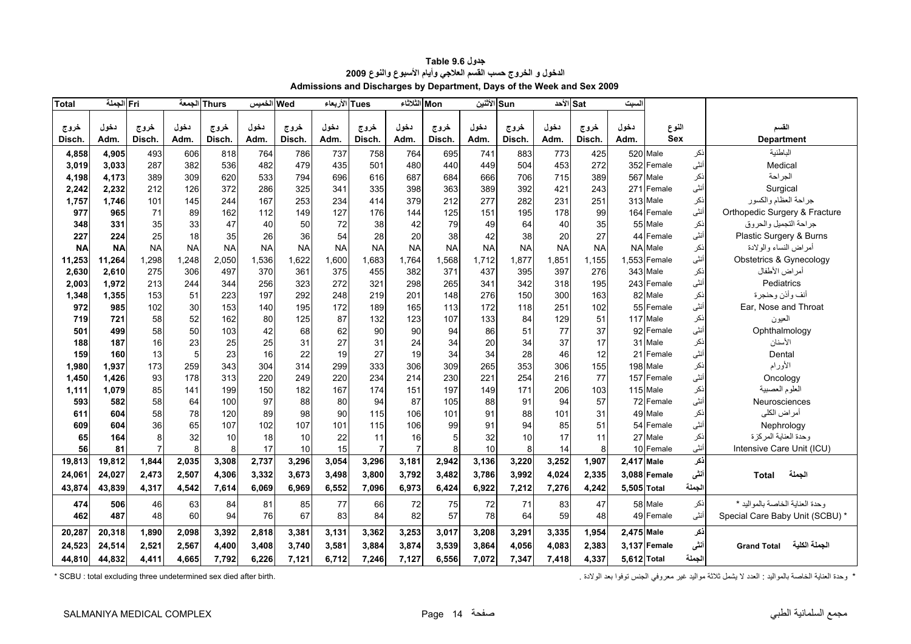# جدول Table 9.6

## الدخول و الخروج حسب القسم العلاجي وأيام الأسبوع والنوع 2009

## Admissions and Discharges by Department, Days of the Week and Sex 2009

| Total الجملة | | Fri الجمعة | | Thurs الخميس | | Wed الأربعاء | | Tues الثلاثاء | | Mon الأثنين | | Sun الأحد | | Sat السبت | | | | |
|---|---|---|---|---|---|---|---|---|---|---|---|---|---|---|---|---|---|---|
| خروج Disch. | دخول Adm. | خروج Disch. | دخول Adm. | خروج Disch. | دخول Adm. | خروج Disch. | دخول Adm. | خروج Disch. | دخول Adm. | خروج Disch. | دخول Adm. | خروج Disch. | دخول Adm. | خروج Disch. | دخول Adm. | النوع Sex | | القسم Department |
| **4,858** | **4,905** | 493 | 606 | 818 | 764 | 786 | 737 | 758 | 764 | 695 | 741 | 883 | 773 | 425 | 520 | Male | ذكر | الباطنية |
| **3,019** | **3,033** | 287 | 382 | 536 | 482 | 479 | 435 | 501 | 480 | 440 | 449 | 504 | 453 | 272 | 352 | Female | أنثى | Medical |
| **4,198** | **4,173** | 389 | 309 | 620 | 533 | 794 | 696 | 616 | 687 | 684 | 666 | 706 | 715 | 389 | 567 | Male | ذكر | الجراحة |
| **2,242** | **2,232** | 212 | 126 | 372 | 286 | 325 | 341 | 335 | 398 | 363 | 389 | 392 | 421 | 243 | 271 | Female | أنثى | Surgical |
| **1,757** | **1,746** | 101 | 145 | 244 | 167 | 253 | 234 | 414 | 379 | 212 | 277 | 282 | 231 | 251 | 313 | Male | ذكر | جراحة العظام والكسور |
| **977** | **965** | 71 | 89 | 162 | 112 | 149 | 127 | 176 | 144 | 125 | 151 | 195 | 178 | 99 | 164 | Female | أنثى | Orthopedic Surgery & Fracture |
| **348** | **331** | 35 | 33 | 47 | 40 | 50 | 72 | 38 | 42 | 79 | 49 | 64 | 40 | 35 | 55 | Male | ذكر | جراحة التجميل والحروق |
| **227** | **224** | 25 | 18 | 35 | 26 | 36 | 54 | 28 | 20 | 38 | 42 | 38 | 20 | 27 | 44 | Female | أنثى | Plastic Surgery & Burns |
| **NA** | **NA** | NA | NA | NA | NA | NA | NA | NA | NA | NA | NA | NA | NA | NA | NA | Male | ذكر | أمراض النساء والولادة |
| **11,264** | **11,264** | 1,298 | 1,248 | 2,050 | 1,536 | 1,622 | 1,600 | 1,683 | 1,764 | 1,568 | 1,712 | 1,877 | 1,851 | 1,155 | 1,553 | Female | أنثى | Obstetrics & Gynecology |
| **2,630** | **2,610** | 275 | 306 | 497 | 370 | 361 | 375 | 455 | 382 | 371 | 437 | 395 | 397 | 276 | 343 | Male | ذكر | أمراض الأطفال |
| **2,003** | **1,972** | 213 | 244 | 344 | 256 | 323 | 272 | 321 | 298 | 265 | 341 | 342 | 318 | 195 | 243 | Female | أنثى | Pediatrics |
| **1,348** | **1,355** | 153 | 51 | 223 | 197 | 292 | 248 | 219 | 201 | 148 | 276 | 150 | 300 | 163 | 82 | Male | ذكر | أنف وأذن وحنجرة |
| **972** | **985** | 102 | 30 | 153 | 140 | 195 | 172 | 189 | 165 | 113 | 172 | 118 | 251 | 102 | 55 | Female | أنثى | Ear, Nose and Throat |
| **719** | **721** | 58 | 52 | 162 | 80 | 125 | 87 | 132 | 123 | 107 | 133 | 84 | 129 | 51 | 117 | Male | ذكر | العيون |
| **501** | **499** | 58 | 50 | 103 | 42 | 68 | 62 | 90 | 90 | 94 | 86 | 51 | 77 | 37 | 92 | Female | أنثى | Ophthalmology |
| **188** | **187** | 16 | 23 | 25 | 25 | 31 | 27 | 31 | 24 | 34 | 20 | 34 | 37 | 17 | 31 | Male | ذكر | الأسنان |
| **159** | **160** | 13 | 5 | 23 | 16 | 22 | 19 | 27 | 19 | 34 | 34 | 28 | 46 | 12 | 21 | Female | أنثى | Dental |
| **1,980** | **1,937** | 173 | 259 | 343 | 304 | 314 | 299 | 333 | 306 | 309 | 265 | 353 | 306 | 155 | 198 | Male | ذكر | الأورام |
| **1,450** | **1,426** | 93 | 178 | 313 | 220 | 249 | 220 | 234 | 214 | 230 | 221 | 254 | 216 | 77 | 157 | Female | أنثى | Oncology |
| **1,111** | **1,079** | 85 | 141 | 199 | 150 | 182 | 167 | 174 | 151 | 197 | 149 | 171 | 206 | 103 | 115 | Male | ذكر | العلوم العصبية |
| **593** | **582** | 58 | 64 | 100 | 97 | 88 | 80 | 94 | 87 | 105 | 88 | 91 | 94 | 57 | 72 | Female | أنثى | Neurosciences |
| **611** | **604** | 58 | 78 | 120 | 89 | 98 | 90 | 115 | 106 | 101 | 91 | 88 | 101 | 31 | 49 | Male | ذكر | أمراض الكلى |
| **609** | **604** | 36 | 65 | 107 | 102 | 107 | 101 | 115 | 106 | 99 | 91 | 94 | 85 | 51 | 54 | Female | أنثى | Nephrology |
| **65** | **164** | 8 | 32 | 10 | 18 | 10 | 22 | 11 | 16 | 5 | 32 | 10 | 17 | 11 | 27 | Male | ذكر | وحدة العناية المركزة |
| **56** | **81** | 7 | 8 | 8 | 17 | 10 | 15 | 7 | 7 | 8 | 10 | 8 | 14 | 8 | 10 | Female | أنثى | Intensive Care Unit (ICU) |
| **19,813** | **19,812** | **1,844** | **2,035** | **3,308** | **2,737** | **3,296** | **3,054** | **3,296** | **3,181** | **2,942** | **3,136** | **3,220** | **3,252** | **1,907** | **2,417** | **Male** | **ذكر** | |
| **24,061** | **24,027** | **2,473** | **2,507** | **4,306** | **3,332** | **3,673** | **3,498** | **3,800** | **3,792** | **3,482** | **3,786** | **3,992** | **4,024** | **2,335** | **3,088** | **Female** | **أنثى** | **Total الجملة** |
| **43,874** | **43,839** | **4,317** | **4,542** | **7,614** | **6,069** | **6,969** | **6,552** | **7,096** | **6,973** | **6,424** | **6,922** | **7,212** | **7,276** | **4,242** | **5,505** | **Total** | **الجملة** | |
| **474** | **506** | 46 | 63 | 84 | 81 | 85 | 77 | 66 | 72 | 75 | 72 | 71 | 83 | 47 | 58 | Male | ذكر | وحدة العناية الخاصة بالمواليد * |
| **462** | **487** | 48 | 60 | 94 | 76 | 67 | 83 | 84 | 82 | 57 | 78 | 64 | 59 | 48 | 49 | Female | أنثى | Special Care Baby Unit (SCBU) * |
| **20,287** | **20,318** | **1,890** | **2,098** | **3,392** | **2,818** | **3,381** | **3,131** | **3,362** | **3,253** | **3,017** | **3,208** | **3,291** | **3,335** | **1,954** | **2,475** | **Male** | **ذكر** | |
| **24,523** | **24,514** | **2,521** | **2,567** | **4,400** | **3,408** | **3,740** | **3,581** | **3,884** | **3,874** | **3,539** | **3,864** | **4,056** | **4,083** | **2,383** | **3,137** | **Female** | **أنثى** | **Grand Total الجملة الكلية** |
| **44,810** | **44,832** | **4,411** | **4,665** | **7,792** | **6,226** | **7,121** | **6,712** | **7,246** | **7,127** | **6,556** | **7,072** | **7,347** | **7,418** | **4,337** | **5,612** | **Total** | **الجملة** | |

* SCBU : total excluding three undetermined sex died after birth.

* وحدة العناية الخاصة بالمواليد : العدد لا يشمل ثلاثة مواليد غير معروفي الجنس توفوا بعد الولادة .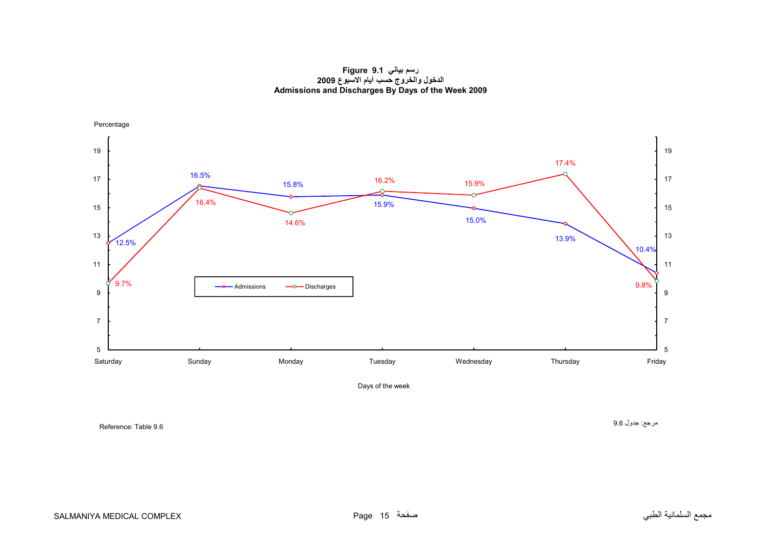**Figure 9.1 رسم بياني**

**الدخول والخروج حسب أيام الاسبوع 2009**

**Admissions and Discharges By Days of the Week 2009**

Percentage

| Days of the week | Admissions | Discharges |
|---|---|---|
| Saturday | 12.5% | 9.7% |
| Sunday | 16.5% | 16.4% |
| Monday | 15.8% | 14.6% |
| Tuesday | 15.9% | 16.2% |
| Wednesday | 15.0% | 15.9% |
| Thursday | 13.9% | 17.4% |
| Friday | 10.4% | 9.8% |

Reference: Table 9.6

مرجع: جدول 9.6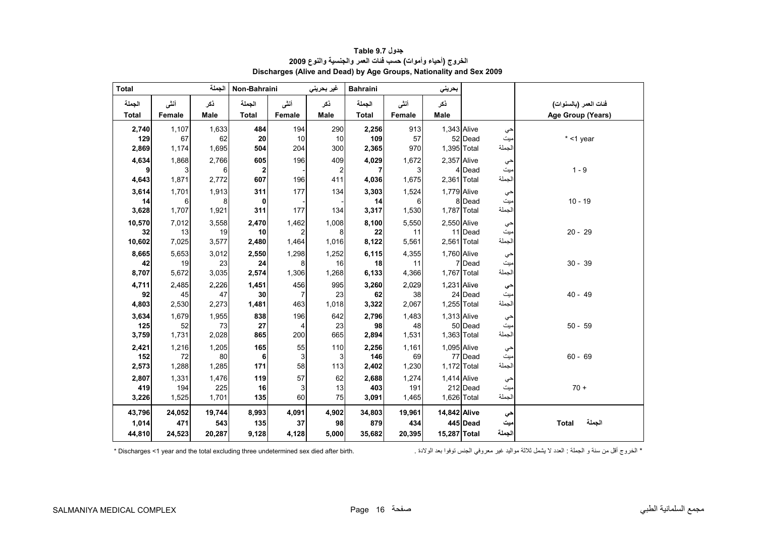**جدول Table 9.7**

**الخروج (أحياء وأموات) حسب فئات العمر والجنسية والنوع 2009**

**Discharges (Alive and Dead) by Age Groups, Nationality and Sex 2009**

| Total الجملة | | | Non-Bahraini غير بحريني | | | Bahraini بحريني | | | | | |
|---|---|---|---|---|---|---|---|---|---|---|---|
| الجملة Total | أنثى Female | ذكر Male | الجملة Total | أنثى Female | ذكر Male | الجملة Total | أنثى Female | ذكر Male | | | فئات العمر (بالسنوات) Age Group (Years) |
| 2,740 | 1,107 | 1,633 | 484 | 194 | 290 | 2,256 | 913 | 1,343 | Alive | حي | * <1 year |
| 129 | 67 | 62 | 20 | 10 | 10 | 109 | 57 | 52 | Dead | ميت | |
| 2,869 | 1,174 | 1,695 | 504 | 204 | 300 | 2,365 | 970 | 1,395 | Total | الجملة | |
| 4,634 | 1,868 | 2,766 | 605 | 196 | 409 | 4,029 | 1,672 | 2,357 | Alive | حي | 1 - 9 |
| 9 | 3 | 6 | 2 | - | 2 | 7 | 3 | 4 | Dead | ميت | |
| 4,643 | 1,871 | 2,772 | 607 | 196 | 411 | 4,036 | 1,675 | 2,361 | Total | الجملة | |
| 3,614 | 1,701 | 1,913 | 311 | 177 | 134 | 3,303 | 1,524 | 1,779 | Alive | حي | 10 - 19 |
| 14 | 6 | 8 | 0 | - | - | 14 | 6 | 8 | Dead | ميت | |
| 3,628 | 1,707 | 1,921 | 311 | 177 | 134 | 3,317 | 1,530 | 1,787 | Total | الجملة | |
| 10,570 | 7,012 | 3,558 | 2,470 | 1,462 | 1,008 | 8,100 | 5,550 | 2,550 | Alive | حي | 20 - 29 |
| 32 | 13 | 19 | 10 | 2 | 8 | 22 | 11 | 11 | Dead | ميت | |
| 10,602 | 7,025 | 3,577 | 2,480 | 1,464 | 1,016 | 8,122 | 5,561 | 2,561 | Total | الجملة | |
| 8,665 | 5,653 | 3,012 | 2,550 | 1,298 | 1,252 | 6,115 | 4,355 | 1,760 | Alive | حي | 30 - 39 |
| 42 | 19 | 23 | 24 | 8 | 16 | 18 | 11 | 7 | Dead | ميت | |
| 8,707 | 5,672 | 3,035 | 2,574 | 1,306 | 1,268 | 6,133 | 4,366 | 1,767 | Total | الجملة | |
| 4,711 | 2,485 | 2,226 | 1,451 | 456 | 995 | 3,260 | 2,029 | 1,231 | Alive | حي | 40 - 49 |
| 92 | 45 | 47 | 30 | 7 | 23 | 62 | 38 | 24 | Dead | ميت | |
| 4,803 | 2,530 | 2,273 | 1,481 | 463 | 1,018 | 3,322 | 2,067 | 1,255 | Total | الجملة | |
| 3,634 | 1,679 | 1,955 | 838 | 196 | 642 | 2,796 | 1,483 | 1,313 | Alive | حي | 50 - 59 |
| 125 | 52 | 73 | 27 | 4 | 23 | 98 | 48 | 50 | Dead | ميت | |
| 3,759 | 1,731 | 2,028 | 865 | 200 | 665 | 2,894 | 1,531 | 1,363 | Total | الجملة | |
| 2,421 | 1,216 | 1,205 | 165 | 55 | 110 | 2,256 | 1,161 | 1,095 | Alive | حي | 60 - 69 |
| 152 | 72 | 80 | 6 | 3 | 3 | 146 | 69 | 77 | Dead | ميت | |
| 2,573 | 1,288 | 1,285 | 171 | 58 | 113 | 2,402 | 1,230 | 1,172 | Total | الجملة | |
| 2,807 | 1,331 | 1,476 | 119 | 57 | 62 | 2,688 | 1,274 | 1,414 | Alive | حي | 70 + |
| 419 | 194 | 225 | 16 | 3 | 13 | 403 | 191 | 212 | Dead | ميت | |
| 3,226 | 1,525 | 1,701 | 135 | 60 | 75 | 3,091 | 1,465 | 1,626 | Total | الجملة | |
| **43,796** | **24,052** | **19,744** | **8,993** | **4,091** | **4,902** | **34,803** | **19,961** | **14,842** | **Alive** | **حي** | **Total الجملة** |
| **1,014** | **471** | **543** | **135** | **37** | **98** | **879** | **434** | **445** | **Dead** | **ميت** | |
| **44,810** | **24,523** | **20,287** | **9,128** | **4,128** | **5,000** | **35,682** | **20,395** | **15,287** | **Total** | **الجملة** | |

* Discharges <1 year and the total excluding three undetermined sex died after birth.

* الخروج أقل من سنة و الجملة : العدد لا يشمل ثلاثة مواليد غير معروفي الجنس توفوا بعد الولادة .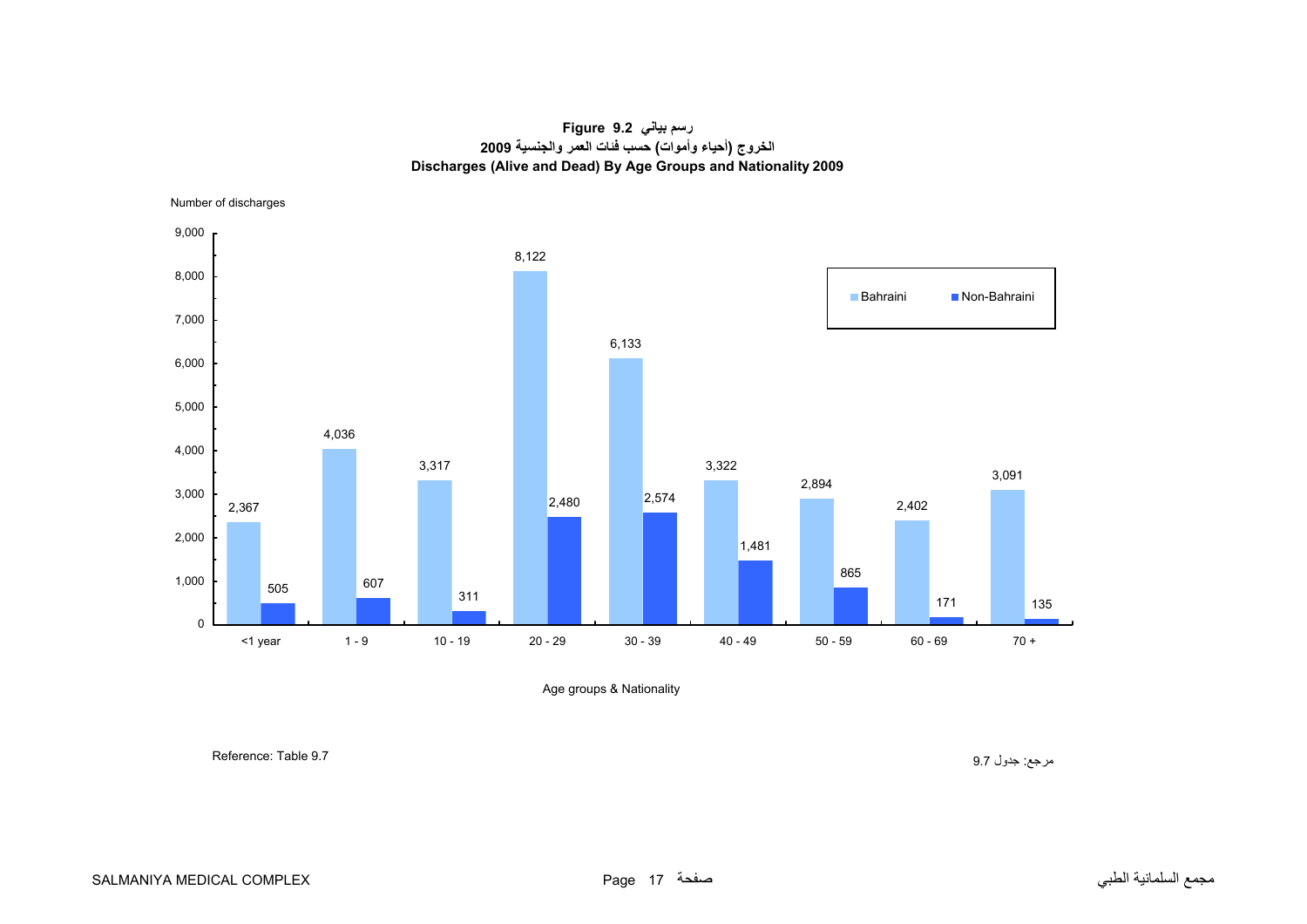**Figure 9.2 رسم بياني**

**الخروج (أحياء وأموات) حسب فئات العمر والجنسية 2009**

**Discharges (Alive and Dead) By Age Groups and Nationality 2009**

Number of discharges

| Age groups & Nationality | Bahraini | Non-Bahraini |
| --- | --- | --- |
| <1 year | 2,367 | 505 |
| 1 - 9 | 4,036 | 607 |
| 10 - 19 | 3,317 | 311 |
| 20 - 29 | 8,122 | 2,480 |
| 30 - 39 | 6,133 | 2,574 |
| 40 - 49 | 3,322 | 1,481 |
| 50 - 59 | 2,894 | 865 |
| 60 - 69 | 2,402 | 171 |
| 70 + | 3,091 | 135 |

Reference: Table 9.7

مرجع: جدول 9.7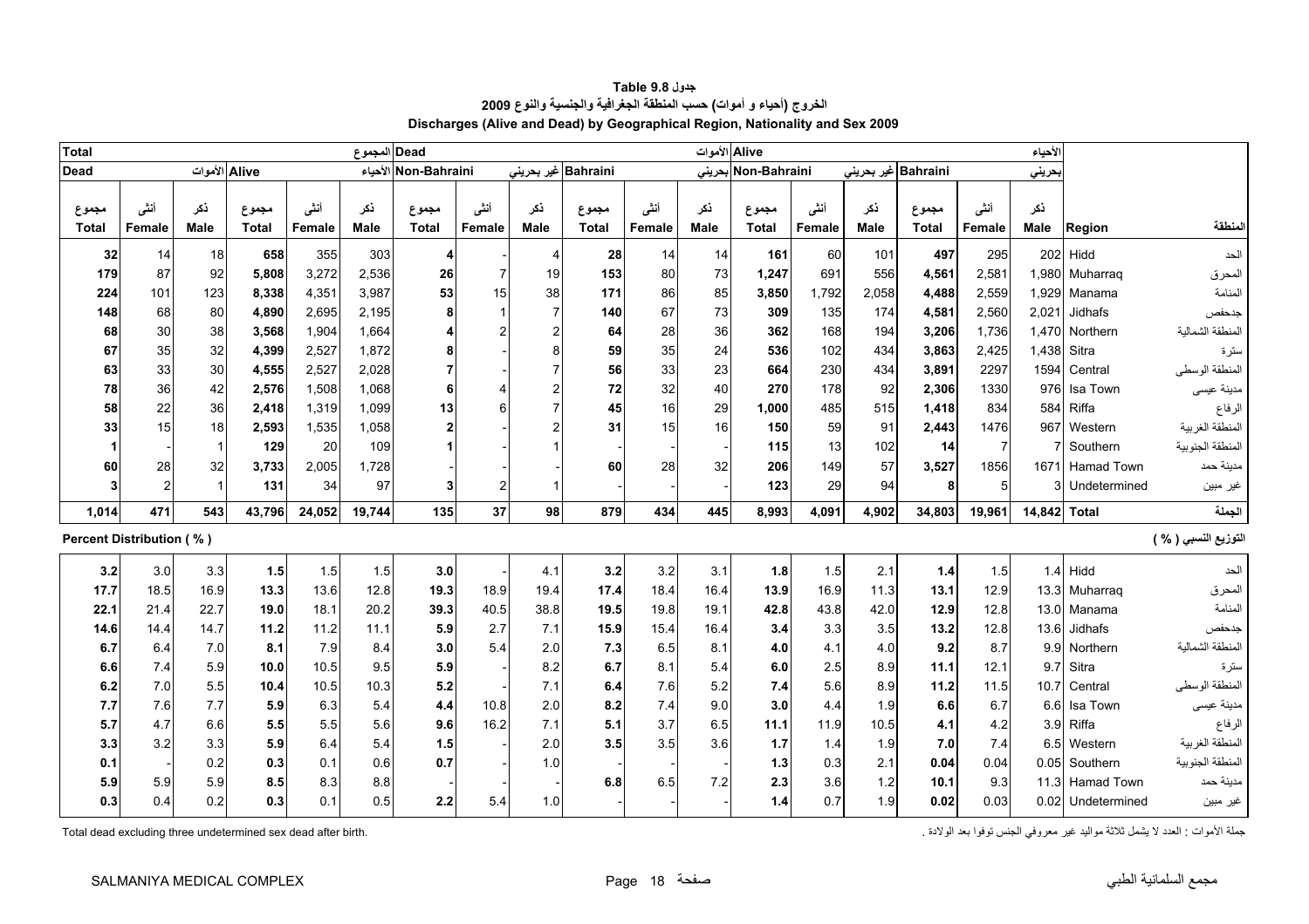# جدول Table 9.8

## الخروج (أحياء و أموات) حسب المنطقة الجغرافية والجنسية والنوع 2009

## Discharges (Alive and Dead) by Geographical Region, Nationality and Sex 2009

| Total المجموع | | | | | | Dead الأموات | | | | | | Alive الأحياء | | | | | | | |
|---|---|---|---|---|---|---|---|---|---|---|---|---|---|---|---|---|---|---|---|
| Dead الأموات | | | Alive الأحياء | | | Non-Bahraini غير بحريني | | | Bahraini بحريني | | | Non-Bahraini غير بحريني | | | Bahraini بحريني | | | | |
| مجموع Total | أنثى Female | ذكر Male | مجموع Total | أنثى Female | ذكر Male | مجموع Total | أنثى Female | ذكر Male | مجموع Total | أنثى Female | ذكر Male | مجموع Total | أنثى Female | ذكر Male | مجموع Total | أنثى Female | ذكر Male | Region | المنطقة |
| **32** | 14 | 18 | **658** | 355 | 303 | **4** | - | 4 | **28** | 14 | 14 | **161** | 60 | 101 | **497** | 295 | 202 | Hidd | الحد |
| **179** | 87 | 92 | **5,808** | 3,272 | 2,536 | **26** | 7 | 19 | **153** | 80 | 73 | **1,247** | 691 | 556 | **4,561** | 2,581 | 1,980 | Muharraq | المحرق |
| **224** | 101 | 123 | **8,338** | 4,351 | 3,987 | **53** | 15 | 38 | **171** | 86 | 85 | **3,850** | 1,792 | 2,058 | **4,488** | 2,559 | 1,929 | Manama | المنامة |
| **148** | 68 | 80 | **4,890** | 2,695 | 2,195 | **8** | 1 | 7 | **140** | 67 | 73 | **309** | 135 | 174 | **4,581** | 2,560 | 2,021 | Jidhafs | جدحفص |
| **68** | 30 | 38 | **3,568** | 1,904 | 1,664 | **4** | 2 | 2 | **64** | 28 | 36 | **362** | 168 | 194 | **3,206** | 1,736 | 1,470 | Northern | المنطقة الشمالية |
| **67** | 35 | 32 | **4,399** | 2,527 | 1,872 | **8** | - | 8 | **59** | 35 | 24 | **536** | 102 | 434 | **3,863** | 2,425 | 1,438 | Sitra | سترة |
| **63** | 33 | 30 | **4,555** | 2,527 | 2,028 | **7** | - | 7 | **56** | 33 | 23 | **664** | 230 | 434 | **3,891** | 2297 | 1594 | Central | المنطقة الوسطى |
| **78** | 36 | 42 | **2,576** | 1,508 | 1,068 | **6** | 4 | 2 | **72** | 32 | 40 | **270** | 178 | 92 | **2,306** | 1330 | 976 | Isa Town | مدينة عيسى |
| **58** | 22 | 36 | **2,418** | 1,319 | 1,099 | **13** | 6 | 7 | **45** | 16 | 29 | **1,000** | 485 | 515 | **1,418** | 834 | 584 | Riffa | الرفاع |
| **33** | 15 | 18 | **2,593** | 1,535 | 1,058 | **2** | - | 2 | **31** | 15 | 16 | **150** | 59 | 91 | **2,443** | 1476 | 967 | Western | المنطقة الغربية |
| **1** | - | 1 | **129** | 20 | 109 | **1** | - | 1 | - | - | - | **115** | 13 | 102 | **14** | 7 | 7 | Southern | المنطقة الجنوبية |
| **60** | 28 | 32 | **3,733** | 2,005 | 1,728 | - | - | - | **60** | 28 | 32 | **206** | 149 | 57 | **3,527** | 1856 | 1671 | Hamad Town | مدينة حمد |
| **3** | 2 | 1 | **131** | 34 | 97 | **3** | 2 | 1 | - | - | - | **123** | 29 | 94 | **8** | 5 | 3 | Undetermined | غير مبين |
| **1,014** | **471** | **543** | **43,796** | **24,052** | **19,744** | **135** | **37** | **98** | **879** | **434** | **445** | **8,993** | **4,091** | **4,902** | **34,803** | **19,961** | **14,842** | **Total** | **الجملة** |

**Percent Distribution ( % )** — **التوزيع النسبي ( % )**

| مجموع Total | أنثى Female | ذكر Male | مجموع Total | أنثى Female | ذكر Male | مجموع Total | أنثى Female | ذكر Male | مجموع Total | أنثى Female | ذكر Male | مجموع Total | أنثى Female | ذكر Male | مجموع Total | أنثى Female | ذكر Male | Region | المنطقة |
|---|---|---|---|---|---|---|---|---|---|---|---|---|---|---|---|---|---|---|---|
| **3.2** | 3.0 | 3.3 | **1.5** | 1.5 | 1.5 | **3.0** | - | 4.1 | **3.2** | 3.2 | 3.1 | **1.8** | 1.5 | 2.1 | **1.4** | 1.5 | 1.4 | Hidd | الحد |
| **17.7** | 18.5 | 16.9 | **13.3** | 13.6 | 12.8 | **19.3** | 18.9 | 19.4 | **17.4** | 18.4 | 16.4 | **13.9** | 16.9 | 11.3 | **13.1** | 12.9 | 13.3 | Muharraq | المحرق |
| **22.1** | 21.4 | 22.7 | **19.0** | 18.1 | 20.2 | **39.3** | 40.5 | 38.8 | **19.5** | 19.8 | 19.1 | **42.8** | 43.8 | 42.0 | **12.9** | 12.8 | 13.0 | Manama | المنامة |
| **14.6** | 14.4 | 14.7 | **11.2** | 11.2 | 11.1 | **5.9** | 2.7 | 7.1 | **15.9** | 15.4 | 16.4 | **3.4** | 3.3 | 3.5 | **13.2** | 12.8 | 13.6 | Jidhafs | جدحفص |
| **6.7** | 6.4 | 7.0 | **8.1** | 7.9 | 8.4 | **3.0** | 5.4 | 2.0 | **7.3** | 6.5 | 8.1 | **4.0** | 4.1 | 4.0 | **9.2** | 8.7 | 9.9 | Northern | المنطقة الشمالية |
| **6.6** | 7.4 | 5.9 | **10.0** | 10.5 | 9.5 | **5.9** | - | 8.2 | **6.7** | 8.1 | 5.4 | **6.0** | 2.5 | 8.9 | **11.1** | 12.1 | 9.7 | Sitra | سترة |
| **6.2** | 7.0 | 5.5 | **10.4** | 10.5 | 10.3 | **5.2** | - | 7.1 | **6.4** | 7.6 | 5.2 | **7.4** | 5.6 | 8.9 | **11.2** | 11.5 | 10.7 | Central | المنطقة الوسطى |
| **7.7** | 7.6 | 7.7 | **5.9** | 6.3 | 5.4 | **4.4** | 10.8 | 2.0 | **8.2** | 7.4 | 9.0 | **3.0** | 4.4 | 1.9 | **6.6** | 6.7 | 6.6 | Isa Town | مدينة عيسى |
| **5.7** | 4.7 | 6.6 | **5.5** | 5.5 | 5.6 | **9.6** | 16.2 | 7.1 | **5.1** | 3.7 | 6.5 | **11.1** | 11.9 | 10.5 | **4.1** | 4.2 | 3.9 | Riffa | الرفاع |
| **3.3** | 3.2 | 3.3 | **5.9** | 6.4 | 5.4 | **1.5** | - | 2.0 | **3.5** | 3.5 | 3.6 | **1.7** | 1.4 | 1.9 | **7.0** | 7.4 | 6.5 | Western | المنطقة الغربية |
| **0.1** | - | 0.2 | **0.3** | 0.1 | 0.6 | **0.7** | - | 1.0 | - | - | - | **1.3** | 0.3 | 2.1 | **0.04** | 0.04 | 0.05 | Southern | المنطقة الجنوبية |
| **5.9** | 5.9 | 5.9 | **8.5** | 8.3 | 8.8 | - | - | - | **6.8** | 6.5 | 7.2 | **2.3** | 3.6 | 1.2 | **10.1** | 9.3 | 11.3 | Hamad Town | مدينة حمد |
| **0.3** | 0.4 | 0.2 | **0.3** | 0.1 | 0.5 | **2.2** | 5.4 | 1.0 | - | - | - | **1.4** | 0.7 | 1.9 | **0.02** | 0.03 | 0.02 | Undetermined | غير مبين |

Total dead excluding three undetermined sex dead after birth.

جملة الأموات : العدد لا يشمل ثلاثة مواليد غير معروفي الجنس توفوا بعد الولادة .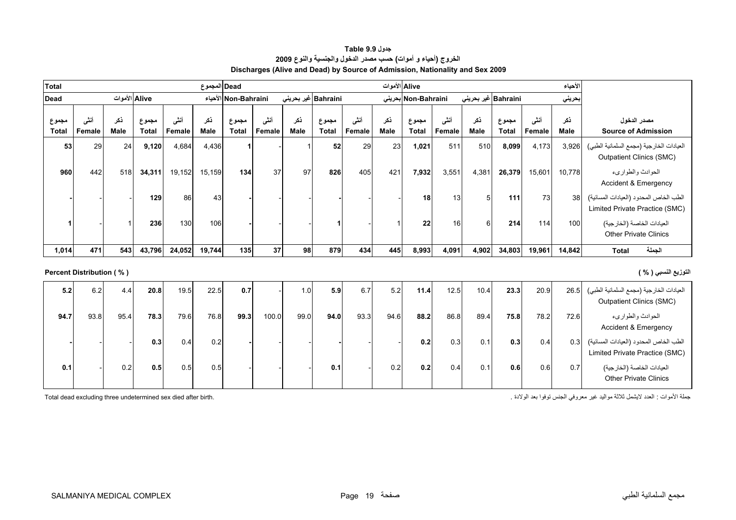# جدول Table 9.9

## الخروج (أحياء و أموات) حسب مصدر الدخول والجنسية والنوع 2009

## Discharges (Alive and Dead) by Source of Admission, Nationality and Sex 2009

| Total المجموع | | | | | | Dead الأموات | | | | | | Alive الأحياء | | | | | | |
|---|---|---|---|---|---|---|---|---|---|---|---|---|---|---|---|---|---|---|
| Dead الأموات | | | Alive الأحياء | | | Non-Bahraini غير بحريني | | | Bahraini بحريني | | | Non-Bahraini غير بحريني | | | Bahraini بحريني | | | |
| مجموع Total | أنثى Female | ذكر Male | مجموع Total | أنثى Female | ذكر Male | مجموع Total | أنثى Female | ذكر Male | مجموع Total | أنثى Female | ذكر Male | مجموع Total | أنثى Female | ذكر Male | مجموع Total | أنثى Female | ذكر Male | مصدر الدخول Source of Admission |
| **53** | 29 | 24 | **9,120** | 4,684 | 4,436 | **1** | - | 1 | **52** | 29 | 23 | **1,021** | 511 | 510 | **8,099** | 4,173 | 3,926 | العيادات الخارجية (مجمع السلمانية الطبي) Outpatient Clinics (SMC) |
| **960** | 442 | 518 | **34,311** | 19,152 | 15,159 | **134** | 37 | 97 | **826** | 405 | 421 | **7,932** | 3,551 | 4,381 | **26,379** | 15,601 | 10,778 | الحوادث والطوارىء Accident & Emergency |
| **-** | - | - | **129** | 86 | 43 | **-** | - | - | **-** | - | - | **18** | 13 | 5 | **111** | 73 | 38 | الطب الخاص المحدود (العيادات المسائية) Limited Private Practice (SMC) |
| **1** | - | 1 | **236** | 130 | 106 | **-** | - | - | **1** | - | 1 | **22** | 16 | 6 | **214** | 114 | 100 | العيادات الخاصة (الخارجية) Other Private Clinics |
| **1,014** | **471** | **543** | **43,796** | **24,052** | **19,744** | **135** | **37** | **98** | **879** | **434** | **445** | **8,993** | **4,091** | **4,902** | **34,803** | **19,961** | **14,842** | **Total الجملة** |

**Percent Distribution ( % ) التوزيع النسبي ( % )**

| مجموع Total | أنثى Female | ذكر Male | مجموع Total | أنثى Female | ذكر Male | مجموع Total | أنثى Female | ذكر Male | مجموع Total | أنثى Female | ذكر Male | مجموع Total | أنثى Female | ذكر Male | مجموع Total | أنثى Female | ذكر Male | مصدر الدخول Source of Admission |
|---|---|---|---|---|---|---|---|---|---|---|---|---|---|---|---|---|---|---|
| **5.2** | 6.2 | 4.4 | **20.8** | 19.5 | 22.5 | **0.7** | - | 1.0 | **5.9** | 6.7 | 5.2 | **11.4** | 12.5 | 10.4 | **23.3** | 20.9 | 26.5 | العيادات الخارجية (مجمع السلمانية الطبي) Outpatient Clinics (SMC) |
| **94.7** | 93.8 | 95.4 | **78.3** | 79.6 | 76.8 | **99.3** | 100.0 | 99.0 | **94.0** | 93.3 | 94.6 | **88.2** | 86.8 | 89.4 | **75.8** | 78.2 | 72.6 | الحوادث والطوارىء Accident & Emergency |
| **-** | - | - | **0.3** | 0.4 | 0.2 | **-** | - | - | **-** | - | - | **0.2** | 0.3 | 0.1 | **0.3** | 0.4 | 0.3 | الطب الخاص المحدود (العيادات المسائية) Limited Private Practice (SMC) |
| **0.1** | - | 0.2 | **0.5** | 0.5 | 0.5 | - | - | - | **0.1** | - | 0.2 | **0.2** | 0.4 | 0.1 | **0.6** | 0.6 | 0.7 | العيادات الخاصة (الخارجية) Other Private Clinics |

Total dead excluding three undetermined sex died after birth.

جملة الأموات : العدد لايشمل ثلاثة مواليد غير معروفي الجنس توفوا بعد الولادة .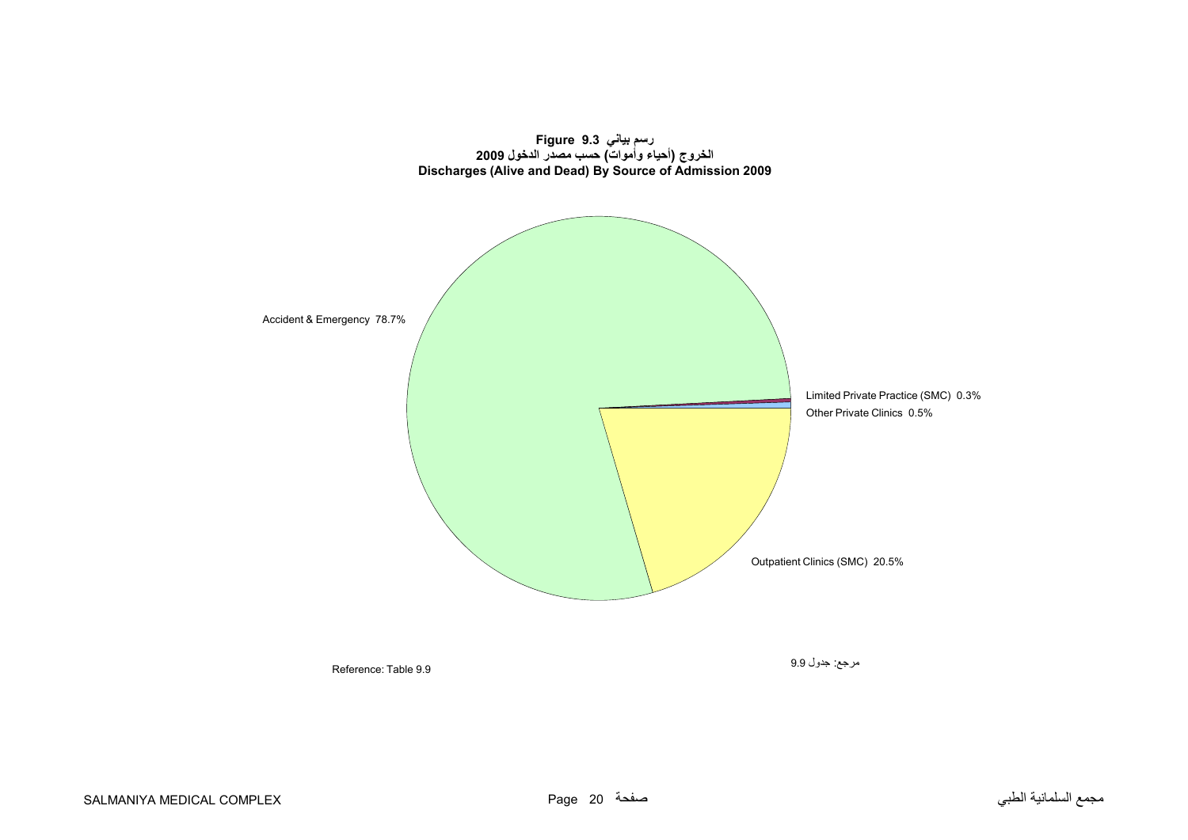**Figure 9.3 رسم بياني**

**الخروج (أحياء وأموات) حسب مصدر الدخول 2009**

**Discharges (Alive and Dead) By Source of Admission 2009**

Accident & Emergency 78.7%

Limited Private Practice (SMC) 0.3%

Other Private Clinics 0.5%

Outpatient Clinics (SMC) 20.5%

Reference: Table 9.9

مرجع: جدول 9.9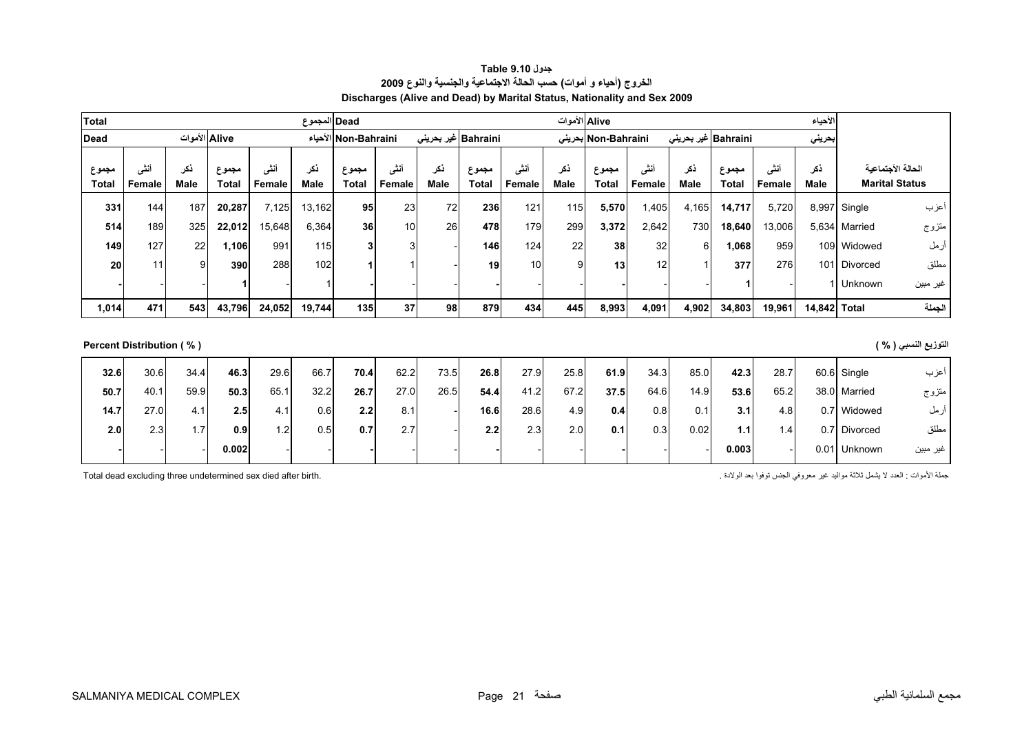# جدول Table 9.10

## الخروج (أحياء و أموات) حسب الحالة الاجتماعية والجنسية والنوع 2009

## Discharges (Alive and Dead) by Marital Status, Nationality and Sex 2009

| Total المجموع | | | | | | Dead الأموات | | | | | | Alive الأحياء | | | | | | | |
|---|---|---|---|---|---|---|---|---|---|---|---|---|---|---|---|---|---|---|---|
| Dead الأموات | | | Alive الأحياء | | | Non-Bahraini غير بحريني | | | Bahraini بحريني | | | Non-Bahraini غير بحريني | | | Bahraini بحريني | | | | |
| مجموع Total | أنثى Female | ذكر Male | مجموع Total | أنثى Female | ذكر Male | مجموع Total | أنثى Female | ذكر Male | مجموع Total | أنثى Female | ذكر Male | مجموع Total | أنثى Female | ذكر Male | مجموع Total | أنثى Female | ذكر Male | الحالة الأجتماعية Marital Status | |
| **331** | 144 | 187 | **20,287** | 7,125 | 13,162 | **95** | 23 | 72 | **236** | 121 | 115 | **5,570** | 1,405 | 4,165 | **14,717** | 5,720 | 8,997 | Single | أعزب |
| **514** | 189 | 325 | **22,012** | 15,648 | 6,364 | **36** | 10 | 26 | **478** | 179 | 299 | **3,372** | 2,642 | 730 | **18,640** | 13,006 | 5,634 | Married | متزوج |
| **149** | 127 | 22 | **1,106** | 991 | 115 | **3** | 3 | - | **146** | 124 | 22 | **38** | 32 | 6 | **1,068** | 959 | 109 | Widowed | أرمل |
| **20** | 11 | 9 | **390** | 288 | 102 | **1** | 1 | - | **19** | 10 | 9 | **13** | 12 | 1 | **377** | 276 | 101 | Divorced | مطلق |
| **-** | - | - | **1** | - | 1 | **-** | - | - | **-** | - | - | **-** | - | - | **1** | - | 1 | Unknown | غير مبين |
| **1,014** | **471** | **543** | **43,796** | **24,052** | **19,744** | **135** | **37** | **98** | **879** | **434** | **445** | **8,993** | **4,091** | **4,902** | **34,803** | **19,961** | **14,842** | **Total** | **الجملة** |

**Percent Distribution ( % )** **التوزيع النسبي ( % )**

| Total Dead | Female | Male | Total Alive | Female | Male | Total | Female | Male | Total | Female | Male | Total | Female | Male | Total | Female | Male | | |
|---|---|---|---|---|---|---|---|---|---|---|---|---|---|---|---|---|---|---|---|
| **32.6** | 30.6 | 34.4 | **46.3** | 29.6 | 66.7 | **70.4** | 62.2 | 73.5 | **26.8** | 27.9 | 25.8 | **61.9** | 34.3 | 85.0 | **42.3** | 28.7 | 60.6 | Single | أعزب |
| **50.7** | 40.1 | 59.9 | **50.3** | 65.1 | 32.2 | **26.7** | 27.0 | 26.5 | **54.4** | 41.2 | 67.2 | **37.5** | 64.6 | 14.9 | **53.6** | 65.2 | 38.0 | Married | متزوج |
| **14.7** | 27.0 | 4.1 | **2.5** | 4.1 | 0.6 | **2.2** | 8.1 | - | **16.6** | 28.6 | 4.9 | **0.4** | 0.8 | 0.1 | **3.1** | 4.8 | 0.7 | Widowed | أرمل |
| **2.0** | 2.3 | 1.7 | **0.9** | 1.2 | 0.5 | **0.7** | 2.7 | - | **2.2** | 2.3 | 2.0 | **0.1** | 0.3 | 0.02 | **1.1** | 1.4 | 0.7 | Divorced | مطلق |
| **-** | - | - | **0.002** | - | - | **-** | - | - | **-** | - | - | **-** | - | - | **0.003** | - | 0.01 | Unknown | غير مبين |

Total dead excluding three undetermined sex died after birth.

جملة الأموات : العدد لا يشمل ثلاثة مواليد غير معروفي الجنس توفوا بعد الولادة .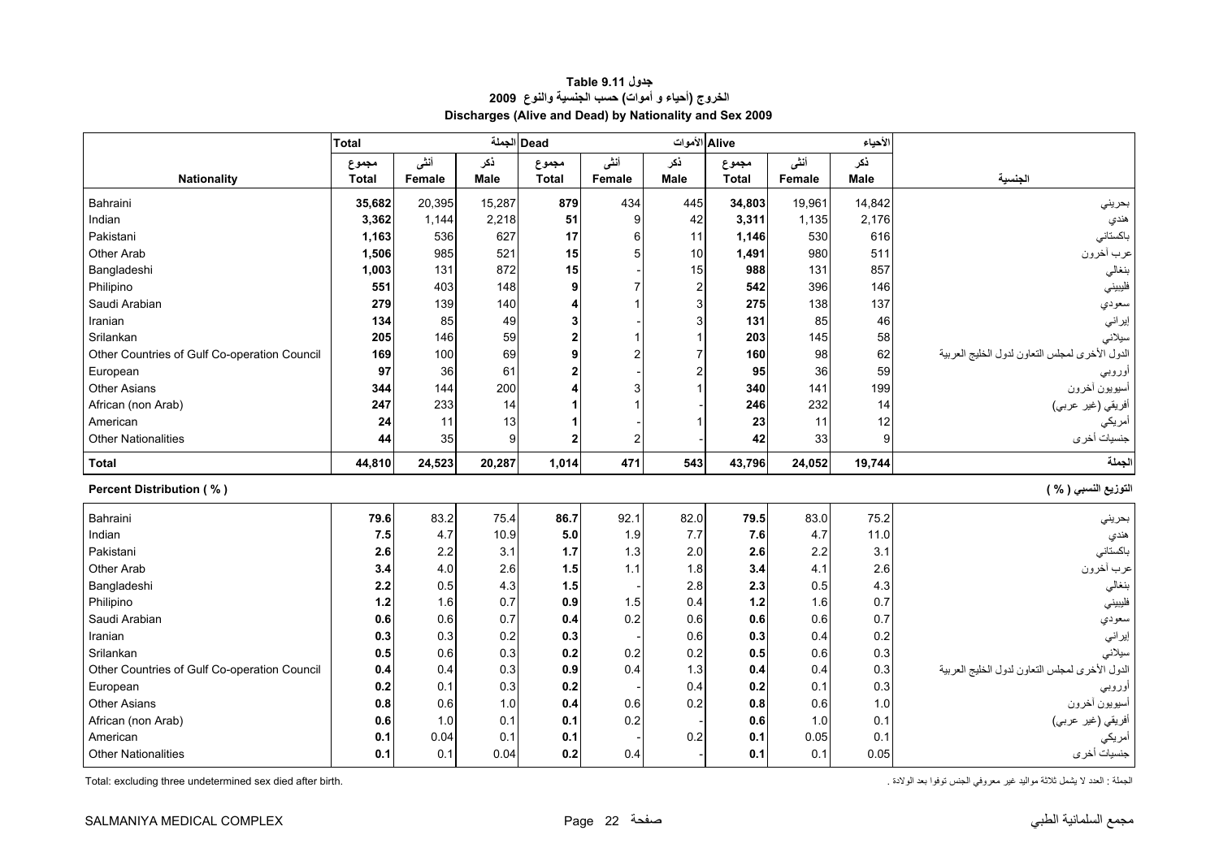# جدول Table 9.11
## الخروج (أحياء و أموات) حسب الجنسية والنوع 2009
## Discharges (Alive and Dead) by Nationality and Sex 2009

| | Total الجملة | | | Dead الأموات | | | Alive الأحياء | | | |
|---|---|---|---|---|---|---|---|---|---|---|
| Nationality | مجموع Total | أنثى Female | ذكر Male | مجموع Total | أنثى Female | ذكر Male | مجموع Total | أنثى Female | ذكر Male | الجنسية |
| Bahraini | **35,682** | 20,395 | 15,287 | **879** | 434 | 445 | **34,803** | 19,961 | 14,842 | بحريني |
| Indian | **3,362** | 1,144 | 2,218 | **51** | 9 | 42 | **3,311** | 1,135 | 2,176 | هندي |
| Pakistani | **1,163** | 536 | 627 | **17** | 6 | 11 | **1,146** | 530 | 616 | باكستاني |
| Other Arab | **1,506** | 985 | 521 | **15** | 5 | 10 | **1,491** | 980 | 511 | عرب آخرون |
| Bangladeshi | **1,003** | 131 | 872 | **15** | - | 15 | **988** | 131 | 857 | بنغالي |
| Philipino | **551** | 403 | 148 | **9** | 7 | 2 | **542** | 396 | 146 | فلبيني |
| Saudi Arabian | **279** | 139 | 140 | **4** | 1 | 3 | **275** | 138 | 137 | سعودي |
| Iranian | **134** | 85 | 49 | **3** | - | 3 | **131** | 85 | 46 | إيراني |
| Srilankan | **205** | 146 | 59 | **2** | 1 | 1 | **203** | 145 | 58 | سيلاني |
| Other Countries of Gulf Co-operation Council | **169** | 100 | 69 | **9** | 2 | 7 | **160** | 98 | 62 | الدول الأخرى لمجلس التعاون لدول الخليج العربية |
| European | **97** | 36 | 61 | **2** | - | 2 | **95** | 36 | 59 | أوروبي |
| Other Asians | **344** | 144 | 200 | **4** | 3 | 1 | **340** | 141 | 199 | أسيويون آخرون |
| African (non Arab) | **247** | 233 | 14 | **1** | 1 | - | **246** | 232 | 14 | أفريقي (غير عربي) |
| American | **24** | 11 | 13 | **1** | - | 1 | **23** | 11 | 12 | أمريكي |
| Other Nationalities | **44** | 35 | 9 | **2** | 2 | - | **42** | 33 | 9 | جنسيات أخرى |
| **Total** | **44,810** | **24,523** | **20,287** | **1,014** | **471** | **543** | **43,796** | **24,052** | **19,744** | **الجملة** |
| **Percent Distribution ( % )** | | | | | | | | | | **التوزيع النسبي ( % )** |
| Bahraini | **79.6** | 83.2 | 75.4 | **86.7** | 92.1 | 82.0 | **79.5** | 83.0 | 75.2 | بحريني |
| Indian | **7.5** | 4.7 | 10.9 | **5.0** | 1.9 | 7.7 | **7.6** | 4.7 | 11.0 | هندي |
| Pakistani | **2.6** | 2.2 | 3.1 | **1.7** | 1.3 | 2.0 | **2.6** | 2.2 | 3.1 | باكستاني |
| Other Arab | **3.4** | 4.0 | 2.6 | **1.5** | 1.1 | 1.8 | **3.4** | 4.1 | 2.6 | عرب آخرون |
| Bangladeshi | **2.2** | 0.5 | 4.3 | **1.5** | - | 2.8 | **2.3** | 0.5 | 4.3 | بنغالي |
| Philipino | **1.2** | 1.6 | 0.7 | **0.9** | 1.5 | 0.4 | **1.2** | 1.6 | 0.7 | فلبيني |
| Saudi Arabian | **0.6** | 0.6 | 0.7 | **0.4** | 0.2 | 0.6 | **0.6** | 0.6 | 0.7 | سعودي |
| Iranian | **0.3** | 0.3 | 0.2 | **0.3** | - | 0.6 | **0.3** | 0.4 | 0.2 | إيراني |
| Srilankan | **0.5** | 0.6 | 0.3 | **0.2** | 0.2 | 0.2 | **0.5** | 0.6 | 0.3 | سيلاني |
| Other Countries of Gulf Co-operation Council | **0.4** | 0.4 | 0.3 | **0.9** | 0.4 | 1.3 | **0.4** | 0.4 | 0.3 | الدول الأخرى لمجلس التعاون لدول الخليج العربية |
| European | **0.2** | 0.1 | 0.3 | **0.2** | - | 0.4 | **0.2** | 0.1 | 0.3 | أوروبي |
| Other Asians | **0.8** | 0.6 | 1.0 | **0.4** | 0.6 | 0.2 | **0.8** | 0.6 | 1.0 | أسيويون آخرون |
| African (non Arab) | **0.6** | 1.0 | 0.1 | **0.1** | 0.2 | - | **0.6** | 1.0 | 0.1 | أفريقي (غير عربي) |
| American | **0.1** | 0.04 | 0.1 | **0.1** | - | 0.2 | **0.1** | 0.05 | 0.1 | أمريكي |
| Other Nationalities | **0.1** | 0.1 | 0.04 | **0.2** | 0.4 | - | **0.1** | 0.1 | 0.05 | جنسيات أخرى |

Total: excluding three undetermined sex died after birth.

الجملة : العدد لا يشمل ثلاثة مواليد غير معروفي الجنس توفوا بعد الولادة .

SALMANIYA MEDICAL COMPLEX مجمع السلمانية الطبي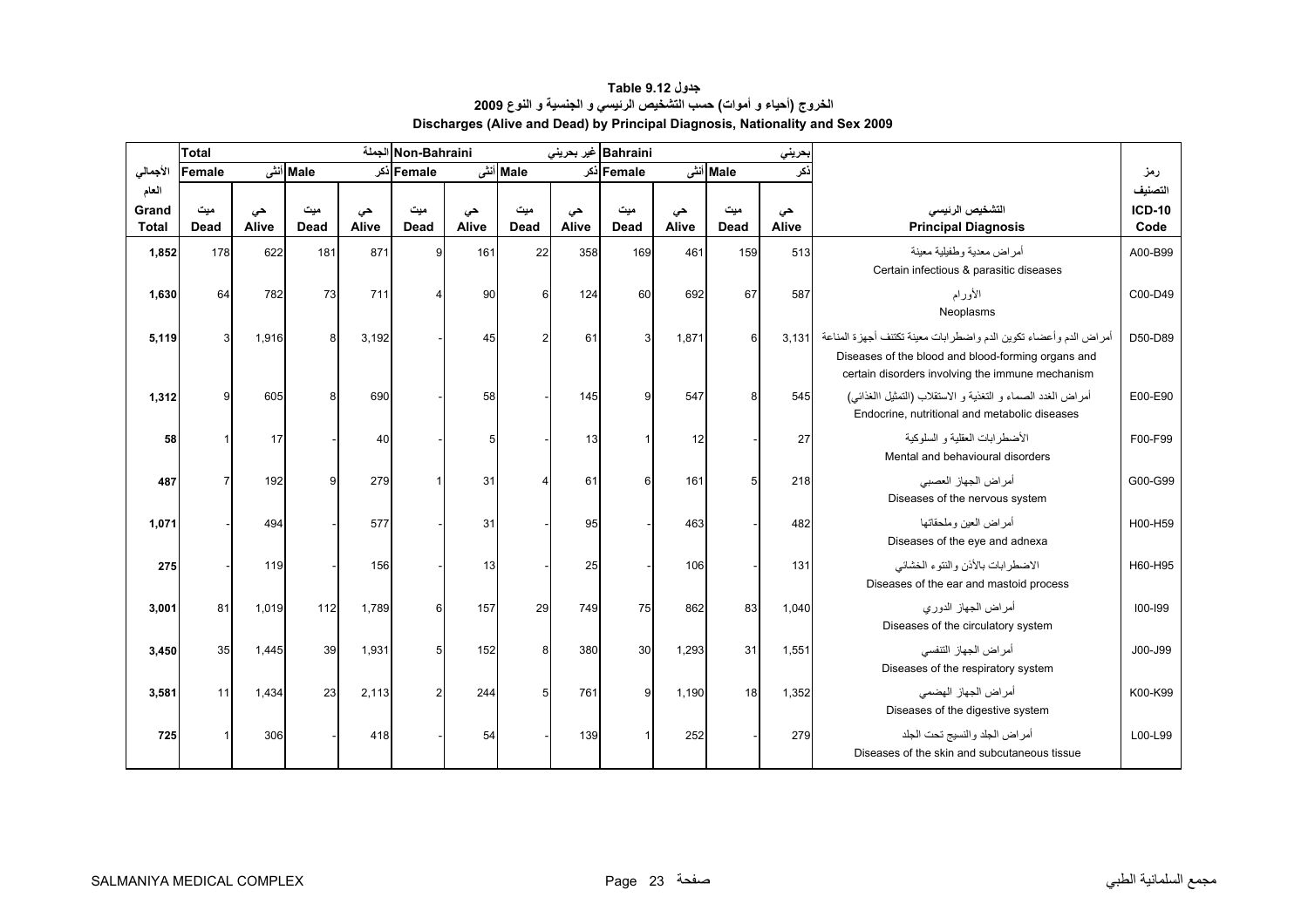# جدول 9.12 Table

## الخروج (أحياء و أموات) حسب التشخيص الرئيسي و الجنسية و النوع 2009

## Discharges (Alive and Dead) by Principal Diagnosis, Nationality and Sex 2009

| الأجمالي العام Grand Total | Total الجملة | | | | Non-Bahraini غير بحريني | | | | Bahraini بحريني | | | | التشخيص الرئيسي Principal Diagnosis | رمز التصنيف ICD-10 Code |
|---|---|---|---|---|---|---|---|---|---|---|---|---|---|---|
| | Female أنثى | | Male ذكر | | Female أنثى | | Male ذكر | | Female أنثى | | Male ذكر | | | |
| | ميت Dead | حي Alive | ميت Dead | حي Alive | ميت Dead | حي Alive | ميت Dead | حي Alive | ميت Dead | حي Alive | ميت Dead | حي Alive | | |
| **1,852** | 178 | 622 | 181 | 871 | 9 | 161 | 22 | 358 | 169 | 461 | 159 | 513 | أمراض معدية وطفيلية معينة Certain infectious & parasitic diseases | A00-B99 |
| **1,630** | 64 | 782 | 73 | 711 | 4 | 90 | 6 | 124 | 60 | 692 | 67 | 587 | الأورام Neoplasms | C00-D49 |
| **5,119** | 3 | 1,916 | 8 | 3,192 | - | 45 | 2 | 61 | 3 | 1,871 | 6 | 3,131 | أمراض الدم وأعضاء تكوين الدم واضطرابات معينة تكتنف أجهزة المناعة Diseases of the blood and blood-forming organs and certain disorders involving the immune mechanism | D50-D89 |
| **1,312** | 9 | 605 | 8 | 690 | - | 58 | - | 145 | 9 | 547 | 8 | 545 | أمراض الغدد الصماء و التغذية و الاستقلاب (التمثيل الغذائي) Endocrine, nutritional and metabolic diseases | E00-E90 |
| **58** | 1 | 17 | - | 40 | - | 5 | - | 13 | 1 | 12 | - | 27 | الأضطرابات العقلية و السلوكية Mental and behavioural disorders | F00-F99 |
| **487** | 7 | 192 | 9 | 279 | 1 | 31 | 4 | 61 | 6 | 161 | 5 | 218 | أمراض الجهاز العصبي Diseases of the nervous system | G00-G99 |
| **1,071** | - | 494 | - | 577 | - | 31 | - | 95 | - | 463 | - | 482 | أمراض العين وملحقاتها Diseases of the eye and adnexa | H00-H59 |
| **275** | - | 119 | - | 156 | - | 13 | - | 25 | - | 106 | - | 131 | الاضطرابات بالأذن والنتوء الخشائي Diseases of the ear and mastoid process | H60-H95 |
| **3,001** | 81 | 1,019 | 112 | 1,789 | 6 | 157 | 29 | 749 | 75 | 862 | 83 | 1,040 | أمراض الجهاز الدوري Diseases of the circulatory system | I00-I99 |
| **3,450** | 35 | 1,445 | 39 | 1,931 | 5 | 152 | 8 | 380 | 30 | 1,293 | 31 | 1,551 | أمراض الجهاز التنفسي Diseases of the respiratory system | J00-J99 |
| **3,581** | 11 | 1,434 | 23 | 2,113 | 2 | 244 | 5 | 761 | 9 | 1,190 | 18 | 1,352 | أمراض الجهاز الهضمي Diseases of the digestive system | K00-K99 |
| **725** | 1 | 306 | - | 418 | - | 54 | - | 139 | 1 | 252 | - | 279 | أمراض الجلد والنسيج تحت الجلد Diseases of the skin and subcutaneous tissue | L00-L99 |

SALMANIYA MEDICAL COMPLEX — مجمع السلمانية الطبي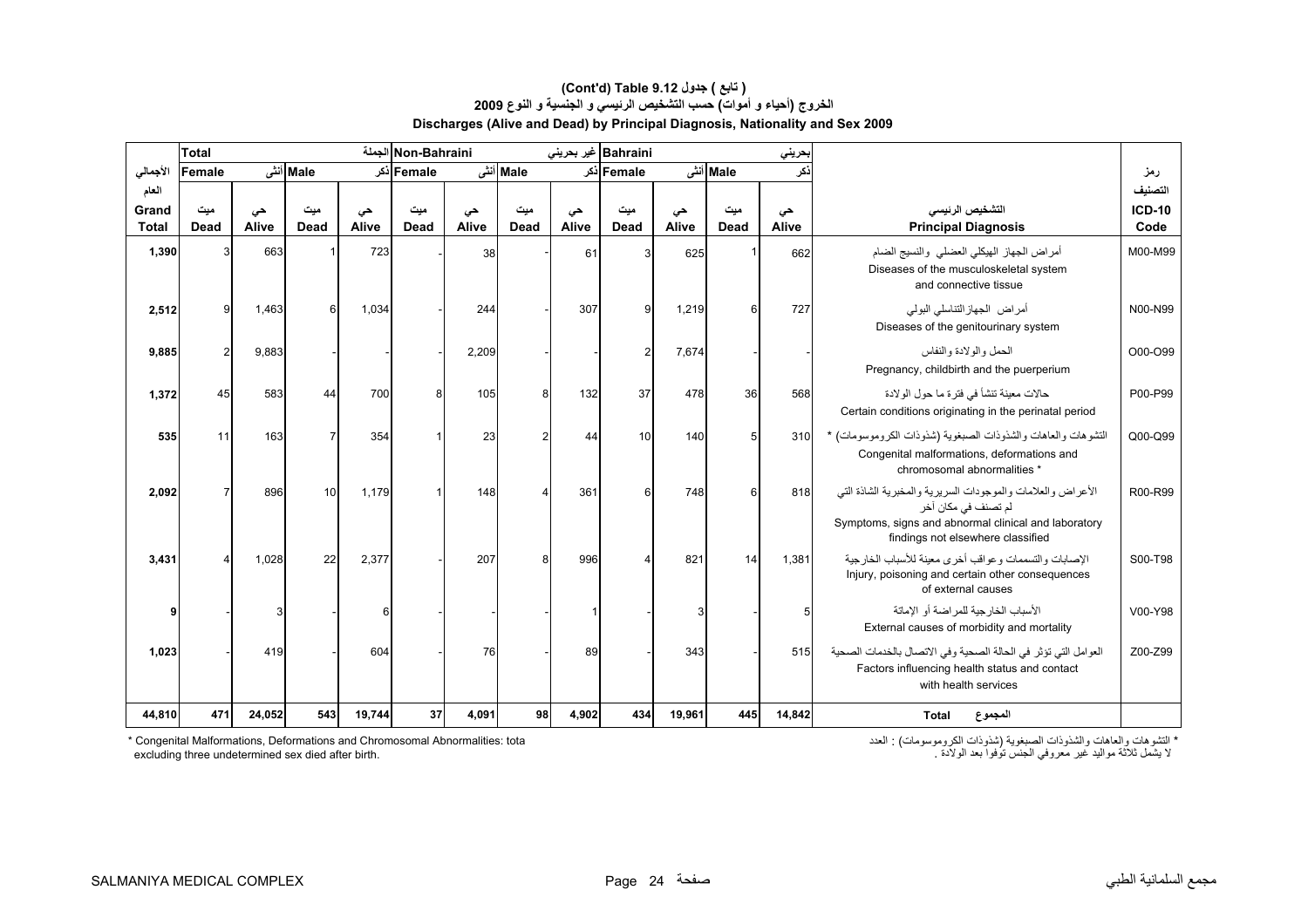**(Cont'd) Table 9.12 جدول ( تابع )**

**الخروج (أحياء و أموات) حسب التشخيص الرئيسي و الجنسية و النوع 2009**

**Discharges (Alive and Dead) by Principal Diagnosis, Nationality and Sex 2009**

| الأجمالي العام Grand Total | Total الجملة | | | | Non-Bahraini غير بحريني | | | | Bahraini بحريني | | | | التشخيص الرئيسي Principal Diagnosis | رمز التصنيف ICD-10 Code |
|---|---|---|---|---|---|---|---|---|---|---|---|---|---|---|
| | Female أنثى | | Male ذكر | | Female أنثى | | Male ذكر | | Female أنثى | | Male ذكر | | | |
| | ميت Dead | حي Alive | ميت Dead | حي Alive | ميت Dead | حي Alive | ميت Dead | حي Alive | ميت Dead | حي Alive | ميت Dead | حي Alive | | |
| 1,390 | 3 | 663 | 1 | 723 | - | 38 | - | 61 | 3 | 625 | 1 | 662 | أمراض الجهاز الهيكلي العضلي والنسيج الضام Diseases of the musculoskeletal system and connective tissue | M00-M99 |
| 2,512 | 9 | 1,463 | 6 | 1,034 | - | 244 | - | 307 | 9 | 1,219 | 6 | 727 | أمراض الجهازالتناسلي البولي Diseases of the genitourinary system | N00-N99 |
| 9,885 | 2 | 9,883 | - | - | - | 2,209 | - | - | 2 | 7,674 | - | - | الحمل والولادة والنفاس Pregnancy, childbirth and the puerperium | O00-O99 |
| 1,372 | 45 | 583 | 44 | 700 | 8 | 105 | 8 | 132 | 37 | 478 | 36 | 568 | حالات معينة تنشأ في فترة ما حول الولادة Certain conditions originating in the perinatal period | P00-P99 |
| 535 | 11 | 163 | 7 | 354 | 1 | 23 | 2 | 44 | 10 | 140 | 5 | 310 | التشوهات والعاهات والشذوذات الصبغوية (شذوذات الكروموسومات) * Congenital malformations, deformations and chromosomal abnormalities * | Q00-Q99 |
| 2,092 | 7 | 896 | 10 | 1,179 | 1 | 148 | 4 | 361 | 6 | 748 | 6 | 818 | الأعراض والعلامات والموجودات السريرية والمخبرية الشاذة التي لم تصنف في مكان آخر Symptoms, signs and abnormal clinical and laboratory findings not elsewhere classified | R00-R99 |
| 3,431 | 4 | 1,028 | 22 | 2,377 | - | 207 | 8 | 996 | 4 | 821 | 14 | 1,381 | الإصابات والتسممات وعواقب أخرى معينة للأسباب الخارجية Injury, poisoning and certain other consequences of external causes | S00-T98 |
| 9 | - | 3 | - | 6 | - | - | - | 1 | - | 3 | - | 5 | الأسباب الخارجية للمراضة أو الإماتة External causes of morbidity and mortality | V00-Y98 |
| 1,023 | - | 419 | - | 604 | - | 76 | - | 89 | - | 343 | - | 515 | العوامل التي تؤثر في الحالة الصحية وفي الاتصال بالخدمات الصحية Factors influencing health status and contact with health services | Z00-Z99 |
| 44,810 | 471 | 24,052 | 543 | 19,744 | 37 | 4,091 | 98 | 4,902 | 434 | 19,961 | 445 | 14,842 | Total المجموع | |

\* Congenital Malformations, Deformations and Chromosomal Abnormalities: tota excluding three undetermined sex died after birth.

\* التشوهات والعاهات والشذوذات الصبغوية (شذوذات الكروموسومات) : العدد لا يشمل ثلاثة مواليد غير معروفي الجنس توفوا بعد الولادة .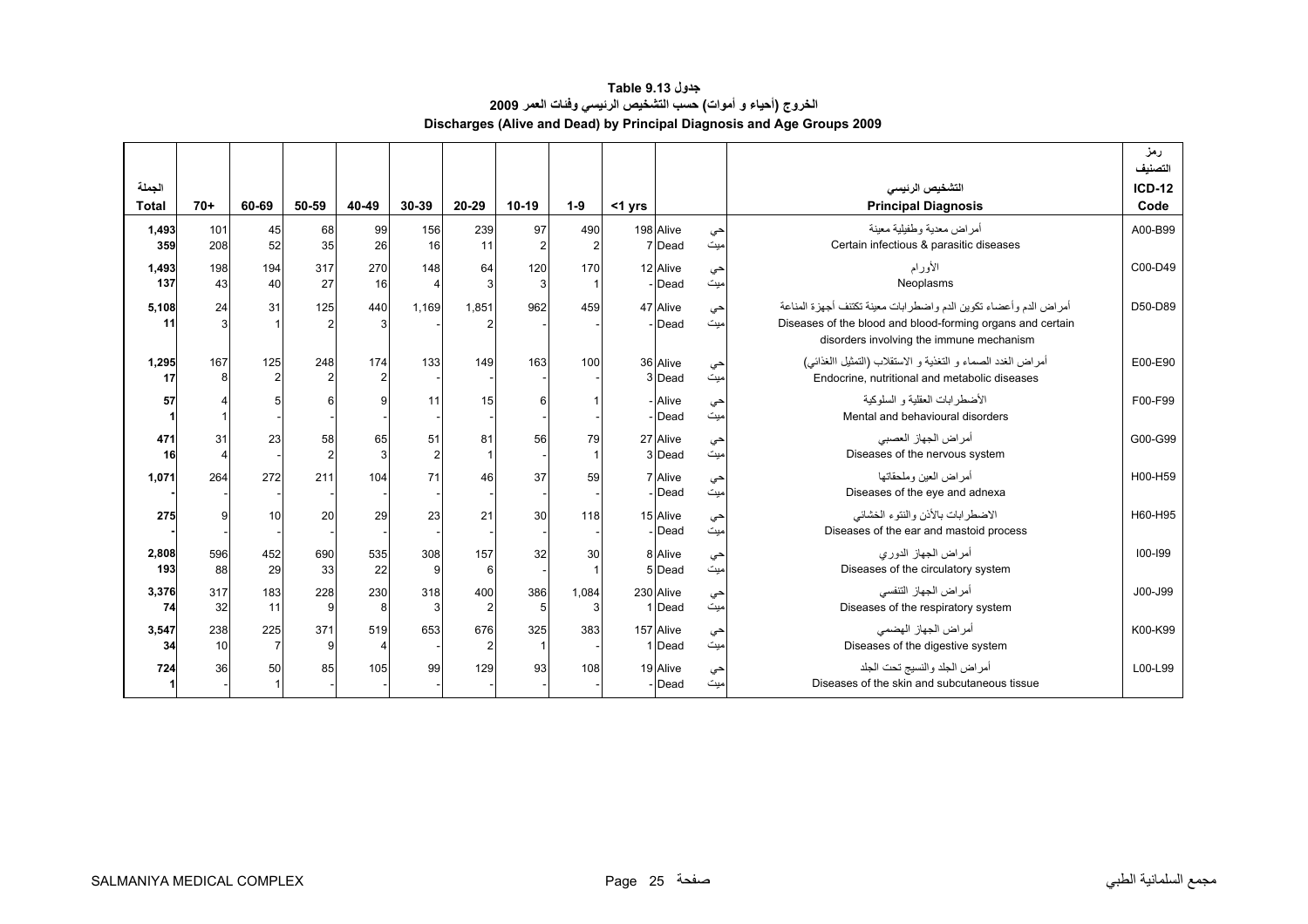# جدول 9.13 Table

## الخروج (أحياء و أموات) حسب التشخيص الرئيسي وفئات العمر 2009

## Discharges (Alive and Dead) by Principal Diagnosis and Age Groups 2009

| الجملة Total | 70+ | 60-69 | 50-59 | 40-49 | 30-39 | 20-29 | 10-19 | 1-9 | <1 yrs | | | التشخيص الرئيسي Principal Diagnosis | رمز التصنيف ICD-12 Code |
|---|---|---|---|---|---|---|---|---|---|---|---|---|---|
| 1,493 | 101 | 45 | 68 | 99 | 156 | 239 | 97 | 490 | 198 | Alive | حي | أمراض معدية وطفيلية معينة Certain infectious & parasitic diseases | A00-B99 |
| 359 | 208 | 52 | 35 | 26 | 16 | 11 | 2 | 2 | 7 | Dead | ميت | | |
| 1,493 | 198 | 194 | 317 | 270 | 148 | 64 | 120 | 170 | 12 | Alive | حي | الأورام Neoplasms | C00-D49 |
| 137 | 43 | 40 | 27 | 16 | 4 | 3 | 3 | 1 | - | Dead | ميت | | |
| 5,108 | 24 | 31 | 125 | 440 | 1,169 | 1,851 | 962 | 459 | 47 | Alive | حي | أمراض الدم وأعضاء تكوين الدم واضطرابات معينة تكتنف أجهزة المناعة Diseases of the blood and blood-forming organs and certain disorders involving the immune mechanism | D50-D89 |
| 11 | 3 | 1 | 2 | 3 | - | 2 | - | - | - | Dead | ميت | | |
| 1,295 | 167 | 125 | 248 | 174 | 133 | 149 | 163 | 100 | 36 | Alive | حي | أمراض الغدد الصماء و التغذية و الاستقلاب (التمثيل الغذائي) Endocrine, nutritional and metabolic diseases | E00-E90 |
| 17 | 8 | 2 | 2 | 2 | - | - | - | - | 3 | Dead | ميت | | |
| 57 | 4 | 5 | 6 | 9 | 11 | 15 | 6 | 1 | - | Alive | حي | الأضطرابات العقلية و السلوكية Mental and behavioural disorders | F00-F99 |
| 1 | 1 | - | - | - | - | - | - | - | - | Dead | ميت | | |
| 471 | 31 | 23 | 58 | 65 | 51 | 81 | 56 | 79 | 27 | Alive | حي | أمراض الجهاز العصبي Diseases of the nervous system | G00-G99 |
| 16 | 4 | - | 2 | 3 | 2 | 1 | - | 1 | 3 | Dead | ميت | | |
| 1,071 | 264 | 272 | 211 | 104 | 71 | 46 | 37 | 59 | 7 | Alive | حي | أمراض العين وملحقاتها Diseases of the eye and adnexa | H00-H59 |
| - | - | - | - | - | - | - | - | - | - | Dead | ميت | | |
| 275 | 9 | 10 | 20 | 29 | 23 | 21 | 30 | 118 | 15 | Alive | حي | الاضطرابات بالأذن والنتوء الخشائي Diseases of the ear and mastoid process | H60-H95 |
| - | - | - | - | - | - | - | - | - | - | Dead | ميت | | |
| 2,808 | 596 | 452 | 690 | 535 | 308 | 157 | 32 | 30 | 8 | Alive | حي | أمراض الجهاز الدوري Diseases of the circulatory system | I00-I99 |
| 193 | 88 | 29 | 33 | 22 | 9 | 6 | - | 1 | 5 | Dead | ميت | | |
| 3,376 | 317 | 183 | 228 | 230 | 318 | 400 | 386 | 1,084 | 230 | Alive | حي | أمراض الجهاز التنفسي Diseases of the respiratory system | J00-J99 |
| 74 | 32 | 11 | 9 | 8 | 3 | 2 | 5 | 3 | 1 | Dead | ميت | | |
| 3,547 | 238 | 225 | 371 | 519 | 653 | 676 | 325 | 383 | 157 | Alive | حي | أمراض الجهاز الهضمي Diseases of the digestive system | K00-K99 |
| 34 | 10 | 7 | 9 | 4 | - | 2 | 1 | - | 1 | Dead | ميت | | |
| 724 | 36 | 50 | 85 | 105 | 99 | 129 | 93 | 108 | 19 | Alive | حي | أمراض الجلد والنسيج تحت الجلد Diseases of the skin and subcutaneous tissue | L00-L99 |
| 1 | - | 1 | - | - | - | - | - | - | - | Dead | ميت | | |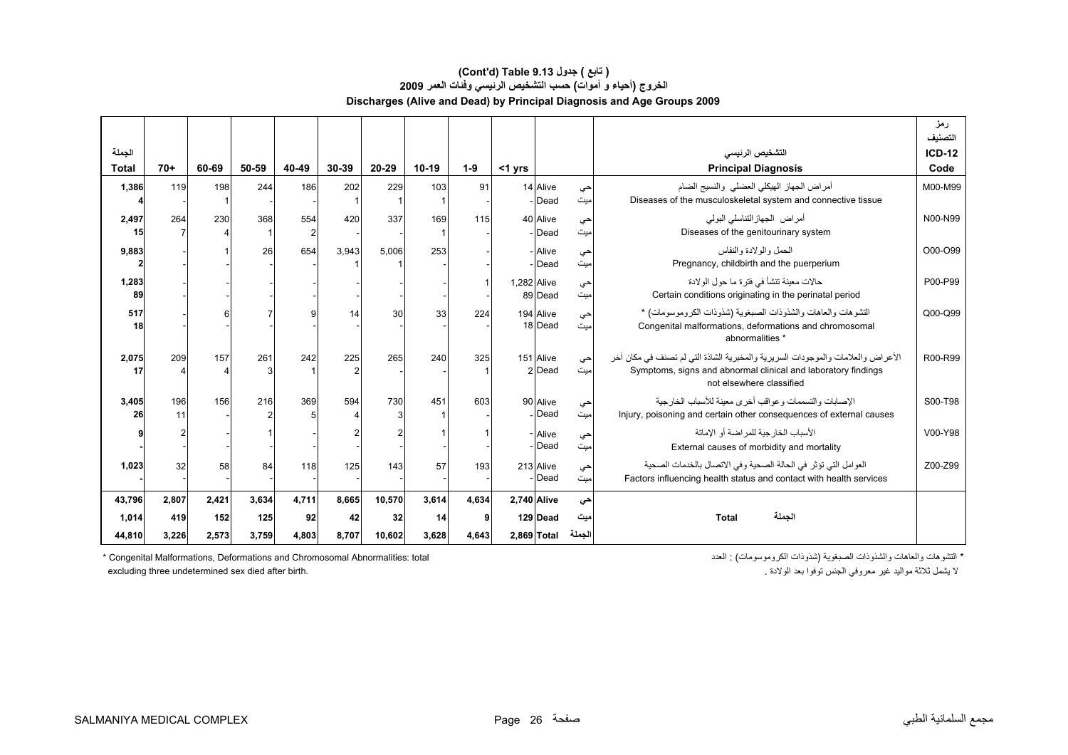# (Cont'd) Table 9.13 جدول ( تابع )

## الخروج (أحياء و أموات) حسب التشخيص الرئيسي وفئات العمر 2009

## Discharges (Alive and Dead) by Principal Diagnosis and Age Groups 2009

| الجملة Total | 70+ | 60-69 | 50-59 | 40-49 | 30-39 | 20-29 | 10-19 | 1-9 | <1 yrs | | | التشخيص الرئيسي Principal Diagnosis | رمز التصنيف ICD-12 Code |
|---|---|---|---|---|---|---|---|---|---|---|---|---|---|
| 1,386 | 119 | 198 | 244 | 186 | 202 | 229 | 103 | 91 | 14 | Alive | حي | أمراض الجهاز الهيكلي العضلي والنسيج الضام Diseases of the musculoskeletal system and connective tissue | M00-M99 |
| 4 | - | 1 | - | - | 1 | 1 | 1 | - | - | Dead | ميت | | |
| 2,497 | 264 | 230 | 368 | 554 | 420 | 337 | 169 | 115 | 40 | Alive | حي | أمراض الجهازالتناسلي البولي Diseases of the genitourinary system | N00-N99 |
| 15 | 7 | 4 | 1 | 2 | - | - | 1 | - | - | Dead | ميت | | |
| 9,883 | - | 1 | 26 | 654 | 3,943 | 5,006 | 253 | - | - | Alive | حي | الحمل والولادة والنفاس Pregnancy, childbirth and the puerperium | O00-O99 |
| 2 | - | - | - | - | 1 | 1 | - | - | - | Dead | ميت | | |
| 1,283 | - | - | - | - | - | - | - | 1 | 1,282 | Alive | حي | حالات معينة تنشأ في فترة ما حول الولادة Certain conditions originating in the perinatal period | P00-P99 |
| 89 | - | - | - | - | - | - | - | - | 89 | Dead | ميت | | |
| 517 | - | 6 | 7 | 9 | 14 | 30 | 33 | 224 | 194 | Alive | حي | التشوهات والعاهات والشذوذات الصبغوية (شذوذات الكروموسومات) * Congenital malformations, deformations and chromosomal abnormalities * | Q00-Q99 |
| 18 | - | - | - | - | - | - | - | - | 18 | Dead | ميت | | |
| 2,075 | 209 | 157 | 261 | 242 | 225 | 265 | 240 | 325 | 151 | Alive | حي | الأعراض والعلامات والموجودات السريرية والمخبرية الشاذة التي لم تصنف في مكان آخر Symptoms, signs and abnormal clinical and laboratory findings not elsewhere classified | R00-R99 |
| 17 | 4 | 4 | 3 | 1 | 2 | - | - | 1 | 2 | Dead | ميت | | |
| 3,405 | 196 | 156 | 216 | 369 | 594 | 730 | 451 | 603 | 90 | Alive | حي | الإصابات والتسممات وعواقب أخرى معينة للأسباب الخارجية Injury, poisoning and certain other consequences of external causes | S00-T98 |
| 26 | 11 | - | 2 | 5 | 4 | 3 | 1 | - | - | Dead | ميت | | |
| 9 | 2 | - | 1 | - | 2 | 2 | 1 | 1 | - | Alive | حي | الأسباب الخارجية للمراضة أو الإماتة External causes of morbidity and mortality | V00-Y98 |
| - | - | - | - | - | - | - | - | - | - | Dead | ميت | | |
| 1,023 | 32 | 58 | 84 | 118 | 125 | 143 | 57 | 193 | 213 | Alive | حي | العوامل التي تؤثر في الحالة الصحية وفي الاتصال بالخدمات الصحية Factors influencing health status and contact with health services | Z00-Z99 |
| - | - | - | - | - | - | - | - | - | - | Dead | ميت | | |
| **43,796** | **2,807** | **2,421** | **3,634** | **4,711** | **8,665** | **10,570** | **3,614** | **4,634** | **2,740** | **Alive** | **حي** | **Total الجملة** | |
| **1,014** | **419** | **152** | **125** | **92** | **42** | **32** | **14** | **9** | **129** | **Dead** | **ميت** | | |
| **44,810** | **3,226** | **2,573** | **3,759** | **4,803** | **8,707** | **10,602** | **3,628** | **4,643** | **2,869** | **Total** | **الجملة** | | |

\* Congenital Malformations, Deformations and Chromosomal Abnormalities: total excluding three undetermined sex died after birth.

\* التشوهات والعاهات والشذوذات الصبغوية (شذوذات الكروموسومات) : العدد لا يشمل ثلاثة مواليد غير معروفي الجنس توفوا بعد الولادة .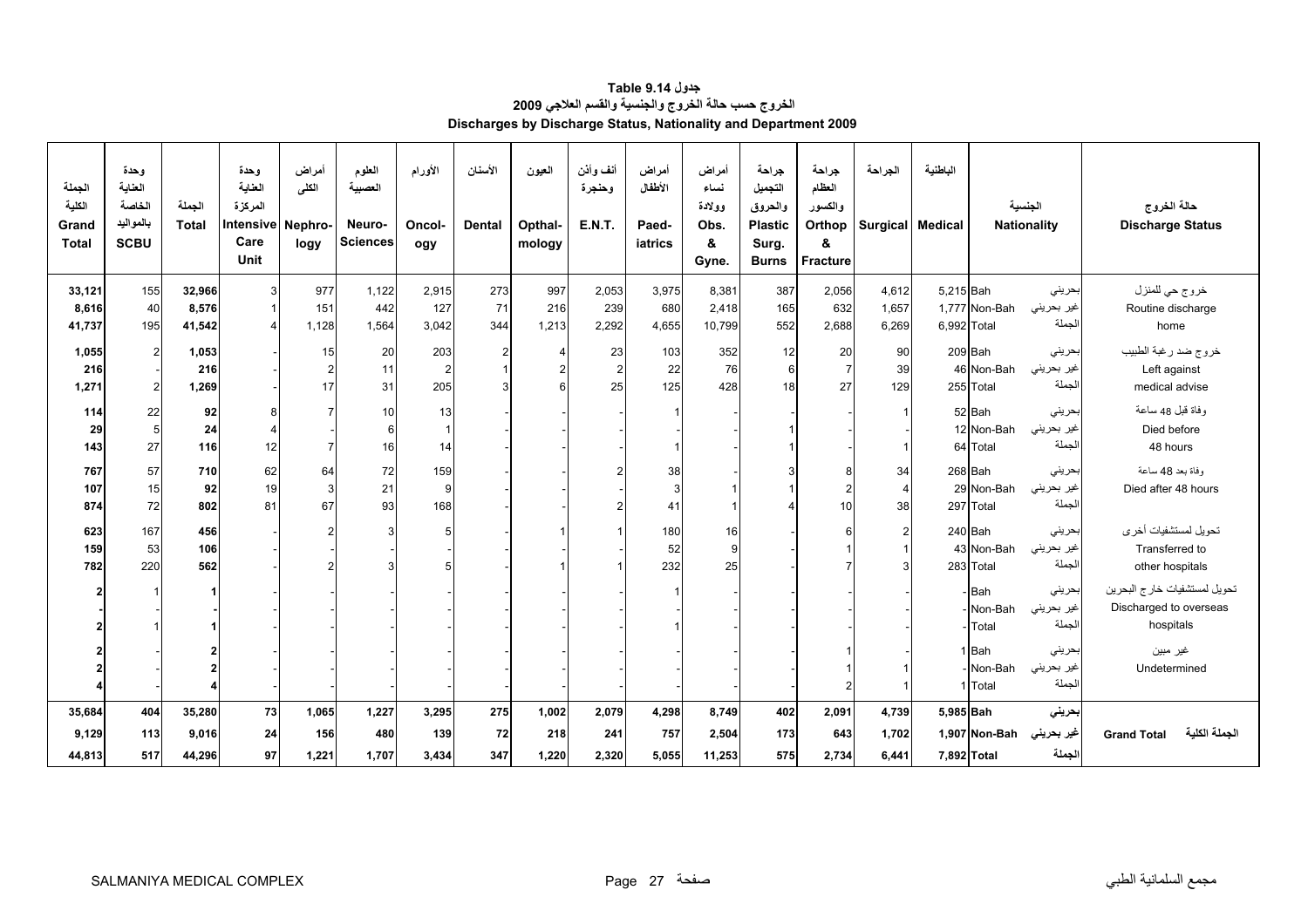# جدول 9.14 Table

## الخروج حسب حالة الخروج والجنسية والقسم العلاجي 2009

## Discharges by Discharge Status, Nationality and Department 2009

| الجملة الكلية Grand Total | وحدة العناية الخاصة بالمواليد SCBU | الجملة Total | وحدة العناية المركزة Intensive Care Unit | أمراض الكلى Nephro-logy | العلوم العصبية Neuro-Sciences | الأورام Oncol-ogy | الأسنان Dental | العيون Opthal-mology | أنف وأذن وحنجرة E.N.T. | أمراض الأطفال Paed-iatrics | أمراض نساء وولادة Obs. & Gyne. | جراحة التجميل والحروق Plastic Surg. Burns | جراحة العظام والكسور Orthop & Fracture | الجراحة Surgical | الباطنية Medical | الجنسية Nationality | | حالة الخروج Discharge Status |
|---|---|---|---|---|---|---|---|---|---|---|---|---|---|---|---|---|---|---|
| 33,121 | 155 | 32,966 | 3 | 977 | 1,122 | 2,915 | 273 | 997 | 2,053 | 3,975 | 8,381 | 387 | 2,056 | 4,612 | 5,215 | Bah | بحريني | خروج حي للمنزل Routine discharge home |
| 8,616 | 40 | 8,576 | 1 | 151 | 442 | 127 | 71 | 216 | 239 | 680 | 2,418 | 165 | 632 | 1,657 | 1,777 | Non-Bah | غير بحريني | |
| 41,737 | 195 | 41,542 | 4 | 1,128 | 1,564 | 3,042 | 344 | 1,213 | 2,292 | 4,655 | 10,799 | 552 | 2,688 | 6,269 | 6,992 | Total | الجملة | |
| 1,055 | 2 | 1,053 | - | 15 | 20 | 203 | 2 | 4 | 23 | 103 | 352 | 12 | 20 | 90 | 209 | Bah | بحريني | خروج ضد رغبة الطبيب Left against medical advise |
| 216 | - | 216 | - | 2 | 11 | 2 | 1 | 2 | 2 | 22 | 76 | 6 | 7 | 39 | 46 | Non-Bah | غير بحريني | |
| 1,271 | 2 | 1,269 | - | 17 | 31 | 205 | 3 | 6 | 25 | 125 | 428 | 18 | 27 | 129 | 255 | Total | الجملة | |
| 114 | 22 | 92 | 8 | 7 | 10 | 13 | - | - | - | 1 | - | - | - | 1 | 52 | Bah | بحريني | وفاة قبل 48 ساعة Died before 48 hours |
| 29 | 5 | 24 | 4 | - | 6 | 1 | - | - | - | - | - | 1 | - | - | 12 | Non-Bah | غير بحريني | |
| 143 | 27 | 116 | 12 | 7 | 16 | 14 | - | - | - | 1 | - | 1 | - | 1 | 64 | Total | الجملة | |
| 767 | 57 | 710 | 62 | 64 | 72 | 159 | - | - | 2 | 38 | - | 3 | 8 | 34 | 268 | Bah | بحريني | وفاة بعد 48 ساعة Died after 48 hours |
| 107 | 15 | 92 | 19 | 3 | 21 | 9 | - | - | - | 3 | 1 | 1 | 2 | 4 | 29 | Non-Bah | غير بحريني | |
| 874 | 72 | 802 | 81 | 67 | 93 | 168 | - | - | 2 | 41 | 1 | 4 | 10 | 38 | 297 | Total | الجملة | |
| 623 | 167 | 456 | - | 2 | 3 | 5 | - | 1 | 1 | 180 | 16 | - | 6 | 2 | 240 | Bah | بحريني | تحويل لمستشفيات أخرى Transferred to other hospitals |
| 159 | 53 | 106 | - | - | - | - | - | - | - | 52 | 9 | - | 1 | 1 | 43 | Non-Bah | غير بحريني | |
| 782 | 220 | 562 | - | 2 | 3 | 5 | - | 1 | 1 | 232 | 25 | - | 7 | 3 | 283 | Total | الجملة | |
| 2 | 1 | 1 | - | - | - | - | - | - | - | 1 | - | - | - | - | - | Bah | بحريني | تحويل لمستشفيات خارج البحرين Discharged to overseas hospitals |
| - | - | - | - | - | - | - | - | - | - | - | - | - | - | - | - | Non-Bah | غير بحريني | |
| 2 | 1 | 1 | - | - | - | - | - | - | - | 1 | - | - | - | - | - | Total | الجملة | |
| 2 | - | 2 | - | - | - | - | - | - | - | - | - | - | 1 | - | 1 | Bah | بحريني | غير مبين Undetermined |
| 2 | - | 2 | - | - | - | - | - | - | - | - | - | - | 1 | 1 | - | Non-Bah | غير بحريني | |
| 4 | - | 4 | - | - | - | - | - | - | - | - | - | - | 2 | 1 | 1 | Total | الجملة | |
| **35,684** | **404** | **35,280** | **73** | **1,065** | **1,227** | **3,295** | **275** | **1,002** | **2,079** | **4,298** | **8,749** | **402** | **2,091** | **4,739** | **5,985** | **Bah** | **بحريني** | **Grand Total الجملة الكلية** |
| **9,129** | **113** | **9,016** | **24** | **156** | **480** | **139** | **72** | **218** | **241** | **757** | **2,504** | **173** | **643** | **1,702** | **1,907** | **Non-Bah** | **غير بحريني** | |
| **44,813** | **517** | **44,296** | **97** | **1,221** | **1,707** | **3,434** | **347** | **1,220** | **2,320** | **5,055** | **11,253** | **575** | **2,734** | **6,441** | **7,892** | **Total** | **الجملة** | |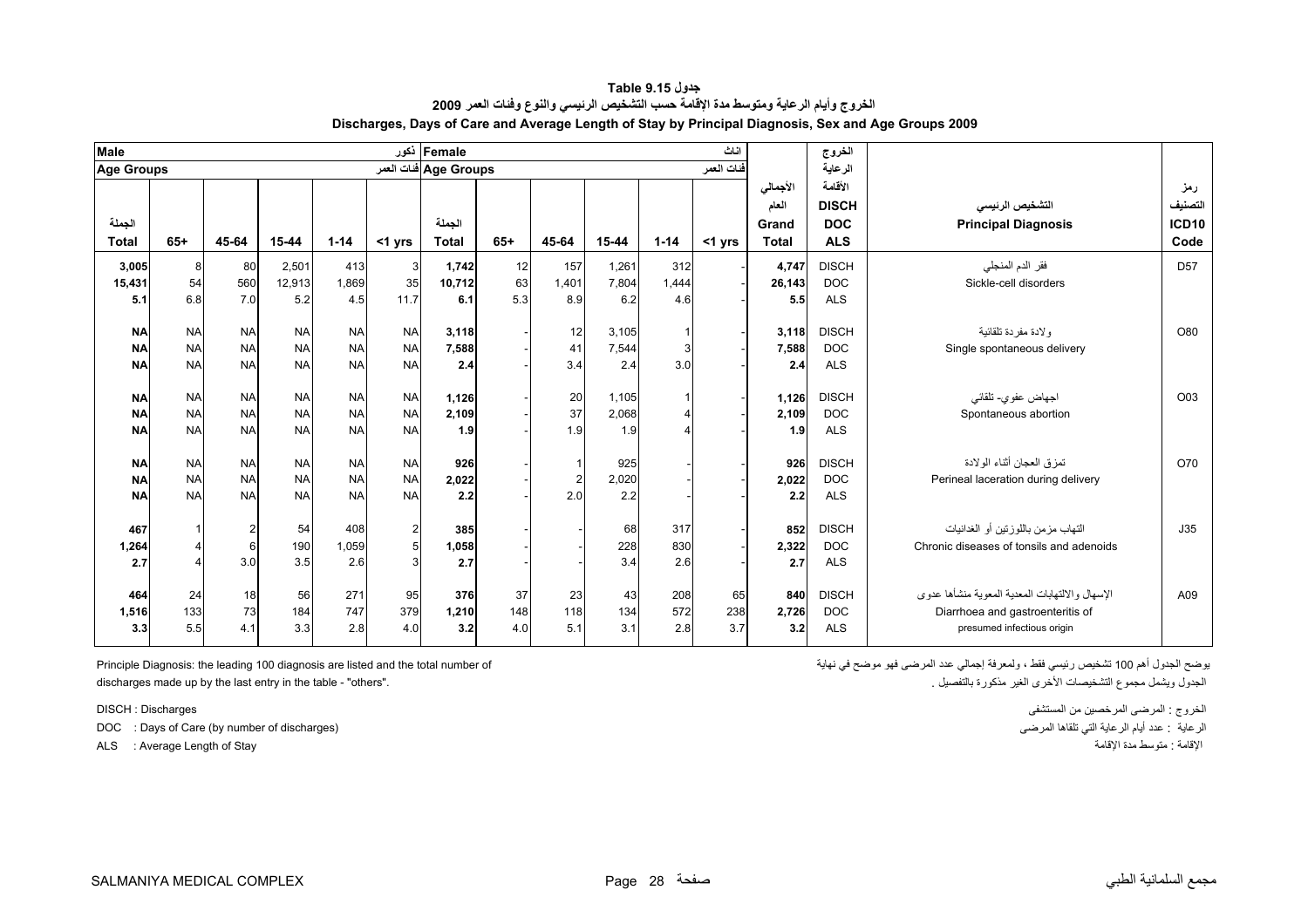# جدول 9.15 Table

## الخروج وأيام الرعاية ومتوسط مدة الإقامة حسب التشخيص الرئيسي والنوع وفئات العمر 2009

## Discharges, Days of Care and Average Length of Stay by Principal Diagnosis, Sex and Age Groups 2009

| Male ذكور | | | | | | Female اناث | | | | | | | | | |
|---|---|---|---|---|---|---|---|---|---|---|---|---|---|---|---|
| Age Groups فئات العمر | | | | | | Age Groups فئات العمر | | | | | | | الخروج الرعاية الأقامة | | |
| الجملة Total | 65+ | 45-64 | 15-44 | 1-14 | <1 yrs | الجملة Total | 65+ | 45-64 | 15-44 | 1-14 | <1 yrs | الأجمالي العام Grand Total | DISCH DOC ALS | التشخيص الرئيسي Principal Diagnosis | رمز التصنيف ICD10 Code |
| 3,005 | 8 | 80 | 2,501 | 413 | 3 | 1,742 | 12 | 157 | 1,261 | 312 | - | 4,747 | DISCH | فقر الدم المنجلي | D57 |
| 15,431 | 54 | 560 | 12,913 | 1,869 | 35 | 10,712 | 63 | 1,401 | 7,804 | 1,444 | - | 26,143 | DOC | Sickle-cell disorders | |
| 5.1 | 6.8 | 7.0 | 5.2 | 4.5 | 11.7 | 6.1 | 5.3 | 8.9 | 6.2 | 4.6 | - | 5.5 | ALS | | |
| NA | NA | NA | NA | NA | NA | 3,118 | - | 12 | 3,105 | 1 | - | 3,118 | DISCH | ولادة مفردة تلقائية | O80 |
| NA | NA | NA | NA | NA | NA | 7,588 | - | 41 | 7,544 | 3 | - | 7,588 | DOC | Single spontaneous delivery | |
| NA | NA | NA | NA | NA | NA | 2.4 | - | 3.4 | 2.4 | 3.0 | - | 2.4 | ALS | | |
| NA | NA | NA | NA | NA | NA | 1,126 | - | 20 | 1,105 | 1 | - | 1,126 | DISCH | اجهاض عفوي- تلقائي | O03 |
| NA | NA | NA | NA | NA | NA | 2,109 | - | 37 | 2,068 | 4 | - | 2,109 | DOC | Spontaneous abortion | |
| NA | NA | NA | NA | NA | NA | 1.9 | - | 1.9 | 1.9 | 4 | - | 1.9 | ALS | | |
| NA | NA | NA | NA | NA | NA | 926 | - | 1 | 925 | - | - | 926 | DISCH | تمزق العجان أثناء الولادة | O70 |
| NA | NA | NA | NA | NA | NA | 2,022 | - | 2 | 2,020 | - | - | 2,022 | DOC | Perineal laceration during delivery | |
| NA | NA | NA | NA | NA | NA | 2.2 | - | 2.0 | 2.2 | - | - | 2.2 | ALS | | |
| 467 | 1 | 2 | 54 | 408 | 2 | 385 | - | - | 68 | 317 | - | 852 | DISCH | التهاب مزمن باللوزتين أو الغدانيات | J35 |
| 1,264 | 4 | 6 | 190 | 1,059 | 5 | 1,058 | - | - | 228 | 830 | - | 2,322 | DOC | Chronic diseases of tonsils and adenoids | |
| 2.7 | 4 | 3.0 | 3.5 | 2.6 | 3 | 2.7 | - | - | 3.4 | 2.6 | - | 2.7 | ALS | | |
| 464 | 24 | 18 | 56 | 271 | 95 | 376 | 37 | 23 | 43 | 208 | 65 | 840 | DISCH | الإسهال والالتهابات المعدية المعوية منشأها عدوى | A09 |
| 1,516 | 133 | 73 | 184 | 747 | 379 | 1,210 | 148 | 118 | 134 | 572 | 238 | 2,726 | DOC | Diarrhoea and gastroenteritis of | |
| 3.3 | 5.5 | 4.1 | 3.3 | 2.8 | 4.0 | 3.2 | 4.0 | 5.1 | 3.1 | 2.8 | 3.7 | 3.2 | ALS | presumed infectious origin | |

Principle Diagnosis: the leading 100 diagnosis are listed and the total number of discharges made up by the last entry in the table - "others".

يوضح الجدول أهم 100 تشخيص رئيسي فقط ، ولمعرفة إجمالي عدد المرضى فهو موضح في نهاية الجدول ويشمل مجموع التشخيصات الأخرى الغير مذكورة بالتفصيل .

DISCH : Discharges

DOC : Days of Care (by number of discharges)

ALS : Average Length of Stay

الخروج : المرضى المرخصين من المستشفى

الرعاية : عدد أيام الرعاية التي تلقاها المرضى

الإقامة : متوسط مدة الإقامة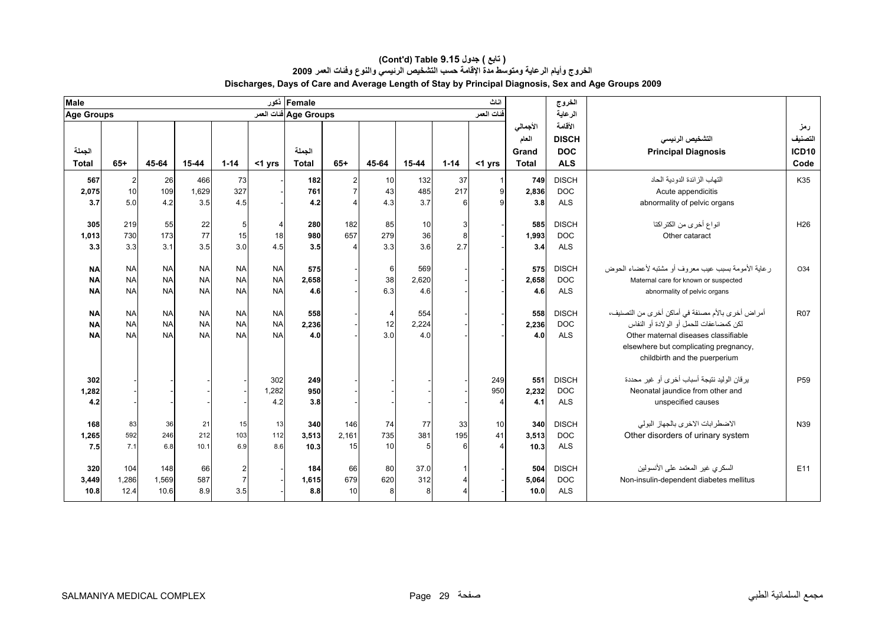# (Cont'd) Table 9.15 جدول ( تابع )

## الخروج وأيام الرعاية ومتوسط مدة الإقامة حسب التشخيص الرئيسي والنوع وفئات العمر 2009

## Discharges, Days of Care and Average Length of Stay by Principal Diagnosis, Sex and Age Groups 2009

| Male ذكور | | | | | | Female اناث | | | | | | | الخروج الرعاية الأقامة | | |
|---|---|---|---|---|---|---|---|---|---|---|---|---|---|---|---|
| Age Groups فئات العمر | | | | | | Age Groups فئات العمر | | | | | | | | | |
| الجملة Total | 65+ | 45-64 | 15-44 | 1-14 | <1 yrs | الجملة Total | 65+ | 45-64 | 15-44 | 1-14 | <1 yrs | الأجمالي العام Grand Total | DISCH DOC ALS | التشخيص الرئيسي Principal Diagnosis | رمز التصنيف ICD10 Code |
| 567 | 2 | 26 | 466 | 73 | - | 182 | 2 | 10 | 132 | 37 | 1 | 749 | DISCH | التهاب الزائدة الدودية الحاد | K35 |
| 2,075 | 10 | 109 | 1,629 | 327 | - | 761 | 7 | 43 | 485 | 217 | 9 | 2,836 | DOC | Acute appendicitis | |
| 3.7 | 5.0 | 4.2 | 3.5 | 4.5 | - | 4.2 | 4 | 4.3 | 3.7 | 6 | 9 | 3.8 | ALS | abnormality of pelvic organs | |
| 305 | 219 | 55 | 22 | 5 | 4 | 280 | 182 | 85 | 10 | 3 | - | 585 | DISCH | انواع أخرى من الكتراكتا | H26 |
| 1,013 | 730 | 173 | 77 | 15 | 18 | 980 | 657 | 279 | 36 | 8 | - | 1,993 | DOC | Other cataract | |
| 3.3 | 3.3 | 3.1 | 3.5 | 3.0 | 4.5 | 3.5 | 4 | 3.3 | 3.6 | 2.7 | - | 3.4 | ALS | | |
| NA | NA | NA | NA | NA | NA | 575 | - | 6 | 569 | - | - | 575 | DISCH | رعاية الأمومة بسبب عيب معروف أو مشتبه لأعضاء الحوض | O34 |
| NA | NA | NA | NA | NA | NA | 2,658 | - | 38 | 2,620 | - | - | 2,658 | DOC | Maternal care for known or suspected | |
| NA | NA | NA | NA | NA | NA | 4.6 | - | 6.3 | 4.6 | - | - | 4.6 | ALS | abnormality of pelvic organs | |
| NA | NA | NA | NA | NA | NA | 558 | - | 4 | 554 | - | - | 558 | DISCH | أمراض أخرى بالأم مصنفة في أماكن أخرى من التصنيف، لكن كمضاعفات للحمل أو الولادة أو النفاس | R07 |
| NA | NA | NA | NA | NA | NA | 2,236 | - | 12 | 2,224 | - | - | 2,236 | DOC | Other maternal diseases classifiable elsewhere but complicating pregnancy, childbirth and the puerperium | |
| NA | NA | NA | NA | NA | NA | 4.0 | - | 3.0 | 4.0 | - | - | 4.0 | ALS | | |
| 302 | - | - | - | - | 302 | 249 | - | - | - | - | 249 | 551 | DISCH | يرقان الوليد نتيجة أسباب أخرى أو غير محددة | P59 |
| 1,282 | - | - | - | - | 1,282 | 950 | - | - | - | - | 950 | 2,232 | DOC | Neonatal jaundice from other and | |
| 4.2 | - | - | - | - | 4.2 | 3.8 | - | - | - | - | 4 | 4.1 | ALS | unspecified causes | |
| 168 | 83 | 36 | 21 | 15 | 13 | 340 | 146 | 74 | 77 | 33 | 10 | 340 | DISCH | الاضطرابات الاخرى بالجهاز البولي | N39 |
| 1,265 | 592 | 246 | 212 | 103 | 112 | 3,513 | 2,161 | 735 | 381 | 195 | 41 | 3,513 | DOC | Other disorders of urinary system | |
| 7.5 | 7.1 | 6.8 | 10.1 | 6.9 | 8.6 | 10.3 | 15 | 10 | 5 | 6 | 4 | 10.3 | ALS | | |
| 320 | 104 | 148 | 66 | 2 | - | 184 | 66 | 80 | 37.0 | 1 | - | 504 | DISCH | السكري غير المعتمد على الأنسولين | E11 |
| 3,449 | 1,286 | 1,569 | 587 | 7 | - | 1,615 | 679 | 620 | 312 | 4 | - | 5,064 | DOC | Non-insulin-dependent diabetes mellitus | |
| 10.8 | 12.4 | 10.6 | 8.9 | 3.5 | - | 8.8 | 10 | 8 | 8 | 4 | - | 10.0 | ALS | | |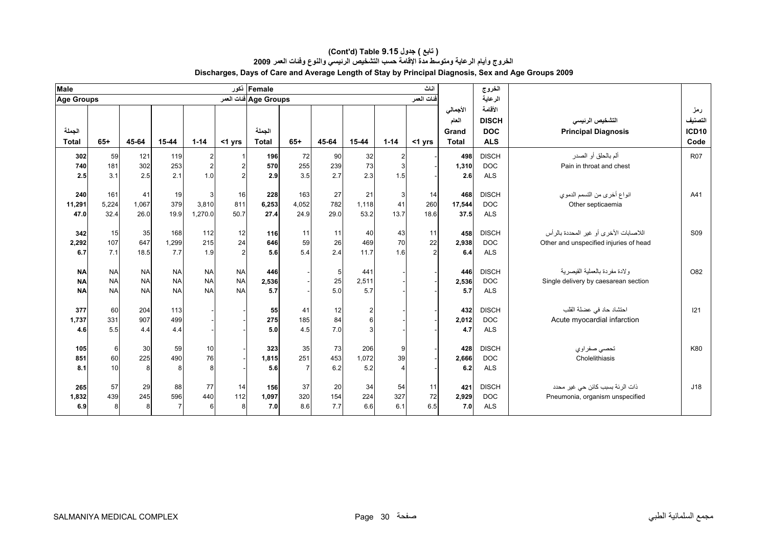# (Cont'd) Table 9.15 ( تابع ) جدول

## الخروج وأيام الرعاية ومتوسط مدة الإقامة حسب التشخيص الرئيسي والنوع وفئات العمر 2009

## Discharges, Days of Care and Average Length of Stay by Principal Diagnosis, Sex and Age Groups 2009

| Male ذكور | | | | | | Female اناث | | | | | | | الخروج | | |
|---|---|---|---|---|---|---|---|---|---|---|---|---|---|---|---|
| Age Groups فئات العمر | | | | | | Age Groups فئات العمر | | | | | | | الرعاية | | |
| الجملة Total | 65+ | 45-64 | 15-44 | 1-14 | <1 yrs | الجملة Total | 65+ | 45-64 | 15-44 | 1-14 | <1 yrs | الأجمالي العام Grand Total | الأقامة DISCH DOC ALS | التشخيص الرئيسي Principal Diagnosis | رمز التصنيف ICD10 Code |
| 302 | 59 | 121 | 119 | 2 | 1 | 196 | 72 | 90 | 32 | 2 | - | 498 | DISCH | ألم بالحلق أو الصدر | R07 |
| 740 | 181 | 302 | 253 | 2 | 2 | 570 | 255 | 239 | 73 | 3 | - | 1,310 | DOC | Pain in throat and chest | |
| 2.5 | 3.1 | 2.5 | 2.1 | 1.0 | 2 | 2.9 | 3.5 | 2.7 | 2.3 | 1.5 | - | 2.6 | ALS | | |
| 240 | 161 | 41 | 19 | 3 | 16 | 228 | 163 | 27 | 21 | 3 | 14 | 468 | DISCH | انواع أخرى من التسمم الدموي | A41 |
| 11,291 | 5,224 | 1,067 | 379 | 3,810 | 811 | 6,253 | 4,052 | 782 | 1,118 | 41 | 260 | 17,544 | DOC | Other septicaemia | |
| 47.0 | 32.4 | 26.0 | 19.9 | 1,270.0 | 50.7 | 27.4 | 24.9 | 29.0 | 53.2 | 13.7 | 18.6 | 37.5 | ALS | | |
| 342 | 15 | 35 | 168 | 112 | 12 | 116 | 11 | 11 | 40 | 43 | 11 | 458 | DISCH | اللاصابات الأخرى أو غير المحددة بالرأس | S09 |
| 2,292 | 107 | 647 | 1,299 | 215 | 24 | 646 | 59 | 26 | 469 | 70 | 22 | 2,938 | DOC | Other and unspecified injuries of head | |
| 6.7 | 7.1 | 18.5 | 7.7 | 1.9 | 2 | 5.6 | 5.4 | 2.4 | 11.7 | 1.6 | 2 | 6.4 | ALS | | |
| NA | NA | NA | NA | NA | NA | 446 | - | 5 | 441 | - | - | 446 | DISCH | ولادة مفردة بالعملية القيصرية | O82 |
| NA | NA | NA | NA | NA | NA | 2,536 | - | 25 | 2,511 | - | - | 2,536 | DOC | Single delivery by caesarean section | |
| NA | NA | NA | NA | NA | NA | 5.7 | - | 5.0 | 5.7 | - | - | 5.7 | ALS | | |
| 377 | 60 | 204 | 113 | - | - | 55 | 41 | 12 | 2 | - | - | 432 | DISCH | احتشاد حاد في عضلة القلب | I21 |
| 1,737 | 331 | 907 | 499 | - | - | 275 | 185 | 84 | 6 | - | - | 2,012 | DOC | Acute myocardial infarction | |
| 4.6 | 5.5 | 4.4 | 4.4 | - | - | 5.0 | 4.5 | 7.0 | 3 | - | - | 4.7 | ALS | | |
| 105 | 6 | 30 | 59 | 10 | - | 323 | 35 | 73 | 206 | 9 | - | 428 | DISCH | تحصي صفراوي | K80 |
| 851 | 60 | 225 | 490 | 76 | - | 1,815 | 251 | 453 | 1,072 | 39 | - | 2,666 | DOC | Cholelithiasis | |
| 8.1 | 10 | 8 | 8 | 8 | - | 5.6 | 7 | 6.2 | 5.2 | 4 | - | 6.2 | ALS | | |
| 265 | 57 | 29 | 88 | 77 | 14 | 156 | 37 | 20 | 34 | 54 | 11 | 421 | DISCH | ذات الرئة بسبب كائن حي غير محدد | J18 |
| 1,832 | 439 | 245 | 596 | 440 | 112 | 1,097 | 320 | 154 | 224 | 327 | 72 | 2,929 | DOC | Pneumonia, organism unspecified | |
| 6.9 | 8 | 8 | 7 | 6 | 8 | 7.0 | 8.6 | 7.7 | 6.6 | 6.1 | 6.5 | 7.0 | ALS | | |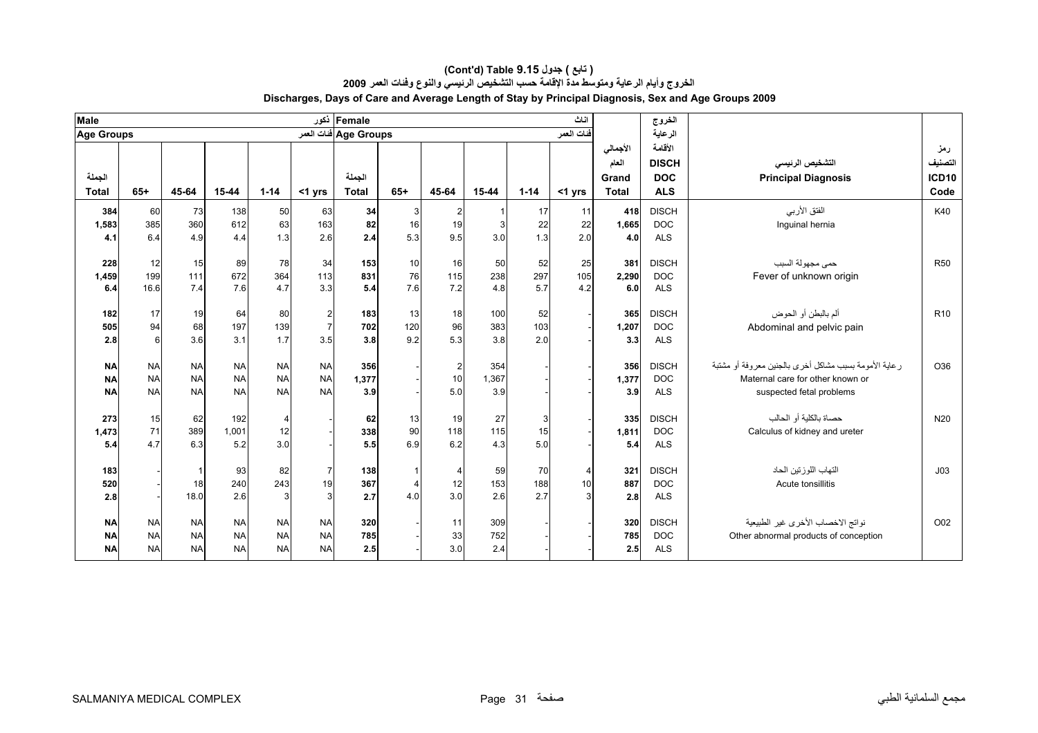# (Cont'd) Table 9.15 ( تابع ) جدول

## الخروج وأيام الرعاية ومتوسط مدة الإقامة حسب التشخيص الرئيسي والنوع وفئات العمر 2009

## Discharges, Days of Care and Average Length of Stay by Principal Diagnosis, Sex and Age Groups 2009

| Male ذكور | | | | | | Female اناث | | | | | | | | | |
|---|---|---|---|---|---|---|---|---|---|---|---|---|---|---|---|
| Age Groups فئات العمر | | | | | | Age Groups فئات العمر | | | | | | الأجمالي العام | الخروج الرعاية الأقامة | | رمز التصنيف |
| الجملة Total | 65+ | 45-64 | 15-44 | 1-14 | <1 yrs | الجملة Total | 65+ | 45-64 | 15-44 | 1-14 | <1 yrs | Grand Total | DISCH DOC ALS | التشخيص الرئيسي Principal Diagnosis | ICD10 Code |
| **384** | 60 | 73 | 138 | 50 | 63 | **34** | 3 | 2 | 1 | 17 | 11 | **418** | DISCH | الفتق الأربي | K40 |
| **1,583** | 385 | 360 | 612 | 63 | 163 | **82** | 16 | 19 | 3 | 22 | 22 | **1,665** | DOC | Inguinal hernia | |
| **4.1** | 6.4 | 4.9 | 4.4 | 1.3 | 2.6 | **2.4** | 5.3 | 9.5 | 3.0 | 1.3 | 2.0 | **4.0** | ALS | | |
| **228** | 12 | 15 | 89 | 78 | 34 | **153** | 10 | 16 | 50 | 52 | 25 | **381** | DISCH | حمى مجهولة السبب | R50 |
| **1,459** | 199 | 111 | 672 | 364 | 113 | **831** | 76 | 115 | 238 | 297 | 105 | **2,290** | DOC | Fever of unknown origin | |
| **6.4** | 16.6 | 7.4 | 7.6 | 4.7 | 3.3 | **5.4** | 7.6 | 7.2 | 4.8 | 5.7 | 4.2 | **6.0** | ALS | | |
| **182** | 17 | 19 | 64 | 80 | 2 | **183** | 13 | 18 | 100 | 52 | - | **365** | DISCH | ألم بالبطن أو الحوض | R10 |
| **505** | 94 | 68 | 197 | 139 | 7 | **702** | 120 | 96 | 383 | 103 | - | **1,207** | DOC | Abdominal and pelvic pain | |
| **2.8** | 6 | 3.6 | 3.1 | 1.7 | 3.5 | **3.8** | 9.2 | 5.3 | 3.8 | 2.0 | - | **3.3** | ALS | | |
| **NA** | NA | NA | NA | NA | NA | **356** | - | 2 | 354 | - | - | **356** | DISCH | رعاية الأمومة بسبب مشاكل أخرى بالجنين معروفة أو مشتبة | O36 |
| **NA** | NA | NA | NA | NA | NA | **1,377** | - | 10 | 1,367 | - | - | **1,377** | DOC | Maternal care for other known or | |
| **NA** | NA | NA | NA | NA | NA | **3.9** | - | 5.0 | 3.9 | - | - | **3.9** | ALS | suspected fetal problems | |
| **273** | 15 | 62 | 192 | 4 | - | **62** | 13 | 19 | 27 | 3 | - | **335** | DISCH | حصاة بالكلية أو الحالب | N20 |
| **1,473** | 71 | 389 | 1,001 | 12 | - | **338** | 90 | 118 | 115 | 15 | - | **1,811** | DOC | Calculus of kidney and ureter | |
| **5.4** | 4.7 | 6.3 | 5.2 | 3.0 | - | **5.5** | 6.9 | 6.2 | 4.3 | 5.0 | - | **5.4** | ALS | | |
| **183** | - | 1 | 93 | 82 | 7 | **138** | 1 | 4 | 59 | 70 | 4 | **321** | DISCH | التهاب اللوزتين الحاد | J03 |
| **520** | - | 18 | 240 | 243 | 19 | **367** | 4 | 12 | 153 | 188 | 10 | **887** | DOC | Acute tonsillitis | |
| **2.8** | - | 18.0 | 2.6 | 3 | 3 | **2.7** | 4.0 | 3.0 | 2.6 | 2.7 | 3 | **2.8** | ALS | | |
| **NA** | NA | NA | NA | NA | NA | **320** | - | 11 | 309 | - | - | **320** | DISCH | نواتج الاخصاب الأخرى غير الطبيعية | O02 |
| **NA** | NA | NA | NA | NA | NA | **785** | - | 33 | 752 | - | - | **785** | DOC | Other abnormal products of conception | |
| **NA** | NA | NA | NA | NA | NA | **2.5** | - | 3.0 | 2.4 | - | - | **2.5** | ALS | | |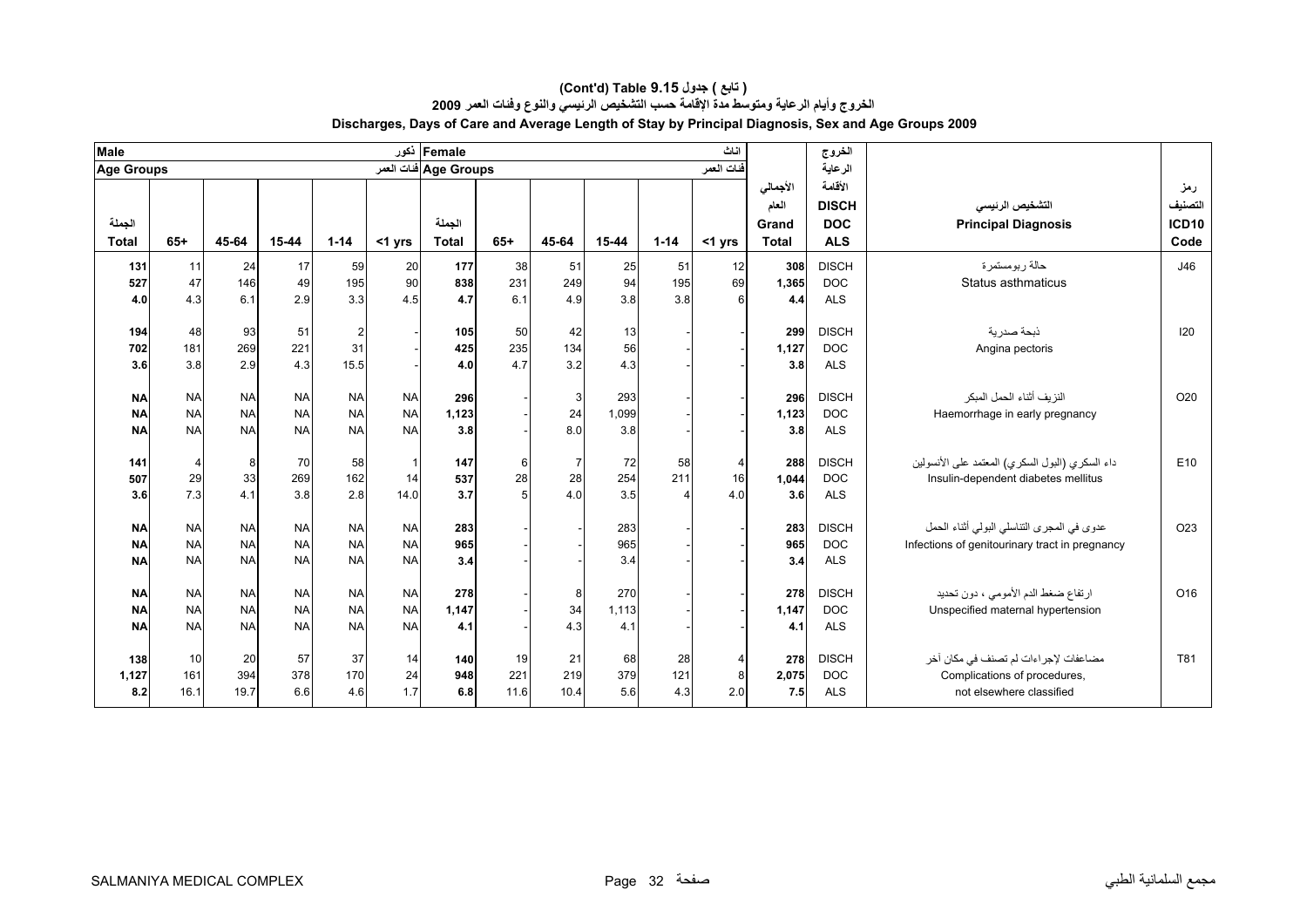# (Cont'd) Table 9.15 جدول ( تابع )

## الخروج وأيام الرعاية ومتوسط مدة الإقامة حسب التشخيص الرئيسي والنوع وفئات العمر 2009

## Discharges, Days of Care and Average Length of Stay by Principal Diagnosis, Sex and Age Groups 2009

| Male ذكور | | | | | | Female اناث | | | | | | | | | |
|---|---|---|---|---|---|---|---|---|---|---|---|---|---|---|---|
| Age Groups فئات العمر | | | | | | Age Groups فئات العمر | | | | | | | | | |
| الجملة Total | 65+ | 45-64 | 15-44 | 1-14 | <1 yrs | الجملة Total | 65+ | 45-64 | 15-44 | 1-14 | <1 yrs | الأجمالي العام Grand Total | الخروج الرعاية الأقامة DISCH DOC ALS | التشخيص الرئيسي Principal Diagnosis | رمز التصنيف ICD10 Code |
| 131 | 11 | 24 | 17 | 59 | 20 | 177 | 38 | 51 | 25 | 51 | 12 | 308 | DISCH | حالة ربومستمرة Status asthmaticus | J46 |
| 527 | 47 | 146 | 49 | 195 | 90 | 838 | 231 | 249 | 94 | 195 | 69 | 1,365 | DOC | | |
| 4.0 | 4.3 | 6.1 | 2.9 | 3.3 | 4.5 | 4.7 | 6.1 | 4.9 | 3.8 | 3.8 | 6 | 4.4 | ALS | | |
| 194 | 48 | 93 | 51 | 2 | - | 105 | 50 | 42 | 13 | - | - | 299 | DISCH | ذبحة صدرية Angina pectoris | I20 |
| 702 | 181 | 269 | 221 | 31 | - | 425 | 235 | 134 | 56 | - | - | 1,127 | DOC | | |
| 3.6 | 3.8 | 2.9 | 4.3 | 15.5 | - | 4.0 | 4.7 | 3.2 | 4.3 | - | - | 3.8 | ALS | | |
| NA | NA | NA | NA | NA | NA | 296 | - | 3 | 293 | - | - | 296 | DISCH | النزيف أثناء الحمل المبكر Haemorrhage in early pregnancy | O20 |
| NA | NA | NA | NA | NA | NA | 1,123 | - | 24 | 1,099 | - | - | 1,123 | DOC | | |
| NA | NA | NA | NA | NA | NA | 3.8 | - | 8.0 | 3.8 | - | - | 3.8 | ALS | | |
| 141 | 4 | 8 | 70 | 58 | 1 | 147 | 6 | 7 | 72 | 58 | 4 | 288 | DISCH | داء السكري (البول السكري) المعتمد على الأنسولين Insulin-dependent diabetes mellitus | E10 |
| 507 | 29 | 33 | 269 | 162 | 14 | 537 | 28 | 28 | 254 | 211 | 16 | 1,044 | DOC | | |
| 3.6 | 7.3 | 4.1 | 3.8 | 2.8 | 14.0 | 3.7 | 5 | 4.0 | 3.5 | 4 | 4.0 | 3.6 | ALS | | |
| NA | NA | NA | NA | NA | NA | 283 | - | - | 283 | - | - | 283 | DISCH | عدوى في المجرى التناسلي البولي أثناء الحمل Infections of genitourinary tract in pregnancy | O23 |
| NA | NA | NA | NA | NA | NA | 965 | - | - | 965 | - | - | 965 | DOC | | |
| NA | NA | NA | NA | NA | NA | 3.4 | - | - | 3.4 | - | - | 3.4 | ALS | | |
| NA | NA | NA | NA | NA | NA | 278 | - | 8 | 270 | - | - | 278 | DISCH | ارتفاع ضغط الدم الأمومي ، دون تحديد Unspecified maternal hypertension | O16 |
| NA | NA | NA | NA | NA | NA | 1,147 | - | 34 | 1,113 | - | - | 1,147 | DOC | | |
| NA | NA | NA | NA | NA | NA | 4.1 | - | 4.3 | 4.1 | - | - | 4.1 | ALS | | |
| 138 | 10 | 20 | 57 | 37 | 14 | 140 | 19 | 21 | 68 | 28 | 4 | 278 | DISCH | مضاعفات لإجراءات لم تصنف في مكان آخر Complications of procedures, not elsewhere classified | T81 |
| 1,127 | 161 | 394 | 378 | 170 | 24 | 948 | 221 | 219 | 379 | 121 | 8 | 2,075 | DOC | | |
| 8.2 | 16.1 | 19.7 | 6.6 | 4.6 | 1.7 | 6.8 | 11.6 | 10.4 | 5.6 | 4.3 | 2.0 | 7.5 | ALS | | |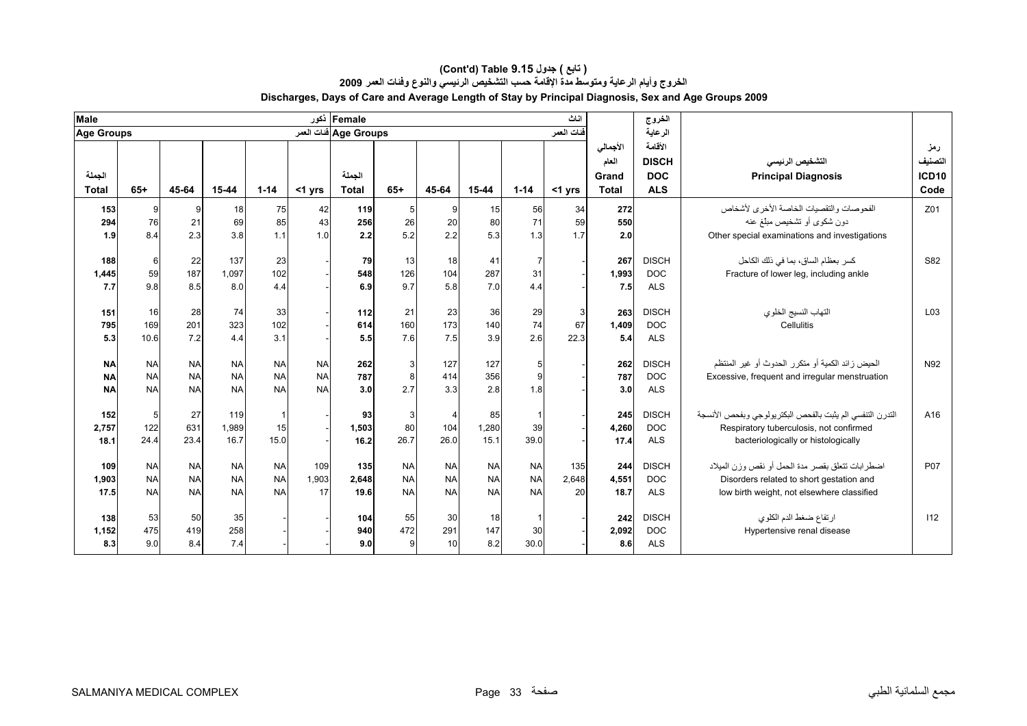# (Cont'd) Table 9.15 جدول ( تابع )

## الخروج وأيام الرعاية ومتوسط مدة الإقامة حسب التشخيص الرئيسي والنوع وفئات العمر 2009

## Discharges, Days of Care and Average Length of Stay by Principal Diagnosis, Sex and Age Groups 2009

| Male ذكور | | | | | | Female اناث | | | | | | | الخروج الرعاية الأقامة | | |
|---|---|---|---|---|---|---|---|---|---|---|---|---|---|---|---|
| Age Groups فئات العمر | | | | | | Age Groups فئات العمر | | | | | | | | | |
| الجملة Total | 65+ | 45-64 | 15-44 | 1-14 | <1 yrs | الجملة Total | 65+ | 45-64 | 15-44 | 1-14 | <1 yrs | الأجمالي العام Grand Total | DISCH DOC ALS | التشخيص الرئيسي Principal Diagnosis | رمز التصنيف ICD10 Code |
| 153 | 9 | 9 | 18 | 75 | 42 | 119 | 5 | 9 | 15 | 56 | 34 | 272 | | الفحوصات والتقصيات الخاصة الأخرى لأشخاص | Z01 |
| 294 | 76 | 21 | 69 | 85 | 43 | 256 | 26 | 20 | 80 | 71 | 59 | 550 | | دون شكوى أو تشخيص مبلغ عنه | |
| 1.9 | 8.4 | 2.3 | 3.8 | 1.1 | 1.0 | 2.2 | 5.2 | 2.2 | 5.3 | 1.3 | 1.7 | 2.0 | | Other special examinations and investigations | |
| 188 | 6 | 22 | 137 | 23 | - | 79 | 13 | 18 | 41 | 7 | - | 267 | DISCH | كسر بعظام الساق، بما في ذلك الكاحل | S82 |
| 1,445 | 59 | 187 | 1,097 | 102 | - | 548 | 126 | 104 | 287 | 31 | - | 1,993 | DOC | Fracture of lower leg, including ankle | |
| 7.7 | 9.8 | 8.5 | 8.0 | 4.4 | - | 6.9 | 9.7 | 5.8 | 7.0 | 4.4 | - | 7.5 | ALS | | |
| 151 | 16 | 28 | 74 | 33 | - | 112 | 21 | 23 | 36 | 29 | 3 | 263 | DISCH | التهاب النسيج الخلوي | L03 |
| 795 | 169 | 201 | 323 | 102 | - | 614 | 160 | 173 | 140 | 74 | 67 | 1,409 | DOC | Cellulitis | |
| 5.3 | 10.6 | 7.2 | 4.4 | 3.1 | - | 5.5 | 7.6 | 7.5 | 3.9 | 2.6 | 22.3 | 5.4 | ALS | | |
| NA | NA | NA | NA | NA | NA | 262 | 3 | 127 | 127 | 5 | - | 262 | DISCH | الحيض زائد الكمية أو متكرر الحدوث أو غير المنتظم | N92 |
| NA | NA | NA | NA | NA | NA | 787 | 8 | 414 | 356 | 9 | - | 787 | DOC | Excessive, frequent and irregular menstruation | |
| NA | NA | NA | NA | NA | NA | 3.0 | 2.7 | 3.3 | 2.8 | 1.8 | - | 3.0 | ALS | | |
| 152 | 5 | 27 | 119 | 1 | - | 93 | 3 | 4 | 85 | 1 | - | 245 | DISCH | التدرن التنفسي الم يثبت بالفحص البكتريولوجي وبفحص الأنسجة | A16 |
| 2,757 | 122 | 631 | 1,989 | 15 | - | 1,503 | 80 | 104 | 1,280 | 39 | - | 4,260 | DOC | Respiratory tuberculosis, not confirmed | |
| 18.1 | 24.4 | 23.4 | 16.7 | 15.0 | - | 16.2 | 26.7 | 26.0 | 15.1 | 39.0 | - | 17.4 | ALS | bacteriologically or histologically | |
| 109 | NA | NA | NA | NA | 109 | 135 | NA | NA | NA | NA | 135 | 244 | DISCH | اضطرابات تتعلق بقصر مدة الحمل أو نقص وزن الميلاد | P07 |
| 1,903 | NA | NA | NA | NA | 1,903 | 2,648 | NA | NA | NA | NA | 2,648 | 4,551 | DOC | Disorders related to short gestation and | |
| 17.5 | NA | NA | NA | NA | 17 | 19.6 | NA | NA | NA | NA | 20 | 18.7 | ALS | low birth weight, not elsewhere classified | |
| 138 | 53 | 50 | 35 | - | - | 104 | 55 | 30 | 18 | 1 | - | 242 | DISCH | ارتفاع ضغط الدم الكلوي | I12 |
| 1,152 | 475 | 419 | 258 | - | - | 940 | 472 | 291 | 147 | 30 | - | 2,092 | DOC | Hypertensive renal disease | |
| 8.3 | 9.0 | 8.4 | 7.4 | - | - | 9.0 | 9 | 10 | 8.2 | 30.0 | - | 8.6 | ALS | | |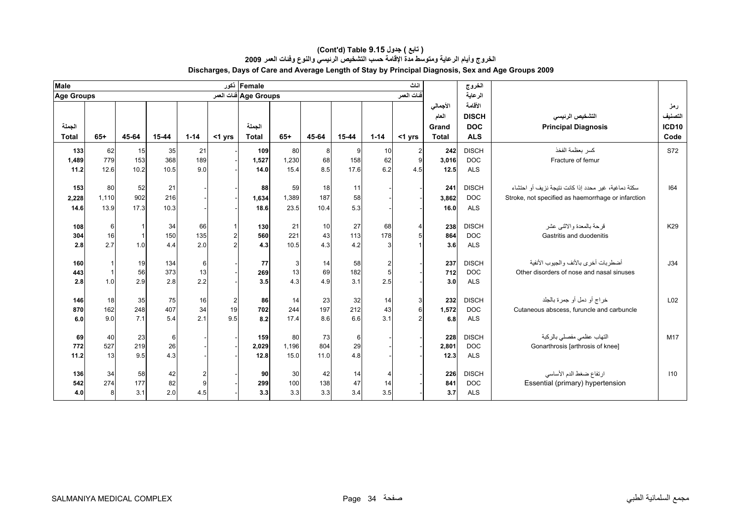# (Cont'd) Table 9.15 ( تابع ) جدول

## الخروج وأيام الرعاية ومتوسط مدة الإقامة حسب التشخيص الرئيسي والنوع وفئات العمر 2009

## Discharges, Days of Care and Average Length of Stay by Principal Diagnosis, Sex and Age Groups 2009

| Male ذكور | | | | | | Female اناث | | | | | | | | | |
|---|---|---|---|---|---|---|---|---|---|---|---|---|---|---|---|
| Age Groups فئات العمر | | | | | | Age Groups فئات العمر | | | | | | | | | |
| الجملة Total | 65+ | 45-64 | 15-44 | 1-14 | <1 yrs | الجملة Total | 65+ | 45-64 | 15-44 | 1-14 | <1 yrs | الأجمالي العام Grand Total | الخروج الرعاية الأقامة DISCH DOC ALS | التشخيص الرئيسي Principal Diagnosis | رمز التصنيف ICD10 Code |
| 133 | 62 | 15 | 35 | 21 | - | 109 | 80 | 8 | 9 | 10 | 2 | 242 | DISCH | كسر بعظمة الفخذ | S72 |
| 1,489 | 779 | 153 | 368 | 189 | - | 1,527 | 1,230 | 68 | 158 | 62 | 9 | 3,016 | DOC | Fracture of femur | |
| 11.2 | 12.6 | 10.2 | 10.5 | 9.0 | - | 14.0 | 15.4 | 8.5 | 17.6 | 6.2 | 4.5 | 12.5 | ALS | | |
| 153 | 80 | 52 | 21 | - | - | 88 | 59 | 18 | 11 | - | - | 241 | DISCH | سكتة دماغية، غير محدد إذا كانت نتيجة نزيف أو احتشاء | I64 |
| 2,228 | 1,110 | 902 | 216 | - | - | 1,634 | 1,389 | 187 | 58 | - | - | 3,862 | DOC | Stroke, not specified as haemorrhage or infarction | |
| 14.6 | 13.9 | 17.3 | 10.3 | - | - | 18.6 | 23.5 | 10.4 | 5.3 | - | - | 16.0 | ALS | | |
| 108 | 6 | 1 | 34 | 66 | 1 | 130 | 21 | 10 | 27 | 68 | 4 | 238 | DISCH | قرحة بالمعدة والاثنى عشر | K29 |
| 304 | 16 | 1 | 150 | 135 | 2 | 560 | 221 | 43 | 113 | 178 | 5 | 864 | DOC | Gastritis and duodenitis | |
| 2.8 | 2.7 | 1.0 | 4.4 | 2.0 | 2 | 4.3 | 10.5 | 4.3 | 4.2 | 3 | 1 | 3.6 | ALS | | |
| 160 | 1 | 19 | 134 | 6 | - | 77 | 3 | 14 | 58 | 2 | - | 237 | DISCH | أضطربات أخرى بالأنف والجيوب الأنفية | J34 |
| 443 | 1 | 56 | 373 | 13 | - | 269 | 13 | 69 | 182 | 5 | - | 712 | DOC | Other disorders of nose and nasal sinuses | |
| 2.8 | 1.0 | 2.9 | 2.8 | 2.2 | - | 3.5 | 4.3 | 4.9 | 3.1 | 2.5 | - | 3.0 | ALS | | |
| 146 | 18 | 35 | 75 | 16 | 2 | 86 | 14 | 23 | 32 | 14 | 3 | 232 | DISCH | خراج أو دمل أو جمرة بالجلد | L02 |
| 870 | 162 | 248 | 407 | 34 | 19 | 702 | 244 | 197 | 212 | 43 | 6 | 1,572 | DOC | Cutaneous abscess, furuncle and carbuncle | |
| 6.0 | 9.0 | 7.1 | 5.4 | 2.1 | 9.5 | 8.2 | 17.4 | 8.6 | 6.6 | 3.1 | 2 | 6.8 | ALS | | |
| 69 | 40 | 23 | 6 | - | - | 159 | 80 | 73 | 6 | - | - | 228 | DISCH | التهاب عظمي مفصلي بالركبة | M17 |
| 772 | 527 | 219 | 26 | - | - | 2,029 | 1,196 | 804 | 29 | - | - | 2,801 | DOC | Gonarthrosis [arthrosis of knee] | |
| 11.2 | 13 | 9.5 | 4.3 | - | - | 12.8 | 15.0 | 11.0 | 4.8 | - | - | 12.3 | ALS | | |
| 136 | 34 | 58 | 42 | 2 | - | 90 | 30 | 42 | 14 | 4 | - | 226 | DISCH | ارتفاع ضغط الدم الأساسي | I10 |
| 542 | 274 | 177 | 82 | 9 | - | 299 | 100 | 138 | 47 | 14 | - | 841 | DOC | Essential (primary) hypertension | |
| 4.0 | 8 | 3.1 | 2.0 | 4.5 | - | 3.3 | 3.3 | 3.3 | 3.4 | 3.5 | - | 3.7 | ALS | | |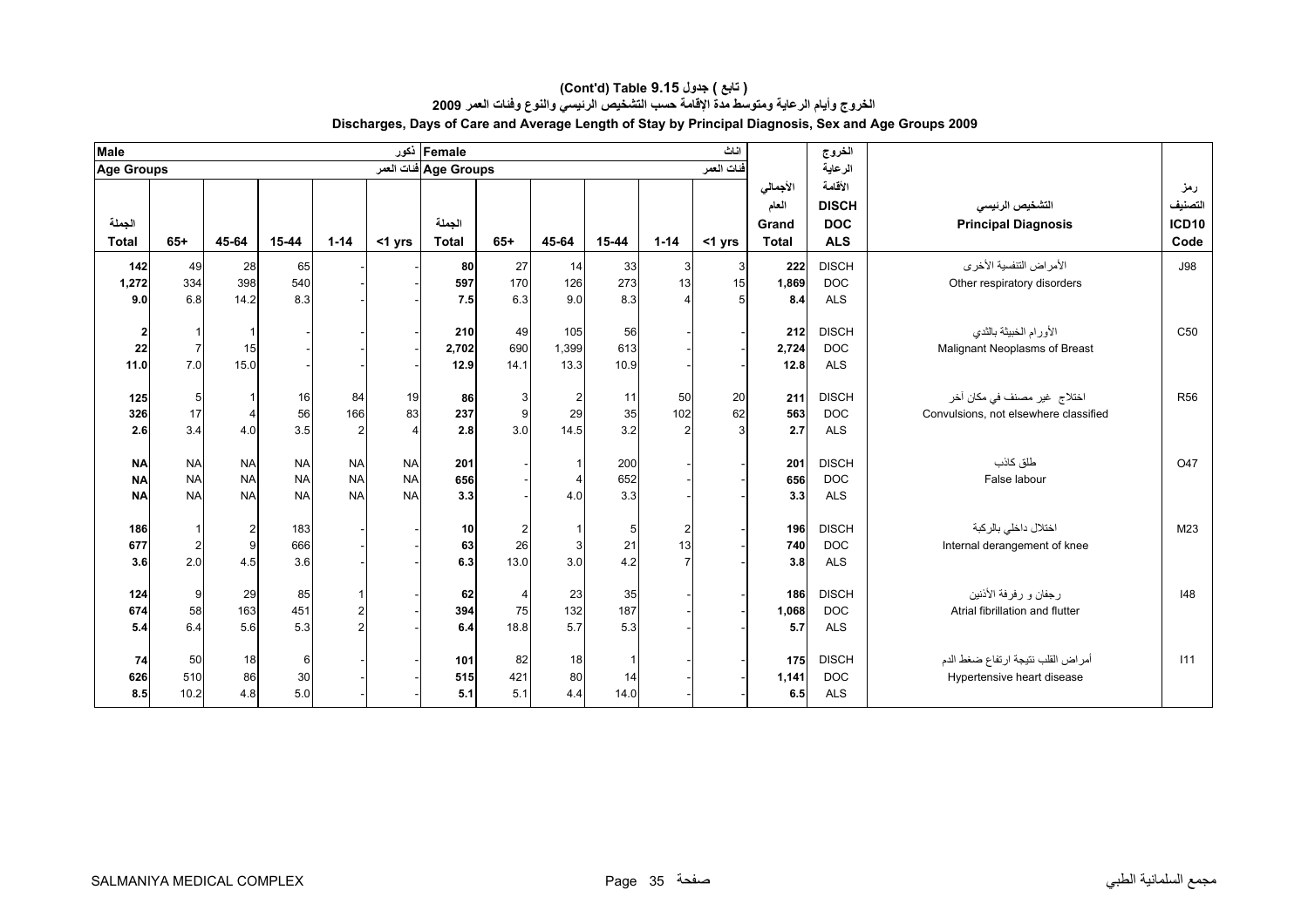# (Cont'd) Table 9.15 جدول ( تابع )

## الخروج وأيام الرعاية ومتوسط مدة الإقامة حسب التشخيص الرئيسي والنوع وفئات العمر 2009

## Discharges, Days of Care and Average Length of Stay by Principal Diagnosis, Sex and Age Groups 2009

| Male ذكور | | | | | | Female اناث | | | | | | | الخروج الرعاية الأقامة | | |
|---|---|---|---|---|---|---|---|---|---|---|---|---|---|---|---|
| Age Groups فئات العمر | | | | | | Age Groups فئات العمر | | | | | | | | | |
| الجملة Total | 65+ | 45-64 | 15-44 | 1-14 | <1 yrs | الجملة Total | 65+ | 45-64 | 15-44 | 1-14 | <1 yrs | الأجمالي العام Grand Total | DISCH DOC ALS | التشخيص الرئيسي Principal Diagnosis | رمز التصنيف ICD10 Code |
| 142 | 49 | 28 | 65 | - | - | 80 | 27 | 14 | 33 | 3 | 3 | 222 | DISCH | الأمراض التنفسية الأخرى | J98 |
| 1,272 | 334 | 398 | 540 | - | - | 597 | 170 | 126 | 273 | 13 | 15 | 1,869 | DOC | Other respiratory disorders | |
| 9.0 | 6.8 | 14.2 | 8.3 | - | - | 7.5 | 6.3 | 9.0 | 8.3 | 4 | 5 | 8.4 | ALS | | |
| 2 | 1 | 1 | - | - | - | 210 | 49 | 105 | 56 | - | - | 212 | DISCH | الأورام الخبيثة بالثدي | C50 |
| 22 | 7 | 15 | - | - | - | 2,702 | 690 | 1,399 | 613 | - | - | 2,724 | DOC | Malignant Neoplasms of Breast | |
| 11.0 | 7.0 | 15.0 | - | - | - | 12.9 | 14.1 | 13.3 | 10.9 | - | - | 12.8 | ALS | | |
| 125 | 5 | 1 | 16 | 84 | 19 | 86 | 3 | 2 | 11 | 50 | 20 | 211 | DISCH | اختلاج غير مصنف في مكان آخر | R56 |
| 326 | 17 | 4 | 56 | 166 | 83 | 237 | 9 | 29 | 35 | 102 | 62 | 563 | DOC | Convulsions, not elsewhere classified | |
| 2.6 | 3.4 | 4.0 | 3.5 | 2 | 4 | 2.8 | 3.0 | 14.5 | 3.2 | 2 | 3 | 2.7 | ALS | | |
| NA | NA | NA | NA | NA | NA | 201 | - | 1 | 200 | - | - | 201 | DISCH | طلق كاذب | O47 |
| NA | NA | NA | NA | NA | NA | 656 | - | 4 | 652 | - | - | 656 | DOC | False labour | |
| NA | NA | NA | NA | NA | NA | 3.3 | - | 4.0 | 3.3 | - | - | 3.3 | ALS | | |
| 186 | 1 | 2 | 183 | - | - | 10 | 2 | 1 | 5 | 2 | - | 196 | DISCH | اختلال داخلي بالركبة | M23 |
| 677 | 2 | 9 | 666 | - | - | 63 | 26 | 3 | 21 | 13 | - | 740 | DOC | Internal derangement of knee | |
| 3.6 | 2.0 | 4.5 | 3.6 | - | - | 6.3 | 13.0 | 3.0 | 4.2 | 7 | - | 3.8 | ALS | | |
| 124 | 9 | 29 | 85 | 1 | - | 62 | 4 | 23 | 35 | - | - | 186 | DISCH | رجفان و رفرفة الأذنين | I48 |
| 674 | 58 | 163 | 451 | 2 | - | 394 | 75 | 132 | 187 | - | - | 1,068 | DOC | Atrial fibrillation and flutter | |
| 5.4 | 6.4 | 5.6 | 5.3 | 2 | - | 6.4 | 18.8 | 5.7 | 5.3 | - | - | 5.7 | ALS | | |
| 74 | 50 | 18 | 6 | - | - | 101 | 82 | 18 | 1 | - | - | 175 | DISCH | أمراض القلب نتيجة ارتفاع ضغط الدم | I11 |
| 626 | 510 | 86 | 30 | - | - | 515 | 421 | 80 | 14 | - | - | 1,141 | DOC | Hypertensive heart disease | |
| 8.5 | 10.2 | 4.8 | 5.0 | - | - | 5.1 | 5.1 | 4.4 | 14.0 | - | - | 6.5 | ALS | | |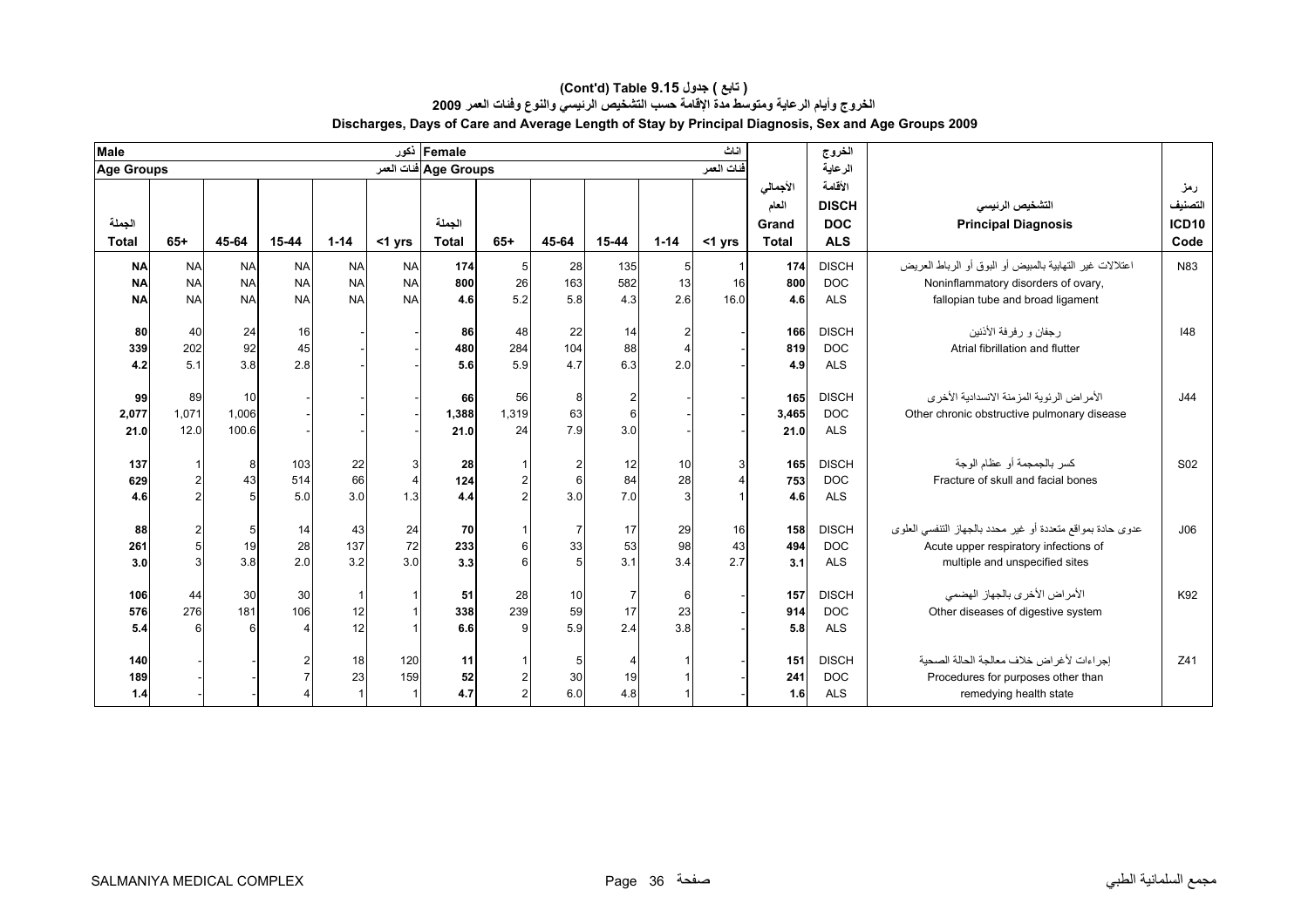# (Cont'd) Table 9.15 جدول ( تابع )

## الخروج وأيام الرعاية ومتوسط مدة الإقامة حسب التشخيص الرئيسي والنوع وفئات العمر 2009

## Discharges, Days of Care and Average Length of Stay by Principal Diagnosis, Sex and Age Groups 2009

| Male ذكور | | | | | | Female اناث | | | | | | | الخروج الرعاية الأقامة | | |
|---|---|---|---|---|---|---|---|---|---|---|---|---|---|---|---|
| Age Groups فئات العمر | | | | | | Age Groups فئات العمر | | | | | | | | | |
| الجملة Total | 65+ | 45-64 | 15-44 | 1-14 | <1 yrs | الجملة Total | 65+ | 45-64 | 15-44 | 1-14 | <1 yrs | الأجمالي العام Grand Total | DISCH DOC ALS | التشخيص الرئيسي Principal Diagnosis | رمز التصنيف ICD10 Code |
| NA | NA | NA | NA | NA | NA | 174 | 5 | 28 | 135 | 5 | 1 | 174 | DISCH | اعتلالات غير التهابية بالمبيض أو البوق أو الرباط العريض | N83 |
| NA | NA | NA | NA | NA | NA | 800 | 26 | 163 | 582 | 13 | 16 | 800 | DOC | Noninflammatory disorders of ovary, | |
| NA | NA | NA | NA | NA | NA | 4.6 | 5.2 | 5.8 | 4.3 | 2.6 | 16.0 | 4.6 | ALS | fallopian tube and broad ligament | |
| 80 | 40 | 24 | 16 | - | - | 86 | 48 | 22 | 14 | 2 | - | 166 | DISCH | رجفان و رفرفة الأذنين | I48 |
| 339 | 202 | 92 | 45 | - | - | 480 | 284 | 104 | 88 | 4 | - | 819 | DOC | Atrial fibrillation and flutter | |
| 4.2 | 5.1 | 3.8 | 2.8 | - | - | 5.6 | 5.9 | 4.7 | 6.3 | 2.0 | - | 4.9 | ALS | | |
| 99 | 89 | 10 | - | - | - | 66 | 56 | 8 | 2 | - | - | 165 | DISCH | الأمراض الرئوية المزمنة الانسدادية الأخرى | J44 |
| 2,077 | 1,071 | 1,006 | - | - | - | 1,388 | 1,319 | 63 | 6 | - | - | 3,465 | DOC | Other chronic obstructive pulmonary disease | |
| 21.0 | 12.0 | 100.6 | - | - | - | 21.0 | 24 | 7.9 | 3.0 | - | - | 21.0 | ALS | | |
| 137 | 1 | 8 | 103 | 22 | 3 | 28 | 1 | 2 | 12 | 10 | 3 | 165 | DISCH | كسر بالجمجمة أو عظام الوجة | S02 |
| 629 | 2 | 43 | 514 | 66 | 4 | 124 | 2 | 6 | 84 | 28 | 4 | 753 | DOC | Fracture of skull and facial bones | |
| 4.6 | 2 | 5 | 5.0 | 3.0 | 1.3 | 4.4 | 2 | 3.0 | 7.0 | 3 | 1 | 4.6 | ALS | | |
| 88 | 2 | 5 | 14 | 43 | 24 | 70 | 1 | 7 | 17 | 29 | 16 | 158 | DISCH | عدوى حادة بمواقع متعددة أو غير محدد بالجهاز التنفسي العلوى | J06 |
| 261 | 5 | 19 | 28 | 137 | 72 | 233 | 6 | 33 | 53 | 98 | 43 | 494 | DOC | Acute upper respiratory infections of | |
| 3.0 | 3 | 3.8 | 2.0 | 3.2 | 3.0 | 3.3 | 6 | 5 | 3.1 | 3.4 | 2.7 | 3.1 | ALS | multiple and unspecified sites | |
| 106 | 44 | 30 | 30 | 1 | 1 | 51 | 28 | 10 | 7 | 6 | - | 157 | DISCH | الأمراض الأخرى بالجهاز الهضمي | K92 |
| 576 | 276 | 181 | 106 | 12 | 1 | 338 | 239 | 59 | 17 | 23 | - | 914 | DOC | Other diseases of digestive system | |
| 5.4 | 6 | 6 | 4 | 12 | 1 | 6.6 | 9 | 5.9 | 2.4 | 3.8 | - | 5.8 | ALS | | |
| 140 | - | - | 2 | 18 | 120 | 11 | 1 | 5 | 4 | 1 | - | 151 | DISCH | إجراءات لأغراض خلاف معالجة الحالة الصحية | Z41 |
| 189 | - | - | 7 | 23 | 159 | 52 | 2 | 30 | 19 | 1 | - | 241 | DOC | Procedures for purposes other than | |
| 1.4 | - | - | 4 | 1 | 1 | 4.7 | 2 | 6.0 | 4.8 | 1 | - | 1.6 | ALS | remedying health state | |

SALMANIYA MEDICAL COMPLEX　　　　مجمع السلمانية الطبي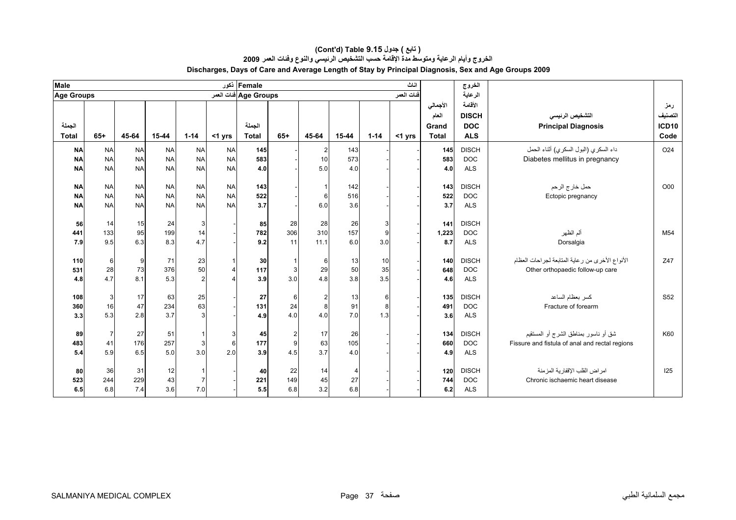# (Cont'd) Table 9.15 جدول ( تابع )

## الخروج وأيام الرعاية ومتوسط مدة الإقامة حسب التشخيص الرئيسي والنوع وفئات العمر 2009

## Discharges, Days of Care and Average Length of Stay by Principal Diagnosis, Sex and Age Groups 2009

| Male ذكور | | | | | | Female اناث | | | | | | | الخروج الرعاية | | |
|---|---|---|---|---|---|---|---|---|---|---|---|---|---|---|---|
| Age Groups فئات العمر | | | | | | Age Groups فئات العمر | | | | | | الأجمالي العام | الأقامة | | رمز التصنيف |
| الجملة Total | 65+ | 45-64 | 15-44 | 1-14 | <1 yrs | الجملة Total | 65+ | 45-64 | 15-44 | 1-14 | <1 yrs | Grand Total | DISCH DOC ALS | التشخيص الرئيسي Principal Diagnosis | ICD10 Code |
| NA | NA | NA | NA | NA | NA | 145 | - | 2 | 143 | - | - | 145 | DISCH | داء السكري (البول السكري) أثناء الحمل | O24 |
| NA | NA | NA | NA | NA | NA | 583 | - | 10 | 573 | - | - | 583 | DOC | Diabetes mellitus in pregnancy | |
| NA | NA | NA | NA | NA | NA | 4.0 | - | 5.0 | 4.0 | - | - | 4.0 | ALS | | |
| NA | NA | NA | NA | NA | NA | 143 | - | 1 | 142 | - | - | 143 | DISCH | حمل خارج الرحم | O00 |
| NA | NA | NA | NA | NA | NA | 522 | - | 6 | 516 | - | - | 522 | DOC | Ectopic pregnancy | |
| NA | NA | NA | NA | NA | NA | 3.7 | - | 6.0 | 3.6 | - | - | 3.7 | ALS | | |
| 56 | 14 | 15 | 24 | 3 | - | 85 | 28 | 28 | 26 | 3 | - | 141 | DISCH | | |
| 441 | 133 | 95 | 199 | 14 | - | 782 | 306 | 310 | 157 | 9 | - | 1,223 | DOC | ألم الظهر | M54 |
| 7.9 | 9.5 | 6.3 | 8.3 | 4.7 | - | 9.2 | 11 | 11.1 | 6.0 | 3.0 | - | 8.7 | ALS | Dorsalgia | |
| 110 | 6 | 9 | 71 | 23 | 1 | 30 | 1 | 6 | 13 | 10 | - | 140 | DISCH | الأنواع الأخرى من رعاية المتابعة لجراحات العظام | Z47 |
| 531 | 28 | 73 | 376 | 50 | 4 | 117 | 3 | 29 | 50 | 35 | - | 648 | DOC | Other orthopaedic follow-up care | |
| 4.8 | 4.7 | 8.1 | 5.3 | 2 | 4 | 3.9 | 3.0 | 4.8 | 3.8 | 3.5 | - | 4.6 | ALS | | |
| 108 | 3 | 17 | 63 | 25 | - | 27 | 6 | 2 | 13 | 6 | - | 135 | DISCH | كسر بعظام الساعد | S52 |
| 360 | 16 | 47 | 234 | 63 | - | 131 | 24 | 8 | 91 | 8 | - | 491 | DOC | Fracture of forearm | |
| 3.3 | 5.3 | 2.8 | 3.7 | 3 | - | 4.9 | 4.0 | 4.0 | 7.0 | 1.3 | - | 3.6 | ALS | | |
| 89 | 7 | 27 | 51 | 1 | 3 | 45 | 2 | 17 | 26 | - | - | 134 | DISCH | شق أو ناسور بمناطق الشرج أو المستقيم | K60 |
| 483 | 41 | 176 | 257 | 3 | 6 | 177 | 9 | 63 | 105 | - | - | 660 | DOC | Fissure and fistula of anal and rectal regions | |
| 5.4 | 5.9 | 6.5 | 5.0 | 3.0 | 2.0 | 3.9 | 4.5 | 3.7 | 4.0 | - | - | 4.9 | ALS | | |
| 80 | 36 | 31 | 12 | 1 | - | 40 | 22 | 14 | 4 | - | - | 120 | DISCH | امراض القلب الإقفارية المزمنة | I25 |
| 523 | 244 | 229 | 43 | 7 | - | 221 | 149 | 45 | 27 | - | - | 744 | DOC | Chronic ischaemic heart disease | |
| 6.5 | 6.8 | 7.4 | 3.6 | 7.0 | - | 5.5 | 6.8 | 3.2 | 6.8 | - | - | 6.2 | ALS | | |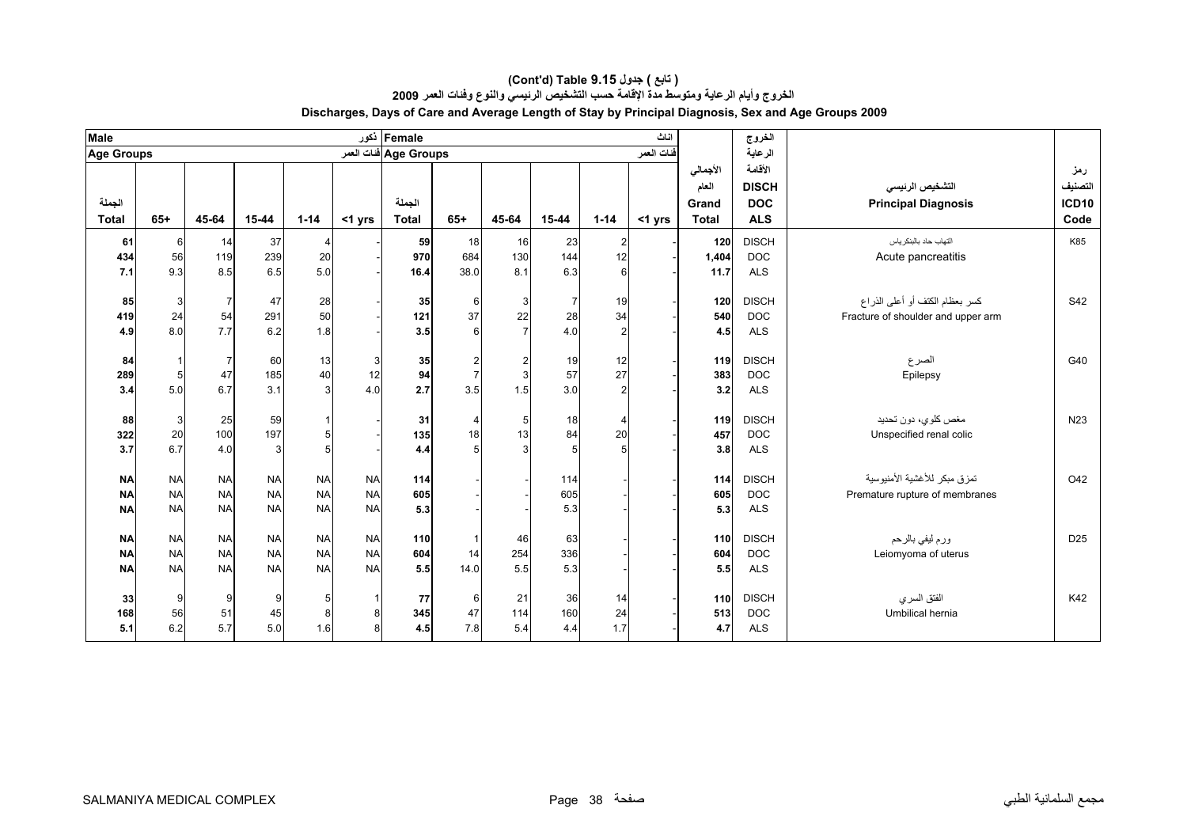# (Cont'd) Table 9.15 ( تابع ) جدول

## الخروج وأيام الرعاية ومتوسط مدة الإقامة حسب التشخيص الرئيسي والنوع وفئات العمر 2009

## Discharges, Days of Care and Average Length of Stay by Principal Diagnosis, Sex and Age Groups 2009

| Male ذكور | | | | | | Female اناث | | | | | | | الخروج الرعاية الأقامة | | |
|---|---|---|---|---|---|---|---|---|---|---|---|---|---|---|---|
| Age Groups فئات العمر | | | | | | Age Groups فئات العمر | | | | | | | | | |
| الجملة Total | 65+ | 45-64 | 15-44 | 1-14 | <1 yrs | الجملة Total | 65+ | 45-64 | 15-44 | 1-14 | <1 yrs | الأجمالي العام Grand Total | DISCH DOC ALS | التشخيص الرئيسي Principal Diagnosis | رمز التصنيف ICD10 Code |
| 61 | 6 | 14 | 37 | 4 | - | 59 | 18 | 16 | 23 | 2 | - | 120 | DISCH | التهاب حاد بالبنكرياس | K85 |
| 434 | 56 | 119 | 239 | 20 | - | 970 | 684 | 130 | 144 | 12 | - | 1,404 | DOC | Acute pancreatitis | |
| 7.1 | 9.3 | 8.5 | 6.5 | 5.0 | - | 16.4 | 38.0 | 8.1 | 6.3 | 6 | - | 11.7 | ALS | | |
| 85 | 3 | 7 | 47 | 28 | - | 35 | 6 | 3 | 7 | 19 | - | 120 | DISCH | كسر بعظام الكتف أو أعلى الذراع | S42 |
| 419 | 24 | 54 | 291 | 50 | - | 121 | 37 | 22 | 28 | 34 | - | 540 | DOC | Fracture of shoulder and upper arm | |
| 4.9 | 8.0 | 7.7 | 6.2 | 1.8 | - | 3.5 | 6 | 7 | 4.0 | 2 | - | 4.5 | ALS | | |
| 84 | 1 | 7 | 60 | 13 | 3 | 35 | 2 | 2 | 19 | 12 | - | 119 | DISCH | الصرع | G40 |
| 289 | 5 | 47 | 185 | 40 | 12 | 94 | 7 | 3 | 57 | 27 | - | 383 | DOC | Epilepsy | |
| 3.4 | 5.0 | 6.7 | 3.1 | 3 | 4.0 | 2.7 | 3.5 | 1.5 | 3.0 | 2 | - | 3.2 | ALS | | |
| 88 | 3 | 25 | 59 | 1 | - | 31 | 4 | 5 | 18 | 4 | - | 119 | DISCH | مغص كلوي، دون تحديد | N23 |
| 322 | 20 | 100 | 197 | 5 | - | 135 | 18 | 13 | 84 | 20 | - | 457 | DOC | Unspecified renal colic | |
| 3.7 | 6.7 | 4.0 | 3 | 5 | - | 4.4 | 5 | 3 | 5 | 5 | - | 3.8 | ALS | | |
| NA | NA | NA | NA | NA | NA | 114 | - | - | 114 | - | - | 114 | DISCH | تمزق مبكر للأغشية الأمنيوسية | O42 |
| NA | NA | NA | NA | NA | NA | 605 | - | - | 605 | - | - | 605 | DOC | Premature rupture of membranes | |
| NA | NA | NA | NA | NA | NA | 5.3 | - | - | 5.3 | - | - | 5.3 | ALS | | |
| NA | NA | NA | NA | NA | NA | 110 | 1 | 46 | 63 | - | - | 110 | DISCH | ورم ليفي بالرحم | D25 |
| NA | NA | NA | NA | NA | NA | 604 | 14 | 254 | 336 | - | - | 604 | DOC | Leiomyoma of uterus | |
| NA | NA | NA | NA | NA | NA | 5.5 | 14.0 | 5.5 | 5.3 | - | - | 5.5 | ALS | | |
| 33 | 9 | 9 | 9 | 5 | 1 | 77 | 6 | 21 | 36 | 14 | - | 110 | DISCH | الفتق السري | K42 |
| 168 | 56 | 51 | 45 | 8 | 8 | 345 | 47 | 114 | 160 | 24 | - | 513 | DOC | Umbilical hernia | |
| 5.1 | 6.2 | 5.7 | 5.0 | 1.6 | 8 | 4.5 | 7.8 | 5.4 | 4.4 | 1.7 | - | 4.7 | ALS | | |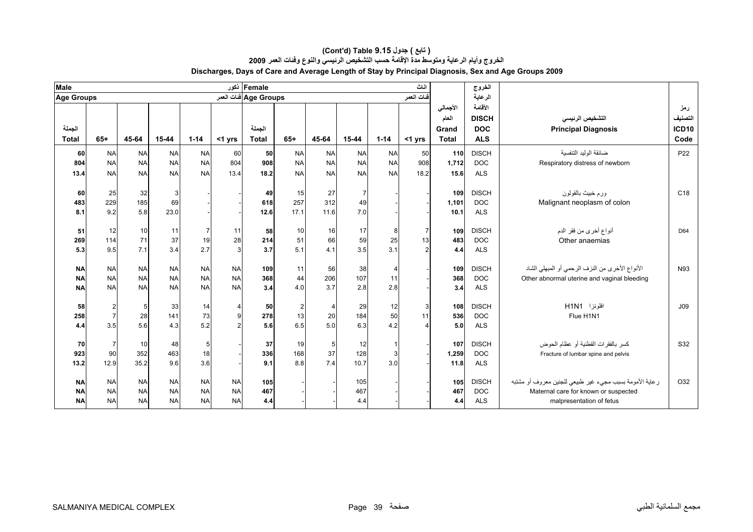# (Cont'd) Table 9.15 جدول ( تابع )

## الخروج وأيام الرعاية ومتوسط مدة الإقامة حسب التشخيص الرئيسي والنوع وفئات العمر 2009

## Discharges, Days of Care and Average Length of Stay by Principal Diagnosis, Sex and Age Groups 2009

| Male ذكور | | | | | | Female اناث | | | | | | | | | |
|---|---|---|---|---|---|---|---|---|---|---|---|---|---|---|---|
| Age Groups فئات العمر | | | | | | Age Groups فئات العمر | | | | | | | | | |
| الجملة Total | 65+ | 45-64 | 15-44 | 1-14 | <1 yrs | الجملة Total | 65+ | 45-64 | 15-44 | 1-14 | <1 yrs | الأجمالي العام Grand Total | الخروج الرعاية الأقامة DISCH DOC ALS | التشخيص الرئيسي Principal Diagnosis | رمز التصنيف ICD10 Code |
| 60 | NA | NA | NA | NA | 60 | 50 | NA | NA | NA | NA | 50 | 110 | DISCH | ضائقة الوليد التنفسية | P22 |
| 804 | NA | NA | NA | NA | 804 | 908 | NA | NA | NA | NA | 908 | 1,712 | DOC | Respiratory distress of newborn | |
| 13.4 | NA | NA | NA | NA | 13.4 | 18.2 | NA | NA | NA | NA | 18.2 | 15.6 | ALS | | |
| 60 | 25 | 32 | 3 | - | - | 49 | 15 | 27 | 7 | - | - | 109 | DISCH | ورم خبيث بالقولون | C18 |
| 483 | 229 | 185 | 69 | - | - | 618 | 257 | 312 | 49 | - | - | 1,101 | DOC | Malignant neoplasm of colon | |
| 8.1 | 9.2 | 5.8 | 23.0 | - | - | 12.6 | 17.1 | 11.6 | 7.0 | - | - | 10.1 | ALS | | |
| 51 | 12 | 10 | 11 | 7 | 11 | 58 | 10 | 16 | 17 | 8 | 7 | 109 | DISCH | أنواع أخرى من فقر الدم | D64 |
| 269 | 114 | 71 | 37 | 19 | 28 | 214 | 51 | 66 | 59 | 25 | 13 | 483 | DOC | Other anaemias | |
| 5.3 | 9.5 | 7.1 | 3.4 | 2.7 | 3 | 3.7 | 5.1 | 4.1 | 3.5 | 3.1 | 2 | 4.4 | ALS | | |
| NA | NA | NA | NA | NA | NA | 109 | 11 | 56 | 38 | 4 | - | 109 | DISCH | الأنواع الأخرى من النزف الرحمي أو المبهلي الشاد | N93 |
| NA | NA | NA | NA | NA | NA | 368 | 44 | 206 | 107 | 11 | - | 368 | DOC | Other abnormal uterine and vaginal bleeding | |
| NA | NA | NA | NA | NA | NA | 3.4 | 4.0 | 3.7 | 2.8 | 2.8 | - | 3.4 | ALS | | |
| 58 | 2 | 5 | 33 | 14 | 4 | 50 | 2 | 4 | 29 | 12 | 3 | 108 | DISCH | افلونزا H1N1 | J09 |
| 258 | 7 | 28 | 141 | 73 | 9 | 278 | 13 | 20 | 184 | 50 | 11 | 536 | DOC | Flue H1N1 | |
| 4.4 | 3.5 | 5.6 | 4.3 | 5.2 | 2 | 5.6 | 6.5 | 5.0 | 6.3 | 4.2 | 4 | 5.0 | ALS | | |
| 70 | 7 | 10 | 48 | 5 | - | 37 | 19 | 5 | 12 | 1 | - | 107 | DISCH | كسر بالفقرات القطنية أو عظام الحوض | S32 |
| 923 | 90 | 352 | 463 | 18 | - | 336 | 168 | 37 | 128 | 3 | - | 1,259 | DOC | Fracture of lumbar spine and pelvis | |
| 13.2 | 12.9 | 35.2 | 9.6 | 3.6 | - | 9.1 | 8.8 | 7.4 | 10.7 | 3.0 | - | 11.8 | ALS | | |
| NA | NA | NA | NA | NA | NA | 105 | - | - | 105 | - | - | 105 | DISCH | رعاية الأمومة بسبب مجيء غير طبيعي للجنين معروف أو مشتبه | O32 |
| NA | NA | NA | NA | NA | NA | 467 | - | - | 467 | - | - | 467 | DOC | Maternal care for known or suspected | |
| NA | NA | NA | NA | NA | NA | 4.4 | - | - | 4.4 | - | - | 4.4 | ALS | malpresentation of fetus | |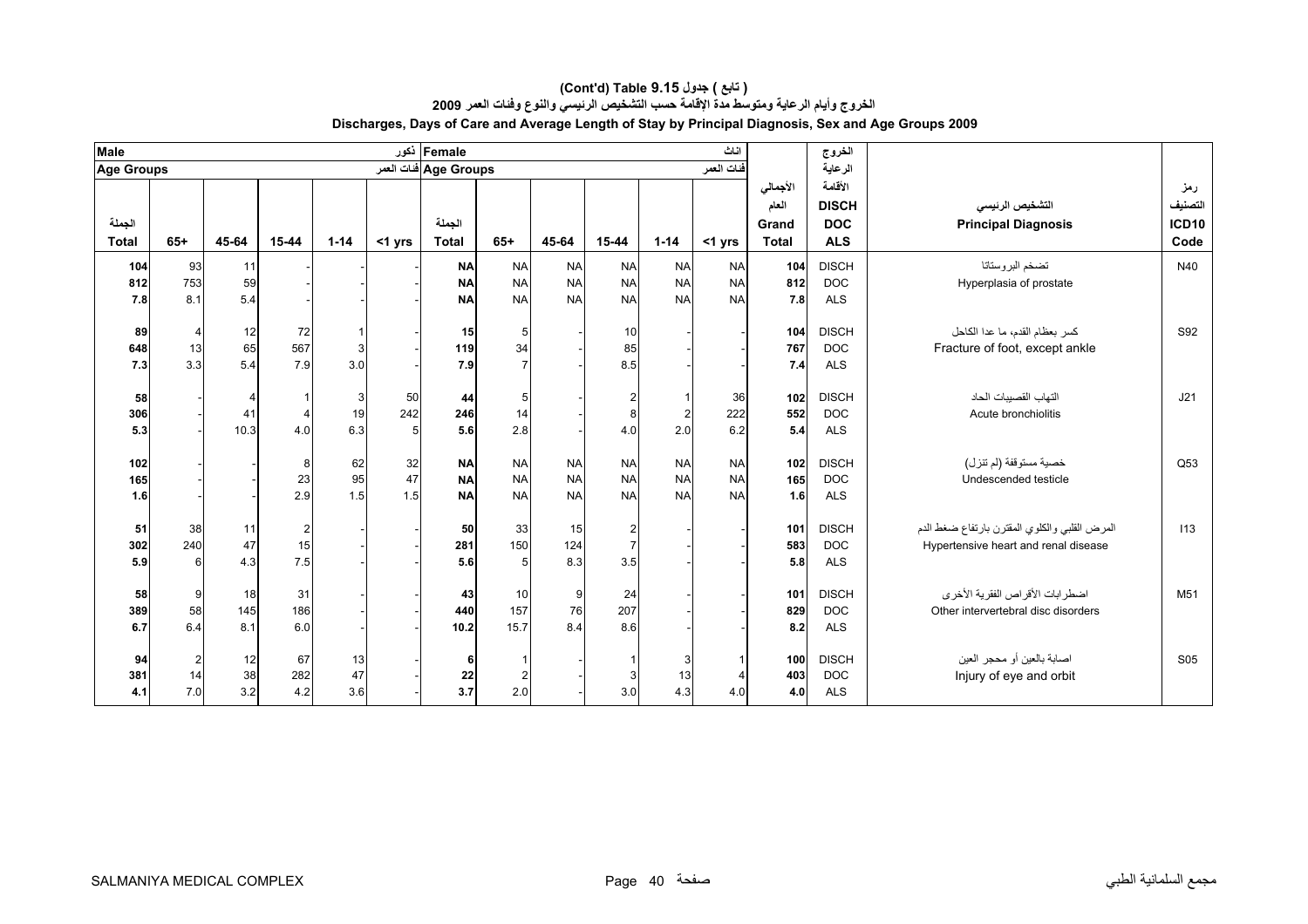# (Cont'd) Table 9.15 ( تابع ) جدول

## الخروج وأيام الرعاية ومتوسط مدة الإقامة حسب التشخيص الرئيسي والنوع وفئات العمر 2009

## Discharges, Days of Care and Average Length of Stay by Principal Diagnosis, Sex and Age Groups 2009

| Male ذكور | | | | | | Female اناث | | | | | | | الخروج الرعاية الأقامة | | |
|---|---|---|---|---|---|---|---|---|---|---|---|---|---|---|---|
| Age Groups فئات العمر | | | | | | Age Groups فئات العمر | | | | | | | | | |
| الجملة Total | 65+ | 45-64 | 15-44 | 1-14 | <1 yrs | الجملة Total | 65+ | 45-64 | 15-44 | 1-14 | <1 yrs | الأجمالي العام Grand Total | DISCH DOC ALS | التشخيص الرئيسي Principal Diagnosis | رمز التصنيف ICD10 Code |
| 104 | 93 | 11 | - | - | - | NA | NA | NA | NA | NA | NA | 104 | DISCH | تضخم البروستاتا | N40 |
| 812 | 753 | 59 | - | - | - | NA | NA | NA | NA | NA | NA | 812 | DOC | Hyperplasia of prostate | |
| 7.8 | 8.1 | 5.4 | - | - | - | NA | NA | NA | NA | NA | NA | 7.8 | ALS | | |
| 89 | 4 | 12 | 72 | 1 | - | 15 | 5 | - | 10 | - | - | 104 | DISCH | كسر بعظام القدم، ما عدا الكاحل | S92 |
| 648 | 13 | 65 | 567 | 3 | - | 119 | 34 | - | 85 | - | - | 767 | DOC | Fracture of foot, except ankle | |
| 7.3 | 3.3 | 5.4 | 7.9 | 3.0 | - | 7.9 | 7 | - | 8.5 | - | - | 7.4 | ALS | | |
| 58 | - | 4 | 1 | 3 | 50 | 44 | 5 | - | 2 | 1 | 36 | 102 | DISCH | التهاب القصيبات الحاد | J21 |
| 306 | - | 41 | 4 | 19 | 242 | 246 | 14 | - | 8 | 2 | 222 | 552 | DOC | Acute bronchiolitis | |
| 5.3 | - | 10.3 | 4.0 | 6.3 | 5 | 5.6 | 2.8 | - | 4.0 | 2.0 | 6.2 | 5.4 | ALS | | |
| 102 | - | - | 8 | 62 | 32 | NA | NA | NA | NA | NA | NA | 102 | DISCH | خصية مستوقفة (لم تنزل) | Q53 |
| 165 | - | - | 23 | 95 | 47 | NA | NA | NA | NA | NA | NA | 165 | DOC | Undescended testicle | |
| 1.6 | - | - | 2.9 | 1.5 | 1.5 | NA | NA | NA | NA | NA | NA | 1.6 | ALS | | |
| 51 | 38 | 11 | 2 | - | - | 50 | 33 | 15 | 2 | - | - | 101 | DISCH | المرض القلبي والكلوي المقترن بارتفاع ضغط الدم | I13 |
| 302 | 240 | 47 | 15 | - | - | 281 | 150 | 124 | 7 | - | - | 583 | DOC | Hypertensive heart and renal disease | |
| 5.9 | 6 | 4.3 | 7.5 | - | - | 5.6 | 5 | 8.3 | 3.5 | - | - | 5.8 | ALS | | |
| 58 | 9 | 18 | 31 | - | - | 43 | 10 | 9 | 24 | - | - | 101 | DISCH | اضطرابات الأقراص الفقرية الأخرى | M51 |
| 389 | 58 | 145 | 186 | - | - | 440 | 157 | 76 | 207 | - | - | 829 | DOC | Other intervertebral disc disorders | |
| 6.7 | 6.4 | 8.1 | 6.0 | - | - | 10.2 | 15.7 | 8.4 | 8.6 | - | - | 8.2 | ALS | | |
| 94 | 2 | 12 | 67 | 13 | - | 6 | 1 | - | 1 | 3 | 1 | 100 | DISCH | اصابة بالعين أو محجر العين | S05 |
| 381 | 14 | 38 | 282 | 47 | - | 22 | 2 | - | 3 | 13 | 4 | 403 | DOC | Injury of eye and orbit | |
| 4.1 | 7.0 | 3.2 | 4.2 | 3.6 | - | 3.7 | 2.0 | - | 3.0 | 4.3 | 4.0 | 4.0 | ALS | | |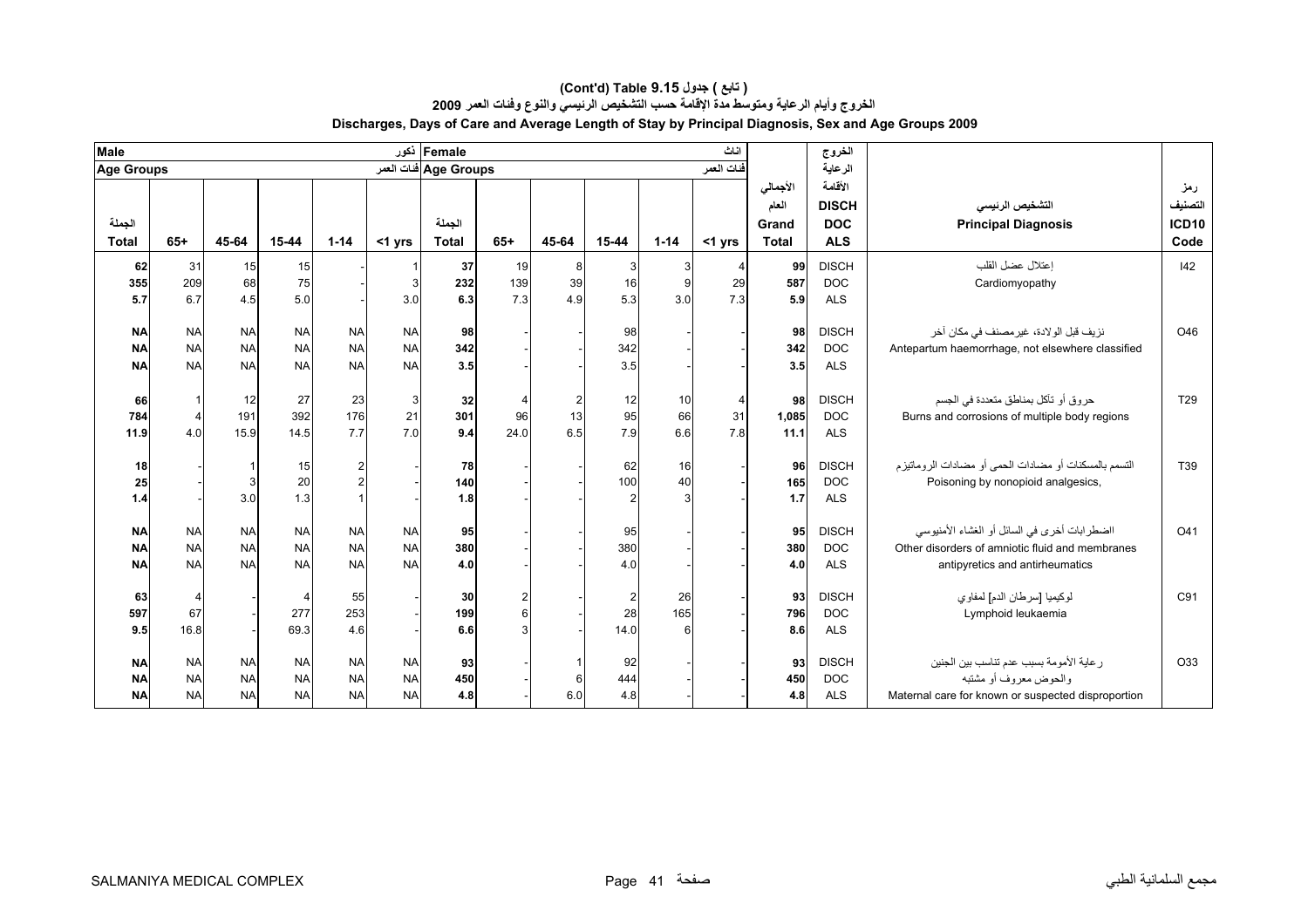# (Cont'd) Table 9.15 جدول ( تابع )

## الخروج وأيام الرعاية ومتوسط مدة الإقامة حسب التشخيص الرئيسي والنوع وفئات العمر 2009

## Discharges, Days of Care and Average Length of Stay by Principal Diagnosis, Sex and Age Groups 2009

| Male ذكور | | | | | | Female اناث | | | | | | | | | | |
|---|---|---|---|---|---|---|---|---|---|---|---|---|---|---|---|---|
| Age Groups فئات العمر | | | | | | Age Groups فئات العمر | | | | | | | | | | |
| الجملة Total | 65+ | 45-64 | 15-44 | 1-14 | <1 yrs | الجملة Total | 65+ | 45-64 | 15-44 | 1-14 | <1 yrs | الأجمالي العام Grand Total | الخروج الرعاية الأقامة DISCH DOC ALS | | التشخيص الرئيسي Principal Diagnosis | رمز التصنيف ICD10 Code |
| 62 | 31 | 15 | 15 | - | 1 | 37 | 19 | 8 | 3 | 3 | 4 | 99 | DISCH | | إعتلال عضل القلب | I42 |
| 355 | 209 | 68 | 75 | - | 3 | 232 | 139 | 39 | 16 | 9 | 29 | 587 | DOC | | Cardiomyopathy | |
| 5.7 | 6.7 | 4.5 | 5.0 | - | 3.0 | 6.3 | 7.3 | 4.9 | 5.3 | 3.0 | 7.3 | 5.9 | ALS | | | |
| NA | NA | NA | NA | NA | NA | 98 | - | - | 98 | - | - | 98 | DISCH | | نزيف قبل الولادة، غيرمصنف في مكان آخر | O46 |
| NA | NA | NA | NA | NA | NA | 342 | - | - | 342 | - | - | 342 | DOC | | Antepartum haemorrhage, not elsewhere classified | |
| NA | NA | NA | NA | NA | NA | 3.5 | - | - | 3.5 | - | - | 3.5 | ALS | | | |
| 66 | 1 | 12 | 27 | 23 | 3 | 32 | 4 | 2 | 12 | 10 | 4 | 98 | DISCH | | حروق أو تآكل بمناطق متعددة في الجسم | T29 |
| 784 | 4 | 191 | 392 | 176 | 21 | 301 | 96 | 13 | 95 | 66 | 31 | 1,085 | DOC | | Burns and corrosions of multiple body regions | |
| 11.9 | 4.0 | 15.9 | 14.5 | 7.7 | 7.0 | 9.4 | 24.0 | 6.5 | 7.9 | 6.6 | 7.8 | 11.1 | ALS | | | |
| 18 | - | 1 | 15 | 2 | - | 78 | - | - | 62 | 16 | - | 96 | DISCH | | التسمم بالمسكنات أو مضادات الحمى أو مضادات الروماتيزم | T39 |
| 25 | - | 3 | 20 | 2 | - | 140 | - | - | 100 | 40 | - | 165 | DOC | | Poisoning by nonopioid analgesics, | |
| 1.4 | - | 3.0 | 1.3 | 1 | - | 1.8 | - | - | 2 | 3 | - | 1.7 | ALS | | | |
| NA | NA | NA | NA | NA | NA | 95 | - | - | 95 | - | - | 95 | DISCH | | اضطرابات أخرى في السائل أو الغشاء الأمنيوسي | O41 |
| NA | NA | NA | NA | NA | NA | 380 | - | - | 380 | - | - | 380 | DOC | | Other disorders of amniotic fluid and membranes | |
| NA | NA | NA | NA | NA | NA | 4.0 | - | - | 4.0 | - | - | 4.0 | ALS | | antipyretics and antirheumatics | |
| 63 | 4 | - | 4 | 55 | - | 30 | 2 | - | 2 | 26 | - | 93 | DISCH | | لوكيميا [سرطان الدم] لمفاوي | C91 |
| 597 | 67 | - | 277 | 253 | - | 199 | 6 | - | 28 | 165 | - | 796 | DOC | | Lymphoid leukaemia | |
| 9.5 | 16.8 | - | 69.3 | 4.6 | - | 6.6 | 3 | - | 14.0 | 6 | - | 8.6 | ALS | | | |
| NA | NA | NA | NA | NA | NA | 93 | - | 1 | 92 | - | - | 93 | DISCH | | رعاية الأمومة بسبب عدم تناسب بين الجنين | O33 |
| NA | NA | NA | NA | NA | NA | 450 | - | 6 | 444 | - | - | 450 | DOC | | والحوض معروف أو مشتبه | |
| NA | NA | NA | NA | NA | NA | 4.8 | - | 6.0 | 4.8 | - | - | 4.8 | ALS | | Maternal care for known or suspected disproportion | |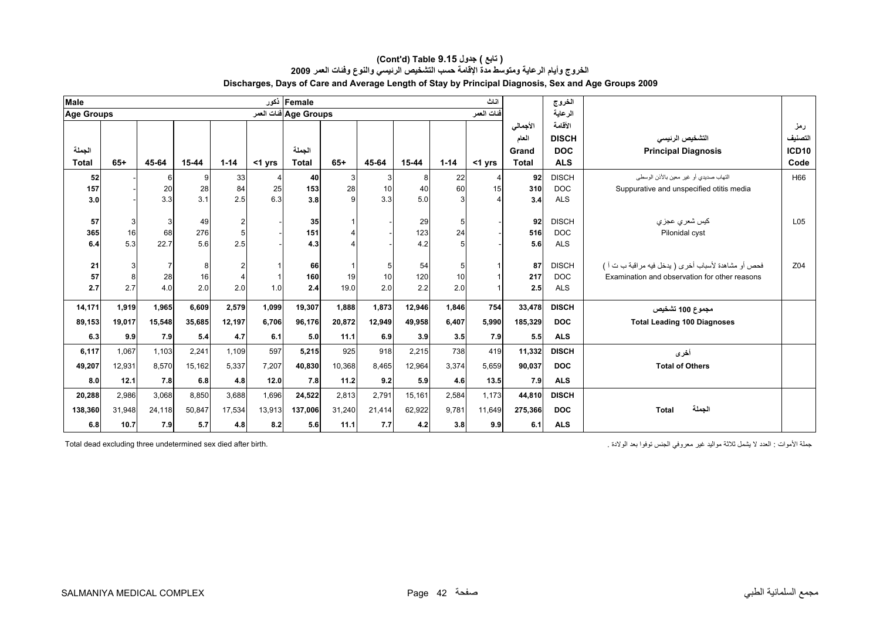**(Cont'd) Table 9.15 جدول ( تابع )**

**الخروج وأيام الرعاية ومتوسط مدة الإقامة حسب التشخيص الرئيسي والنوع وفئات العمر 2009**

**Discharges, Days of Care and Average Length of Stay by Principal Diagnosis, Sex and Age Groups 2009**

| Male ذكور | | | | | | Female اناث | | | | | | | | | |
|---|---|---|---|---|---|---|---|---|---|---|---|---|---|---|---|
| Age Groups فئات العمر | | | | | | Age Groups فئات العمر | | | | | | | | | |
| الجملة Total | 65+ | 45-64 | 15-44 | 1-14 | <1 yrs | الجملة Total | 65+ | 45-64 | 15-44 | 1-14 | <1 yrs | الأجمالي العام Grand Total | الخروج الرعاية الأقامة DISCH DOC ALS | التشخيص الرئيسي Principal Diagnosis | رمز التصنيف ICD10 Code |
| 52 | - | 6 | 9 | 33 | 4 | 40 | 3 | 3 | 8 | 22 | 4 | 92 | DISCH | التهاب صديدي أو غير معين بالأذن الوسطى | H66 |
| 157 | - | 20 | 28 | 84 | 25 | 153 | 28 | 10 | 40 | 60 | 15 | 310 | DOC | Suppurative and unspecified otitis media | |
| 3.0 | - | 3.3 | 3.1 | 2.5 | 6.3 | 3.8 | 9 | 3.3 | 5.0 | 3 | 4 | 3.4 | ALS | | |
| 57 | 3 | 3 | 49 | 2 | - | 35 | 1 | - | 29 | 5 | - | 92 | DISCH | كيس شعري عجزي | L05 |
| 365 | 16 | 68 | 276 | 5 | - | 151 | 4 | - | 123 | 24 | - | 516 | DOC | Pilonidal cyst | |
| 6.4 | 5.3 | 22.7 | 5.6 | 2.5 | - | 4.3 | 4 | - | 4.2 | 5 | - | 5.6 | ALS | | |
| 21 | 3 | 7 | 8 | 2 | 1 | 66 | 1 | 5 | 54 | 5 | 1 | 87 | DISCH | فحص أو مشاهدة لأسباب أخرى ( يدخل فيه مراقبة ب ت أ ) | Z04 |
| 57 | 8 | 28 | 16 | 4 | 1 | 160 | 19 | 10 | 120 | 10 | 1 | 217 | DOC | Examination and observation for other reasons | |
| 2.7 | 2.7 | 4.0 | 2.0 | 2.0 | 1.0 | 2.4 | 19.0 | 2.0 | 2.2 | 2.0 | 1 | 2.5 | ALS | | |
| **14,171** | **1,919** | **1,965** | **6,609** | **2,579** | **1,099** | **19,307** | **1,888** | **1,873** | **12,946** | **1,846** | **754** | **33,478** | **DISCH** | **مجموع 100 تشخيص** | |
| **89,153** | **19,017** | **15,548** | **35,685** | **12,197** | **6,706** | **96,176** | **20,872** | **12,949** | **49,958** | **6,407** | **5,990** | **185,329** | **DOC** | **Total Leading 100 Diagnoses** | |
| **6.3** | **9.9** | **7.9** | **5.4** | **4.7** | **6.1** | **5.0** | **11.1** | **6.9** | **3.9** | **3.5** | **7.9** | **5.5** | **ALS** | | |
| **6,117** | 1,067 | 1,103 | 2,241 | 1,109 | 597 | **5,215** | 925 | 918 | 2,215 | 738 | 419 | **11,332** | **DISCH** | **أخرى** | |
| **49,207** | 12,931 | 8,570 | 15,162 | 5,337 | 7,207 | **40,830** | 10,368 | 8,465 | 12,964 | 3,374 | 5,659 | **90,037** | **DOC** | **Total of Others** | |
| **8.0** | **12.1** | **7.8** | **6.8** | **4.8** | **12.0** | **7.8** | **11.2** | **9.2** | **5.9** | **4.6** | **13.5** | **7.9** | **ALS** | | |
| **20,288** | 2,986 | 3,068 | 8,850 | 3,688 | 1,696 | **24,522** | 2,813 | 2,791 | 15,161 | 2,584 | 1,173 | **44,810** | **DISCH** | | |
| **138,360** | 31,948 | 24,118 | 50,847 | 17,534 | 13,913 | **137,006** | 31,240 | 21,414 | 62,922 | 9,781 | 11,649 | **275,366** | **DOC** | **Total الجملة** | |
| **6.8** | **10.7** | **7.9** | **5.7** | **4.8** | **8.2** | **5.6** | **11.1** | **7.7** | **4.2** | **3.8** | **9.9** | **6.1** | **ALS** | | |

Total dead excluding three undetermined sex died after birth.

جملة الأموات : العدد لا يشمل ثلاثة مواليد غير معروفي الجنس توفوا بعد الولادة .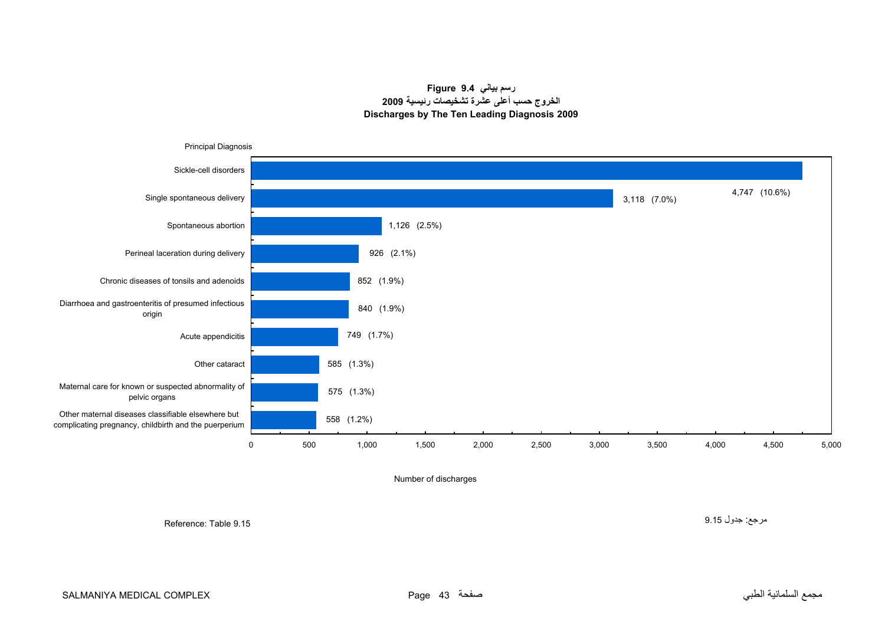**Figure 9.4 رسم بياني**

**الخروج حسب أعلى عشرة تشخيصات رئيسية 2009**

**Discharges by The Ten Leading Diagnosis 2009**

| Principal Diagnosis | Number of discharges |
| --- | --- |
| Sickle-cell disorders | 4,747 (10.6%) |
| Single spontaneous delivery | 3,118 (7.0%) |
| Spontaneous abortion | 1,126 (2.5%) |
| Perineal laceration during delivery | 926 (2.1%) |
| Chronic diseases of tonsils and adenoids | 852 (1.9%) |
| Diarrhoea and gastroenteritis of presumed infectious origin | 840 (1.9%) |
| Acute appendicitis | 749 (1.7%) |
| Other cataract | 585 (1.3%) |
| Maternal care for known or suspected abnormality of pelvic organs | 575 (1.3%) |
| Other maternal diseases classifiable elsewhere but complicating pregnancy, childbirth and the puerperium | 558 (1.2%) |

Reference: Table 9.15

مرجع: جدول 9.15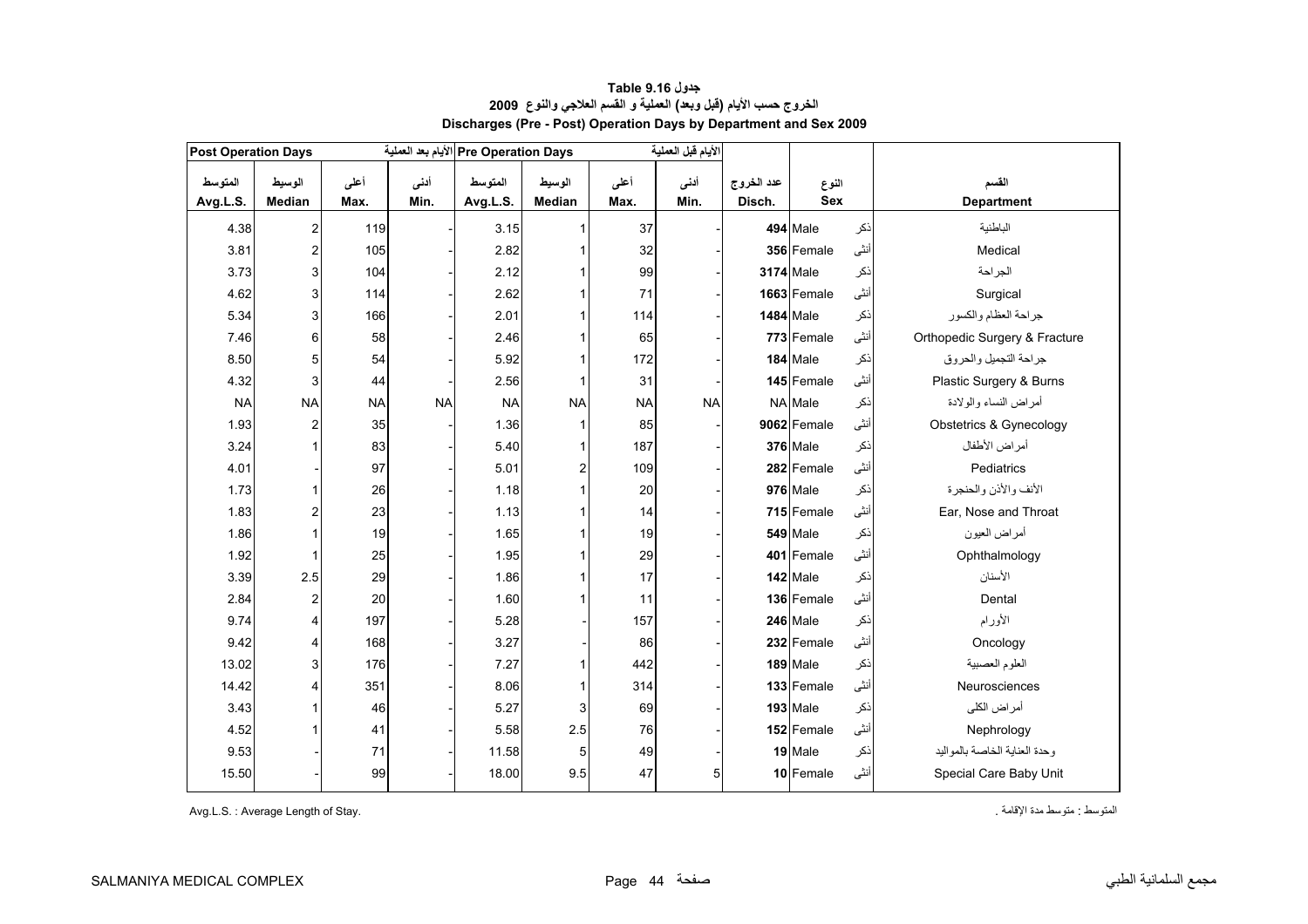# جدول 9.16 Table

## الخروج حسب الأيام (قبل وبعد) العملية و القسم العلاجي والنوع 2009

## Discharges (Pre - Post) Operation Days by Department and Sex 2009

| Post Operation Days | | | الأيام بعد العملية | Pre Operation Days | | | الأيام قبل العملية | | | | |
|---|---|---|---|---|---|---|---|---|---|---|---|
| المتوسط Avg.L.S. | الوسيط Median | أعلى Max. | أدنى Min. | المتوسط Avg.L.S. | الوسيط Median | أعلى Max. | أدنى Min. | عدد الخروج Disch. | النوع Sex | | القسم Department |
| 4.38 | 2 | 119 | - | 3.15 | 1 | 37 | - | 494 | Male | ذكر | الباطنية |
| 3.81 | 2 | 105 | - | 2.82 | 1 | 32 | - | 356 | Female | أنثى | Medical |
| 3.73 | 3 | 104 | - | 2.12 | 1 | 99 | - | 3174 | Male | ذكر | الجراحة |
| 4.62 | 3 | 114 | - | 2.62 | 1 | 71 | - | 1663 | Female | أنثى | Surgical |
| 5.34 | 3 | 166 | - | 2.01 | 1 | 114 | - | 1484 | Male | ذكر | جراحة العظام والكسور |
| 7.46 | 6 | 58 | - | 2.46 | 1 | 65 | - | 773 | Female | أنثى | Orthopedic Surgery & Fracture |
| 8.50 | 5 | 54 | - | 5.92 | 1 | 172 | - | 184 | Male | ذكر | جراحة التجميل والحروق |
| 4.32 | 3 | 44 | - | 2.56 | 1 | 31 | - | 145 | Female | أنثى | Plastic Surgery & Burns |
| NA | NA | NA | NA | NA | NA | NA | NA | NA | Male | ذكر | أمراض النساء والولادة |
| 1.93 | 2 | 35 | - | 1.36 | 1 | 85 | - | 9062 | Female | أنثى | Obstetrics & Gynecology |
| 3.24 | 1 | 83 | - | 5.40 | 1 | 187 | - | 376 | Male | ذكر | أمراض الأطفال |
| 4.01 | - | 97 | - | 5.01 | 2 | 109 | - | 282 | Female | أنثى | Pediatrics |
| 1.73 | 1 | 26 | - | 1.18 | 1 | 20 | - | 976 | Male | ذكر | الأنف والأذن والحنجرة |
| 1.83 | 2 | 23 | - | 1.13 | 1 | 14 | - | 715 | Female | أنثى | Ear, Nose and Throat |
| 1.86 | 1 | 19 | - | 1.65 | 1 | 19 | - | 549 | Male | ذكر | أمراض العيون |
| 1.92 | 1 | 25 | - | 1.95 | 1 | 29 | - | 401 | Female | أنثى | Ophthalmology |
| 3.39 | 2.5 | 29 | - | 1.86 | 1 | 17 | - | 142 | Male | ذكر | الأسنان |
| 2.84 | 2 | 20 | - | 1.60 | 1 | 11 | - | 136 | Female | أنثى | Dental |
| 9.74 | 4 | 197 | - | 5.28 | - | 157 | - | 246 | Male | ذكر | الأورام |
| 9.42 | 4 | 168 | - | 3.27 | - | 86 | - | 232 | Female | أنثى | Oncology |
| 13.02 | 3 | 176 | - | 7.27 | 1 | 442 | - | 189 | Male | ذكر | العلوم العصبية |
| 14.42 | 4 | 351 | - | 8.06 | 1 | 314 | - | 133 | Female | أنثى | Neurosciences |
| 3.43 | 1 | 46 | - | 5.27 | 3 | 69 | - | 193 | Male | ذكر | أمراض الكلى |
| 4.52 | 1 | 41 | - | 5.58 | 2.5 | 76 | - | 152 | Female | أنثى | Nephrology |
| 9.53 | - | 71 | - | 11.58 | 5 | 49 | - | 19 | Male | ذكر | وحدة العناية الخاصة بالمواليد |
| 15.50 | - | 99 | - | 18.00 | 9.5 | 47 | 5 | 10 | Female | أنثى | Special Care Baby Unit |

Avg.L.S. : Average Length of Stay.

المتوسط : متوسط مدة الإقامة .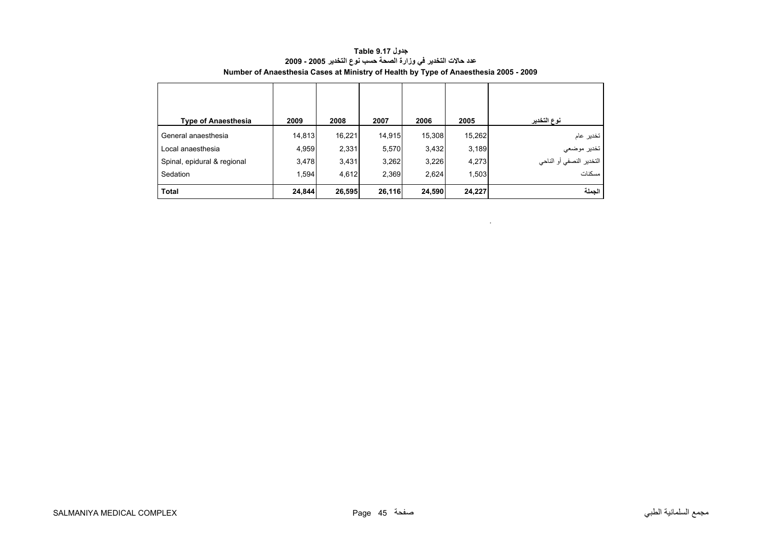**جدول Table 9.17**

**عدد حالات التخدير في وزارة الصحة حسب نوع التخدير 2005 - 2009**

**Number of Anaesthesia Cases at Ministry of Health by Type of Anaesthesia 2005 - 2009**

| Type of Anaesthesia | 2009 | 2008 | 2007 | 2006 | 2005 | نوع التخدير |
|---|---|---|---|---|---|---|
| General anaesthesia | 14,813 | 16,221 | 14,915 | 15,308 | 15,262 | تخدير عام |
| Local anaesthesia | 4,959 | 2,331 | 5,570 | 3,432 | 3,189 | تخدير موضعي |
| Spinal, epidural & regional | 3,478 | 3,431 | 3,262 | 3,226 | 4,273 | التخدير النصفي أو الناحي |
| Sedation | 1,594 | 4,612 | 2,369 | 2,624 | 1,503 | مسكنات |
| **Total** | **24,844** | **26,595** | **26,116** | **24,590** | **24,227** | **الجملة** |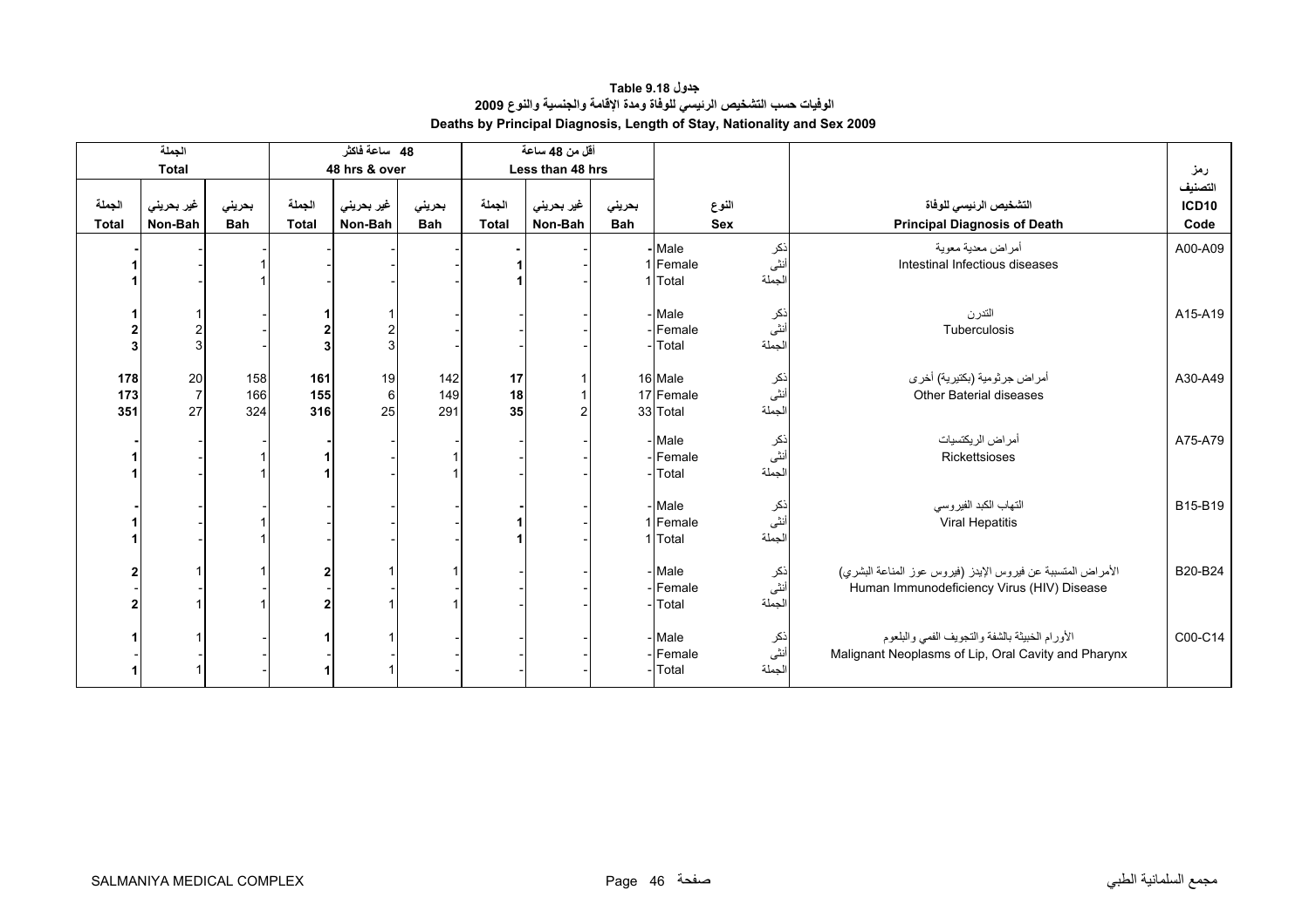# جدول 9.18 Table

## الوفيات حسب التشخيص الرئيسي للوفاة ومدة الإقامة والجنسية والنوع 2009

## Deaths by Principal Diagnosis, Length of Stay, Nationality and Sex 2009

| الجملة Total | | | 48 ساعة فاكثر 48 hrs & over | | | أقل من 48 ساعة Less than 48 hrs | | | | | | |
|---|---|---|---|---|---|---|---|---|---|---|---|---|
| الجملة Total | غير بحريني Non-Bah | بحريني Bah | الجملة Total | غير بحريني Non-Bah | بحريني Bah | الجملة Total | غير بحريني Non-Bah | بحريني Bah | النوع Sex | | التشخيص الرئيسي للوفاة Principal Diagnosis of Death | رمز التصنيف ICD10 Code |
| - | - | - | - | - | - | - | - | - | Male | ذكر | أمراض معدية معوية Intestinal Infectious diseases | A00-A09 |
| 1 | - | 1 | - | - | - | 1 | - | 1 | Female | أنثى | | |
| 1 | - | 1 | - | - | - | 1 | - | 1 | Total | الجملة | | |
| 1 | 1 | - | 1 | 1 | - | - | - | - | Male | ذكر | التدرن Tuberculosis | A15-A19 |
| 2 | 2 | - | 2 | 2 | - | - | - | - | Female | أنثى | | |
| 3 | 3 | - | 3 | 3 | - | - | - | - | Total | الجملة | | |
| 178 | 20 | 158 | 161 | 19 | 142 | 17 | 1 | 16 | Male | ذكر | أمراض جرثومية (بكتيرية) أخرى Other Baterial diseases | A30-A49 |
| 173 | 7 | 166 | 155 | 6 | 149 | 18 | 1 | 17 | Female | أنثى | | |
| 351 | 27 | 324 | 316 | 25 | 291 | 35 | 2 | 33 | Total | الجملة | | |
| - | - | - | - | - | - | - | - | - | Male | ذكر | أمراض الريكتسيات Rickettsioses | A75-A79 |
| 1 | - | 1 | 1 | - | 1 | - | - | - | Female | أنثى | | |
| 1 | - | 1 | 1 | - | 1 | - | - | - | Total | الجملة | | |
| - | - | - | - | - | - | - | - | - | Male | ذكر | التهاب الكبد الفيروسي Viral Hepatitis | B15-B19 |
| 1 | - | 1 | - | - | - | 1 | - | 1 | Female | أنثى | | |
| 1 | - | 1 | - | - | - | 1 | - | 1 | Total | الجملة | | |
| 2 | 1 | 1 | 2 | 1 | 1 | - | - | - | Male | ذكر | الأمراض المتسببة عن فيروس الإيدز (فيروس عوز المناعة البشري) Human Immunodeficiency Virus (HIV) Disease | B20-B24 |
| - | - | - | - | - | - | - | - | - | Female | أنثى | | |
| 2 | 1 | 1 | 2 | 1 | 1 | - | - | - | Total | الجملة | | |
| 1 | 1 | - | 1 | 1 | - | - | - | - | Male | ذكر | الأورام الخبيثة بالشفة والتجويف الفمي والبلعوم Malignant Neoplasms of Lip, Oral Cavity and Pharynx | C00-C14 |
| - | - | - | - | - | - | - | - | - | Female | أنثى | | |
| 1 | 1 | - | 1 | 1 | - | - | - | - | Total | الجملة | | |

SALMANIYA MEDICAL COMPLEX — مجمع السلمانية الطبي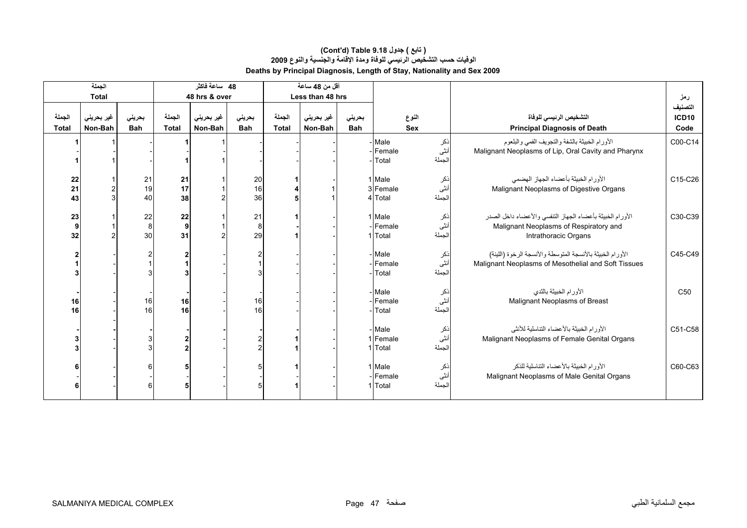# ( تابع ) جدول 9.18 (Cont'd) Table
## الوفيات حسب التشخيص الرئيسي للوفاة ومدة الإقامة والجنسية والنوع 2009
## Deaths by Principal Diagnosis, Length of Stay, Nationality and Sex 2009

| الجملة Total | | | 48 ساعة فاكثر 48 hrs & over | | | أقل من 48 ساعة Less than 48 hrs | | | | | | |
|---|---|---|---|---|---|---|---|---|---|---|---|---|
| الجملة Total | غير بحريني Non-Bah | بحريني Bah | الجملة Total | غير بحريني Non-Bah | بحريني Bah | الجملة Total | غير بحريني Non-Bah | بحريني Bah | النوع Sex | | التشخيص الرئيسي للوفاة Principal Diagnosis of Death | رمز التصنيف ICD10 Code |
| 1 | 1 | - | 1 | 1 | - | - | - | - | Male | ذكر | الأورام الخبيثة بالشفة والتجويف الفمي والبلعوم Malignant Neoplasms of Lip, Oral Cavity and Pharynx | C00-C14 |
| - | - | - | - | - | - | - | - | - | Female | أنثى | | |
| 1 | 1 | - | 1 | 1 | - | - | - | - | Total | الجملة | | |
| 22 | 1 | 21 | 21 | 1 | 20 | 1 | - | 1 | Male | ذكر | الأورام الخبيثة بأعضاء الجهاز الهضمي Malignant Neoplasms of Digestive Organs | C15-C26 |
| 21 | 2 | 19 | 17 | 1 | 16 | 4 | 1 | 3 | Female | أنثى | | |
| 43 | 3 | 40 | 38 | 2 | 36 | 5 | 1 | 4 | Total | الجملة | | |
| 23 | 1 | 22 | 22 | 1 | 21 | 1 | - | 1 | Male | ذكر | الأورام الخبيثة بأعضاء الجهاز التنفسي والأعضاء داخل الصدر Malignant Neoplasms of Respiratory and Intrathoracic Organs | C30-C39 |
| 9 | 1 | 8 | 9 | 1 | 8 | - | - | - | Female | أنثى | | |
| 32 | 2 | 30 | 31 | 2 | 29 | 1 | - | 1 | Total | الجملة | | |
| 2 | - | 2 | 2 | - | 2 | - | - | - | Male | ذكر | الأورام الخبيثة بالأنسجة المتوسطة والأنسجة الرخوة (اللينة) Malignant Neoplasms of Mesothelial and Soft Tissues | C45-C49 |
| 1 | - | 1 | 1 | - | 1 | - | - | - | Female | أنثى | | |
| 3 | - | 3 | 3 | - | 3 | - | - | - | Total | الجملة | | |
| - | - | - | - | - | - | - | - | - | Male | ذكر | الأورام الخبيثة بالثدي Malignant Neoplasms of Breast | C50 |
| 16 | - | 16 | 16 | - | 16 | - | - | - | Female | أنثى | | |
| 16 | - | 16 | 16 | - | 16 | - | - | - | Total | الجملة | | |
| - | - | - | - | - | - | - | - | - | Male | ذكر | الأورام الخبيثة بالأعضاء التناسلية للأنثى Malignant Neoplasms of Female Genital Organs | C51-C58 |
| 3 | - | 3 | 2 | - | 2 | 1 | - | 1 | Female | أنثى | | |
| 3 | - | 3 | 2 | - | 2 | 1 | - | 1 | Total | الجملة | | |
| 6 | - | 6 | 5 | - | 5 | 1 | - | 1 | Male | ذكر | الأورام الخبيثة بالأعضاء التناسلية للذكر Malignant Neoplasms of Male Genital Organs | C60-C63 |
| - | - | - | - | - | - | - | - | - | Female | أنثى | | |
| 6 | - | 6 | 5 | - | 5 | 1 | - | 1 | Total | الجملة | | |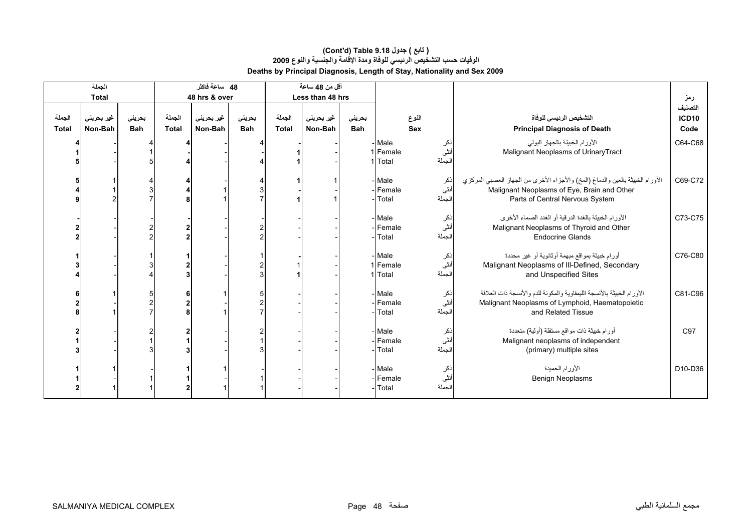# (Cont'd) Table 9.18 ( تابع ) جدول
## الوفيات حسب التشخيص الرئيسي للوفاة ومدة الإقامة والجنسية والنوع 2009
## Deaths by Principal Diagnosis, Length of Stay, Nationality and Sex 2009

| الجملة Total | | | 48 ساعة فاكثر 48 hrs & over | | | أقل من 48 ساعة Less than 48 hrs | | | | | رمز |
|---|---|---|---|---|---|---|---|---|---|---|---|
| الجملة Total | غير بحريني Non-Bah | بحريني Bah | الجملة Total | غير بحريني Non-Bah | بحريني Bah | الجملة Total | غير بحريني Non-Bah | بحريني Bah | النوع Sex | التشخيص الرئيسي للوفاة Principal Diagnosis of Death | التصنيف ICD10 Code |
| 4 | - | 4 | 4 | - | 4 | - | - | - | Male ذكر | الأورام الخبيثة بالجهاز البولي Malignant Neoplasms of UrinaryTract | C64-C68 |
| 1 | - | 1 | - | - | - | 1 | - | 1 | Female أنثى | | |
| 5 | - | 5 | 4 | - | 4 | 1 | - | 1 | Total الجملة | | |
| 5 | 1 | 4 | 4 | - | 4 | 1 | 1 | - | Male ذكر | الأورام الخبيثة بالعين والدماغ (المخ) والأجزاء الأخرى من الجهاز العصبي المركزي Malignant Neoplasms of Eye, Brain and Other Parts of Central Nervous System | C69-C72 |
| 4 | 1 | 3 | 4 | 1 | 3 | - | - | - | Female أنثى | | |
| 9 | 2 | 7 | 8 | 1 | 7 | 1 | 1 | - | Total الجملة | | |
| - | - | - | - | - | - | - | - | - | Male ذكر | الأورام الخبيثة بالغدة الدرقية أو الغدد الصماء الأخرى Malignant Neoplasms of Thyroid and Other Endocrine Glands | C73-C75 |
| 2 | - | 2 | 2 | - | 2 | - | - | - | Female أنثى | | |
| 2 | - | 2 | 2 | - | 2 | - | - | - | Total الجملة | | |
| 1 | - | 1 | 1 | - | 1 | - | - | - | Male ذكر | أورام خبيثة بمواقع مبهمة أوثانوية أو غير محددة Malignant Neoplasms of Ill-Defined, Secondary and Unspecified Sites | C76-C80 |
| 3 | - | 3 | 2 | - | 2 | 1 | - | 1 | Female أنثى | | |
| 4 | - | 4 | 3 | - | 3 | 1 | - | 1 | Total الجملة | | |
| 6 | 1 | 5 | 6 | 1 | 5 | - | - | - | Male ذكر | الأورام الخبيثة بالأنسجة الليمفاوية والمكونة للدم والأنسجة ذات العلاقة Malignant Neoplasms of Lymphoid, Haematopoietic and Related Tissue | C81-C96 |
| 2 | - | 2 | 2 | - | 2 | - | - | - | Female أنثى | | |
| 8 | 1 | 7 | 8 | 1 | 7 | - | - | - | Total الجملة | | |
| 2 | - | 2 | 2 | - | 2 | - | - | - | Male ذكر | أورام خبيثة ذات مواقع مستقلة (أولية) متعددة Malignant neoplasms of independent (primary) multiple sites | C97 |
| 1 | - | 1 | 1 | - | 1 | - | - | - | Female أنثى | | |
| 3 | - | 3 | 3 | - | 3 | - | - | - | Total الجملة | | |
| 1 | 1 | - | 1 | 1 | - | - | - | - | Male ذكر | الأورام الحميدة Benign Neoplasms | D10-D36 |
| 1 | - | 1 | 1 | - | 1 | - | - | - | Female أنثى | | |
| 2 | 1 | 1 | 2 | 1 | 1 | - | - | - | Total الجملة | | |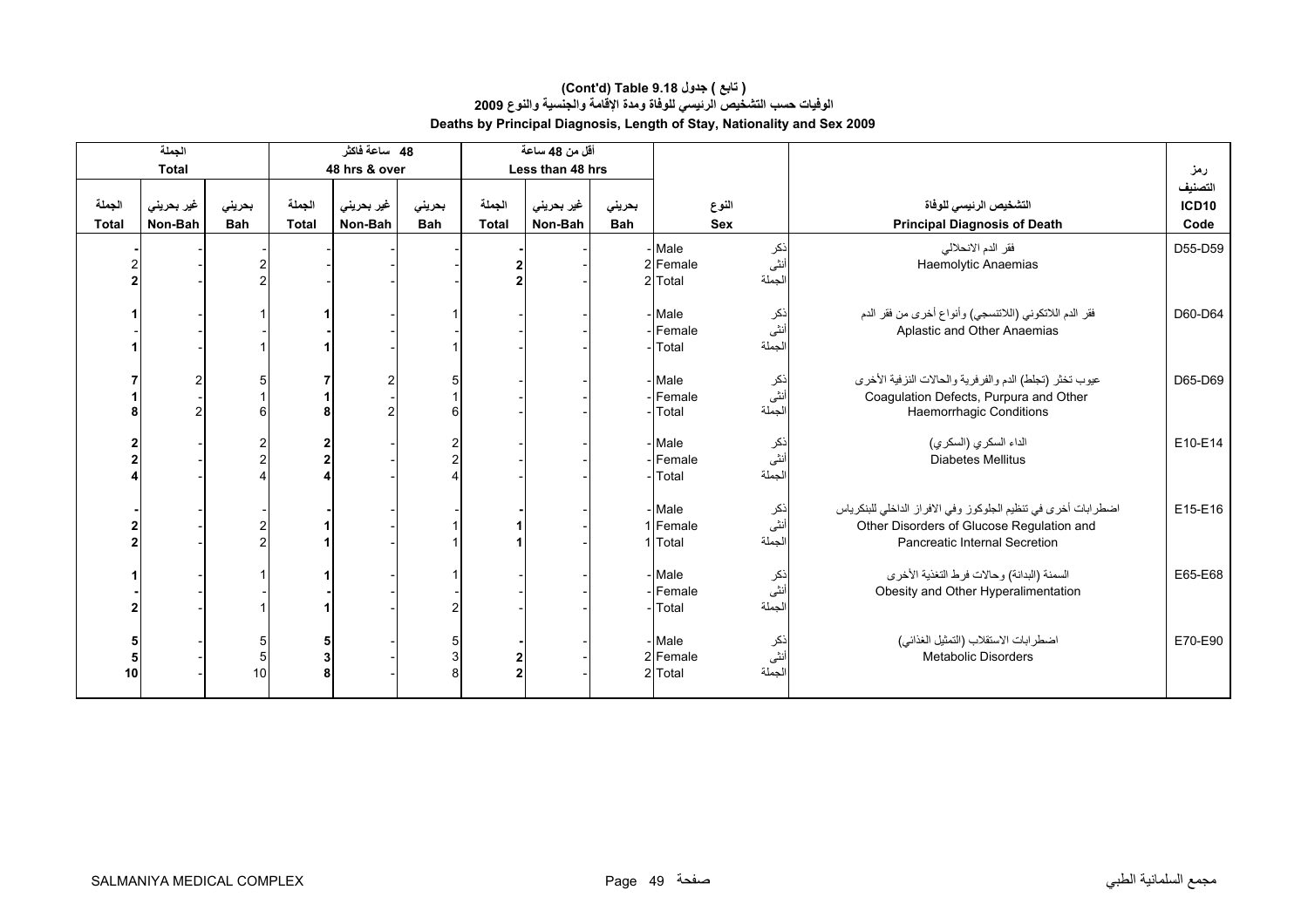# (Cont'd) Table 9.18 ( تابع ) جدول
## الوفيات حسب التشخيص الرئيسي للوفاة ومدة الإقامة والجنسية والنوع 2009
## Deaths by Principal Diagnosis, Length of Stay, Nationality and Sex 2009

| الجملة Total | | | 48 ساعة فاكثر 48 hrs & over | | | أقل من 48 ساعة Less than 48 hrs | | | | | | |
|---|---|---|---|---|---|---|---|---|---|---|---|---|
| الجملة Total | غير بحريني Non-Bah | بحريني Bah | الجملة Total | غير بحريني Non-Bah | بحريني Bah | الجملة Total | غير بحريني Non-Bah | بحريني Bah | النوع Sex | | التشخيص الرئيسي للوفاة Principal Diagnosis of Death | رمز التصنيف ICD10 Code |
| - | - | - | - | - | - | - | - | - | Male | ذكر | فقر الدم الانحلالي Haemolytic Anaemias | D55-D59 |
| 2 | - | 2 | - | - | - | 2 | - | 2 | Female | أنثى | | |
| 2 | - | 2 | - | - | - | 2 | - | 2 | Total | الجملة | | |
| 1 | - | 1 | 1 | - | 1 | - | - | - | Male | ذكر | فقر الدم اللاتكوني (اللاتنسجي) وأنواع أخرى من فقر الدم Aplastic and Other Anaemias | D60-D64 |
| - | - | - | - | - | - | - | - | - | Female | أنثى | | |
| 1 | - | 1 | 1 | - | 1 | - | - | - | Total | الجملة | | |
| 7 | 2 | 5 | 7 | 2 | 5 | - | - | - | Male | ذكر | عيوب تخثر (تجلط) الدم والفرفرية والحالات النزفية الأخرى Coagulation Defects, Purpura and Other Haemorrhagic Conditions | D65-D69 |
| 1 | - | 1 | 1 | - | 1 | - | - | - | Female | أنثى | | |
| 8 | 2 | 6 | 8 | 2 | 6 | - | - | - | Total | الجملة | | |
| 2 | - | 2 | 2 | - | 2 | - | - | - | Male | ذكر | الداء السكري (السكري) Diabetes Mellitus | E10-E14 |
| 2 | - | 2 | 2 | - | 2 | - | - | - | Female | أنثى | | |
| 4 | - | 4 | 4 | - | 4 | - | - | - | Total | الجملة | | |
| - | - | - | - | - | - | - | - | - | Male | ذكر | اضطرابات أخرى في تنظيم الجلوكوز وفي الافراز الداخلي للبنكرياس Other Disorders of Glucose Regulation and Pancreatic Internal Secretion | E15-E16 |
| 2 | - | 2 | 1 | - | 1 | 1 | - | 1 | Female | أنثى | | |
| 2 | - | 2 | 1 | - | 1 | 1 | - | 1 | Total | الجملة | | |
| 1 | - | 1 | 1 | - | 1 | - | - | - | Male | ذكر | السمنة (البدانة) وحالات فرط التغذية الأخرى Obesity and Other Hyperalimentation | E65-E68 |
| - | - | - | - | - | - | - | - | - | Female | أنثى | | |
| 2 | - | 1 | 1 | - | 2 | - | - | - | Total | الجملة | | |
| 5 | - | 5 | 5 | - | 5 | - | - | - | Male | ذكر | اضطرابات الاستقلاب (التمثيل الغذائي) Metabolic Disorders | E70-E90 |
| 5 | - | 5 | 3 | - | 3 | 2 | - | 2 | Female | أنثى | | |
| 10 | - | 10 | 8 | - | 8 | 2 | - | 2 | Total | الجملة | | |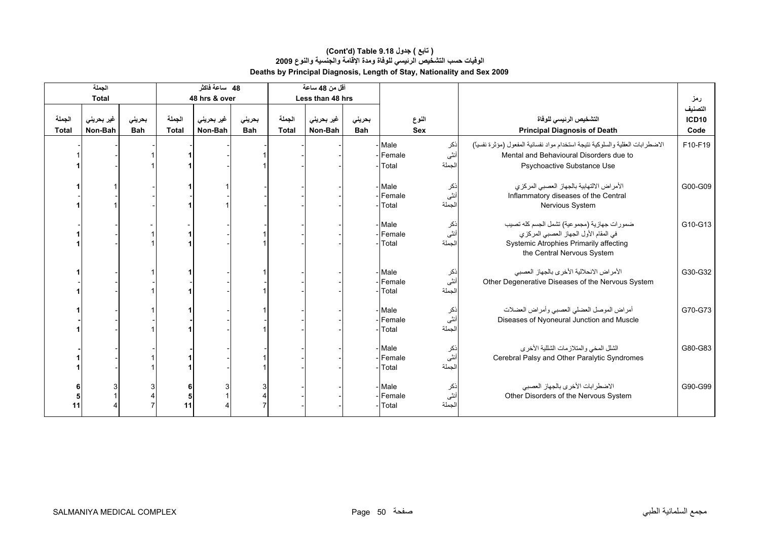# ( تابع ) جدول 9.18 (Cont'd) Table

## الوفيات حسب التشخيص الرئيسي للوفاة ومدة الإقامة والجنسية والنوع 2009

## Deaths by Principal Diagnosis, Length of Stay, Nationality and Sex 2009

| الجملة Total | | | 48 ساعة فاكثر 48 hrs & over | | | أقل من 48 ساعة Less than 48 hrs | | | | | | | |
|---|---|---|---|---|---|---|---|---|---|---|---|---|---|
| الجملة Total | غير بحريني Non-Bah | بحريني Bah | الجملة Total | غير بحريني Non-Bah | بحريني Bah | الجملة Total | غير بحريني Non-Bah | بحريني Bah | النوع Sex | | التشخيص الرئيسي للوفاة Principal Diagnosis of Death | | رمز التصنيف ICD10 Code |
| - | - | - | - | - | - | - | - | - | Male | ذكر | الاضطرابات العقلية والسلوكية نتيجة استخدام مواد نفسانية المفعول (مؤثرة نفسيا) | Mental and Behavioural Disorders due to Psychoactive Substance Use | F10-F19 |
| 1 | - | 1 | 1 | - | 1 | - | - | - | Female | أنثى | | | |
| 1 | - | 1 | 1 | - | 1 | - | - | - | Total | الجملة | | | |
| 1 | 1 | - | 1 | 1 | - | - | - | - | Male | ذكر | الأمراض الالتهابية بالجهاز العصبي المركزي | Inflammatory diseases of the Central Nervous System | G00-G09 |
| - | - | - | - | - | - | - | - | - | Female | أنثى | | | |
| 1 | 1 | - | 1 | 1 | - | - | - | - | Total | الجملة | | | |
| - | - | - | - | - | - | - | - | - | Male | ذكر | ضمورات جهازية (مجموعية) تشمل الجسم كله تصيب في المقام الأول الجهاز العصبي المركزي | Systemic Atrophies Primarily affecting the Central Nervous System | G10-G13 |
| 1 | - | 1 | 1 | - | 1 | - | - | - | Female | أنثى | | | |
| 1 | - | 1 | 1 | - | 1 | - | - | - | Total | الجملة | | | |
| 1 | - | 1 | 1 | - | 1 | - | - | - | Male | ذكر | الأمراض الانحلالية الأخرى بالجهاز العصبي | Other Degenerative Diseases of the Nervous System | G30-G32 |
| - | - | - | - | - | - | - | - | - | Female | أنثى | | | |
| 1 | - | 1 | 1 | - | 1 | - | - | - | Total | الجملة | | | |
| 1 | - | 1 | 1 | - | 1 | - | - | - | Male | ذكر | أمراض الموصل العضلي العصبي وأمراض العضلات | Diseases of Nyoneural Junction and Muscle | G70-G73 |
| - | - | - | - | - | - | - | - | - | Female | أنثى | | | |
| 1 | - | 1 | 1 | - | 1 | - | - | - | Total | الجملة | | | |
| - | - | - | - | - | - | - | - | - | Male | ذكر | الشلل المخي والمتلازمات الشللية الأخرى | Cerebral Palsy and Other Paralytic Syndromes | G80-G83 |
| 1 | - | 1 | 1 | - | 1 | - | - | - | Female | أنثى | | | |
| 1 | - | 1 | 1 | - | 1 | - | - | - | Total | الجملة | | | |
| 6 | 3 | 3 | 6 | 3 | 3 | - | - | - | Male | ذكر | الاضطرابات الأخرى بالجهاز العصبي | Other Disorders of the Nervous System | G90-G99 |
| 5 | 1 | 4 | 5 | 1 | 4 | - | - | - | Female | أنثى | | | |
| 11 | 4 | 7 | 11 | 4 | 7 | - | - | - | Total | الجملة | | | |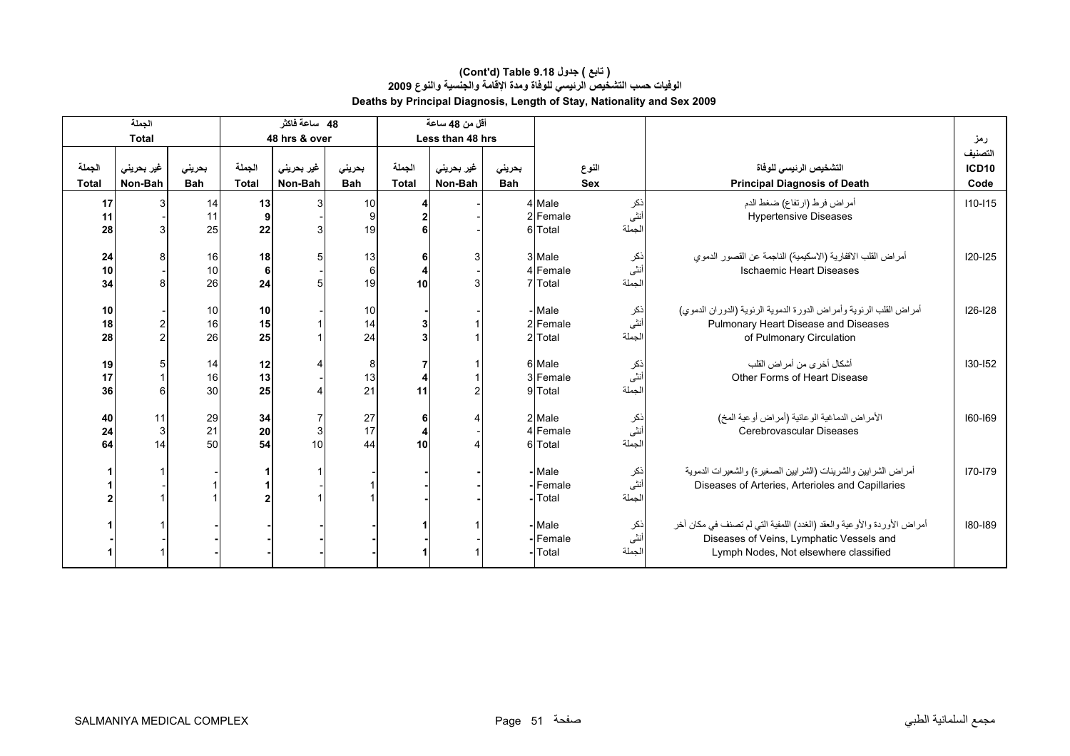# (Cont'd) Table 9.18 جدول ( تابع )

## الوفيات حسب التشخيص الرئيسي للوفاة ومدة الإقامة والجنسية والنوع 2009

## Deaths by Principal Diagnosis, Length of Stay, Nationality and Sex 2009

| الجملة Total | | | 48 ساعة فاكثر 48 hrs & over | | | أقل من 48 ساعة Less than 48 hrs | | | | | | |
|---|---|---|---|---|---|---|---|---|---|---|---|---|
| الجملة Total | غير بحريني Non-Bah | بحريني Bah | الجملة Total | غير بحريني Non-Bah | بحريني Bah | الجملة Total | غير بحريني Non-Bah | بحريني Bah | النوع Sex | | التشخيص الرئيسي للوفاة Principal Diagnosis of Death | رمز التصنيف ICD10 Code |
| 17 | 3 | 14 | 13 | 3 | 10 | 4 | - | 4 | Male | ذكر | أمراض فرط (ارتفاع) ضغط الدم Hypertensive Diseases | I10-I15 |
| 11 | - | 11 | 9 | - | 9 | 2 | - | 2 | Female | أنثى | | |
| 28 | 3 | 25 | 22 | 3 | 19 | 6 | - | 6 | Total | الجملة | | |
| 24 | 8 | 16 | 18 | 5 | 13 | 6 | 3 | 3 | Male | ذكر | أمراض القلب الاقفارية (الاسكيمية) الناجمة عن القصور الدموي Ischaemic Heart Diseases | I20-I25 |
| 10 | - | 10 | 6 | - | 6 | 4 | - | 4 | Female | أنثى | | |
| 34 | 8 | 26 | 24 | 5 | 19 | 10 | 3 | 7 | Total | الجملة | | |
| 10 | - | 10 | 10 | - | 10 | - | - | - | Male | ذكر | أمراض القلب الرئوية وأمراض الدورة الدموية الرئوية (الدوران الدموي) Pulmonary Heart Disease and Diseases of Pulmonary Circulation | I26-I28 |
| 18 | 2 | 16 | 15 | 1 | 14 | 3 | 1 | 2 | Female | أنثى | | |
| 28 | 2 | 26 | 25 | 1 | 24 | 3 | 1 | 2 | Total | الجملة | | |
| 19 | 5 | 14 | 12 | 4 | 8 | 7 | 1 | 6 | Male | ذكر | أشكال أخرى من أمراض القلب Other Forms of Heart Disease | I30-I52 |
| 17 | 1 | 16 | 13 | - | 13 | 4 | 1 | 3 | Female | أنثى | | |
| 36 | 6 | 30 | 25 | 4 | 21 | 11 | 2 | 9 | Total | الجملة | | |
| 40 | 11 | 29 | 34 | 7 | 27 | 6 | 4 | 2 | Male | ذكر | الأمراض الدماغية الوعائية (أمراض أوعية المخ) Cerebrovascular Diseases | I60-I69 |
| 24 | 3 | 21 | 20 | 3 | 17 | 4 | - | 4 | Female | أنثى | | |
| 64 | 14 | 50 | 54 | 10 | 44 | 10 | 4 | 6 | Total | الجملة | | |
| 1 | 1 | - | 1 | 1 | - | - | - | - | Male | ذكر | أمراض الشرايين والشرينات (الشرايين الصغيرة) والشعيرات الدموية Diseases of Arteries, Arterioles and Capillaries | I70-I79 |
| 1 | - | 1 | 1 | - | 1 | - | - | - | Female | أنثى | | |
| 2 | 1 | 1 | 2 | 1 | 1 | - | - | - | Total | الجملة | | |
| 1 | 1 | - | - | - | - | 1 | 1 | - | Male | ذكر | أمراض الأوردة والأوعية والعقد (الغدد) اللمفية التي لم تصنف في مكان آخر Diseases of Veins, Lymphatic Vessels and Lymph Nodes, Not elsewhere classified | I80-I89 |
| - | - | - | - | - | - | - | - | - | Female | أنثى | | |
| 1 | 1 | - | - | - | - | 1 | 1 | - | Total | الجملة | | |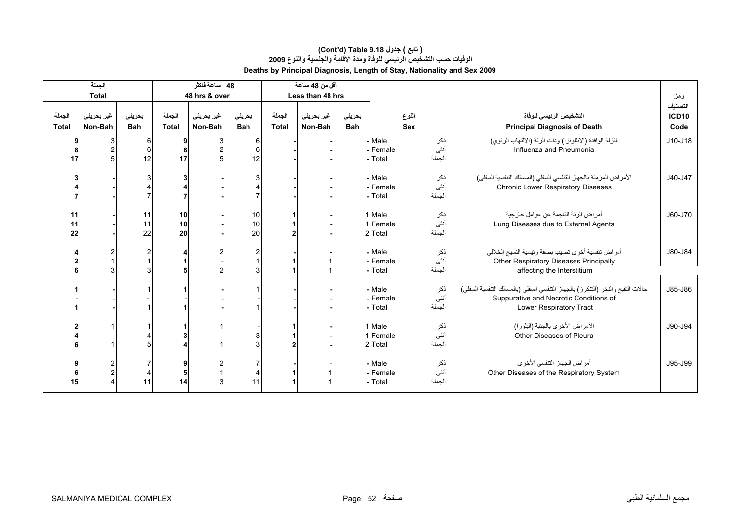# (Cont'd) Table 9.18 ( تابع ) جدول
## الوفيات حسب التشخيص الرئيسي للوفاة ومدة الإقامة والجنسية والنوع 2009
## Deaths by Principal Diagnosis, Length of Stay, Nationality and Sex 2009

| الجملة Total | | | 48 ساعة فاكثر 48 hrs & over | | | أقل من 48 ساعة Less than 48 hrs | | | | | | |
|---|---|---|---|---|---|---|---|---|---|---|---|---|
| الجملة Total | غير بحريني Non-Bah | بحريني Bah | الجملة Total | غير بحريني Non-Bah | بحريني Bah | الجملة Total | غير بحريني Non-Bah | بحريني Bah | النوع Sex | | التشخيص الرئيسي للوفاة Principal Diagnosis of Death | رمز التصنيف ICD10 Code |
| **9** | 3 | 6 | **9** | 3 | 6 | **-** | - | - | Male | ذكر | النزلة الوافدة (الانفلونزا) وذات الرئة (الالتهاب الرئوي) Influenza and Pneumonia | J10-J18 |
| **8** | 2 | 6 | **8** | 2 | 6 | **-** | - | - | Female | أنثى | | |
| **17** | 5 | 12 | **17** | 5 | 12 | **-** | - | - | Total | الجملة | | |
| **3** | - | 3 | **3** | - | 3 | **-** | - | - | Male | ذكر | الأمراض المزمنة بالجهاز التنفسي السفلي (المسالك التنفسية السفلى) Chronic Lower Respiratory Diseases | J40-J47 |
| **4** | - | 4 | **4** | - | 4 | **-** | - | - | Female | أنثى | | |
| **7** | - | 7 | **7** | - | 7 | **-** | - | - | Total | الجملة | | |
| **11** | - | 11 | **10** | - | 10 | **1** | - | 1 | Male | ذكر | أمراض الرئة الناجمة عن عوامل خارجية Lung Diseases due to External Agents | J60-J70 |
| **11** | - | 11 | **10** | - | 10 | **1** | - | 1 | Female | أنثى | | |
| **22** | - | 22 | **20** | - | 20 | **2** | - | 2 | Total | الجملة | | |
| **4** | 2 | 2 | **4** | 2 | 2 | **-** | - | - | Male | ذكر | أمراض تنفسية أخرى تصيب بصفة رئيسية النسيج الخلالي Other Respiratory Diseases Principally affecting the Interstitium | J80-J84 |
| **2** | 1 | 1 | **1** | - | 1 | **1** | 1 | - | Female | أنثى | | |
| **6** | 3 | 3 | **5** | 2 | 3 | **1** | 1 | - | Total | الجملة | | |
| **1** | - | 1 | **1** | - | 1 | **-** | - | - | Male | ذكر | حالات التقيح والنخر (التنكرز) بالجهاز التنفسي السفلي (بالمسالك التنفسية السفلي) Suppurative and Necrotic Conditions of Lower Respiratory Tract | J85-J86 |
| - | - | - | - | - | - | **-** | - | - | Female | أنثى | | |
| **1** | - | 1 | **1** | - | 1 | **-** | - | - | Total | الجملة | | |
| **2** | 1 | 1 | **1** | 1 | - | **1** | - | 1 | Male | ذكر | الأمراض الأخرى بالجنبة (البلورا) Other Diseases of Pleura | J90-J94 |
| **4** | - | 4 | **3** | - | 3 | **1** | - | 1 | Female | أنثى | | |
| **6** | 1 | 5 | **4** | 1 | 3 | **2** | - | 2 | Total | الجملة | | |
| **9** | 2 | 7 | **9** | 2 | 7 | **-** | - | - | Male | ذكر | أمراض الجهاز التنفسي الأخرى Other Diseases of the Respiratory System | J95-J99 |
| **6** | 2 | 4 | **5** | 1 | 4 | **1** | 1 | - | Female | أنثى | | |
| **15** | 4 | 11 | **14** | 3 | 11 | **1** | 1 | - | Total | الجملة | | |

SALMANIYA MEDICAL COMPLEX مجمع السلمانية الطبي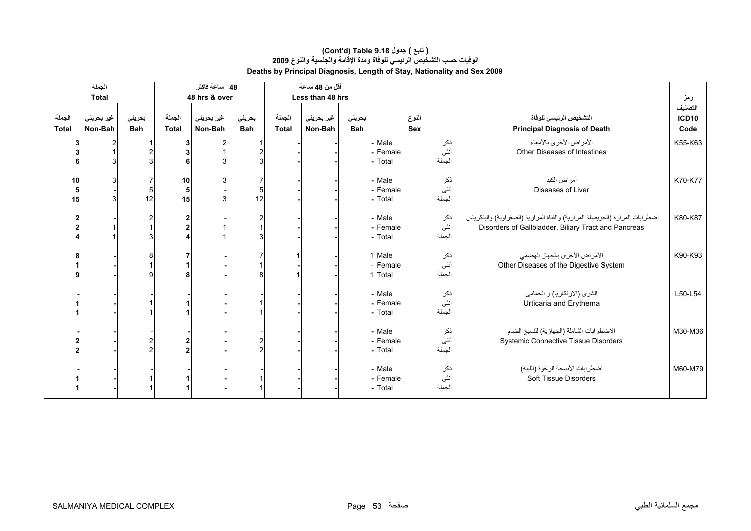# (Cont'd) Table 9.18 ( تابع ) جدول

## الوفيات حسب التشخيص الرئيسي للوفاة ومدة الإقامة والجنسية والنوع 2009

## Deaths by Principal Diagnosis, Length of Stay, Nationality and Sex 2009

| الجملة Total | | | 48 ساعة فاكثر 48 hrs & over | | | أقل من 48 ساعة Less than 48 hrs | | | | | | |
|---|---|---|---|---|---|---|---|---|---|---|---|---|
| الجملة Total | غير بحريني Non-Bah | بحريني Bah | الجملة Total | غير بحريني Non-Bah | بحريني Bah | الجملة Total | غير بحريني Non-Bah | بحريني Bah | النوع Sex | | التشخيص الرئيسي للوفاة Principal Diagnosis of Death | رمز التصنيف ICD10 Code |
| 3 | 2 | 1 | 3 | 2 | 1 | - | - | - | Male | ذكر | الأمراض الأخرى بالأمعاء Other Diseases of Intestines | K55-K63 |
| 3 | 1 | 2 | 3 | 1 | 2 | - | - | - | Female | أنثى | | |
| 6 | 3 | 3 | 6 | 3 | 3 | - | - | - | Total | الجملة | | |
| 10 | 3 | 7 | 10 | 3 | 7 | - | - | - | Male | ذكر | أمراض الكبد Diseases of Liver | K70-K77 |
| 5 | - | 5 | 5 | - | 5 | - | - | - | Female | أنثى | | |
| 15 | 3 | 12 | 15 | 3 | 12 | - | - | - | Total | الجملة | | |
| 2 | - | 2 | 2 | - | 2 | - | - | - | Male | ذكر | اضطرابات المرارة (الحويصلة المرارية) والقناة المرارية (الصفراوية) والبنكرياس Disorders of Gallbladder, Biliary Tract and Pancreas | K80-K87 |
| 2 | 1 | 1 | 2 | 1 | 1 | - | - | - | Female | أنثى | | |
| 4 | 1 | 3 | 4 | 1 | 3 | - | - | - | Total | الجملة | | |
| 8 | - | 8 | 7 | - | 7 | 1 | - | 1 | Male | ذكر | الأمراض الأخرى بالجهاز الهضمي Other Diseases of the Digestive System | K90-K93 |
| 1 | - | 1 | 1 | - | 1 | - | - | - | Female | أنثى | | |
| 9 | - | 9 | 8 | - | 8 | 1 | - | 1 | Total | الجملة | | |
| - | - | - | - | - | - | - | - | - | Male | ذكر | الشرى (الارتكاريا) و الحمامى Urticaria and Erythema | L50-L54 |
| 1 | - | 1 | 1 | - | 1 | - | - | - | Female | أنثى | | |
| 1 | - | 1 | 1 | - | 1 | - | - | - | Total | الجملة | | |
| - | - | - | - | - | - | - | - | - | Male | ذكر | الاضطرابات الشاملة (الجهازية) للنسيج الضام Systemic Connective Tissue Disorders | M30-M36 |
| 2 | - | 2 | 2 | - | 2 | - | - | - | Female | أنثى | | |
| 2 | - | 2 | 2 | - | 2 | - | - | - | Total | الجملة | | |
| - | - | - | - | - | - | - | - | - | Male | ذكر | اضطرابات الأنسجة الرخوة (اللينه) Soft Tissue Disorders | M60-M79 |
| 1 | - | 1 | 1 | - | 1 | - | - | - | Female | أنثى | | |
| 1 | - | 1 | 1 | - | 1 | - | - | - | Total | الجملة | | |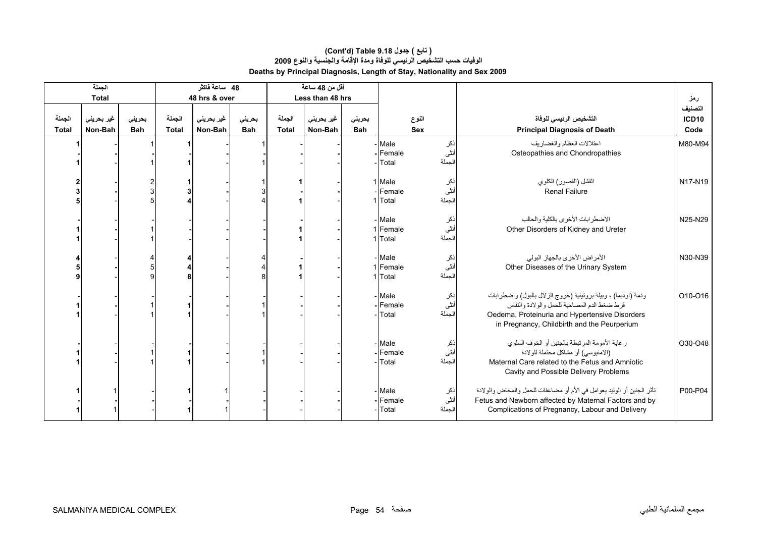**( تابع ) جدول 9.18 (Cont'd) Table**

**الوفيات حسب التشخيص الرئيسي للوفاة ومدة الإقامة والجنسية والنوع 2009**

**Deaths by Principal Diagnosis, Length of Stay, Nationality and Sex 2009**

| الجملة Total | | | 48 ساعة فاكثر 48 hrs & over | | | أقل من 48 ساعة Less than 48 hrs | | | | | | |
|---|---|---|---|---|---|---|---|---|---|---|---|---|
| الجملة Total | غير بحريني Non-Bah | بحريني Bah | الجملة Total | غير بحريني Non-Bah | بحريني Bah | الجملة Total | غير بحريني Non-Bah | بحريني Bah | النوع Sex | | التشخيص الرئيسي للوفاة Principal Diagnosis of Death | رمز التصنيف ICD10 Code |
| 1 | - | 1 | 1 | - | 1 | - | - | - | Male | ذكر | اعتلالات العظام والغضاريف Osteopathies and Chondropathies | M80-M94 |
| - | - | - | - | - | - | - | - | - | Female | أنثى | | |
| 1 | - | 1 | 1 | - | 1 | - | - | - | Total | الجملة | | |
| 2 | - | 2 | 1 | - | 1 | 1 | - | 1 | Male | ذكر | الفشل (القصور) الكلوي Renal Failure | N17-N19 |
| 3 | - | 3 | 3 | - | 3 | - | - | - | Female | أنثى | | |
| 5 | - | 5 | 4 | - | 4 | 1 | - | 1 | Total | الجملة | | |
| - | - | - | - | - | - | - | - | - | Male | ذكر | الاضطرابات الأخرى بالكلية والحالب Other Disorders of Kidney and Ureter | N25-N29 |
| 1 | - | 1 | - | - | - | 1 | - | 1 | Female | أنثى | | |
| 1 | - | 1 | - | - | - | 1 | - | 1 | Total | الجملة | | |
| 4 | - | 4 | 4 | - | 4 | - | - | - | Male | ذكر | الأمراض الأخرى بالجهاز البولي Other Diseases of the Urinary System | N30-N39 |
| 5 | - | 5 | 4 | - | 4 | 1 | - | 1 | Female | أنثى | | |
| 9 | - | 9 | 8 | - | 8 | 1 | - | 1 | Total | الجملة | | |
| - | - | - | - | - | - | - | - | - | Male | ذكر | وذمة (اوديما) ، وبيلة بروتينية (خروج الزلال بالبول) واضطرابات فرط ضغط الدم المصاحبة للحمل والولادة والنفاس Oedema, Proteinuria and Hypertensive Disorders in Pregnancy, Childbirth and the Peurperium | O10-O16 |
| 1 | - | 1 | 1 | - | 1 | - | - | - | Female | أنثى | | |
| 1 | - | 1 | 1 | - | 1 | - | - | - | Total | الجملة | | |
| - | - | - | - | - | - | - | - | - | Male | ذكر | رعاية الأمومة المرتبطة بالجنين أو الخوف السلوي (الامنيوسي) أو مشاكل محتملة للولادة Maternal Care related to the Fetus and Amniotic Cavity and Possible Delivery Problems | O30-O48 |
| 1 | - | 1 | 1 | - | 1 | - | - | - | Female | أنثى | | |
| 1 | - | 1 | 1 | - | 1 | - | - | - | Total | الجملة | | |
| 1 | 1 | - | 1 | 1 | - | - | - | - | Male | ذكر | تأثر الجنين أو الوليد بعوامل في الأم أو مضاعفات للحمل والمخاض والولادة Fetus and Newborn affected by Maternal Factors and by Complications of Pregnancy, Labour and Delivery | P00-P04 |
| - | - | - | - | - | - | - | - | - | Female | أنثى | | |
| 1 | 1 | - | 1 | 1 | - | - | - | - | Total | الجملة | | |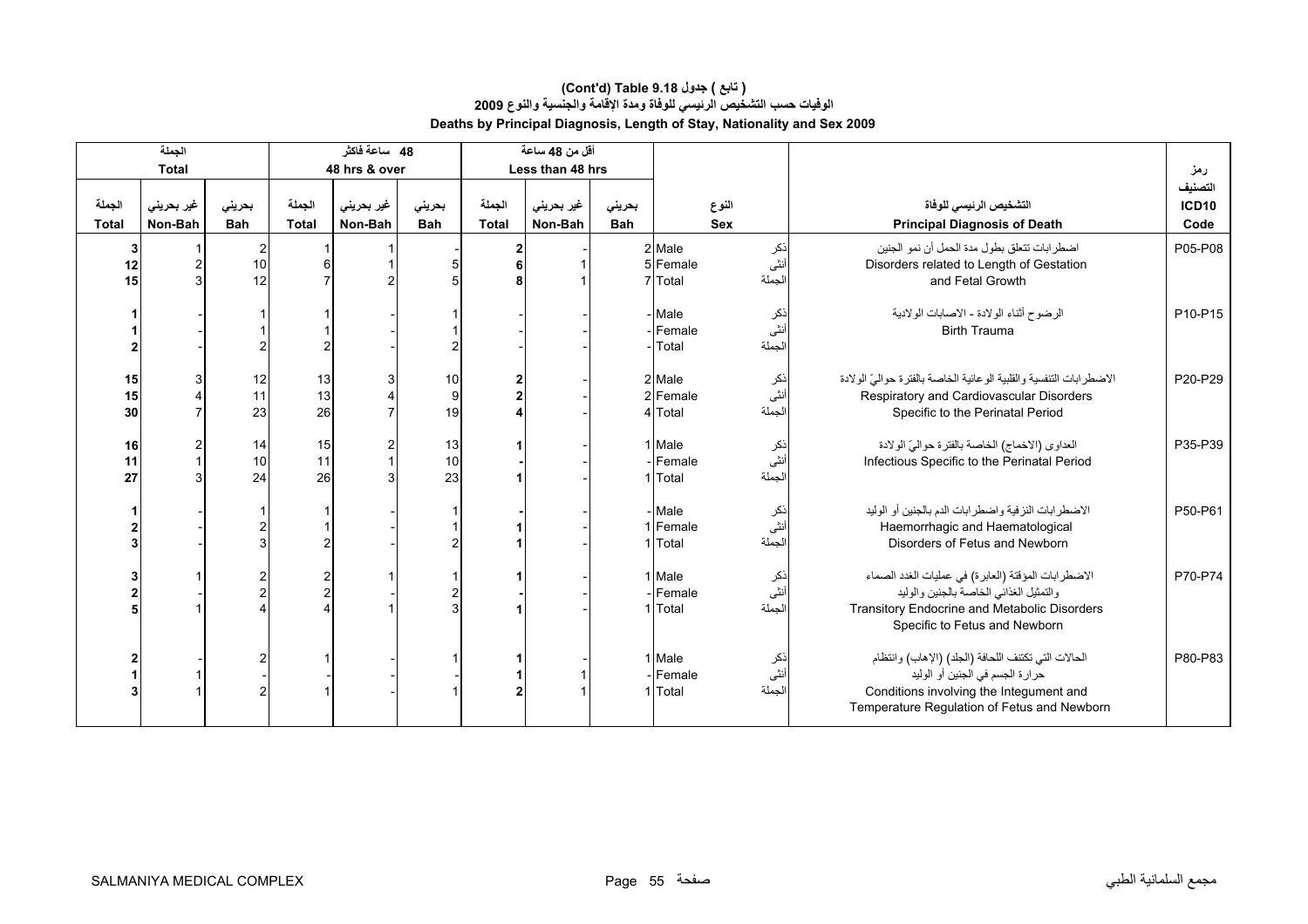# (Cont'd) Table 9.18 ( تابع ) جدول

## الوفيات حسب التشخيص الرئيسي للوفاة ومدة الإقامة والجنسية والنوع 2009

## Deaths by Principal Diagnosis, Length of Stay, Nationality and Sex 2009

| الجملة Total | | | 48 ساعة فاكثر 48 hrs & over | | | أقل من 48 ساعة Less than 48 hrs | | | | | | |
|---|---|---|---|---|---|---|---|---|---|---|---|---|
| الجملة Total | غير بحريني Non-Bah | بحريني Bah | الجملة Total | غير بحريني Non-Bah | بحريني Bah | الجملة Total | غير بحريني Non-Bah | بحريني Bah | النوع Sex | | التشخيص الرئيسي للوفاة Principal Diagnosis of Death | رمز التصنيف ICD10 Code |
| **3** | 1 | 2 | 1 | 1 | - | **2** | - | 2 | Male | ذكر | اضطرابات تتعلق بطول مدة الحمل أن نمو الجنين Disorders related to Length of Gestation and Fetal Growth | P05-P08 |
| **12** | 2 | 10 | 6 | 1 | 5 | **6** | 1 | 5 | Female | أنثى | | |
| **15** | 3 | 12 | 7 | 2 | 5 | **8** | 1 | 7 | Total | الجملة | | |
| **1** | - | 1 | 1 | - | 1 | - | - | - | Male | ذكر | الرضوح أثناء الولادة - الاصابات الولادية Birth Trauma | P10-P15 |
| **1** | - | 1 | 1 | - | 1 | - | - | - | Female | أنثى | | |
| **2** | - | 2 | 2 | - | 2 | - | - | - | Total | الجملة | | |
| **15** | 3 | 12 | 13 | 3 | 10 | **2** | - | 2 | Male | ذكر | الاضطرابات التنفسية والقلبية الوعائية الخاصة بالفترة حواليّ الولادة Respiratory and Cardiovascular Disorders Specific to the Perinatal Period | P20-P29 |
| **15** | 4 | 11 | 13 | 4 | 9 | **2** | - | 2 | Female | أنثى | | |
| **30** | 7 | 23 | 26 | 7 | 19 | **4** | - | 4 | Total | الجملة | | |
| **16** | 2 | 14 | 15 | 2 | 13 | **1** | - | 1 | Male | ذكر | العداوى (الاخماج) الخاصة بالفترة حواليّ الولادة Infectious Specific to the Perinatal Period | P35-P39 |
| **11** | 1 | 10 | 11 | 1 | 10 | - | - | - | Female | أنثى | | |
| **27** | 3 | 24 | 26 | 3 | 23 | **1** | - | 1 | Total | الجملة | | |
| **1** | - | 1 | 1 | - | 1 | - | - | - | Male | ذكر | الاضطرابات النزفية واضطرابات الدم بالجنين أو الوليد Haemorrhagic and Haematological Disorders of Fetus and Newborn | P50-P61 |
| **2** | - | 2 | 1 | - | 1 | **1** | - | 1 | Female | أنثى | | |
| **3** | - | 3 | 2 | - | 2 | **1** | - | 1 | Total | الجملة | | |
| **3** | 1 | 2 | 2 | 1 | 1 | **1** | - | 1 | Male | ذكر | الاضطرابات المؤقتة (العابرة) في عمليات الغدد الصماء والتمثيل الغذائي الخاصة بالجنين والوليد Transitory Endocrine and Metabolic Disorders Specific to Fetus and Newborn | P70-P74 |
| **2** | - | 2 | 2 | - | 2 | - | - | - | Female | أنثى | | |
| **5** | 1 | 4 | 4 | 1 | 3 | **1** | - | 1 | Total | الجملة | | |
| **2** | - | 2 | 1 | - | 1 | **1** | - | 1 | Male | ذكر | الحالات التي تكتنف اللحافة (الجلد) (الإهاب) وانتظام حرارة الجسم في الجنين أو الوليد Conditions involving the Integument and Temperature Regulation of Fetus and Newborn | P80-P83 |
| **1** | 1 | - | - | - | - | **1** | 1 | - | Female | أنثى | | |
| **3** | 1 | 2 | 1 | - | 1 | **2** | 1 | 1 | Total | الجملة | | |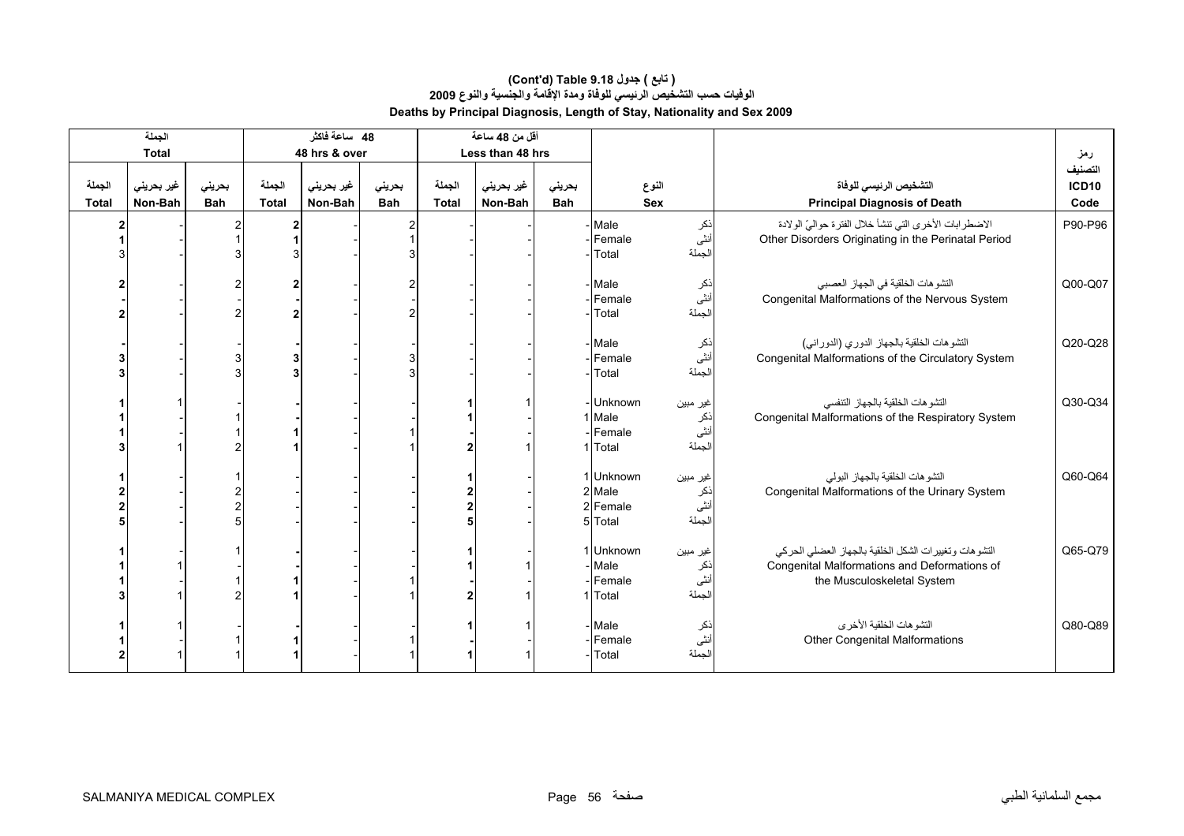# (Cont'd) Table 9.18 جدول ( تابع )

## الوفيات حسب التشخيص الرئيسي للوفاة ومدة الإقامة والجنسية والنوع 2009

## Deaths by Principal Diagnosis, Length of Stay, Nationality and Sex 2009

| الجملة Total | | | 48 ساعة فاكثر 48 hrs & over | | | أقل من 48 ساعة Less than 48 hrs | | | | | | |
|---|---|---|---|---|---|---|---|---|---|---|---|---|
| الجملة Total | غير بحريني Non-Bah | بحريني Bah | الجملة Total | غير بحريني Non-Bah | بحريني Bah | الجملة Total | غير بحريني Non-Bah | بحريني Bah | النوع Sex | | التشخيص الرئيسي للوفاة Principal Diagnosis of Death | رمز التصنيف ICD10 Code |
| 2 | - | 2 | 2 | - | 2 | - | - | - | Male | ذكر | الاضطرابات الأخرى التي تنشأ خلال الفترة حواليّ الولادة Other Disorders Originating in the Perinatal Period | P90-P96 |
| 1 | - | 1 | 1 | - | 1 | - | - | - | Female | أنثى | | |
| 3 | - | 3 | 3 | - | 3 | - | - | - | Total | الجملة | | |
| 2 | - | 2 | 2 | - | 2 | - | - | - | Male | ذكر | التشوهات الخلقية في الجهاز العصبي Congenital Malformations of the Nervous System | Q00-Q07 |
| - | - | - | - | - | - | - | - | - | Female | أنثى | | |
| 2 | - | 2 | 2 | - | 2 | - | - | - | Total | الجملة | | |
| - | - | - | - | - | - | - | - | - | Male | ذكر | التشوهات الخلقية بالجهاز الدوري (الدوراني) Congenital Malformations of the Circulatory System | Q20-Q28 |
| 3 | - | 3 | 3 | - | 3 | - | - | - | Female | أنثى | | |
| 3 | - | 3 | 3 | - | 3 | - | - | - | Total | الجملة | | |
| 1 | 1 | - | - | - | - | 1 | 1 | - | Unknown | غير مبين | التشوهات الخلقية بالجهاز التنفسي Congenital Malformations of the Respiratory System | Q30-Q34 |
| 1 | - | 1 | - | - | - | 1 | - | 1 | Male | ذكر | | |
| 1 | - | 1 | 1 | - | 1 | - | - | - | Female | أنثى | | |
| 3 | 1 | 2 | 1 | - | 1 | 2 | 1 | 1 | Total | الجملة | | |
| 1 | - | 1 | - | - | - | 1 | - | 1 | Unknown | غير مبين | التشوهات الخلقية بالجهاز البولي Congenital Malformations of the Urinary System | Q60-Q64 |
| 2 | - | 2 | - | - | - | 2 | - | 2 | Male | ذكر | | |
| 2 | - | 2 | - | - | - | 2 | - | 2 | Female | أنثى | | |
| 5 | - | 5 | - | - | - | 5 | - | 5 | Total | الجملة | | |
| 1 | - | 1 | - | - | - | 1 | - | 1 | Unknown | غير مبين | التشوهات وتغييرات الشكل الخلقية بالجهاز العضلي الحركي Congenital Malformations and Deformations of the Musculoskeletal System | Q65-Q79 |
| 1 | 1 | - | - | - | - | 1 | 1 | - | Male | ذكر | | |
| 1 | - | 1 | 1 | - | 1 | - | - | - | Female | أنثى | | |
| 3 | 1 | 2 | 1 | - | 1 | 2 | 1 | 1 | Total | الجملة | | |
| 1 | 1 | - | - | - | - | 1 | 1 | - | Male | ذكر | التشوهات الخلقية الأخرى Other Congenital Malformations | Q80-Q89 |
| 1 | - | 1 | 1 | - | 1 | - | - | - | Female | أنثى | | |
| 2 | 1 | 1 | 1 | - | 1 | 1 | 1 | - | Total | الجملة | | |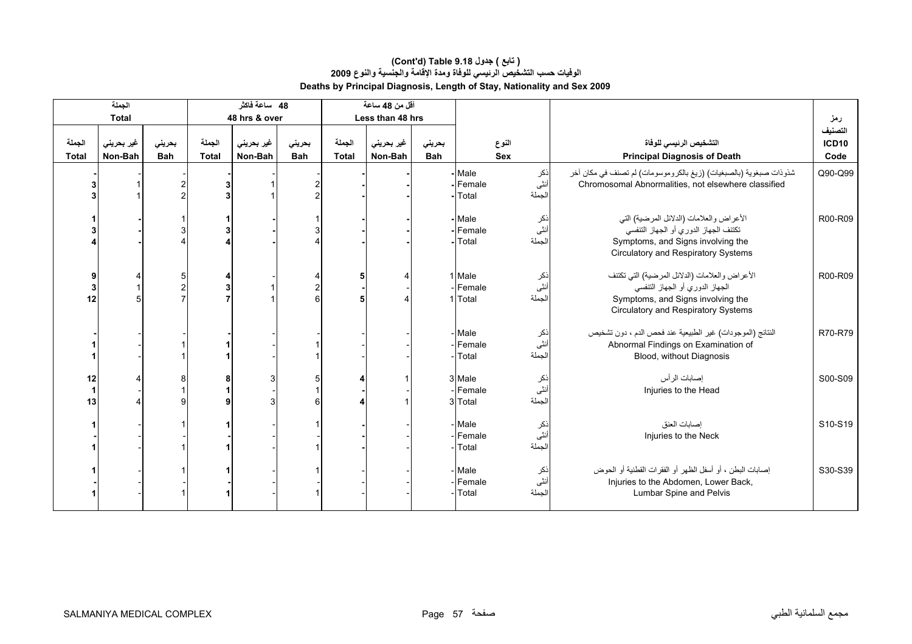# (Cont'd) Table 9.18 جدول ( تابع )

## الوفيات حسب التشخيص الرئيسي للوفاة ومدة الإقامة والجنسية والنوع 2009

## Deaths by Principal Diagnosis, Length of Stay, Nationality and Sex 2009

| الجملة Total | | | 48 ساعة فاكثر 48 hrs & over | | | أقل من 48 ساعة Less than 48 hrs | | | | | | |
|---|---|---|---|---|---|---|---|---|---|---|---|---|
| الجملة Total | غير بحريني Non-Bah | بحريني Bah | الجملة Total | غير بحريني Non-Bah | بحريني Bah | الجملة Total | غير بحريني Non-Bah | بحريني Bah | النوع Sex | | التشخيص الرئيسي للوفاة Principal Diagnosis of Death | رمز التصنيف ICD10 Code |
| - | - | - | - | - | - | - | - | - | Male | ذكر | شذوذات صبغوية (بالصبغيات) (زيغ بالكروموسومات) لم تصنف في مكان آخر Chromosomal Abnormalities, not elsewhere classified | Q90-Q99 |
| 3 | 1 | 2 | 3 | 1 | 2 | - | - | - | Female | أنثى | | |
| 3 | 1 | 2 | 3 | 1 | 2 | - | - | - | Total | الجملة | | |
| 1 | - | 1 | 1 | - | 1 | - | - | - | Male | ذكر | الأعراض والعلامات (الدلائل المرضية) التي تكتنف الجهاز الدوري أو الجهاز التنفسي Symptoms, and Signs involving the Circulatory and Respiratory Systems | R00-R09 |
| 3 | - | 3 | 3 | - | 3 | - | - | - | Female | أنثى | | |
| 4 | - | 4 | 4 | - | 4 | - | - | - | Total | الجملة | | |
| 9 | 4 | 5 | 4 | - | 4 | 5 | 4 | 1 | Male | ذكر | الأعراض والعلامات (الدلائل المرضية) التي تكتنف الجهاز الدوري أو الجهاز التنفسي Symptoms, and Signs involving the Circulatory and Respiratory Systems | R00-R09 |
| 3 | 1 | 2 | 3 | 1 | 2 | - | - | - | Female | أنثى | | |
| 12 | 5 | 7 | 7 | 1 | 6 | 5 | 4 | 1 | Total | الجملة | | |
| - | - | - | - | - | - | - | - | - | Male | ذكر | النتائج (الموجودات) غير الطبيعية عند فحص الدم ، دون تشخيص Abnormal Findings on Examination of Blood, without Diagnosis | R70-R79 |
| 1 | - | 1 | 1 | - | 1 | - | - | - | Female | أنثى | | |
| 1 | - | 1 | 1 | - | 1 | - | - | - | Total | الجملة | | |
| 12 | 4 | 8 | 8 | 3 | 5 | 4 | 1 | 3 | Male | ذكر | إصابات الرأس Injuries to the Head | S00-S09 |
| 1 | - | 1 | 1 | - | 1 | - | - | - | Female | أنثى | | |
| 13 | 4 | 9 | 9 | 3 | 6 | 4 | 1 | 3 | Total | الجملة | | |
| 1 | - | 1 | 1 | - | 1 | - | - | - | Male | ذكر | إصابات العنق Injuries to the Neck | S10-S19 |
| - | - | - | - | - | - | - | - | - | Female | أنثى | | |
| 1 | - | 1 | 1 | - | 1 | - | - | - | Total | الجملة | | |
| 1 | - | 1 | 1 | - | 1 | - | - | - | Male | ذكر | إصابات البطن ، أو أسفل الظهر أو الفقرات القطنية أو الحوض Injuries to the Abdomen, Lower Back, Lumbar Spine and Pelvis | S30-S39 |
| - | - | - | - | - | - | - | - | - | Female | أنثى | | |
| 1 | - | 1 | 1 | - | 1 | - | - | - | Total | الجملة | | |

SALMANIYA MEDICAL COMPLEX مجمع السلمانية الطبي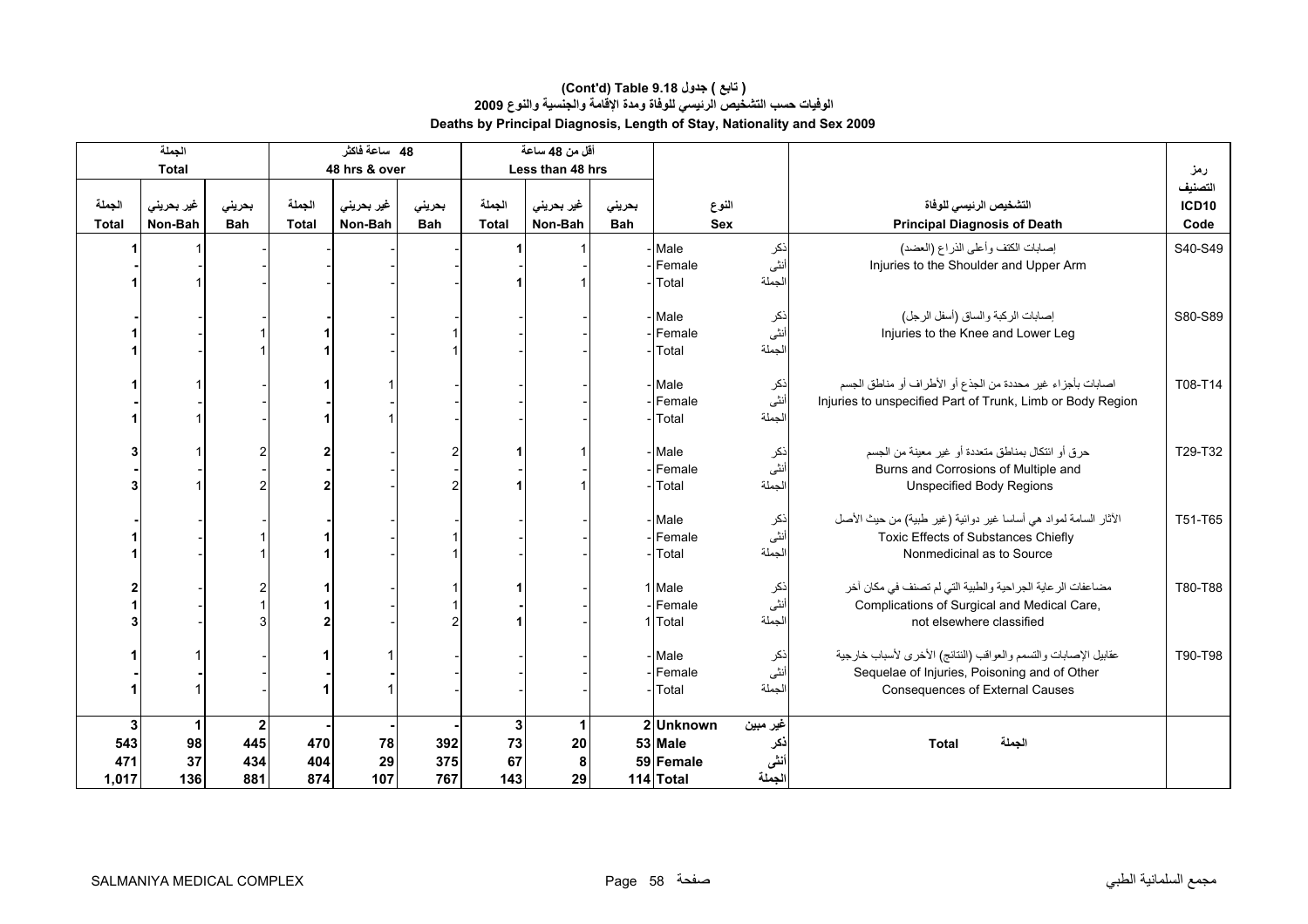# ( تابع ) جدول 9.18 (Cont'd) Table
## الوفيات حسب التشخيص الرئيسي للوفاة ومدة الإقامة والجنسية والنوع 2009
## Deaths by Principal Diagnosis, Length of Stay, Nationality and Sex 2009

| الجملة Total | | | 48 ساعة فاكثر 48 hrs & over | | | أقل من 48 ساعة Less than 48 hrs | | | | | | |
|---|---|---|---|---|---|---|---|---|---|---|---|---|
| الجملة Total | غير بحريني Non-Bah | بحريني Bah | الجملة Total | غير بحريني Non-Bah | بحريني Bah | الجملة Total | غير بحريني Non-Bah | بحريني Bah | النوع Sex | | التشخيص الرئيسي للوفاة Principal Diagnosis of Death | رمز التصنيف ICD10 Code |
| 1 | 1 | - | - | - | - | 1 | 1 | - | Male | ذكر | إصابات الكتف وأعلى الذراع (العضد) Injuries to the Shoulder and Upper Arm | S40-S49 |
| - | - | - | - | - | - | - | - | - | Female | أنثى | | |
| 1 | 1 | - | - | - | - | 1 | 1 | - | Total | الجملة | | |
| - | - | - | - | - | - | - | - | - | Male | ذكر | إصابات الركبة والساق (أسفل الرجل) Injuries to the Knee and Lower Leg | S80-S89 |
| 1 | - | 1 | 1 | - | 1 | - | - | - | Female | أنثى | | |
| 1 | - | 1 | 1 | - | 1 | - | - | - | Total | الجملة | | |
| 1 | 1 | - | 1 | 1 | - | - | - | - | Male | ذكر | اصابات بأجزاء غير محددة من الجذع أو الأطراف أو مناطق الجسم Injuries to unspecified Part of Trunk, Limb or Body Region | T08-T14 |
| - | - | - | - | - | - | - | - | - | Female | أنثى | | |
| 1 | 1 | - | 1 | 1 | - | - | - | - | Total | الجملة | | |
| 3 | 1 | 2 | 2 | - | 2 | 1 | 1 | - | Male | ذكر | حرق أو انتكال بمناطق متعددة أو غير معينة من الجسم Burns and Corrosions of Multiple and Unspecified Body Regions | T29-T32 |
| - | - | - | - | - | - | - | - | - | Female | أنثى | | |
| 3 | 1 | 2 | 2 | - | 2 | 1 | 1 | - | Total | الجملة | | |
| - | - | - | - | - | - | - | - | - | Male | ذكر | الآثار السامة لمواد هي أساسا غير دوائية (غير طبية) من حيث الأصل Toxic Effects of Substances Chiefly Nonmedicinal as to Source | T51-T65 |
| 1 | - | 1 | 1 | - | 1 | - | - | - | Female | أنثى | | |
| 1 | - | 1 | 1 | - | 1 | - | - | - | Total | الجملة | | |
| 2 | - | 2 | 1 | - | 1 | 1 | - | 1 | Male | ذكر | مضاعفات الرعاية الجراحية والطبية التي لم تصنف في مكان آخر Complications of Surgical and Medical Care, not elsewhere classified | T80-T88 |
| 1 | - | 1 | 1 | - | 1 | - | - | - | Female | أنثى | | |
| 3 | - | 3 | 2 | - | 2 | 1 | - | 1 | Total | الجملة | | |
| 1 | 1 | - | 1 | 1 | - | - | - | - | Male | ذكر | عقابيل الإصابات والتسمم والعواقب (النتائج) الأخرى لأسباب خارجية Sequelae of Injuries, Poisoning and of Other Consequences of External Causes | T90-T98 |
| - | - | - | - | - | - | - | - | - | Female | أنثى | | |
| 1 | 1 | - | 1 | 1 | - | - | - | - | Total | الجملة | | |
| **3** | **1** | **2** | **-** | **-** | **-** | **3** | **1** | **2** | **Unknown** | **غير مبين** | **Total الجملة** | |
| **543** | **98** | **445** | **470** | **78** | **392** | **73** | **20** | **53** | **Male** | **ذكر** | | |
| **471** | **37** | **434** | **404** | **29** | **375** | **67** | **8** | **59** | **Female** | **أنثى** | | |
| **1,017** | **136** | **881** | **874** | **107** | **767** | **143** | **29** | **114** | **Total** | **الجملة** | | |

SALMANIYA MEDICAL COMPLEX — مجمع السلمانية الطبي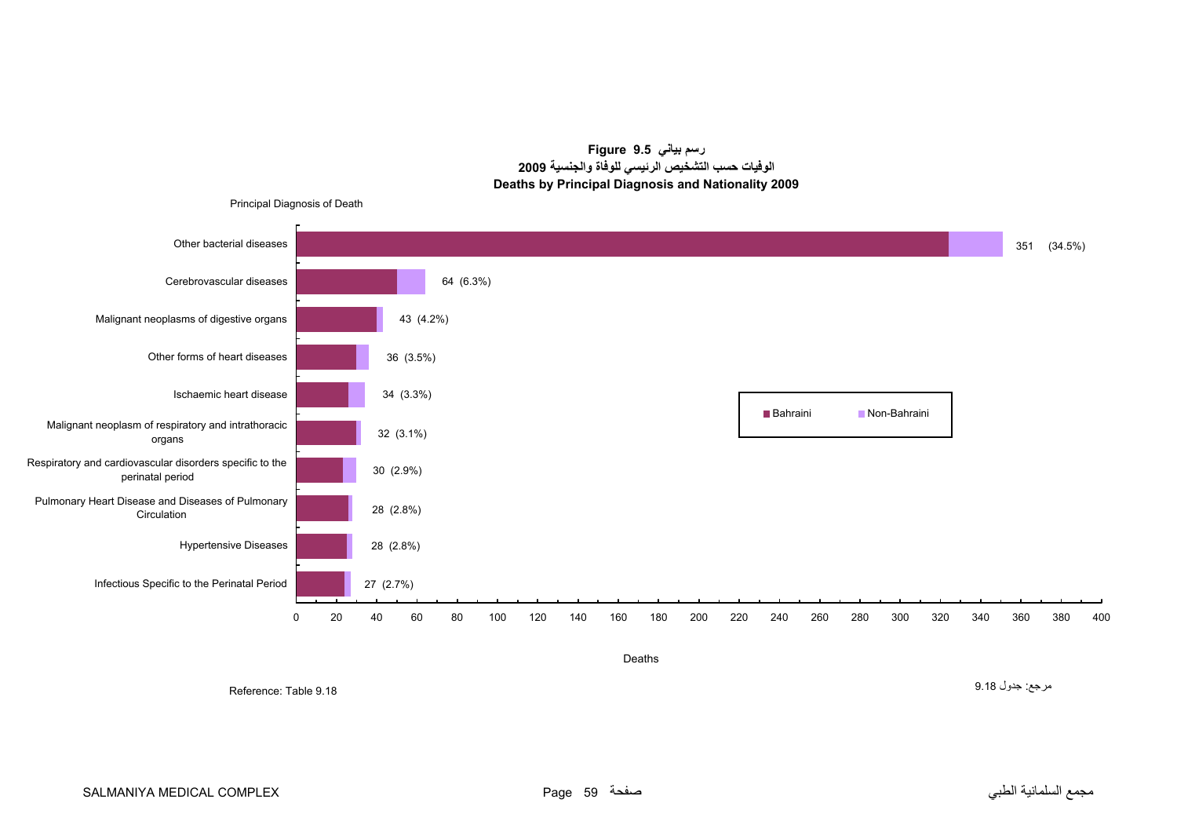**Figure 9.5 رسم بياني**

**الوفيات حسب التشخيص الرئيسي للوفاة والجنسية 2009**

**Deaths by Principal Diagnosis and Nationality 2009**

Principal Diagnosis of Death

| Principal Diagnosis of Death | Deaths |
|---|---|
| Other bacterial diseases | 351 (34.5%) |
| Cerebrovascular diseases | 64 (6.3%) |
| Malignant neoplasms of digestive organs | 43 (4.2%) |
| Other forms of heart diseases | 36 (3.5%) |
| Ischaemic heart disease | 34 (3.3%) |
| Malignant neoplasm of respiratory and intrathoracic organs | 32 (3.1%) |
| Respiratory and cardiovascular disorders specific to the perinatal period | 30 (2.9%) |
| Pulmonary Heart Disease and Diseases of Pulmonary Circulation | 28 (2.8%) |
| Hypertensive Diseases | 28 (2.8%) |
| Infectious Specific to the Perinatal Period | 27 (2.7%) |

Legend: Bahraini, Non-Bahraini

Deaths

Reference: Table 9.18

مرجع: جدول 9.18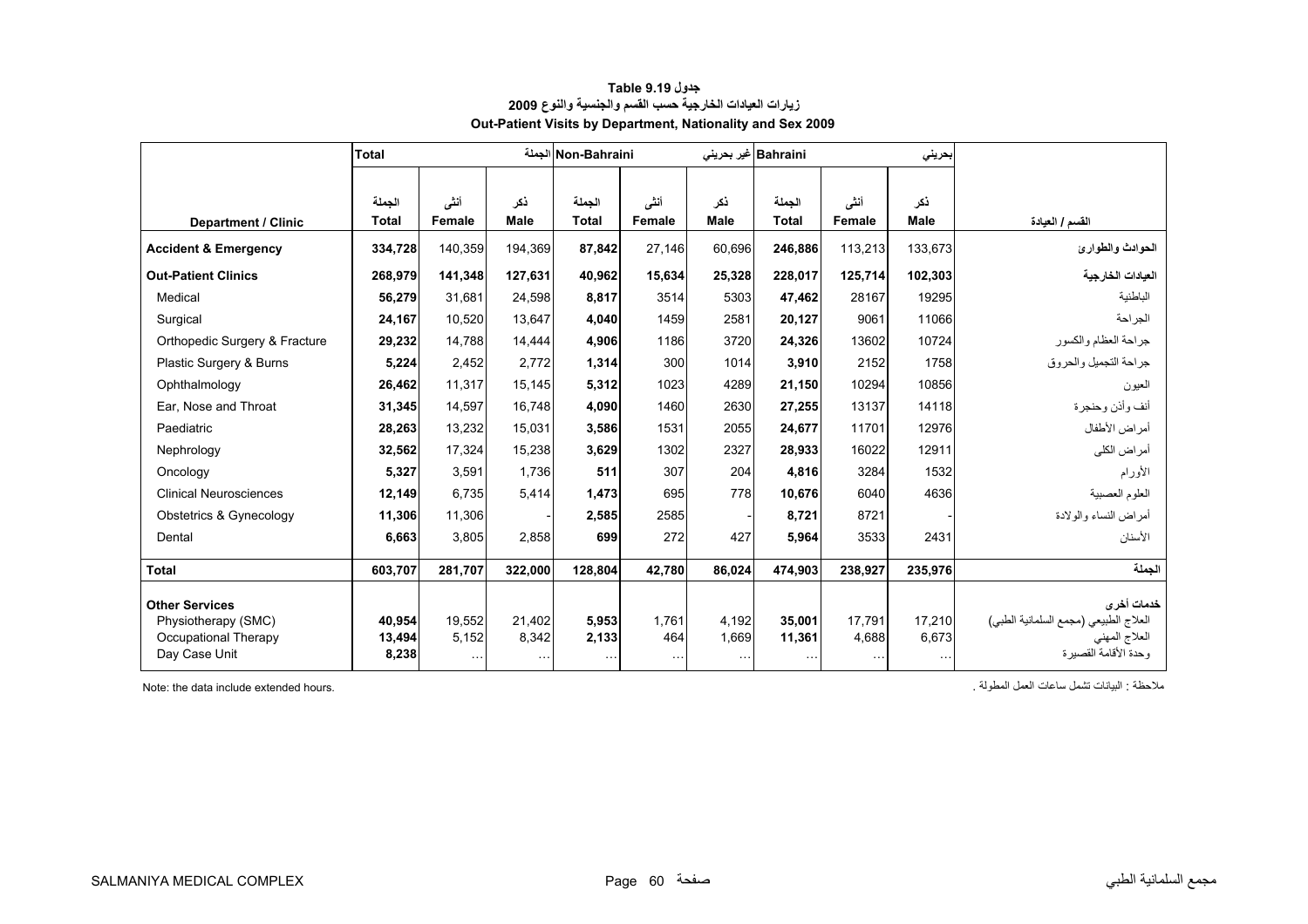**جدول Table 9.19**

**زيارات العيادات الخارجية حسب القسم والجنسية والنوع 2009**

**Out-Patient Visits by Department, Nationality and Sex 2009**

| | Total | | الجملة | Non-Bahraini | | غير بحريني | Bahraini | | بحريني | |
|---|---|---|---|---|---|---|---|---|---|---|
| **Department / Clinic** | الجملة **Total** | أنثى **Female** | ذكر **Male** | الجملة **Total** | أنثى **Female** | ذكر **Male** | الجملة **Total** | أنثى **Female** | ذكر **Male** | **القسم / العيادة** |
| **Accident & Emergency** | **334,728** | 140,359 | 194,369 | **87,842** | 27,146 | 60,696 | **246,886** | 113,213 | 133,673 | **الحوادث والطوارئ** |
| **Out-Patient Clinics** | **268,979** | **141,348** | **127,631** | **40,962** | **15,634** | **25,328** | **228,017** | **125,714** | **102,303** | **العيادات الخارجية** |
| Medical | **56,279** | 31,681 | 24,598 | **8,817** | 3514 | 5303 | **47,462** | 28167 | 19295 | الباطنية |
| Surgical | **24,167** | 10,520 | 13,647 | **4,040** | 1459 | 2581 | **20,127** | 9061 | 11066 | الجراحة |
| Orthopedic Surgery & Fracture | **29,232** | 14,788 | 14,444 | **4,906** | 1186 | 3720 | **24,326** | 13602 | 10724 | جراحة العظام والكسور |
| Plastic Surgery & Burns | **5,224** | 2,452 | 2,772 | **1,314** | 300 | 1014 | **3,910** | 2152 | 1758 | جراحة التجميل والحروق |
| Ophthalmology | **26,462** | 11,317 | 15,145 | **5,312** | 1023 | 4289 | **21,150** | 10294 | 10856 | العيون |
| Ear, Nose and Throat | **31,345** | 14,597 | 16,748 | **4,090** | 1460 | 2630 | **27,255** | 13137 | 14118 | أنف وأذن وحنجرة |
| Paediatric | **28,263** | 13,232 | 15,031 | **3,586** | 1531 | 2055 | **24,677** | 11701 | 12976 | أمراض الأطفال |
| Nephrology | **32,562** | 17,324 | 15,238 | **3,629** | 1302 | 2327 | **28,933** | 16022 | 12911 | أمراض الكلى |
| Oncology | **5,327** | 3,591 | 1,736 | **511** | 307 | 204 | **4,816** | 3284 | 1532 | الأورام |
| Clinical Neurosciences | **12,149** | 6,735 | 5,414 | **1,473** | 695 | 778 | **10,676** | 6040 | 4636 | العلوم العصبية |
| Obstetrics & Gynecology | **11,306** | 11,306 | - | **2,585** | 2585 | - | **8,721** | 8721 | - | أمراض النساء والولادة |
| Dental | **6,663** | 3,805 | 2,858 | **699** | 272 | 427 | **5,964** | 3533 | 2431 | الأسنان |
| **Total** | **603,707** | **281,707** | **322,000** | **128,804** | **42,780** | **86,024** | **474,903** | **238,927** | **235,976** | **الجملة** |
| **Other Services** | | | | | | | | | | **خدمات أخرى** |
| Physiotherapy (SMC) | **40,954** | 19,552 | 21,402 | **5,953** | 1,761 | 4,192 | **35,001** | 17,791 | 17,210 | العلاج الطبيعي (مجمع السلمانية الطبي) |
| Occupational Therapy | **13,494** | 5,152 | 8,342 | **2,133** | 464 | 1,669 | **11,361** | 4,688 | 6,673 | العلاج المهني |
| Day Case Unit | **8,238** | ... | ... | ... | ... | ... | ... | ... | ... | وحدة الأقامة القصيرة |

Note: the data include extended hours.

ملاحظة : البيانات تشمل ساعات العمل المطولة .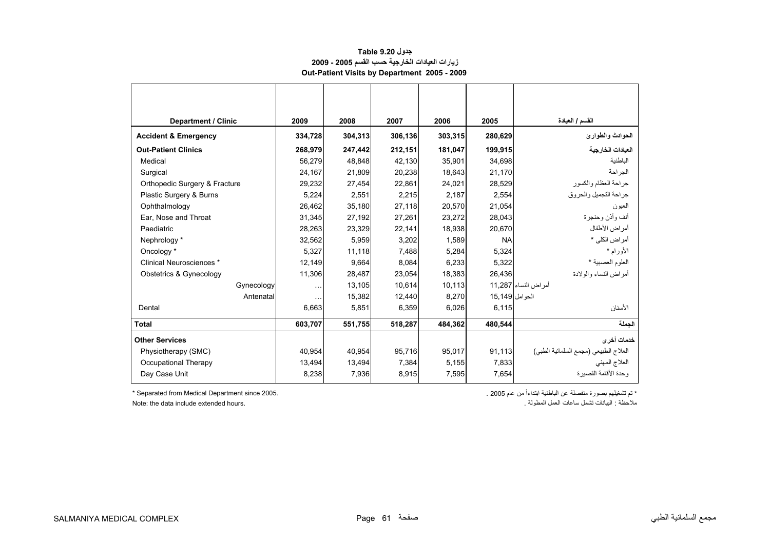**جدول Table 9.20**

**زيارات العيادات الخارجية حسب القسم 2005 - 2009**

**Out-Patient Visits by Department 2005 - 2009**

| Department / Clinic | 2009 | 2008 | 2007 | 2006 | 2005 | القسم / العيادة |
|---|---|---|---|---|---|---|
| **Accident & Emergency** | **334,728** | **304,313** | **306,136** | **303,315** | **280,629** | **الحوادث والطوارئ** |
| **Out-Patient Clinics** | **268,979** | **247,442** | **212,151** | **181,047** | **199,915** | **العيادات الخارجية** |
| Medical | 56,279 | 48,848 | 42,130 | 35,901 | 34,698 | الباطنية |
| Surgical | 24,167 | 21,809 | 20,238 | 18,643 | 21,170 | الجراحة |
| Orthopedic Surgery & Fracture | 29,232 | 27,454 | 22,861 | 24,021 | 28,529 | جراحة العظام والكسور |
| Plastic Surgery & Burns | 5,224 | 2,551 | 2,215 | 2,187 | 2,554 | جراحة التجميل والحروق |
| Ophthalmology | 26,462 | 35,180 | 27,118 | 20,570 | 21,054 | العيون |
| Ear, Nose and Throat | 31,345 | 27,192 | 27,261 | 23,272 | 28,043 | أنف وأذن وحنجرة |
| Paediatric | 28,263 | 23,329 | 22,141 | 18,938 | 20,670 | أمراض الأطفال |
| Nephrology * | 32,562 | 5,959 | 3,202 | 1,589 | NA | أمراض الكلى * |
| Oncology * | 5,327 | 11,118 | 7,488 | 5,284 | 5,324 | الأورام * |
| Clinical Neurosciences * | 12,149 | 9,664 | 8,084 | 6,233 | 5,322 | العلوم العصبية * |
| Obstetrics & Gynecology | 11,306 | 28,487 | 23,054 | 18,383 | 26,436 | أمراض النساء والولادة |
| Gynecology | … | 13,105 | 10,614 | 10,113 | 11,287 | أمراض النساء |
| Antenatal | … | 15,382 | 12,440 | 8,270 | 15,149 | الحوامل |
| Dental | 6,663 | 5,851 | 6,359 | 6,026 | 6,115 | الأسنان |
| **Total** | **603,707** | **551,755** | **518,287** | **484,362** | **480,544** | **الجملة** |
| **Other Services** | | | | | | **خدمات أخرى** |
| Physiotherapy (SMC) | 40,954 | 40,954 | 95,716 | 95,017 | 91,113 | العلاج الطبيعي (مجمع السلمانية الطبي) |
| Occupational Therapy | 13,494 | 13,494 | 7,384 | 5,155 | 7,833 | العلاج المهني |
| Day Case Unit | 8,238 | 7,936 | 8,915 | 7,595 | 7,654 | وحدة الأقامة القصيرة |

\* Separated from Medical Department since 2005.

Note: the data include extended hours.

\* تم تشغيلهم بصورة منفصلة عن الباطنية ابتداءاً من عام 2005 .

ملاحظة : البيانات تشمل ساعات العمل المطولة .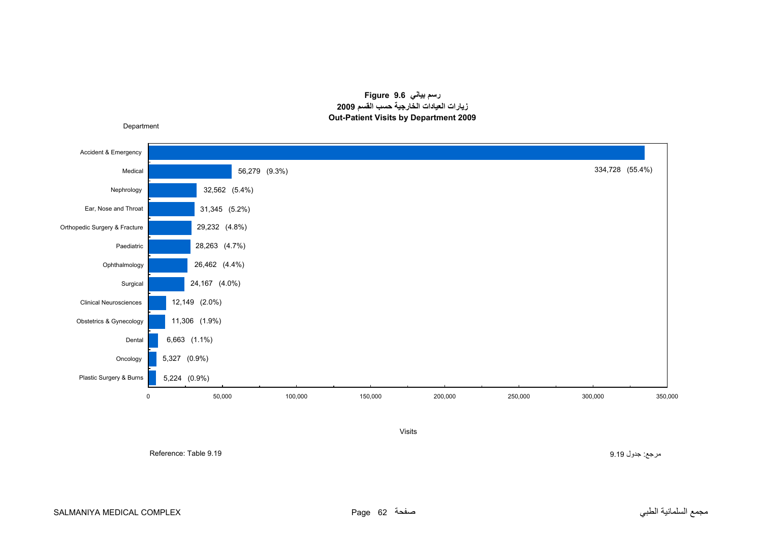**Figure 9.6 رسم بياني**

**زيارات العيادات الخارجية حسب القسم 2009**

**Out-Patient Visits by Department 2009**

| Department | Visits |
|---|---|
| Accident & Emergency | 334,728 (55.4%) |
| Medical | 56,279 (9.3%) |
| Nephrology | 32,562 (5.4%) |
| Ear, Nose and Throat | 31,345 (5.2%) |
| Orthopedic Surgery & Fracture | 29,232 (4.8%) |
| Paediatric | 28,263 (4.7%) |
| Ophthalmology | 26,462 (4.4%) |
| Surgical | 24,167 (4.0%) |
| Clinical Neurosciences | 12,149 (2.0%) |
| Obstetrics & Gynecology | 11,306 (1.9%) |
| Dental | 6,663 (1.1%) |
| Oncology | 5,327 (0.9%) |
| Plastic Surgery & Burns | 5,224 (0.9%) |

Reference: Table 9.19

مرجع: جدول 9.19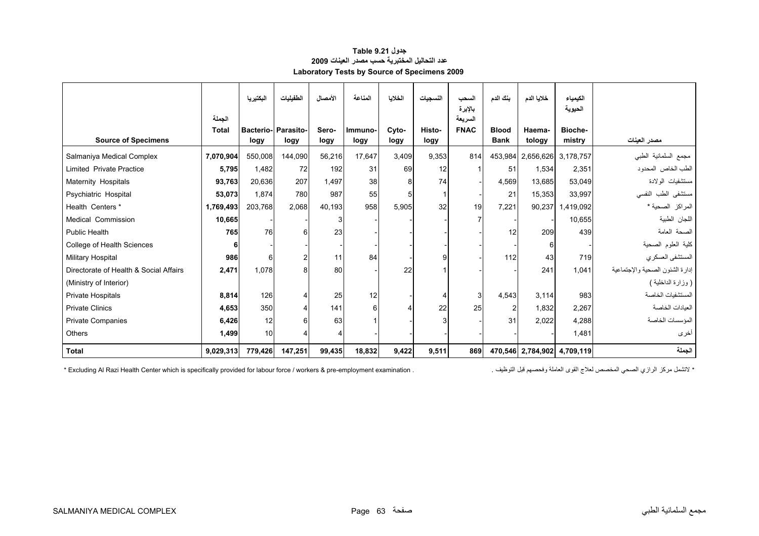# جدول Table 9.21

## عدد التحاليل المختبرية حسب مصدر العينات 2009

## Laboratory Tests by Source of Specimens 2009

| Source of Specimens | الجملة Total | البكتيريا Bacterio-logy | الطفيليات Parasito-logy | الأمصال Sero-logy | المناعة Immuno-logy | الخلايا Cyto-logy | النسجيات Histo-logy | السحب بالإبرة السريعة FNAC | بنك الدم Blood Bank | خلايا الدم Haema-tology | الكيمياء الحيوية Bioche-mistry | مصدر العينات |
|---|---|---|---|---|---|---|---|---|---|---|---|---|
| Salmaniya Medical Complex | **7,070,904** | 550,008 | 144,090 | 56,216 | 17,647 | 3,409 | 9,353 | 814 | 453,984 | 2,656,626 | 3,178,757 | مجمع السلمانية الطبي |
| Limited Private Practice | **5,795** | 1,482 | 72 | 192 | 31 | 69 | 12 | 1 | 51 | 1,534 | 2,351 | الطب الخاص المحدود |
| Maternity Hospitals | **93,763** | 20,636 | 207 | 1,497 | 38 | 8 | 74 | - | 4,569 | 13,685 | 53,049 | مستشفيات الولادة |
| Psychiatric Hospital | **53,073** | 1,874 | 780 | 987 | 55 | 5 | 1 | - | 21 | 15,353 | 33,997 | مستشفى الطب النفسي |
| Health Centers * | **1,769,493** | 203,768 | 2,068 | 40,193 | 958 | 5,905 | 32 | 19 | 7,221 | 90,237 | 1,419,092 | المراكز الصحية * |
| Medical Commission | **10,665** | - | - | 3 | - | - | - | 7 | - | - | 10,655 | اللجان الطبية |
| Public Health | **765** | 76 | 6 | 23 | - | - | - | - | 12 | 209 | 439 | الصحة العامة |
| College of Health Sciences | **6** | - | - | - | - | - | - | - | - | 6 | - | كلية العلوم الصحية |
| Military Hospital | **986** | 6 | 2 | 11 | 84 | - | 9 | - | 112 | 43 | 719 | المستشفى العسكري |
| Directorate of Health & Social Affairs (Ministry of Interior) | **2,471** | 1,078 | 8 | 80 | - | 22 | 1 | - | - | 241 | 1,041 | إدارة الشئون الصحية والإجتماعية ( وزارة الداخلية ) |
| Private Hospitals | **8,814** | 126 | 4 | 25 | 12 | - | 4 | 3 | 4,543 | 3,114 | 983 | المستشفيات الخاصة |
| Private Clinics | **4,653** | 350 | 4 | 141 | 6 | 4 | 22 | 25 | 2 | 1,832 | 2,267 | العيادات الخاصة |
| Private Companies | **6,426** | 12 | 6 | 63 | 1 | - | 3 | - | 31 | 2,022 | 4,288 | المؤسسات الخاصة |
| Others | **1,499** | 10 | 4 | 4 | - | - | - | - | - | - | 1,481 | أخرى |
| **Total** | **9,029,313** | **779,426** | **147,251** | **99,435** | **18,832** | **9,422** | **9,511** | **869** | **470,546** | **2,784,902** | **4,709,119** | **الجملة** |

* Excluding Al Razi Health Center which is specifically provided for labour force / workers & pre-employment examination .

* لاتشمل مركز الرازي الصحي المخصص لعلاج القوى العاملة وفحصهم قبل التوظيف .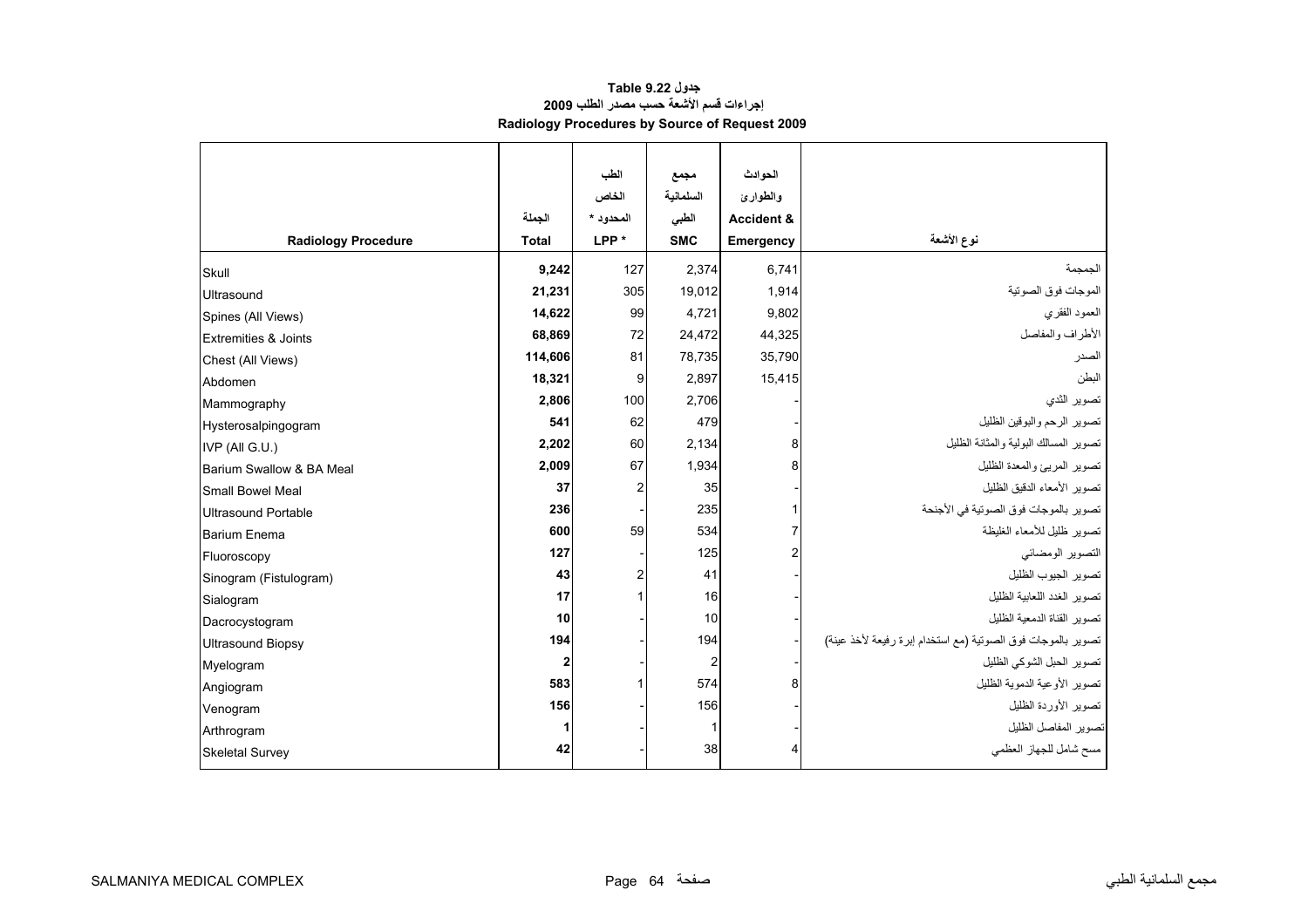**جدول 9.22 Table**

**إجراءات قسم الأشعة حسب مصدر الطلب 2009**

**Radiology Procedures by Source of Request 2009**

| Radiology Procedure | الجملة Total | الطب الخاص المحدود * LPP * | مجمع السلمانية الطبي SMC | الحوادث والطوارئ Accident & Emergency | نوع الأشعة |
|---|---|---|---|---|---|
| Skull | **9,242** | 127 | 2,374 | 6,741 | الجمجمة |
| Ultrasound | **21,231** | 305 | 19,012 | 1,914 | الموجات فوق الصوتية |
| Spines (All Views) | **14,622** | 99 | 4,721 | 9,802 | العمود الفقري |
| Extremities & Joints | **68,869** | 72 | 24,472 | 44,325 | الأطراف والمفاصل |
| Chest (All Views) | **114,606** | 81 | 78,735 | 35,790 | الصدر |
| Abdomen | **18,321** | 9 | 2,897 | 15,415 | البطن |
| Mammography | **2,806** | 100 | 2,706 | - | تصوير الثدي |
| Hysterosalpingogram | **541** | 62 | 479 | - | تصوير الرحم والبوقين الظليل |
| IVP (All G.U.) | **2,202** | 60 | 2,134 | 8 | تصوير المسالك البولية والمثانة الظليل |
| Barium Swallow & BA Meal | **2,009** | 67 | 1,934 | 8 | تصوير المريئ والمعدة الظليل |
| Small Bowel Meal | **37** | 2 | 35 | - | تصوير الأمعاء الدقيق الظليل |
| Ultrasound Portable | **236** | - | 235 | 1 | تصوير بالموجات فوق الصوتية في الأجنحة |
| Barium Enema | **600** | 59 | 534 | 7 | تصوير ظليل للأمعاء الغليظة |
| Fluoroscopy | **127** | - | 125 | 2 | التصوير الومضاني |
| Sinogram (Fistulogram) | **43** | 2 | 41 | - | تصوير الجيوب الظليل |
| Sialogram | **17** | 1 | 16 | - | تصوير الغدد اللعابية الظليل |
| Dacrocystogram | **10** | - | 10 | - | تصوير القناة الدمعية الظليل |
| Ultrasound Biopsy | **194** | - | 194 | - | تصوير بالموجات فوق الصوتية (مع استخدام إبرة رفيعة لأخذ عينة) |
| Myelogram | **2** | - | 2 | - | تصوير الحبل الشوكي الظليل |
| Angiogram | **583** | 1 | 574 | 8 | تصوير الأوعية الدموية الظليل |
| Venogram | **156** | - | 156 | - | تصوير الأوردة الظليل |
| Arthrogram | **1** | - | 1 | - | تصوير المفاصل الظليل |
| Skeletal Survey | **42** | - | 38 | 4 | مسح شامل للجهاز العظمي |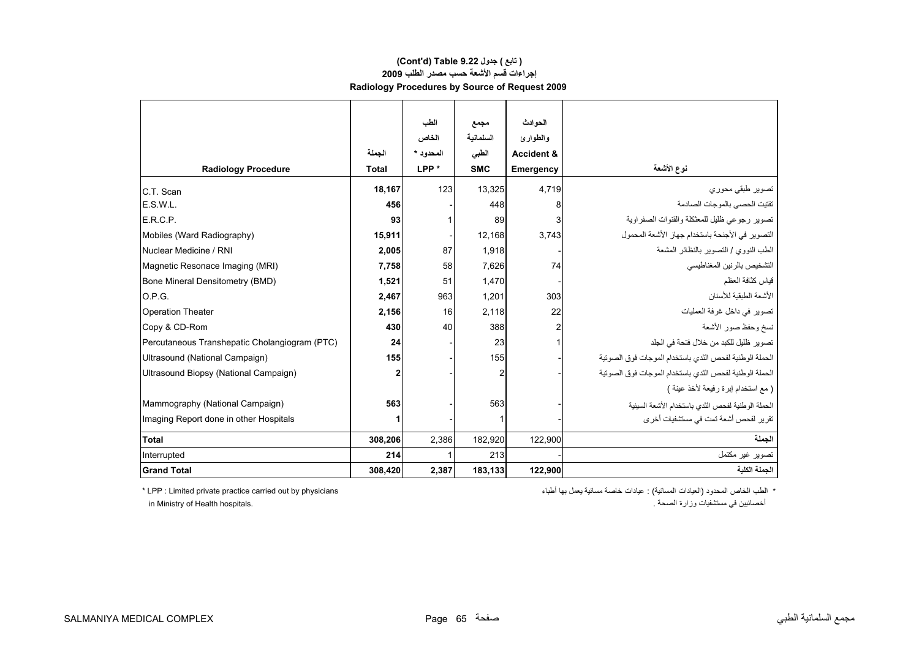## (Cont'd) Table 9.22 جدول ( تابع )
## إجراءات قسم الأشعة حسب مصدر الطلب 2009
## Radiology Procedures by Source of Request 2009

| Radiology Procedure | الجملة Total | الطب الخاص المحدود * LPP * | مجمع السلمانية الطبي SMC | الحوادث والطوارئ Accident & Emergency | نوع الأشعة |
|---|---|---|---|---|---|
| C.T. Scan | **18,167** | 123 | 13,325 | 4,719 | تصوير طبقي محوري |
| E.S.W.L. | **456** | - | 448 | 8 | تفتيت الحصى بالموجات الصادمة |
| E.R.C.P. | **93** | 1 | 89 | 3 | تصوير رجوعي ظليل للمعثكلة والقنوات الصفراوية |
| Mobiles (Ward Radiography) | **15,911** | - | 12,168 | 3,743 | التصوير في الأجنحة باستخدام جهاز الأشعة المحمول |
| Nuclear Medicine / RNI | **2,005** | 87 | 1,918 | - | الطب النووي / التصوير بالنظائر المشعة |
| Magnetic Resonace Imaging (MRI) | **7,758** | 58 | 7,626 | 74 | التشخيص بالرنين المغناطيسي |
| Bone Mineral Densitometry (BMD) | **1,521** | 51 | 1,470 | - | قياس كثافة العظم |
| O.P.G. | **2,467** | 963 | 1,201 | 303 | الأشعة الطبقية للأسنان |
| Operation Theater | **2,156** | 16 | 2,118 | 22 | تصوير في داخل غرفة العمليات |
| Copy & CD-Rom | **430** | 40 | 388 | 2 | نسخ وحفظ صور الأشعة |
| Percutaneous Transhepatic Cholangiogram (PTC) | **24** | - | 23 | 1 | تصوير ظليل للكبد من خلال فتحة في الجلد |
| Ultrasound (National Campaign) | **155** | - | 155 | - | الحملة الوطنية لفحص الثدي باستخدام الموجات فوق الصوتية |
| Ultrasound Biopsy (National Campaign) | **2** | - | 2 | - | الحملة الوطنية لفحص الثدي باستخدام الموجات فوق الصوتية ( مع استخدام إبرة رفيعة لأخذ عينة ) |
| Mammography (National Campaign) | **563** | - | 563 | - | الحملة الوطنية لفحص الثدي باستخدام الأشعة السينية |
| Imaging Report done in other Hospitals | **1** | - | 1 | - | تقرير لفحص أشعة تمت في مستشفيات أخرى |
| **Total** | **308,206** | 2,386 | 182,920 | 122,900 | **الجملة** |
| Interrupted | **214** | 1 | 213 | - | تصوير غير مكتمل |
| **Grand Total** | **308,420** | **2,387** | **183,133** | **122,900** | **الجملة الكلية** |

* LPP : Limited private practice carried out by physicians in Ministry of Health hospitals.

* الطب الخاص المحدود (العيادات المسائية) : عيادات خاصة مسائية يعمل بها أطباء أخصائيين في مستشفيات وزارة الصحة .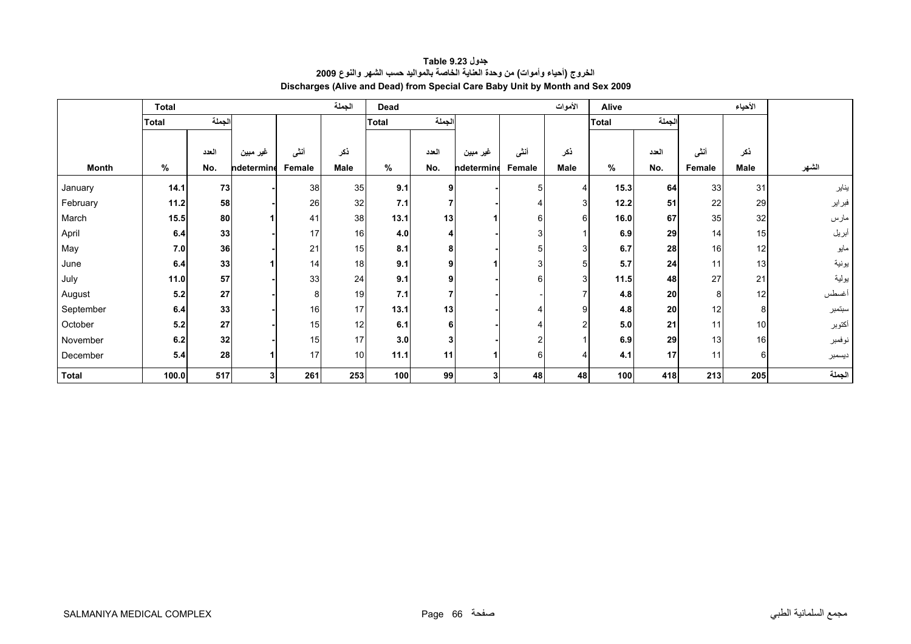**جدول Table 9.23**

**الخروج (أحياء وأموات) من وحدة العناية الخاصة بالمواليد حسب الشهر والنوع 2009**

**Discharges (Alive and Dead) from Special Care Baby Unit by Month and Sex 2009**

| | Total | | | | الجملة | Dead | | | | الأموات | Alive | | | الأحياء | |
|---|---|---|---|---|---|---|---|---|---|---|---|---|---|---|---|
| | Total الجملة | | | | | Total الجملة | | | | | Total الجملة | | | | |
| **Month** | **%** | العدد **No.** | غير مبين **Undetermined** | أنثى **Female** | ذكر **Male** | **%** | العدد **No.** | غير مبين **Undetermined** | أنثى **Female** | ذكر **Male** | **%** | العدد **No.** | أنثى **Female** | ذكر **Male** | **الشهر** |
| January | **14.1** | **73** | - | 38 | 35 | **9.1** | **9** | - | 5 | 4 | **15.3** | **64** | 33 | 31 | يناير |
| February | **11.2** | **58** | - | 26 | 32 | **7.1** | **7** | - | 4 | 3 | **12.2** | **51** | 22 | 29 | فبراير |
| March | **15.5** | **80** | 1 | 41 | 38 | **13.1** | **13** | 1 | 6 | 6 | **16.0** | **67** | 35 | 32 | مارس |
| April | **6.4** | **33** | - | 17 | 16 | **4.0** | **4** | - | 3 | 1 | **6.9** | **29** | 14 | 15 | أبريل |
| May | **7.0** | **36** | - | 21 | 15 | **8.1** | **8** | - | 5 | 3 | **6.7** | **28** | 16 | 12 | مايو |
| June | **6.4** | **33** | 1 | 14 | 18 | **9.1** | **9** | 1 | 3 | 5 | **5.7** | **24** | 11 | 13 | يونية |
| July | **11.0** | **57** | - | 33 | 24 | **9.1** | **9** | - | 6 | 3 | **11.5** | **48** | 27 | 21 | يولية |
| August | **5.2** | **27** | - | 8 | 19 | **7.1** | **7** | - | - | 7 | **4.8** | **20** | 8 | 12 | أغسطس |
| September | **6.4** | **33** | - | 16 | 17 | **13.1** | **13** | - | 4 | 9 | **4.8** | **20** | 12 | 8 | سبتمبر |
| October | **5.2** | **27** | - | 15 | 12 | **6.1** | **6** | - | 4 | 2 | **5.0** | **21** | 11 | 10 | أكتوبر |
| November | **6.2** | **32** | - | 15 | 17 | **3.0** | **3** | - | 2 | 1 | **6.9** | **29** | 13 | 16 | نوفمبر |
| December | **5.4** | **28** | 1 | 17 | 10 | **11.1** | **11** | 1 | 6 | 4 | **4.1** | **17** | 11 | 6 | ديسمبر |
| **Total** | **100.0** | **517** | **3** | **261** | **253** | **100** | **99** | **3** | **48** | **48** | **100** | **418** | **213** | **205** | **الجملة** |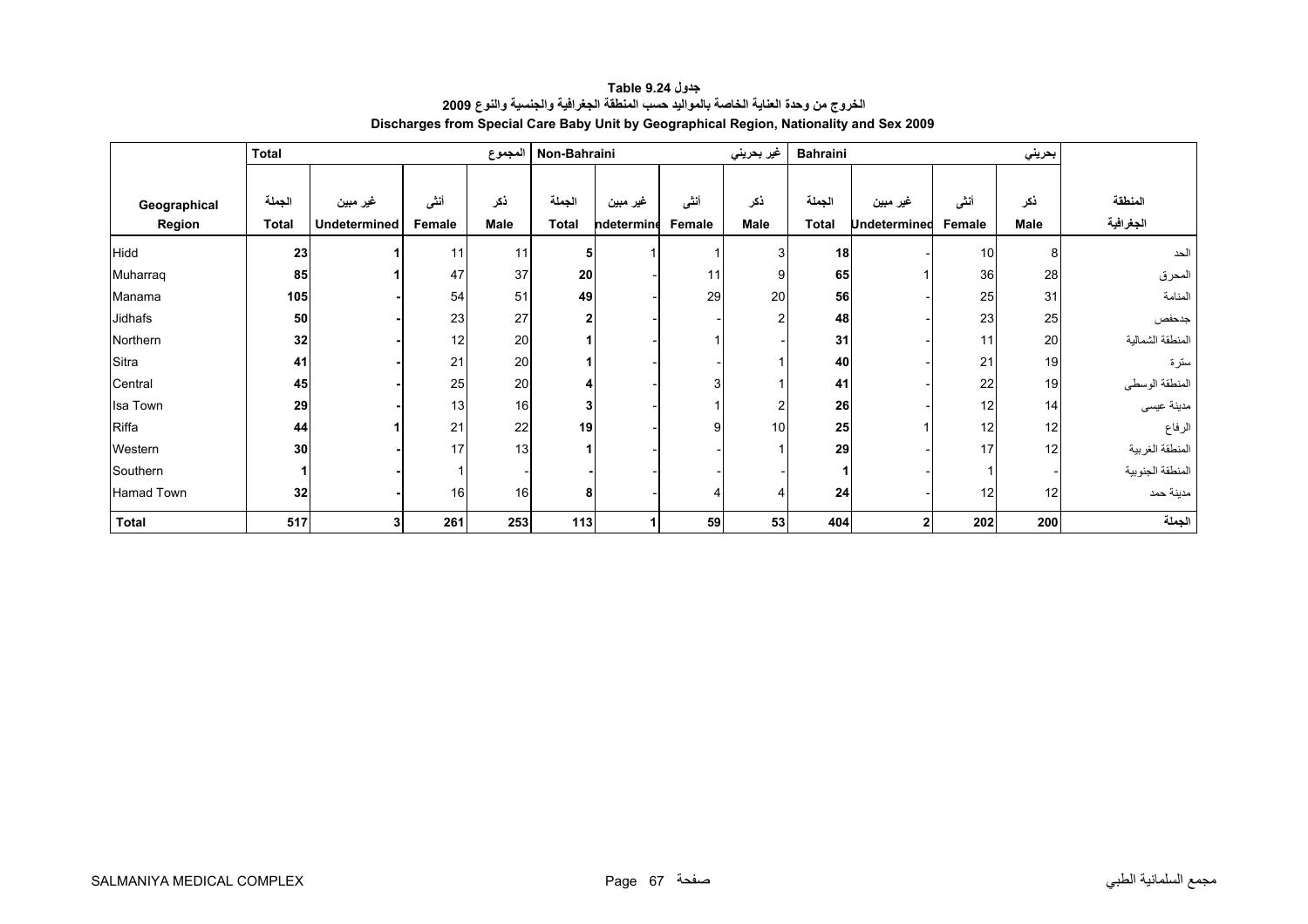# جدول Table 9.24
## الخروج من وحدة العناية الخاصة بالمواليد حسب المنطقة الجغرافية والجنسية والنوع 2009
## Discharges from Special Care Baby Unit by Geographical Region, Nationality and Sex 2009

| | Total | | | المجموع | Non-Bahraini | | | غير بحريني | Bahraini | | | بحريني | |
|---|---|---|---|---|---|---|---|---|---|---|---|---|---|
| Geographical Region | الجملة Total | غير مبين Undetermined | أنثى Female | ذكر Male | الجملة Total | غير مبين Undetermined | أنثى Female | ذكر Male | الجملة Total | غير مبين Undetermined | أنثى Female | ذكر Male | المنطقة الجغرافية |
| Hidd | **23** | **1** | 11 | 11 | **5** | 1 | 1 | 3 | **18** | - | 10 | 8 | الحد |
| Muharraq | **85** | **1** | 47 | 37 | **20** | - | 11 | 9 | **65** | 1 | 36 | 28 | المحرق |
| Manama | **105** | **-** | 54 | 51 | **49** | - | 29 | 20 | **56** | - | 25 | 31 | المنامة |
| Jidhafs | **50** | **-** | 23 | 27 | **2** | - | - | 2 | **48** | - | 23 | 25 | جدحفص |
| Northern | **32** | **-** | 12 | 20 | **1** | - | 1 | - | **31** | - | 11 | 20 | المنطقة الشمالية |
| Sitra | **41** | **-** | 21 | 20 | **1** | - | - | 1 | **40** | - | 21 | 19 | سترة |
| Central | **45** | **-** | 25 | 20 | **4** | - | 3 | 1 | **41** | - | 22 | 19 | المنطقة الوسطى |
| Isa Town | **29** | **-** | 13 | 16 | **3** | - | 1 | 2 | **26** | - | 12 | 14 | مدينة عيسى |
| Riffa | **44** | **1** | 21 | 22 | **19** | - | 9 | 10 | **25** | 1 | 12 | 12 | الرفاع |
| Western | **30** | **-** | 17 | 13 | **1** | - | - | 1 | **29** | - | 17 | 12 | المنطقة الغربية |
| Southern | **1** | **-** | 1 | - | **-** | - | - | - | **1** | - | 1 | - | المنطقة الجنوبية |
| Hamad Town | **32** | **-** | 16 | 16 | **8** | - | 4 | 4 | **24** | - | 12 | 12 | مدينة حمد |
| **Total** | **517** | **3** | **261** | **253** | **113** | **1** | **59** | **53** | **404** | **2** | **202** | **200** | **الجملة** |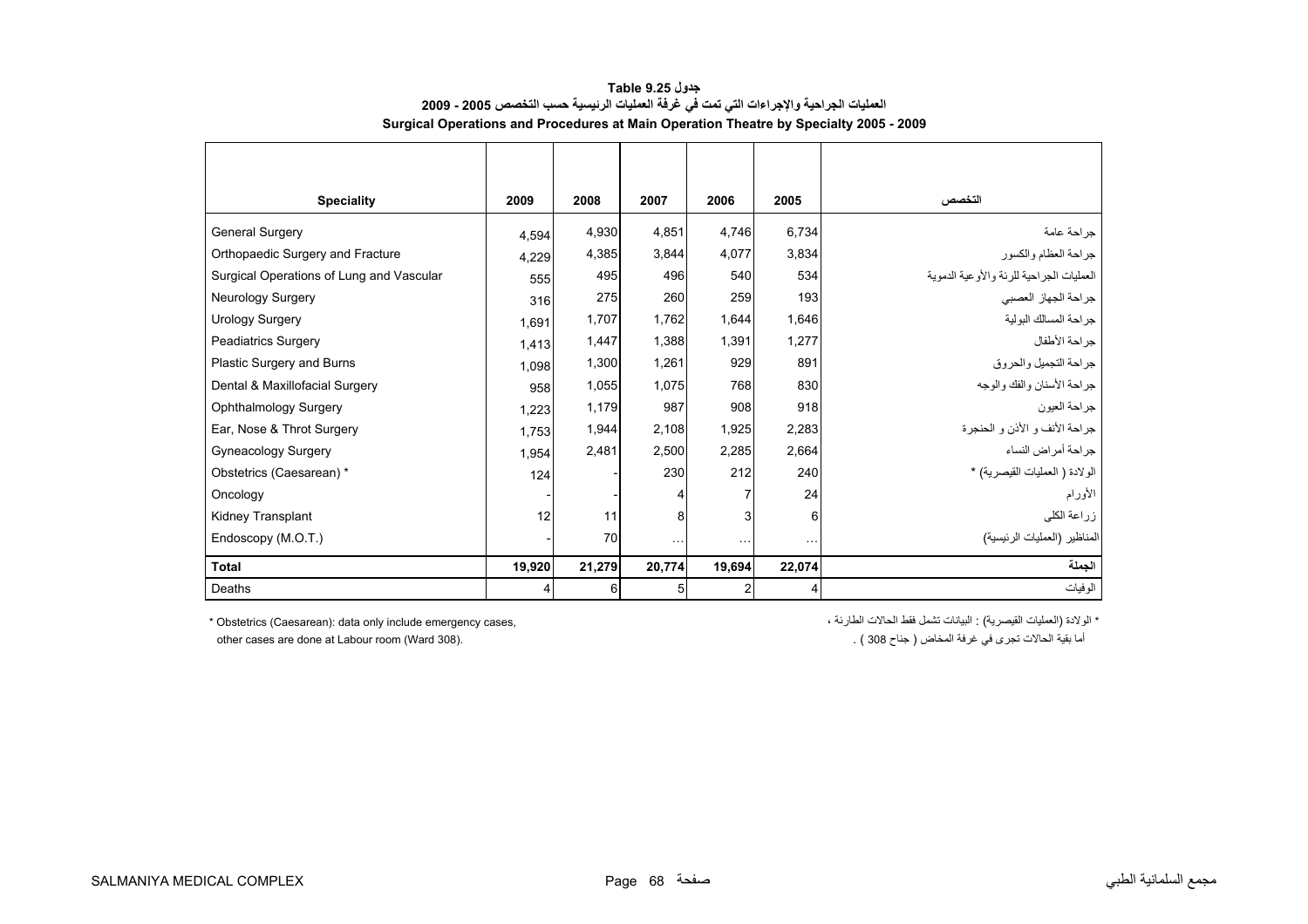**جدول Table 9.25**

**العمليات الجراحية والإجراءات التي تمت في غرفة العمليات الرئيسية حسب التخصص 2005 - 2009**

**Surgical Operations and Procedures at Main Operation Theatre by Specialty 2005 - 2009**

| Speciality | 2009 | 2008 | 2007 | 2006 | 2005 | التخصص |
|---|---|---|---|---|---|---|
| General Surgery | 4,594 | 4,930 | 4,851 | 4,746 | 6,734 | جراحة عامة |
| Orthopaedic Surgery and Fracture | 4,229 | 4,385 | 3,844 | 4,077 | 3,834 | جراحة العظام والكسور |
| Surgical Operations of Lung and Vascular | 555 | 495 | 496 | 540 | 534 | العمليات الجراحية للرئة والأوعية الدموية |
| Neurology Surgery | 316 | 275 | 260 | 259 | 193 | جراحة الجهاز العصبي |
| Urology Surgery | 1,691 | 1,707 | 1,762 | 1,644 | 1,646 | جراحة المسالك البولية |
| Peadiatrics Surgery | 1,413 | 1,447 | 1,388 | 1,391 | 1,277 | جراحة الأطفال |
| Plastic Surgery and Burns | 1,098 | 1,300 | 1,261 | 929 | 891 | جراحة التجميل والحروق |
| Dental & Maxillofacial Surgery | 958 | 1,055 | 1,075 | 768 | 830 | جراحة الأسنان والفك والوجه |
| Ophthalmology Surgery | 1,223 | 1,179 | 987 | 908 | 918 | جراحة العيون |
| Ear, Nose & Throt Surgery | 1,753 | 1,944 | 2,108 | 1,925 | 2,283 | جراحة الأنف و الأذن و الحنجرة |
| Gyneacology Surgery | 1,954 | 2,481 | 2,500 | 2,285 | 2,664 | جراحة أمراض النساء |
| Obstetrics (Caesarean) * | 124 | - | 230 | 212 | 240 | الولادة ( العمليات القيصرية) * |
| Oncology | - | - | 4 | 7 | 24 | الأورام |
| Kidney Transplant | 12 | 11 | 8 | 3 | 6 | زراعة الكلى |
| Endoscopy (M.O.T.) | - | 70 | … | … | … | المناظير (العمليات الرئيسية) |
| **Total** | **19,920** | **21,279** | **20,774** | **19,694** | **22,074** | **الجملة** |
| Deaths | 4 | 6 | 5 | 2 | 4 | الوفيات |

\* Obstetrics (Caesarean): data only include emergency cases,
other cases are done at Labour room (Ward 308).

\* الولادة (العمليات القيصرية) : البيانات تشمل فقط الحالات الطارئة ،
أما بقية الحالات تجرى في غرفة المخاض ( جناح 308 ) .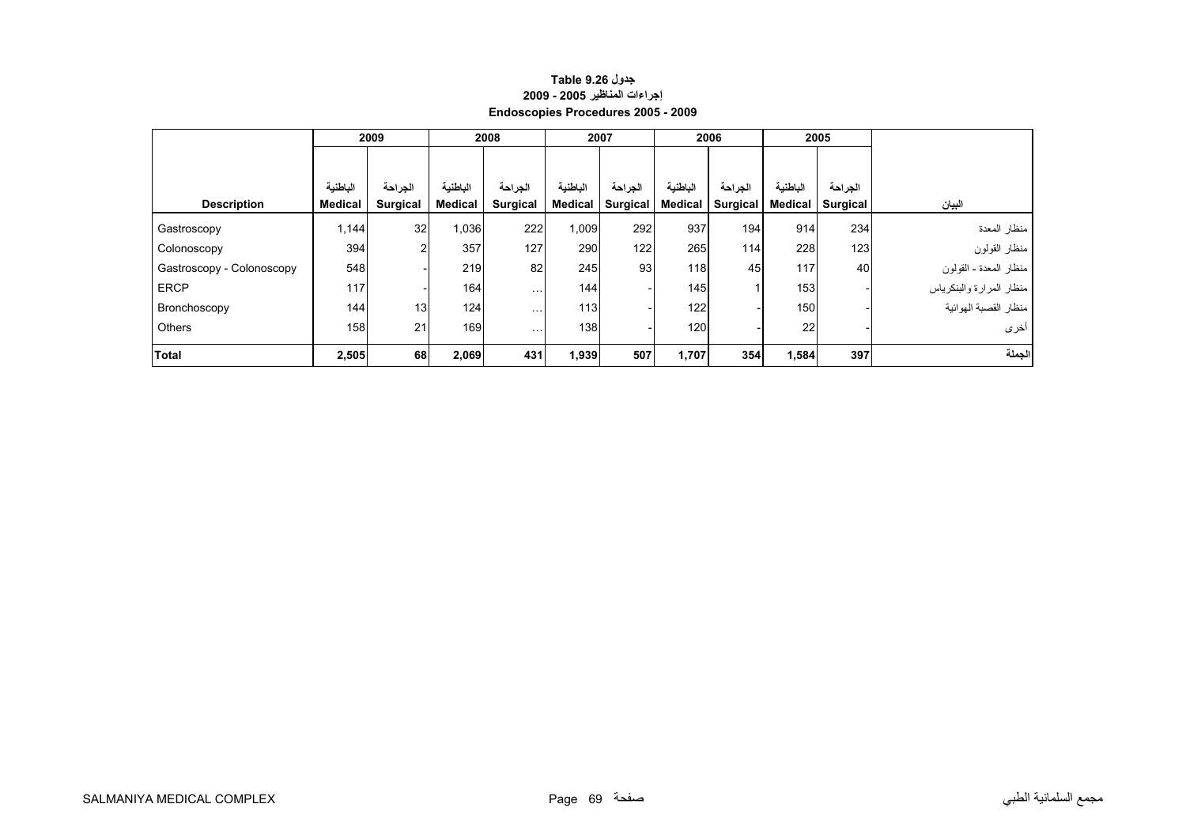**جدول Table 9.26**

**إجراءات المناظير 2005 - 2009**

**Endoscopies Procedures 2005 - 2009**

| | 2009 | | 2008 | | 2007 | | 2006 | | 2005 | | |
|---|---|---|---|---|---|---|---|---|---|---|---|
| **Description** | الباطنية **Medical** | الجراحة **Surgical** | الباطنية **Medical** | الجراحة **Surgical** | الباطنية **Medical** | الجراحة **Surgical** | الباطنية **Medical** | الجراحة **Surgical** | الباطنية **Medical** | الجراحة **Surgical** | **البيان** |
| Gastroscopy | 1,144 | 32 | 1,036 | 222 | 1,009 | 292 | 937 | 194 | 914 | 234 | منظار المعدة |
| Colonoscopy | 394 | 2 | 357 | 127 | 290 | 122 | 265 | 114 | 228 | 123 | منظار القولون |
| Gastroscopy - Colonoscopy | 548 | - | 219 | 82 | 245 | 93 | 118 | 45 | 117 | 40 | منظار المعدة - القولون |
| ERCP | 117 | - | 164 | … | 144 | - | 145 | 1 | 153 | - | منظار المرارة والبنكرياس |
| Bronchoscopy | 144 | 13 | 124 | … | 113 | - | 122 | - | 150 | - | منظار القصبة الهوائية |
| Others | 158 | 21 | 169 | … | 138 | - | 120 | - | 22 | - | أخرى |
| **Total** | **2,505** | **68** | **2,069** | **431** | **1,939** | **507** | **1,707** | **354** | **1,584** | **397** | **الجملة** |